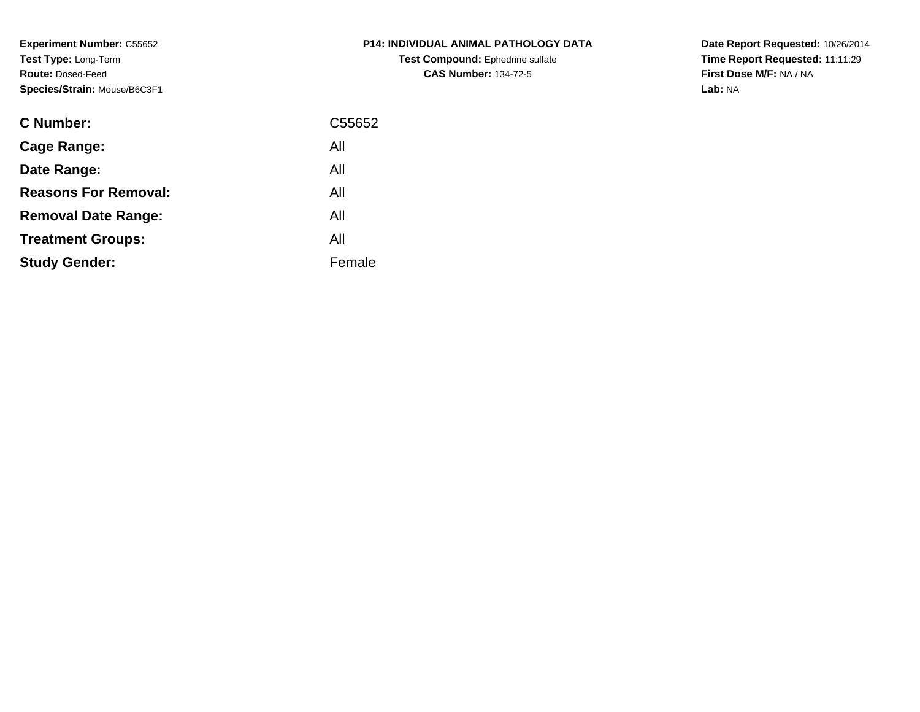**Experiment Number:** C55652
**Test Type:** Long-Term
**Route:** Dosed-Feed
**Species/Strain:** Mouse/B6C3F1

**P14: INDIVIDUAL ANIMAL PATHOLOGY DATA**
**Test Compound:** Ephedrine sulfate
**CAS Number:** 134-72-5

**Date Report Requested:** 10/26/2014
**Time Report Requested:** 11:11:29
**First Dose M/F:** NA / NA
**Lab:** NA

| | |
|---|---|
| **C Number:** | C55652 |
| **Cage Range:** | All |
| **Date Range:** | All |
| **Reasons For Removal:** | All |
| **Removal Date Range:** | All |
| **Treatment Groups:** | All |
| **Study Gender:** | Female |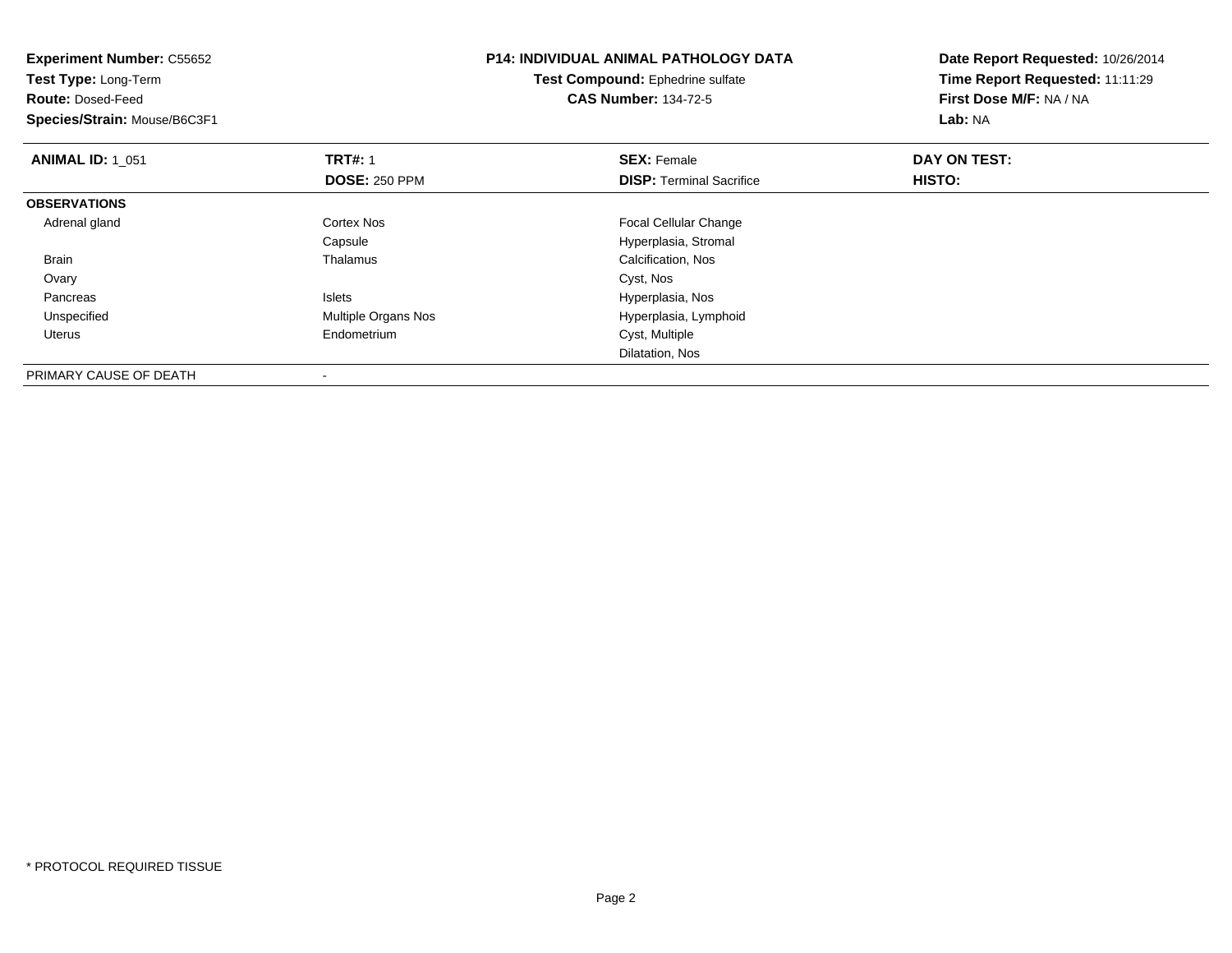**Experiment Number:** C55652
**Test Type:** Long-Term
**Route:** Dosed-Feed
**Species/Strain:** Mouse/B6C3F1

**P14: INDIVIDUAL ANIMAL PATHOLOGY DATA**
**Test Compound:** Ephedrine sulfate
**CAS Number:** 134-72-5

**Date Report Requested:** 10/26/2014
**Time Report Requested:** 11:11:29
**First Dose M/F:** NA / NA
**Lab:** NA

| **ANIMAL ID:** 1_051 | **TRT#:** 1 | **SEX:** Female | **DAY ON TEST:** |
|---|---|---|---|
| | **DOSE:** 250 PPM | **DISP:** Terminal Sacrifice | **HISTO:** |
| **OBSERVATIONS** | | | |
| Adrenal gland | Cortex Nos | Focal Cellular Change | |
| | Capsule | Hyperplasia, Stromal | |
| Brain | Thalamus | Calcification, Nos | |
| Ovary | | Cyst, Nos | |
| Pancreas | Islets | Hyperplasia, Nos | |
| Unspecified | Multiple Organs Nos | Hyperplasia, Lymphoid | |
| Uterus | Endometrium | Cyst, Multiple | |
| | | Dilatation, Nos | |
| PRIMARY CAUSE OF DEATH | - | | |

* PROTOCOL REQUIRED TISSUE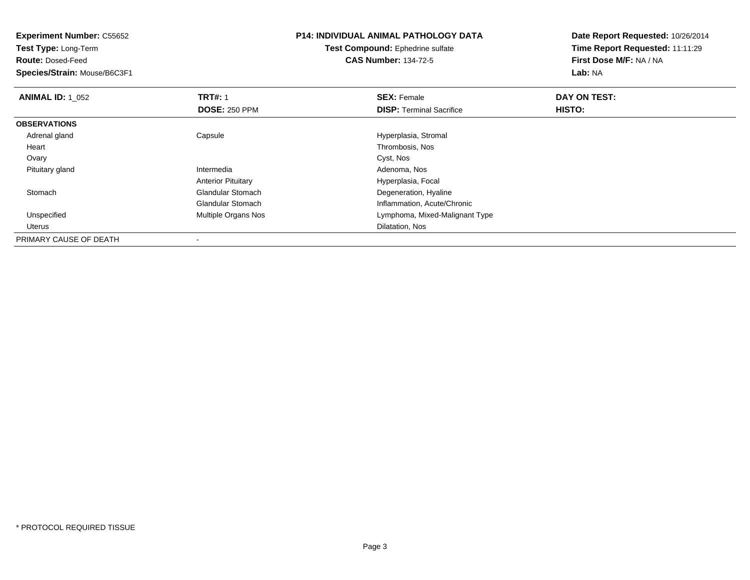**Experiment Number:** C55652
**Test Type:** Long-Term
**Route:** Dosed-Feed
**Species/Strain:** Mouse/B6C3F1

**P14: INDIVIDUAL ANIMAL PATHOLOGY DATA**
**Test Compound:** Ephedrine sulfate
**CAS Number:** 134-72-5

**Date Report Requested:** 10/26/2014
**Time Report Requested:** 11:11:29
**First Dose M/F:** NA / NA
**Lab:** NA

| **ANIMAL ID:** 1_052 | **TRT#:** 1 | **SEX:** Female | **DAY ON TEST:** |
|---|---|---|---|
| | **DOSE:** 250 PPM | **DISP:** Terminal Sacrifice | **HISTO:** |
| **OBSERVATIONS** | | | |
| Adrenal gland | Capsule | Hyperplasia, Stromal | |
| Heart | | Thrombosis, Nos | |
| Ovary | | Cyst, Nos | |
| Pituitary gland | Intermedia | Adenoma, Nos | |
| | Anterior Pituitary | Hyperplasia, Focal | |
| Stomach | Glandular Stomach | Degeneration, Hyaline | |
| | Glandular Stomach | Inflammation, Acute/Chronic | |
| Unspecified | Multiple Organs Nos | Lymphoma, Mixed-Malignant Type | |
| Uterus | | Dilatation, Nos | |
| PRIMARY CAUSE OF DEATH | - | | |

* PROTOCOL REQUIRED TISSUE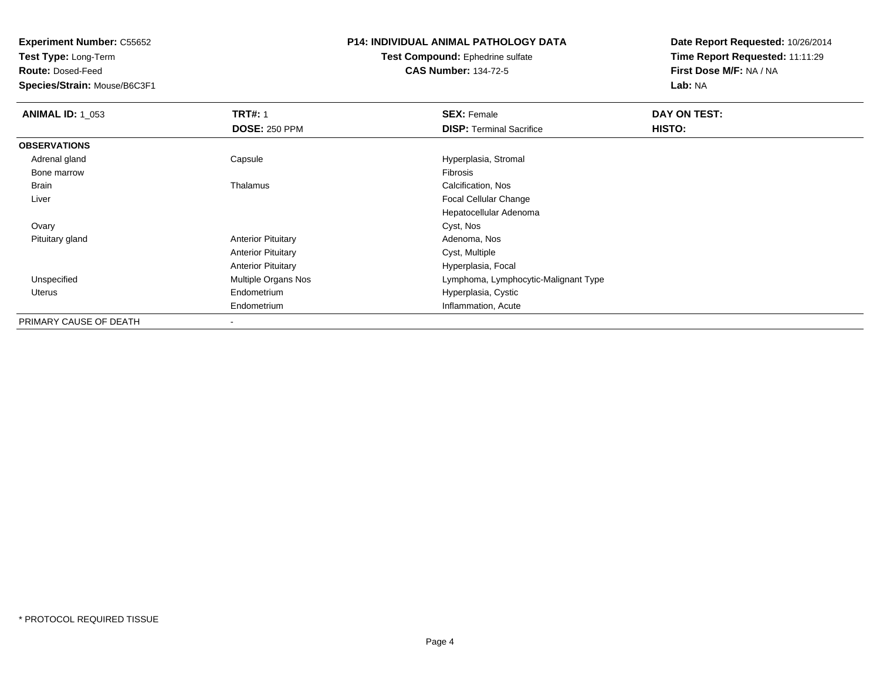**Experiment Number:** C55652
**Test Type:** Long-Term
**Route:** Dosed-Feed
**Species/Strain:** Mouse/B6C3F1

**P14: INDIVIDUAL ANIMAL PATHOLOGY DATA**
**Test Compound:** Ephedrine sulfate
**CAS Number:** 134-72-5

**Date Report Requested:** 10/26/2014
**Time Report Requested:** 11:11:29
**First Dose M/F:** NA / NA
**Lab:** NA

| **ANIMAL ID:** 1_053 | **TRT#:** 1 | **SEX:** Female | **DAY ON TEST:** |
|---|---|---|---|
| | **DOSE:** 250 PPM | **DISP:** Terminal Sacrifice | **HISTO:** |
| **OBSERVATIONS** | | | |
| Adrenal gland | Capsule | Hyperplasia, Stromal | |
| Bone marrow | | Fibrosis | |
| Brain | Thalamus | Calcification, Nos | |
| Liver | | Focal Cellular Change | |
| | | Hepatocellular Adenoma | |
| Ovary | | Cyst, Nos | |
| Pituitary gland | Anterior Pituitary | Adenoma, Nos | |
| | Anterior Pituitary | Cyst, Multiple | |
| | Anterior Pituitary | Hyperplasia, Focal | |
| Unspecified | Multiple Organs Nos | Lymphoma, Lymphocytic-Malignant Type | |
| Uterus | Endometrium | Hyperplasia, Cystic | |
| | Endometrium | Inflammation, Acute | |
| PRIMARY CAUSE OF DEATH | - | | |

* PROTOCOL REQUIRED TISSUE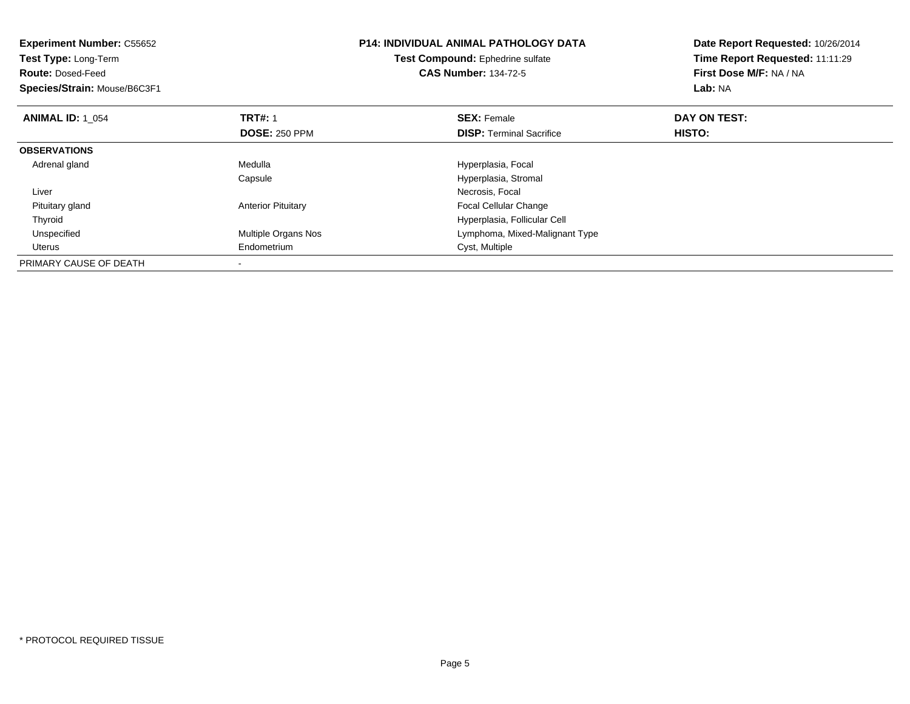**Experiment Number:** C55652
**Test Type:** Long-Term
**Route:** Dosed-Feed
**Species/Strain:** Mouse/B6C3F1

**P14: INDIVIDUAL ANIMAL PATHOLOGY DATA**
**Test Compound:** Ephedrine sulfate
**CAS Number:** 134-72-5

**Date Report Requested:** 10/26/2014
**Time Report Requested:** 11:11:29
**First Dose M/F:** NA / NA
**Lab:** NA

| **ANIMAL ID:** 1_054 | **TRT#:** 1 | **SEX:** Female | **DAY ON TEST:** |
|---|---|---|---|
| | **DOSE:** 250 PPM | **DISP:** Terminal Sacrifice | **HISTO:** |
| **OBSERVATIONS** | | | |
| Adrenal gland | Medulla | Hyperplasia, Focal | |
| | Capsule | Hyperplasia, Stromal | |
| Liver | | Necrosis, Focal | |
| Pituitary gland | Anterior Pituitary | Focal Cellular Change | |
| Thyroid | | Hyperplasia, Follicular Cell | |
| Unspecified | Multiple Organs Nos | Lymphoma, Mixed-Malignant Type | |
| Uterus | Endometrium | Cyst, Multiple | |
| PRIMARY CAUSE OF DEATH | - | | |

* PROTOCOL REQUIRED TISSUE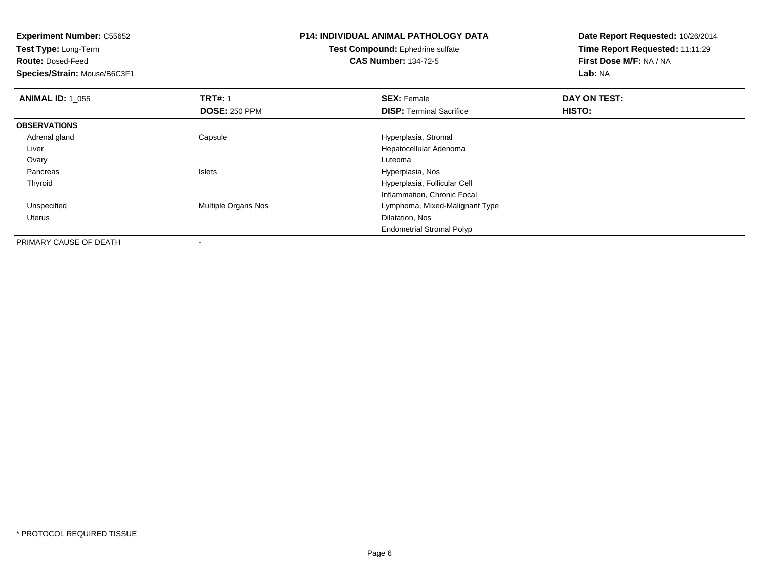**Experiment Number:** C55652
**Test Type:** Long-Term
**Route:** Dosed-Feed
**Species/Strain:** Mouse/B6C3F1

**P14: INDIVIDUAL ANIMAL PATHOLOGY DATA**
**Test Compound:** Ephedrine sulfate
**CAS Number:** 134-72-5

**Date Report Requested:** 10/26/2014
**Time Report Requested:** 11:11:29
**First Dose M/F:** NA / NA
**Lab:** NA

| **ANIMAL ID:** 1_055 | **TRT#:** 1 | **SEX:** Female | **DAY ON TEST:** |
|---|---|---|---|
| | **DOSE:** 250 PPM | **DISP:** Terminal Sacrifice | **HISTO:** |
| **OBSERVATIONS** | | | |
| Adrenal gland | Capsule | Hyperplasia, Stromal | |
| Liver | | Hepatocellular Adenoma | |
| Ovary | | Luteoma | |
| Pancreas | Islets | Hyperplasia, Nos | |
| Thyroid | | Hyperplasia, Follicular Cell | |
| | | Inflammation, Chronic Focal | |
| Unspecified | Multiple Organs Nos | Lymphoma, Mixed-Malignant Type | |
| Uterus | | Dilatation, Nos | |
| | | Endometrial Stromal Polyp | |
| PRIMARY CAUSE OF DEATH | - | | |

* PROTOCOL REQUIRED TISSUE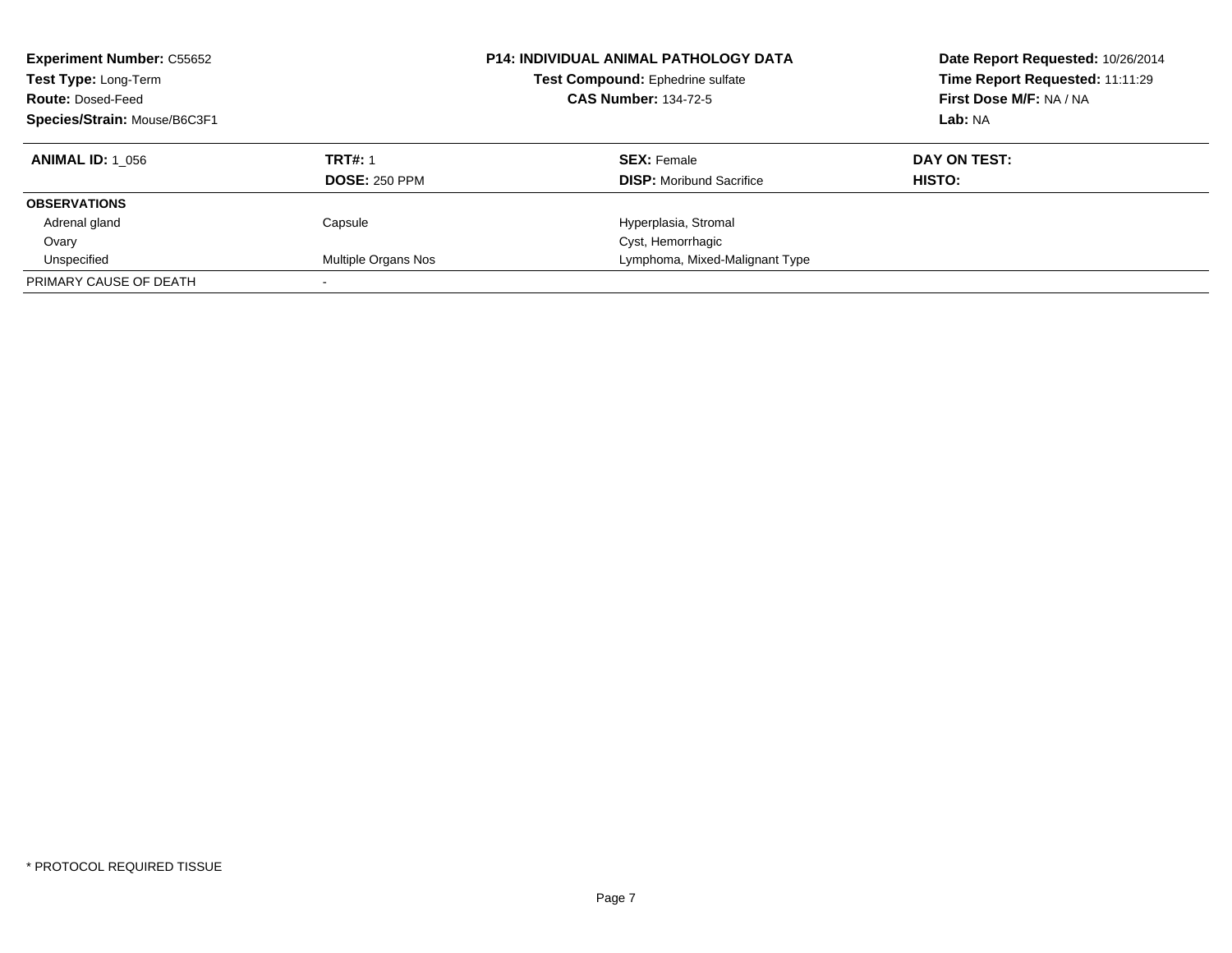**Experiment Number:** C55652
**Test Type:** Long-Term
**Route:** Dosed-Feed
**Species/Strain:** Mouse/B6C3F1

**P14: INDIVIDUAL ANIMAL PATHOLOGY DATA**
**Test Compound:** Ephedrine sulfate
**CAS Number:** 134-72-5

**Date Report Requested:** 10/26/2014
**Time Report Requested:** 11:11:29
**First Dose M/F:** NA / NA
**Lab:** NA

| **ANIMAL ID:** 1_056 | **TRT#:** 1 | **SEX:** Female | **DAY ON TEST:** |
|---|---|---|---|
| | **DOSE:** 250 PPM | **DISP:** Moribund Sacrifice | **HISTO:** |
| **OBSERVATIONS** | | | |
| Adrenal gland | Capsule | Hyperplasia, Stromal | |
| Ovary | | Cyst, Hemorrhagic | |
| Unspecified | Multiple Organs Nos | Lymphoma, Mixed-Malignant Type | |
| PRIMARY CAUSE OF DEATH | - | | |

* PROTOCOL REQUIRED TISSUE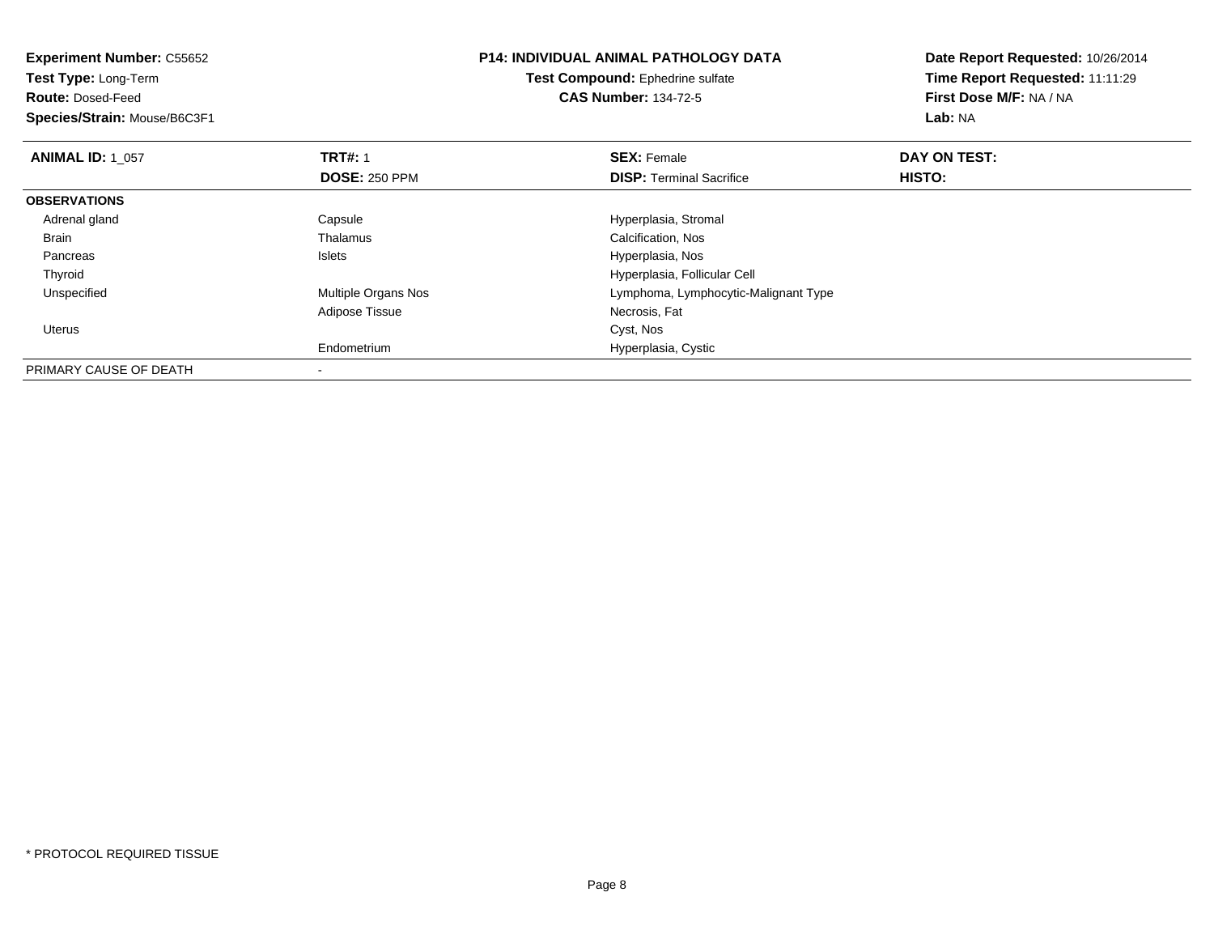**Experiment Number:** C55652
**Test Type:** Long-Term
**Route:** Dosed-Feed
**Species/Strain:** Mouse/B6C3F1

**P14: INDIVIDUAL ANIMAL PATHOLOGY DATA**
**Test Compound:** Ephedrine sulfate
**CAS Number:** 134-72-5

**Date Report Requested:** 10/26/2014
**Time Report Requested:** 11:11:29
**First Dose M/F:** NA / NA
**Lab:** NA

| **ANIMAL ID:** 1_057 | **TRT#:** 1 | **SEX:** Female | **DAY ON TEST:** |
|---|---|---|---|
| | **DOSE:** 250 PPM | **DISP:** Terminal Sacrifice | **HISTO:** |
| **OBSERVATIONS** | | | |
| Adrenal gland | Capsule | Hyperplasia, Stromal | |
| Brain | Thalamus | Calcification, Nos | |
| Pancreas | Islets | Hyperplasia, Nos | |
| Thyroid | | Hyperplasia, Follicular Cell | |
| Unspecified | Multiple Organs Nos | Lymphoma, Lymphocytic-Malignant Type | |
| | Adipose Tissue | Necrosis, Fat | |
| Uterus | | Cyst, Nos | |
| | Endometrium | Hyperplasia, Cystic | |
| PRIMARY CAUSE OF DEATH | - | | |

* PROTOCOL REQUIRED TISSUE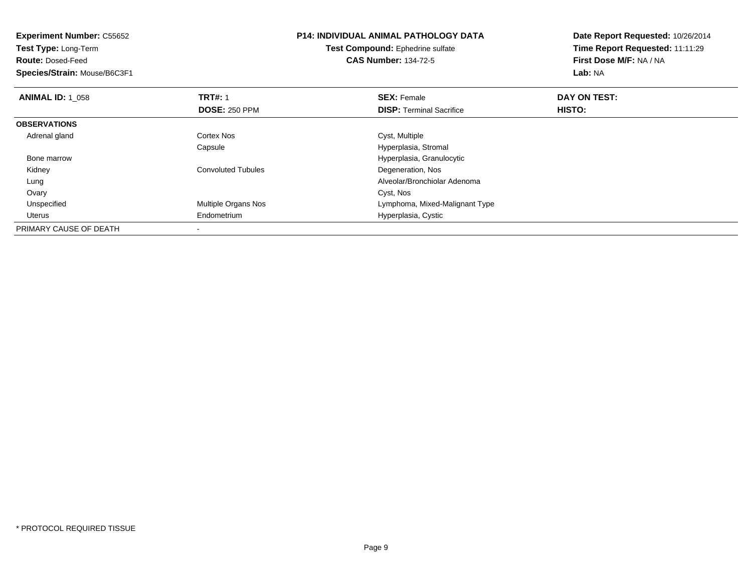**Experiment Number:** C55652
**Test Type:** Long-Term
**Route:** Dosed-Feed
**Species/Strain:** Mouse/B6C3F1

**P14: INDIVIDUAL ANIMAL PATHOLOGY DATA**
**Test Compound:** Ephedrine sulfate
**CAS Number:** 134-72-5

**Date Report Requested:** 10/26/2014
**Time Report Requested:** 11:11:29
**First Dose M/F:** NA / NA
**Lab:** NA

| **ANIMAL ID:** 1_058 | **TRT#:** 1 | **SEX:** Female | **DAY ON TEST:** |
|---|---|---|---|
| | **DOSE:** 250 PPM | **DISP:** Terminal Sacrifice | **HISTO:** |
| **OBSERVATIONS** | | | |
| Adrenal gland | Cortex Nos | Cyst, Multiple | |
| | Capsule | Hyperplasia, Stromal | |
| Bone marrow | | Hyperplasia, Granulocytic | |
| Kidney | Convoluted Tubules | Degeneration, Nos | |
| Lung | | Alveolar/Bronchiolar Adenoma | |
| Ovary | | Cyst, Nos | |
| Unspecified | Multiple Organs Nos | Lymphoma, Mixed-Malignant Type | |
| Uterus | Endometrium | Hyperplasia, Cystic | |
| PRIMARY CAUSE OF DEATH | - | | |

* PROTOCOL REQUIRED TISSUE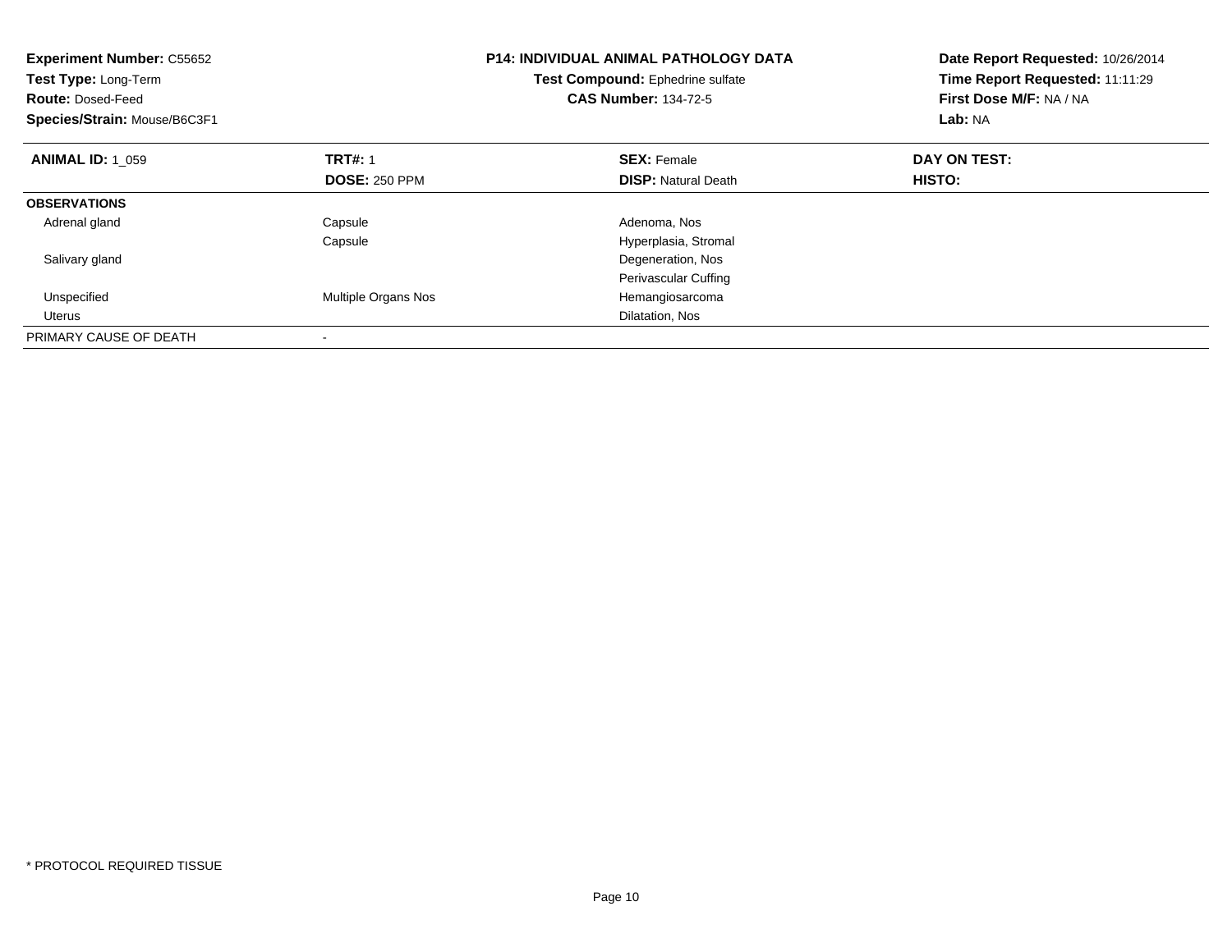**Experiment Number:** C55652
**Test Type:** Long-Term
**Route:** Dosed-Feed
**Species/Strain:** Mouse/B6C3F1

**P14: INDIVIDUAL ANIMAL PATHOLOGY DATA**
**Test Compound:** Ephedrine sulfate
**CAS Number:** 134-72-5

**Date Report Requested:** 10/26/2014
**Time Report Requested:** 11:11:29
**First Dose M/F:** NA / NA
**Lab:** NA

| **ANIMAL ID:** 1_059 | **TRT#:** 1 | **SEX:** Female | **DAY ON TEST:** |
|---|---|---|---|
| | **DOSE:** 250 PPM | **DISP:** Natural Death | **HISTO:** |
| **OBSERVATIONS** | | | |
| Adrenal gland | Capsule | Adenoma, Nos | |
| | Capsule | Hyperplasia, Stromal | |
| Salivary gland | | Degeneration, Nos | |
| | | Perivascular Cuffing | |
| Unspecified | Multiple Organs Nos | Hemangiosarcoma | |
| Uterus | | Dilatation, Nos | |
| PRIMARY CAUSE OF DEATH | - | | |

* PROTOCOL REQUIRED TISSUE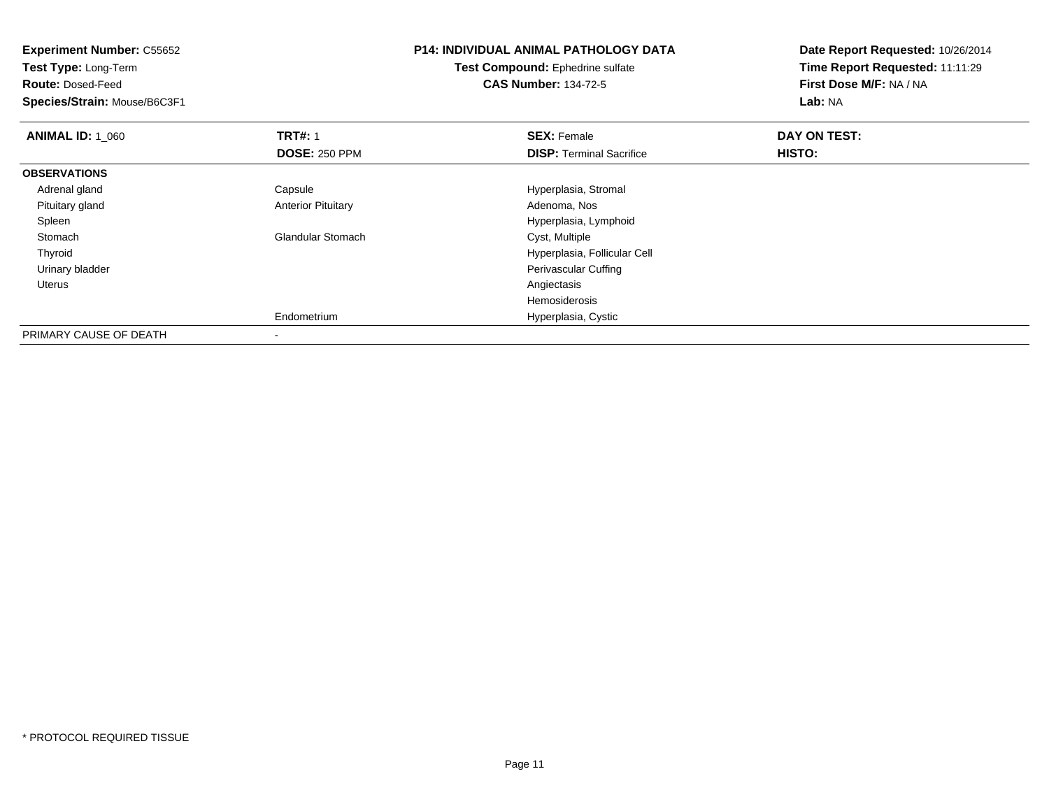**Experiment Number:** C55652
**Test Type:** Long-Term
**Route:** Dosed-Feed
**Species/Strain:** Mouse/B6C3F1

**P14: INDIVIDUAL ANIMAL PATHOLOGY DATA**
**Test Compound:** Ephedrine sulfate
**CAS Number:** 134-72-5

**Date Report Requested:** 10/26/2014
**Time Report Requested:** 11:11:29
**First Dose M/F:** NA / NA
**Lab:** NA

| **ANIMAL ID:** 1_060 | **TRT#:** 1 | **SEX:** Female | **DAY ON TEST:** |
|---|---|---|---|
| | **DOSE:** 250 PPM | **DISP:** Terminal Sacrifice | **HISTO:** |
| **OBSERVATIONS** | | | |
| Adrenal gland | Capsule | Hyperplasia, Stromal | |
| Pituitary gland | Anterior Pituitary | Adenoma, Nos | |
| Spleen | | Hyperplasia, Lymphoid | |
| Stomach | Glandular Stomach | Cyst, Multiple | |
| Thyroid | | Hyperplasia, Follicular Cell | |
| Urinary bladder | | Perivascular Cuffing | |
| Uterus | | Angiectasis | |
| | | Hemosiderosis | |
| | Endometrium | Hyperplasia, Cystic | |
| PRIMARY CAUSE OF DEATH | - | | |

* PROTOCOL REQUIRED TISSUE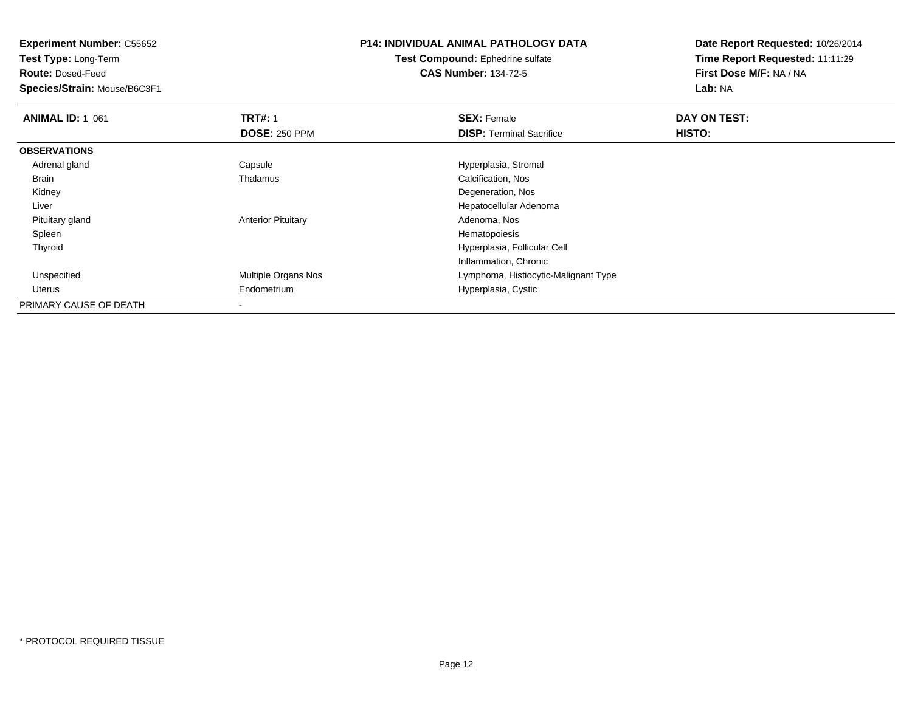**Experiment Number:** C55652
**Test Type:** Long-Term
**Route:** Dosed-Feed
**Species/Strain:** Mouse/B6C3F1

**P14: INDIVIDUAL ANIMAL PATHOLOGY DATA**
**Test Compound:** Ephedrine sulfate
**CAS Number:** 134-72-5

**Date Report Requested:** 10/26/2014
**Time Report Requested:** 11:11:29
**First Dose M/F:** NA / NA
**Lab:** NA

| **ANIMAL ID:** 1_061 | **TRT#:** 1<br>**DOSE:** 250 PPM | **SEX:** Female<br>**DISP:** Terminal Sacrifice | **DAY ON TEST:**<br>**HISTO:** |
|---|---|---|---|
| **OBSERVATIONS** | | | |
| Adrenal gland | Capsule | Hyperplasia, Stromal | |
| Brain | Thalamus | Calcification, Nos | |
| Kidney | | Degeneration, Nos | |
| Liver | | Hepatocellular Adenoma | |
| Pituitary gland | Anterior Pituitary | Adenoma, Nos | |
| Spleen | | Hematopoiesis | |
| Thyroid | | Hyperplasia, Follicular Cell | |
| | | Inflammation, Chronic | |
| Unspecified | Multiple Organs Nos | Lymphoma, Histiocytic-Malignant Type | |
| Uterus | Endometrium | Hyperplasia, Cystic | |
| PRIMARY CAUSE OF DEATH | - | | |

* PROTOCOL REQUIRED TISSUE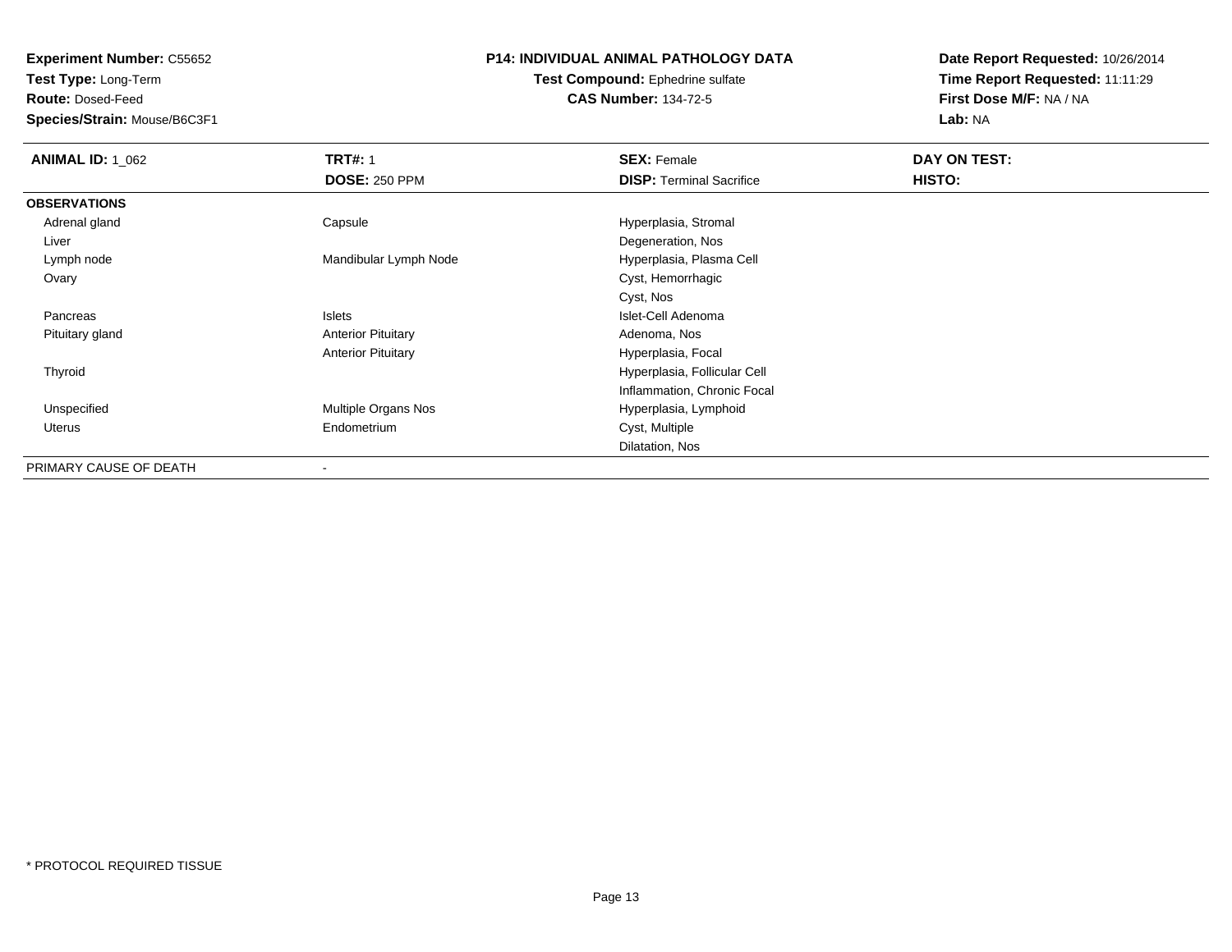**Experiment Number:** C55652
**Test Type:** Long-Term
**Route:** Dosed-Feed
**Species/Strain:** Mouse/B6C3F1

**P14: INDIVIDUAL ANIMAL PATHOLOGY DATA**
**Test Compound:** Ephedrine sulfate
**CAS Number:** 134-72-5

**Date Report Requested:** 10/26/2014
**Time Report Requested:** 11:11:29
**First Dose M/F:** NA / NA
**Lab:** NA

| **ANIMAL ID:** 1_062 | **TRT#:** 1 | **SEX:** Female | **DAY ON TEST:** |
|---|---|---|---|
| | **DOSE:** 250 PPM | **DISP:** Terminal Sacrifice | **HISTO:** |
| **OBSERVATIONS** | | | |
| Adrenal gland | Capsule | Hyperplasia, Stromal | |
| Liver | | Degeneration, Nos | |
| Lymph node | Mandibular Lymph Node | Hyperplasia, Plasma Cell | |
| Ovary | | Cyst, Hemorrhagic | |
| | | Cyst, Nos | |
| Pancreas | Islets | Islet-Cell Adenoma | |
| Pituitary gland | Anterior Pituitary | Adenoma, Nos | |
| | Anterior Pituitary | Hyperplasia, Focal | |
| Thyroid | | Hyperplasia, Follicular Cell | |
| | | Inflammation, Chronic Focal | |
| Unspecified | Multiple Organs Nos | Hyperplasia, Lymphoid | |
| Uterus | Endometrium | Cyst, Multiple | |
| | | Dilatation, Nos | |
| PRIMARY CAUSE OF DEATH | - | | |

* PROTOCOL REQUIRED TISSUE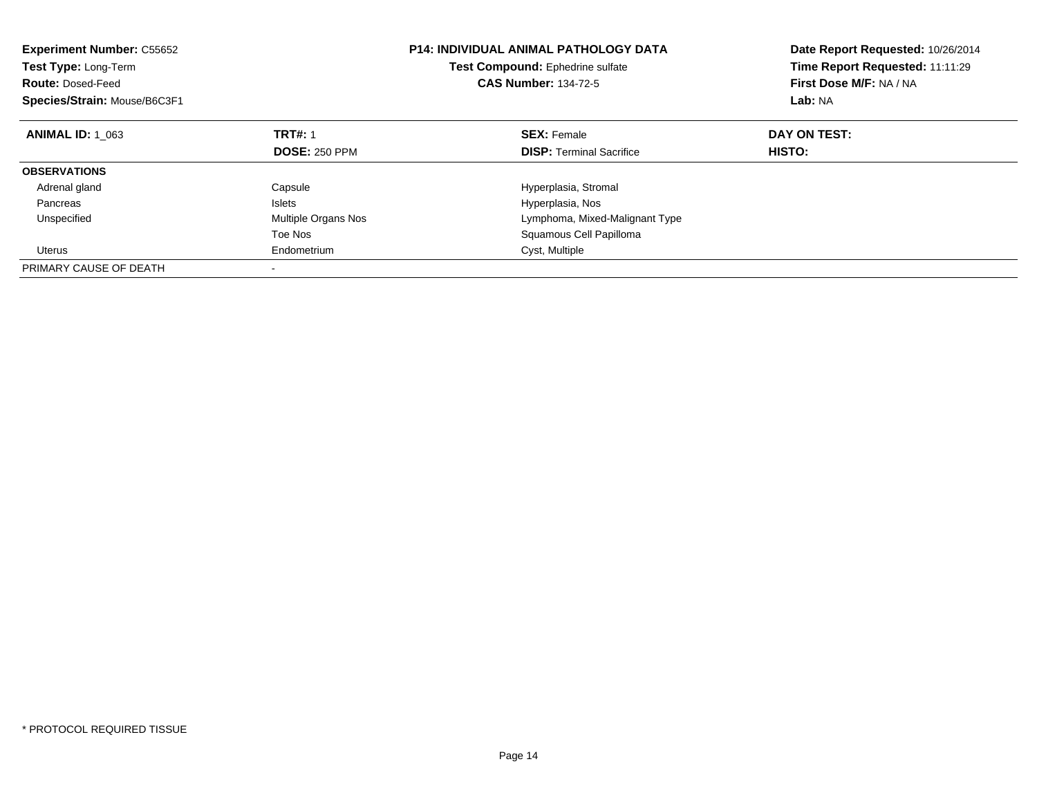**Experiment Number:** C55652
**Test Type:** Long-Term
**Route:** Dosed-Feed
**Species/Strain:** Mouse/B6C3F1

**P14: INDIVIDUAL ANIMAL PATHOLOGY DATA**
**Test Compound:** Ephedrine sulfate
**CAS Number:** 134-72-5

**Date Report Requested:** 10/26/2014
**Time Report Requested:** 11:11:29
**First Dose M/F:** NA / NA
**Lab:** NA

| **ANIMAL ID:** 1_063 | **TRT#:** 1 | **SEX:** Female | **DAY ON TEST:** |
|---|---|---|---|
| | **DOSE:** 250 PPM | **DISP:** Terminal Sacrifice | **HISTO:** |
| **OBSERVATIONS** | | | |
| Adrenal gland | Capsule | Hyperplasia, Stromal | |
| Pancreas | Islets | Hyperplasia, Nos | |
| Unspecified | Multiple Organs Nos | Lymphoma, Mixed-Malignant Type | |
| | Toe Nos | Squamous Cell Papilloma | |
| Uterus | Endometrium | Cyst, Multiple | |
| PRIMARY CAUSE OF DEATH | - | | |

* PROTOCOL REQUIRED TISSUE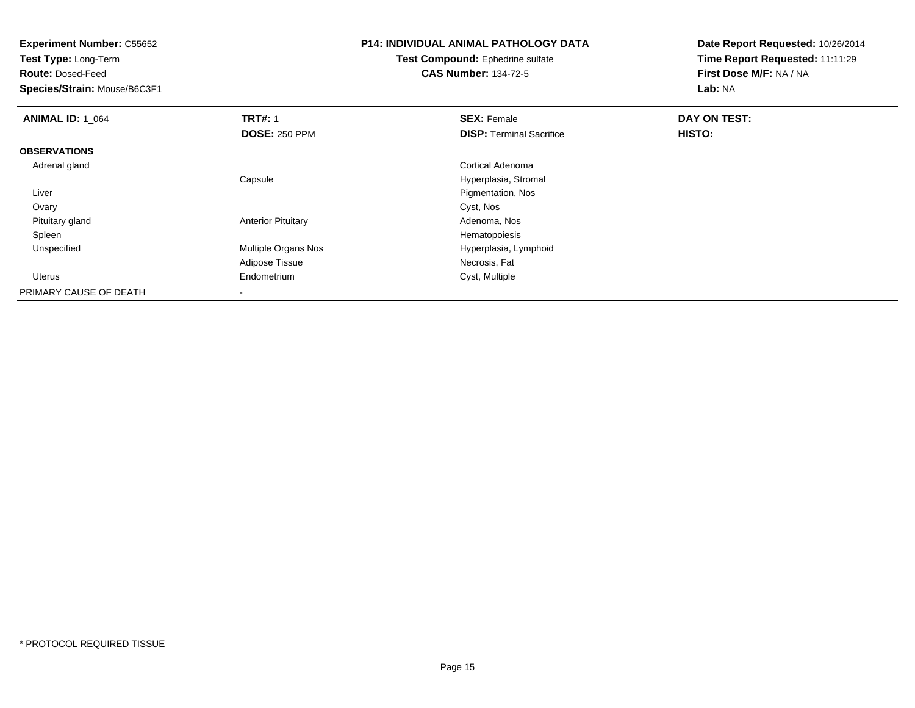**Experiment Number:** C55652
**Test Type:** Long-Term
**Route:** Dosed-Feed
**Species/Strain:** Mouse/B6C3F1

**P14: INDIVIDUAL ANIMAL PATHOLOGY DATA**
**Test Compound:** Ephedrine sulfate
**CAS Number:** 134-72-5

**Date Report Requested:** 10/26/2014
**Time Report Requested:** 11:11:29
**First Dose M/F:** NA / NA
**Lab:** NA

| **ANIMAL ID:** 1_064 | **TRT#:** 1 | **SEX:** Female | **DAY ON TEST:** |
|---|---|---|---|
| | **DOSE:** 250 PPM | **DISP:** Terminal Sacrifice | **HISTO:** |
| **OBSERVATIONS** | | | |
| Adrenal gland | | Cortical Adenoma | |
| | Capsule | Hyperplasia, Stromal | |
| Liver | | Pigmentation, Nos | |
| Ovary | | Cyst, Nos | |
| Pituitary gland | Anterior Pituitary | Adenoma, Nos | |
| Spleen | | Hematopoiesis | |
| Unspecified | Multiple Organs Nos | Hyperplasia, Lymphoid | |
| | Adipose Tissue | Necrosis, Fat | |
| Uterus | Endometrium | Cyst, Multiple | |
| PRIMARY CAUSE OF DEATH | - | | |

* PROTOCOL REQUIRED TISSUE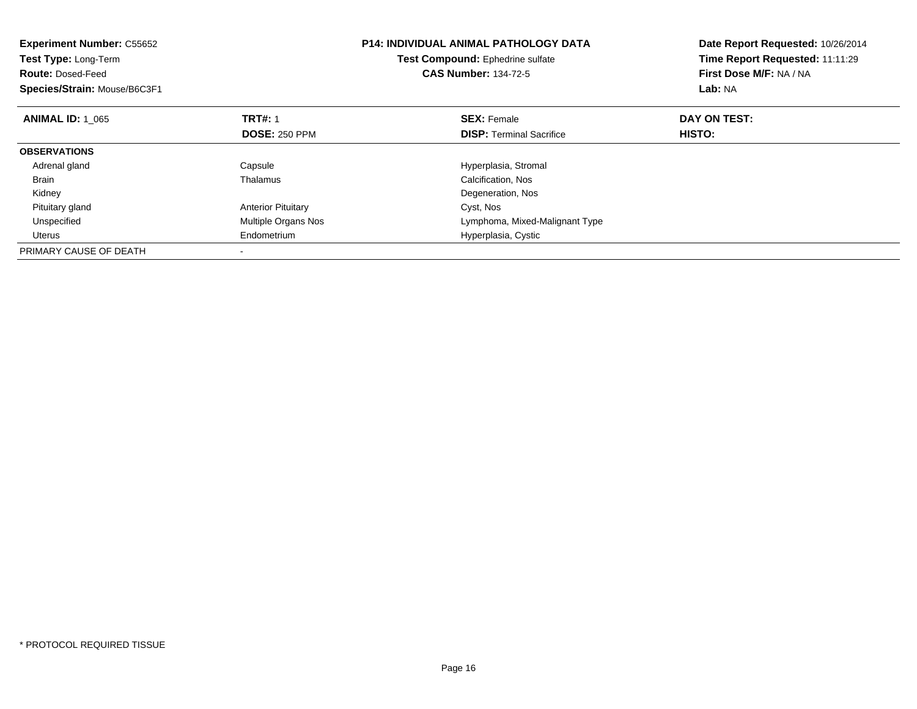**Experiment Number:** C55652
**Test Type:** Long-Term
**Route:** Dosed-Feed
**Species/Strain:** Mouse/B6C3F1

**P14: INDIVIDUAL ANIMAL PATHOLOGY DATA**
**Test Compound:** Ephedrine sulfate
**CAS Number:** 134-72-5

**Date Report Requested:** 10/26/2014
**Time Report Requested:** 11:11:29
**First Dose M/F:** NA / NA
**Lab:** NA

| **ANIMAL ID:** 1_065 | **TRT#:** 1 | **SEX:** Female | **DAY ON TEST:** |
|---|---|---|---|
| | **DOSE:** 250 PPM | **DISP:** Terminal Sacrifice | **HISTO:** |
| **OBSERVATIONS** | | | |
| Adrenal gland | Capsule | Hyperplasia, Stromal | |
| Brain | Thalamus | Calcification, Nos | |
| Kidney | | Degeneration, Nos | |
| Pituitary gland | Anterior Pituitary | Cyst, Nos | |
| Unspecified | Multiple Organs Nos | Lymphoma, Mixed-Malignant Type | |
| Uterus | Endometrium | Hyperplasia, Cystic | |
| PRIMARY CAUSE OF DEATH | - | | |

* PROTOCOL REQUIRED TISSUE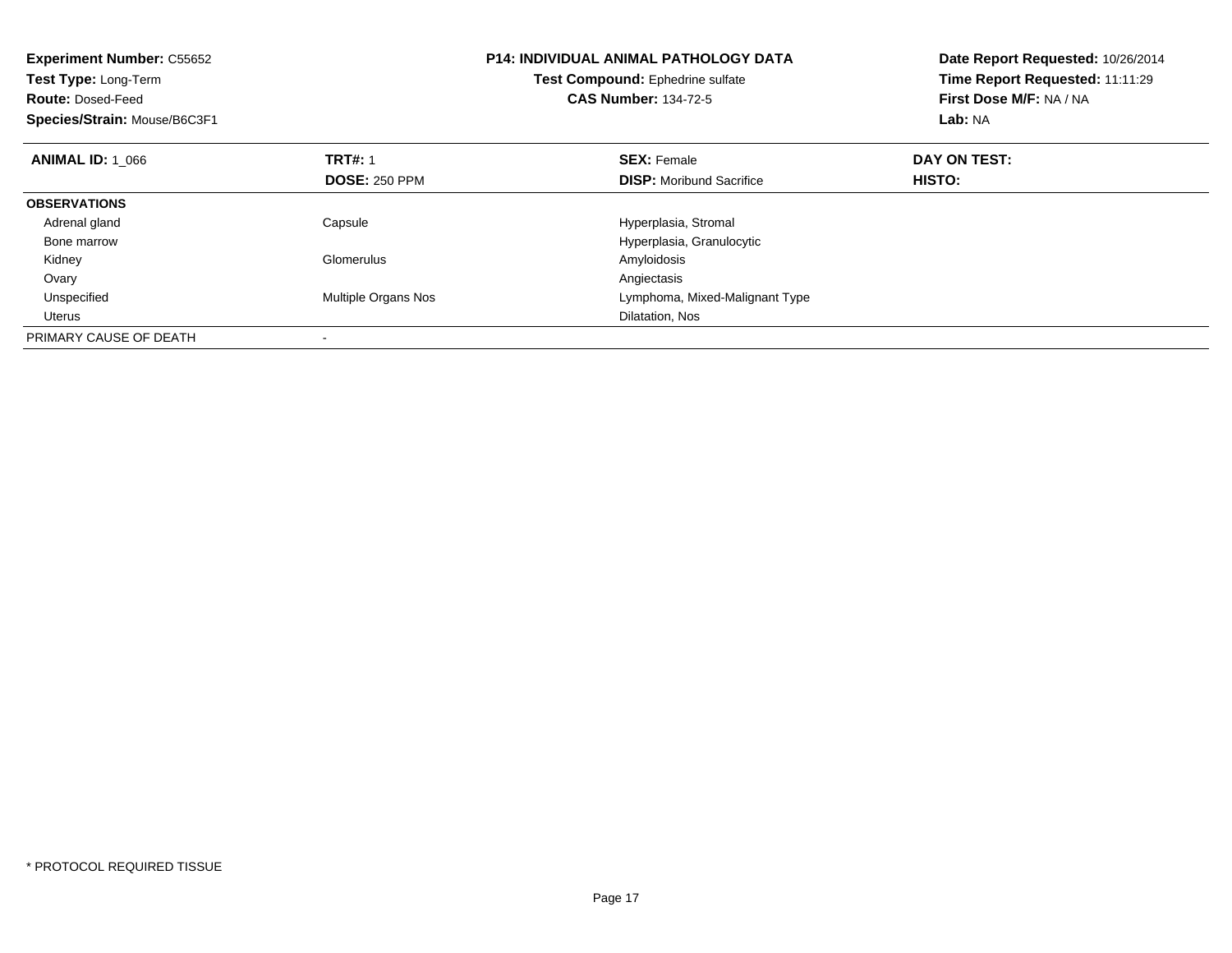**Experiment Number:** C55652
**Test Type:** Long-Term
**Route:** Dosed-Feed
**Species/Strain:** Mouse/B6C3F1

**P14: INDIVIDUAL ANIMAL PATHOLOGY DATA**
**Test Compound:** Ephedrine sulfate
**CAS Number:** 134-72-5

**Date Report Requested:** 10/26/2014
**Time Report Requested:** 11:11:29
**First Dose M/F:** NA / NA
**Lab:** NA

| **ANIMAL ID:** 1_066 | **TRT#:** 1 | **SEX:** Female | **DAY ON TEST:** |
|---|---|---|---|
| | **DOSE:** 250 PPM | **DISP:** Moribund Sacrifice | **HISTO:** |
| **OBSERVATIONS** | | | |
| Adrenal gland | Capsule | Hyperplasia, Stromal | |
| Bone marrow | | Hyperplasia, Granulocytic | |
| Kidney | Glomerulus | Amyloidosis | |
| Ovary | | Angiectasis | |
| Unspecified | Multiple Organs Nos | Lymphoma, Mixed-Malignant Type | |
| Uterus | | Dilatation, Nos | |
| PRIMARY CAUSE OF DEATH | - | | |

* PROTOCOL REQUIRED TISSUE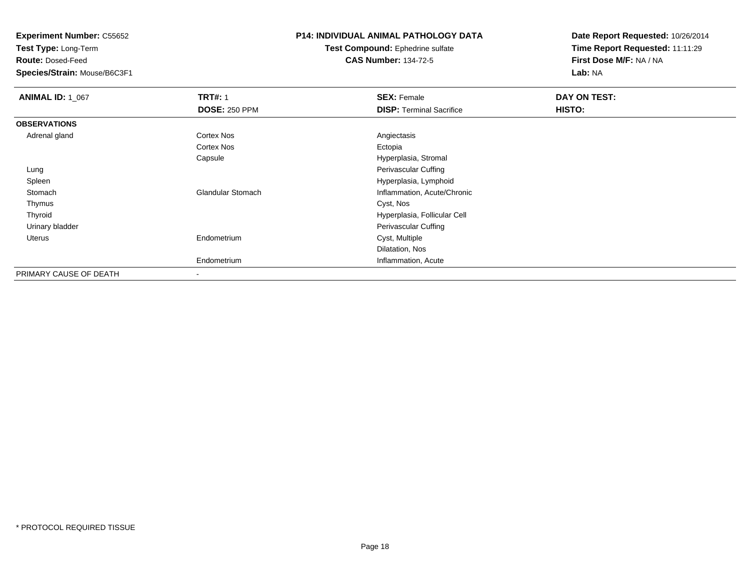**Experiment Number:** C55652
**Test Type:** Long-Term
**Route:** Dosed-Feed
**Species/Strain:** Mouse/B6C3F1

**P14: INDIVIDUAL ANIMAL PATHOLOGY DATA**
**Test Compound:** Ephedrine sulfate
**CAS Number:** 134-72-5

**Date Report Requested:** 10/26/2014
**Time Report Requested:** 11:11:29
**First Dose M/F:** NA / NA
**Lab:** NA

| **ANIMAL ID:** 1_067 | **TRT#:** 1 | **SEX:** Female | **DAY ON TEST:** |
|---|---|---|---|
| | **DOSE:** 250 PPM | **DISP:** Terminal Sacrifice | **HISTO:** |
| **OBSERVATIONS** | | | |
| Adrenal gland | Cortex Nos | Angiectasis | |
| | Cortex Nos | Ectopia | |
| | Capsule | Hyperplasia, Stromal | |
| Lung | | Perivascular Cuffing | |
| Spleen | | Hyperplasia, Lymphoid | |
| Stomach | Glandular Stomach | Inflammation, Acute/Chronic | |
| Thymus | | Cyst, Nos | |
| Thyroid | | Hyperplasia, Follicular Cell | |
| Urinary bladder | | Perivascular Cuffing | |
| Uterus | Endometrium | Cyst, Multiple | |
| | | Dilatation, Nos | |
| | Endometrium | Inflammation, Acute | |
| PRIMARY CAUSE OF DEATH | - | | |

\* PROTOCOL REQUIRED TISSUE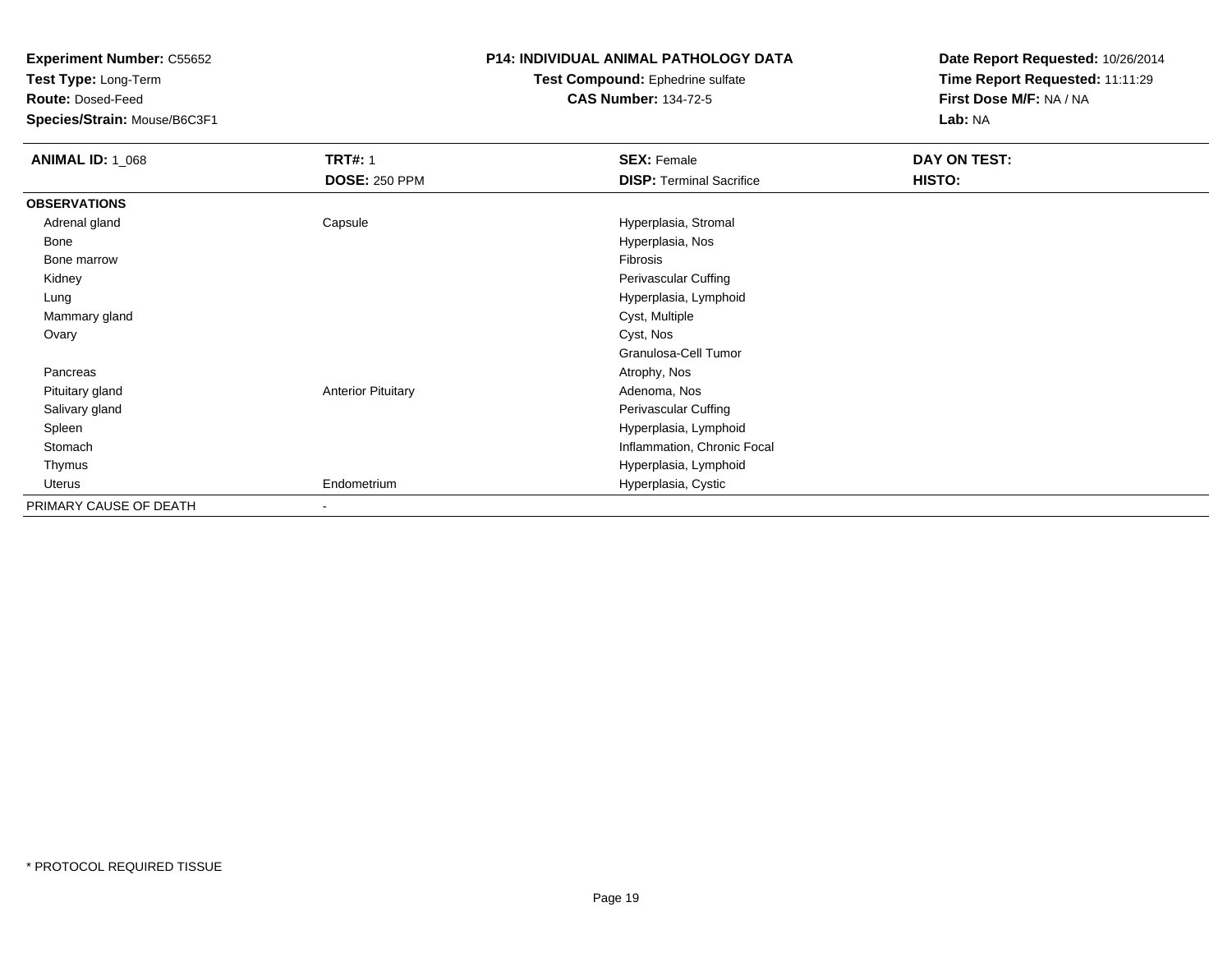**Experiment Number:** C55652
**Test Type:** Long-Term
**Route:** Dosed-Feed
**Species/Strain:** Mouse/B6C3F1

**P14: INDIVIDUAL ANIMAL PATHOLOGY DATA**
**Test Compound:** Ephedrine sulfate
**CAS Number:** 134-72-5

**Date Report Requested:** 10/26/2014
**Time Report Requested:** 11:11:29
**First Dose M/F:** NA / NA
**Lab:** NA

| **ANIMAL ID:** 1_068 | **TRT#:** 1<br>**DOSE:** 250 PPM | **SEX:** Female<br>**DISP:** Terminal Sacrifice | **DAY ON TEST:**<br>**HISTO:** |
|---|---|---|---|
| **OBSERVATIONS** | | | |
| Adrenal gland | Capsule | Hyperplasia, Stromal | |
| Bone | | Hyperplasia, Nos | |
| Bone marrow | | Fibrosis | |
| Kidney | | Perivascular Cuffing | |
| Lung | | Hyperplasia, Lymphoid | |
| Mammary gland | | Cyst, Multiple | |
| Ovary | | Cyst, Nos | |
| | | Granulosa-Cell Tumor | |
| Pancreas | | Atrophy, Nos | |
| Pituitary gland | Anterior Pituitary | Adenoma, Nos | |
| Salivary gland | | Perivascular Cuffing | |
| Spleen | | Hyperplasia, Lymphoid | |
| Stomach | | Inflammation, Chronic Focal | |
| Thymus | | Hyperplasia, Lymphoid | |
| Uterus | Endometrium | Hyperplasia, Cystic | |
| PRIMARY CAUSE OF DEATH | - | | |

\* PROTOCOL REQUIRED TISSUE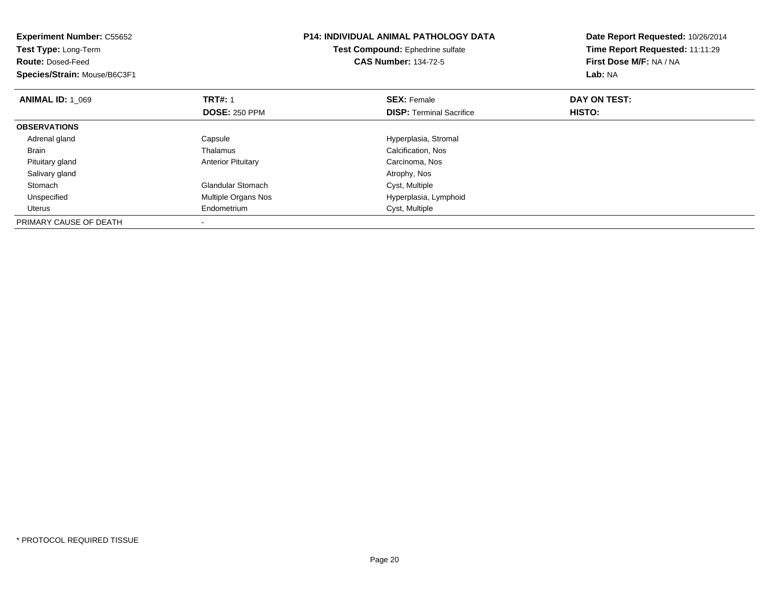**Experiment Number:** C55652
**Test Type:** Long-Term
**Route:** Dosed-Feed
**Species/Strain:** Mouse/B6C3F1

**P14: INDIVIDUAL ANIMAL PATHOLOGY DATA**
**Test Compound:** Ephedrine sulfate
**CAS Number:** 134-72-5

**Date Report Requested:** 10/26/2014
**Time Report Requested:** 11:11:29
**First Dose M/F:** NA / NA
**Lab:** NA

| **ANIMAL ID:** 1_069 | **TRT#:** 1 | **SEX:** Female | **DAY ON TEST:** |
|---|---|---|---|
| | **DOSE:** 250 PPM | **DISP:** Terminal Sacrifice | **HISTO:** |
| **OBSERVATIONS** | | | |
| Adrenal gland | Capsule | Hyperplasia, Stromal | |
| Brain | Thalamus | Calcification, Nos | |
| Pituitary gland | Anterior Pituitary | Carcinoma, Nos | |
| Salivary gland | | Atrophy, Nos | |
| Stomach | Glandular Stomach | Cyst, Multiple | |
| Unspecified | Multiple Organs Nos | Hyperplasia, Lymphoid | |
| Uterus | Endometrium | Cyst, Multiple | |
| PRIMARY CAUSE OF DEATH | - | | |

* PROTOCOL REQUIRED TISSUE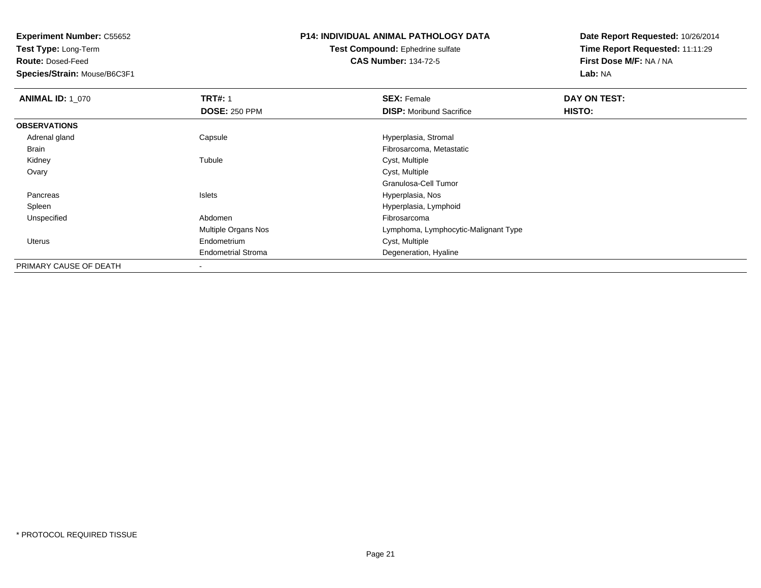**Experiment Number:** C55652
**Test Type:** Long-Term
**Route:** Dosed-Feed
**Species/Strain:** Mouse/B6C3F1

**P14: INDIVIDUAL ANIMAL PATHOLOGY DATA**
**Test Compound:** Ephedrine sulfate
**CAS Number:** 134-72-5

**Date Report Requested:** 10/26/2014
**Time Report Requested:** 11:11:29
**First Dose M/F:** NA / NA
**Lab:** NA

| **ANIMAL ID:** 1_070 | **TRT#:** 1 | **SEX:** Female | **DAY ON TEST:** |
|---|---|---|---|
| | **DOSE:** 250 PPM | **DISP:** Moribund Sacrifice | **HISTO:** |
| **OBSERVATIONS** | | | |
| Adrenal gland | Capsule | Hyperplasia, Stromal | |
| Brain | | Fibrosarcoma, Metastatic | |
| Kidney | Tubule | Cyst, Multiple | |
| Ovary | | Cyst, Multiple | |
| | | Granulosa-Cell Tumor | |
| Pancreas | Islets | Hyperplasia, Nos | |
| Spleen | | Hyperplasia, Lymphoid | |
| Unspecified | Abdomen | Fibrosarcoma | |
| | Multiple Organs Nos | Lymphoma, Lymphocytic-Malignant Type | |
| Uterus | Endometrium | Cyst, Multiple | |
| | Endometrial Stroma | Degeneration, Hyaline | |
| PRIMARY CAUSE OF DEATH | - | | |

* PROTOCOL REQUIRED TISSUE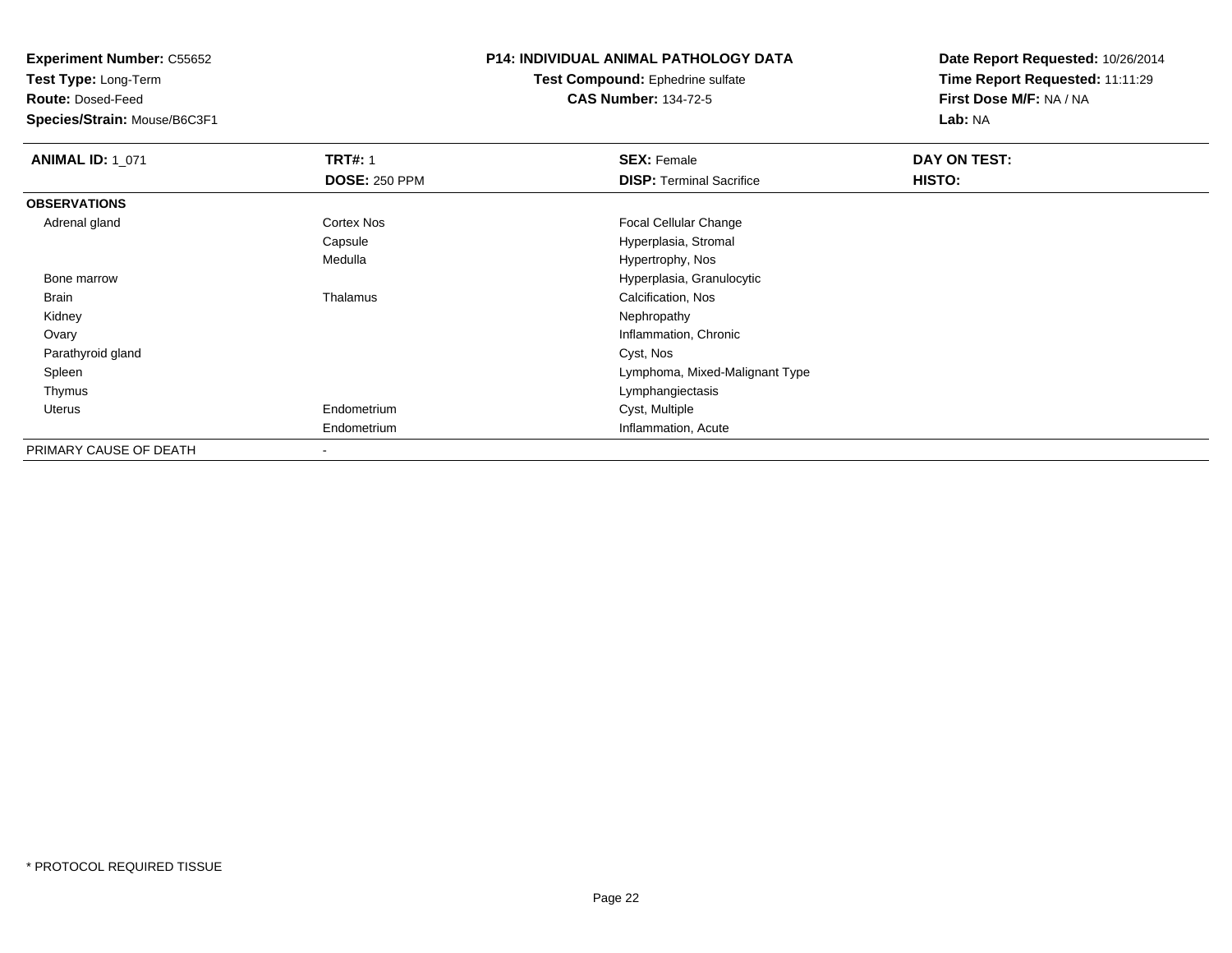**Experiment Number:** C55652
**Test Type:** Long-Term
**Route:** Dosed-Feed
**Species/Strain:** Mouse/B6C3F1

**P14: INDIVIDUAL ANIMAL PATHOLOGY DATA**
**Test Compound:** Ephedrine sulfate
**CAS Number:** 134-72-5

**Date Report Requested:** 10/26/2014
**Time Report Requested:** 11:11:29
**First Dose M/F:** NA / NA
**Lab:** NA

| **ANIMAL ID:** 1_071 | **TRT#:** 1 | **SEX:** Female | **DAY ON TEST:** |
|---|---|---|---|
| | **DOSE:** 250 PPM | **DISP:** Terminal Sacrifice | **HISTO:** |
| **OBSERVATIONS** | | | |
| Adrenal gland | Cortex Nos | Focal Cellular Change | |
| | Capsule | Hyperplasia, Stromal | |
| | Medulla | Hypertrophy, Nos | |
| Bone marrow | | Hyperplasia, Granulocytic | |
| Brain | Thalamus | Calcification, Nos | |
| Kidney | | Nephropathy | |
| Ovary | | Inflammation, Chronic | |
| Parathyroid gland | | Cyst, Nos | |
| Spleen | | Lymphoma, Mixed-Malignant Type | |
| Thymus | | Lymphangiectasis | |
| Uterus | Endometrium | Cyst, Multiple | |
| | Endometrium | Inflammation, Acute | |
| PRIMARY CAUSE OF DEATH | - | | |

* PROTOCOL REQUIRED TISSUE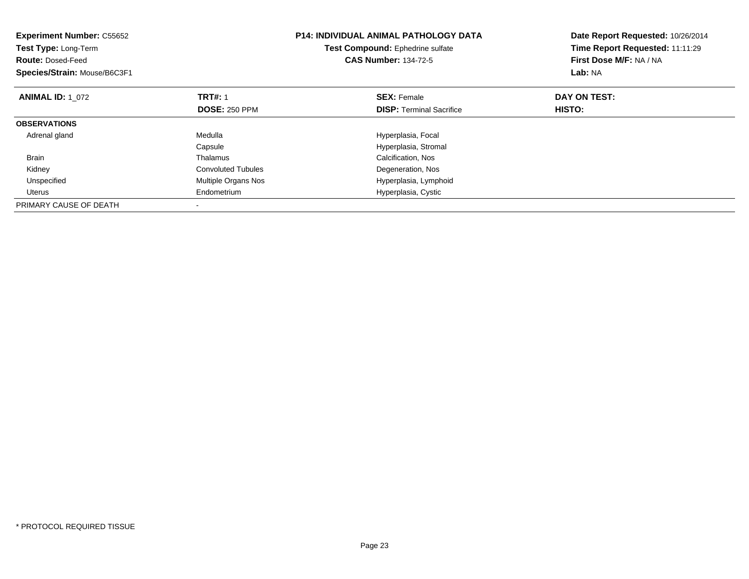**Experiment Number:** C55652
**Test Type:** Long-Term
**Route:** Dosed-Feed
**Species/Strain:** Mouse/B6C3F1

**P14: INDIVIDUAL ANIMAL PATHOLOGY DATA**
**Test Compound:** Ephedrine sulfate
**CAS Number:** 134-72-5

**Date Report Requested:** 10/26/2014
**Time Report Requested:** 11:11:29
**First Dose M/F:** NA / NA
**Lab:** NA

| **ANIMAL ID:** 1_072 | **TRT#:** 1 | **SEX:** Female | **DAY ON TEST:** |
|---|---|---|---|
| | **DOSE:** 250 PPM | **DISP:** Terminal Sacrifice | **HISTO:** |
| **OBSERVATIONS** | | | |
| Adrenal gland | Medulla | Hyperplasia, Focal | |
| | Capsule | Hyperplasia, Stromal | |
| Brain | Thalamus | Calcification, Nos | |
| Kidney | Convoluted Tubules | Degeneration, Nos | |
| Unspecified | Multiple Organs Nos | Hyperplasia, Lymphoid | |
| Uterus | Endometrium | Hyperplasia, Cystic | |
| PRIMARY CAUSE OF DEATH | - | | |

* PROTOCOL REQUIRED TISSUE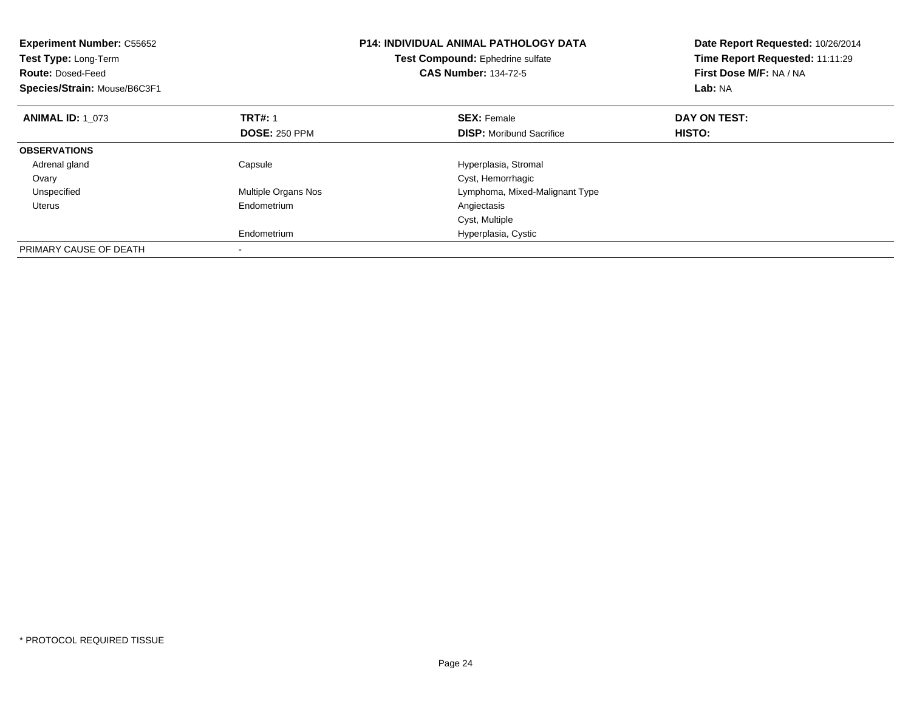**Experiment Number:** C55652
**Test Type:** Long-Term
**Route:** Dosed-Feed
**Species/Strain:** Mouse/B6C3F1

**P14: INDIVIDUAL ANIMAL PATHOLOGY DATA**
**Test Compound:** Ephedrine sulfate
**CAS Number:** 134-72-5

**Date Report Requested:** 10/26/2014
**Time Report Requested:** 11:11:29
**First Dose M/F:** NA / NA
**Lab:** NA

| **ANIMAL ID:** 1_073 | **TRT#:** 1 | **SEX:** Female | **DAY ON TEST:** |
|---|---|---|---|
| | **DOSE:** 250 PPM | **DISP:** Moribund Sacrifice | **HISTO:** |
| **OBSERVATIONS** | | | |
| Adrenal gland | Capsule | Hyperplasia, Stromal | |
| Ovary | | Cyst, Hemorrhagic | |
| Unspecified | Multiple Organs Nos | Lymphoma, Mixed-Malignant Type | |
| Uterus | Endometrium | Angiectasis | |
| | | Cyst, Multiple | |
| | Endometrium | Hyperplasia, Cystic | |
| PRIMARY CAUSE OF DEATH | - | | |

* PROTOCOL REQUIRED TISSUE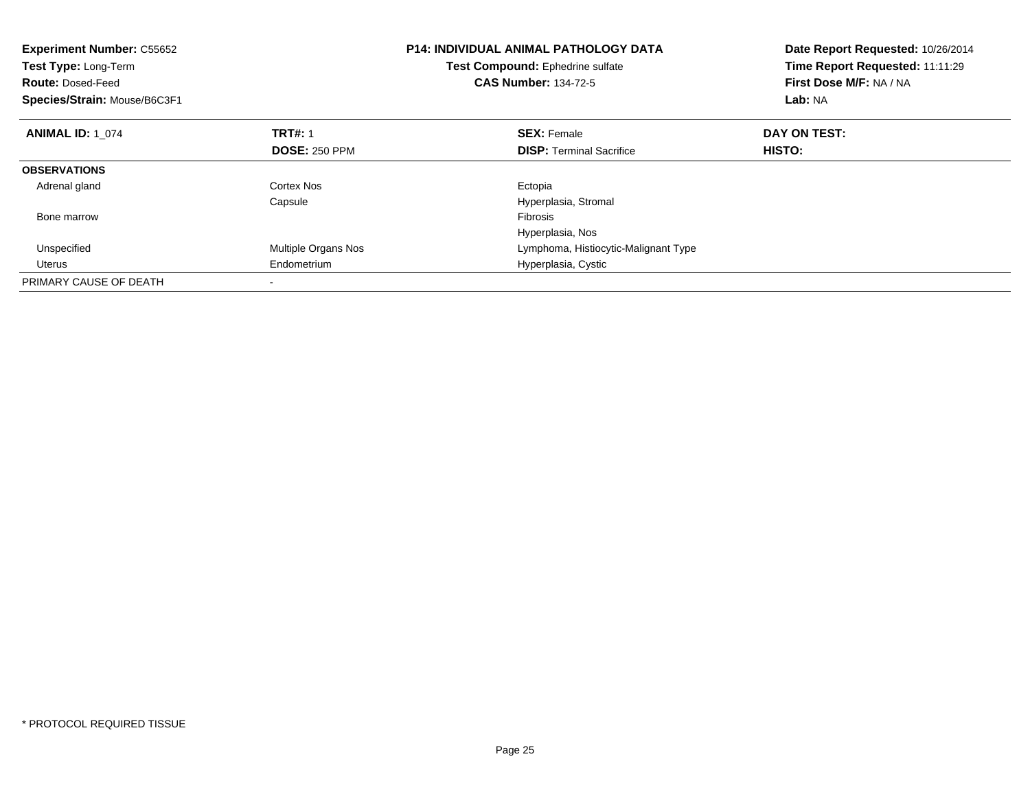**Experiment Number:** C55652
**Test Type:** Long-Term
**Route:** Dosed-Feed
**Species/Strain:** Mouse/B6C3F1

**P14: INDIVIDUAL ANIMAL PATHOLOGY DATA**
**Test Compound:** Ephedrine sulfate
**CAS Number:** 134-72-5

**Date Report Requested:** 10/26/2014
**Time Report Requested:** 11:11:29
**First Dose M/F:** NA / NA
**Lab:** NA

| **ANIMAL ID:** 1_074 | **TRT#:** 1 | **SEX:** Female | **DAY ON TEST:** |
|---|---|---|---|
| | **DOSE:** 250 PPM | **DISP:** Terminal Sacrifice | **HISTO:** |
| **OBSERVATIONS** | | | |
| Adrenal gland | Cortex Nos | Ectopia | |
| | Capsule | Hyperplasia, Stromal | |
| Bone marrow | | Fibrosis | |
| | | Hyperplasia, Nos | |
| Unspecified | Multiple Organs Nos | Lymphoma, Histiocytic-Malignant Type | |
| Uterus | Endometrium | Hyperplasia, Cystic | |
| PRIMARY CAUSE OF DEATH | - | | |

\* PROTOCOL REQUIRED TISSUE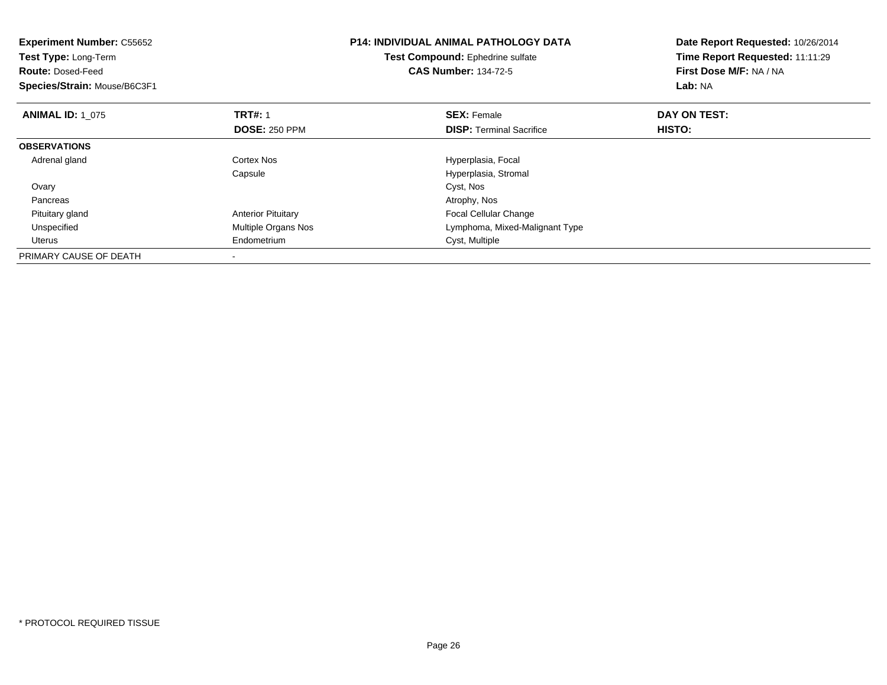**Experiment Number:** C55652
**Test Type:** Long-Term
**Route:** Dosed-Feed
**Species/Strain:** Mouse/B6C3F1

**P14: INDIVIDUAL ANIMAL PATHOLOGY DATA**
**Test Compound:** Ephedrine sulfate
**CAS Number:** 134-72-5

**Date Report Requested:** 10/26/2014
**Time Report Requested:** 11:11:29
**First Dose M/F:** NA / NA
**Lab:** NA

| **ANIMAL ID:** 1_075 | **TRT#:** 1 | **SEX:** Female | **DAY ON TEST:** |
|---|---|---|---|
| | **DOSE:** 250 PPM | **DISP:** Terminal Sacrifice | **HISTO:** |
| **OBSERVATIONS** | | | |
| Adrenal gland | Cortex Nos | Hyperplasia, Focal | |
| | Capsule | Hyperplasia, Stromal | |
| Ovary | | Cyst, Nos | |
| Pancreas | | Atrophy, Nos | |
| Pituitary gland | Anterior Pituitary | Focal Cellular Change | |
| Unspecified | Multiple Organs Nos | Lymphoma, Mixed-Malignant Type | |
| Uterus | Endometrium | Cyst, Multiple | |
| PRIMARY CAUSE OF DEATH | - | | |

* PROTOCOL REQUIRED TISSUE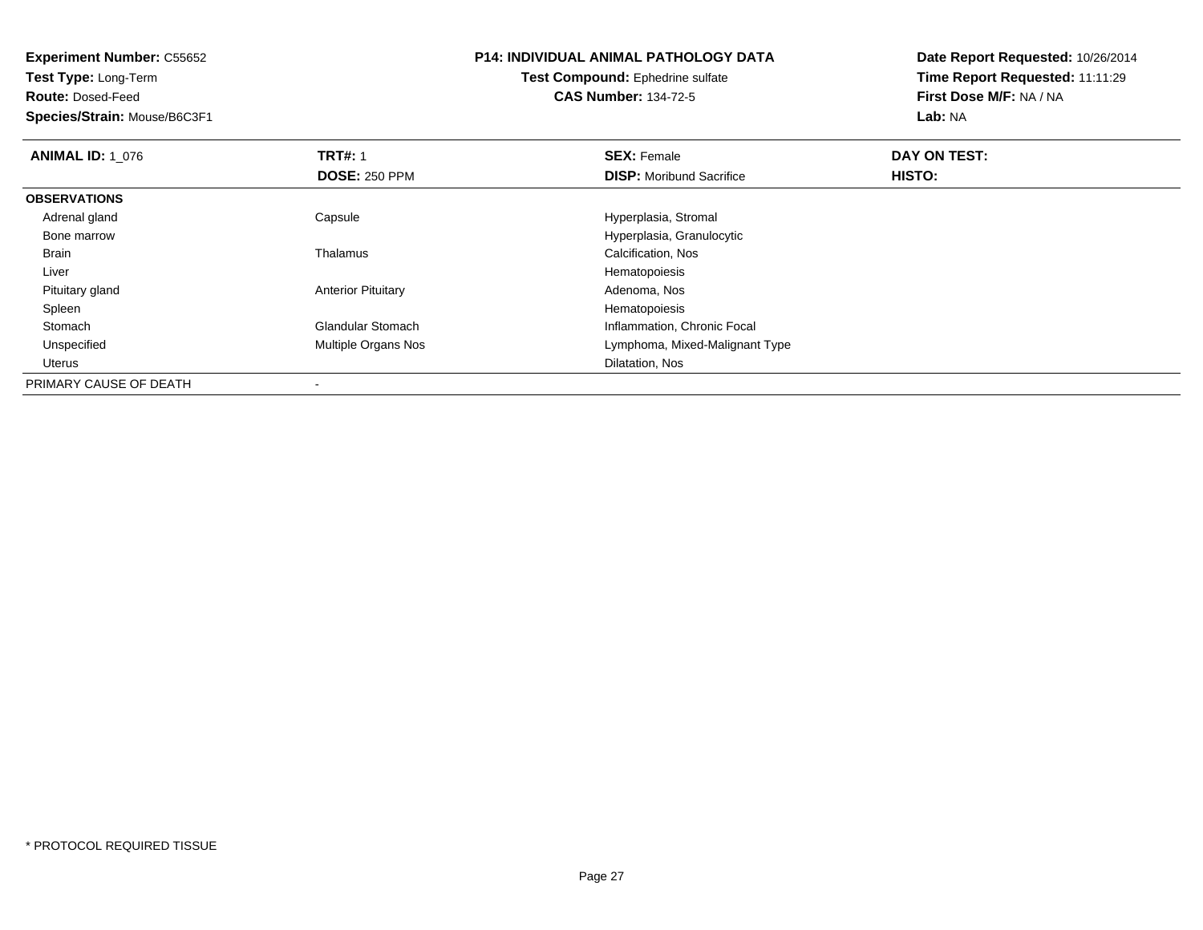**Experiment Number:** C55652
**Test Type:** Long-Term
**Route:** Dosed-Feed
**Species/Strain:** Mouse/B6C3F1

**P14: INDIVIDUAL ANIMAL PATHOLOGY DATA**
**Test Compound:** Ephedrine sulfate
**CAS Number:** 134-72-5

**Date Report Requested:** 10/26/2014
**Time Report Requested:** 11:11:29
**First Dose M/F:** NA / NA
**Lab:** NA

| **ANIMAL ID:** 1_076 | **TRT#:** 1 | **SEX:** Female | **DAY ON TEST:** |
|---|---|---|---|
| | **DOSE:** 250 PPM | **DISP:** Moribund Sacrifice | **HISTO:** |
| **OBSERVATIONS** | | | |
| Adrenal gland | Capsule | Hyperplasia, Stromal | |
| Bone marrow | | Hyperplasia, Granulocytic | |
| Brain | Thalamus | Calcification, Nos | |
| Liver | | Hematopoiesis | |
| Pituitary gland | Anterior Pituitary | Adenoma, Nos | |
| Spleen | | Hematopoiesis | |
| Stomach | Glandular Stomach | Inflammation, Chronic Focal | |
| Unspecified | Multiple Organs Nos | Lymphoma, Mixed-Malignant Type | |
| Uterus | | Dilatation, Nos | |
| PRIMARY CAUSE OF DEATH | - | | |

* PROTOCOL REQUIRED TISSUE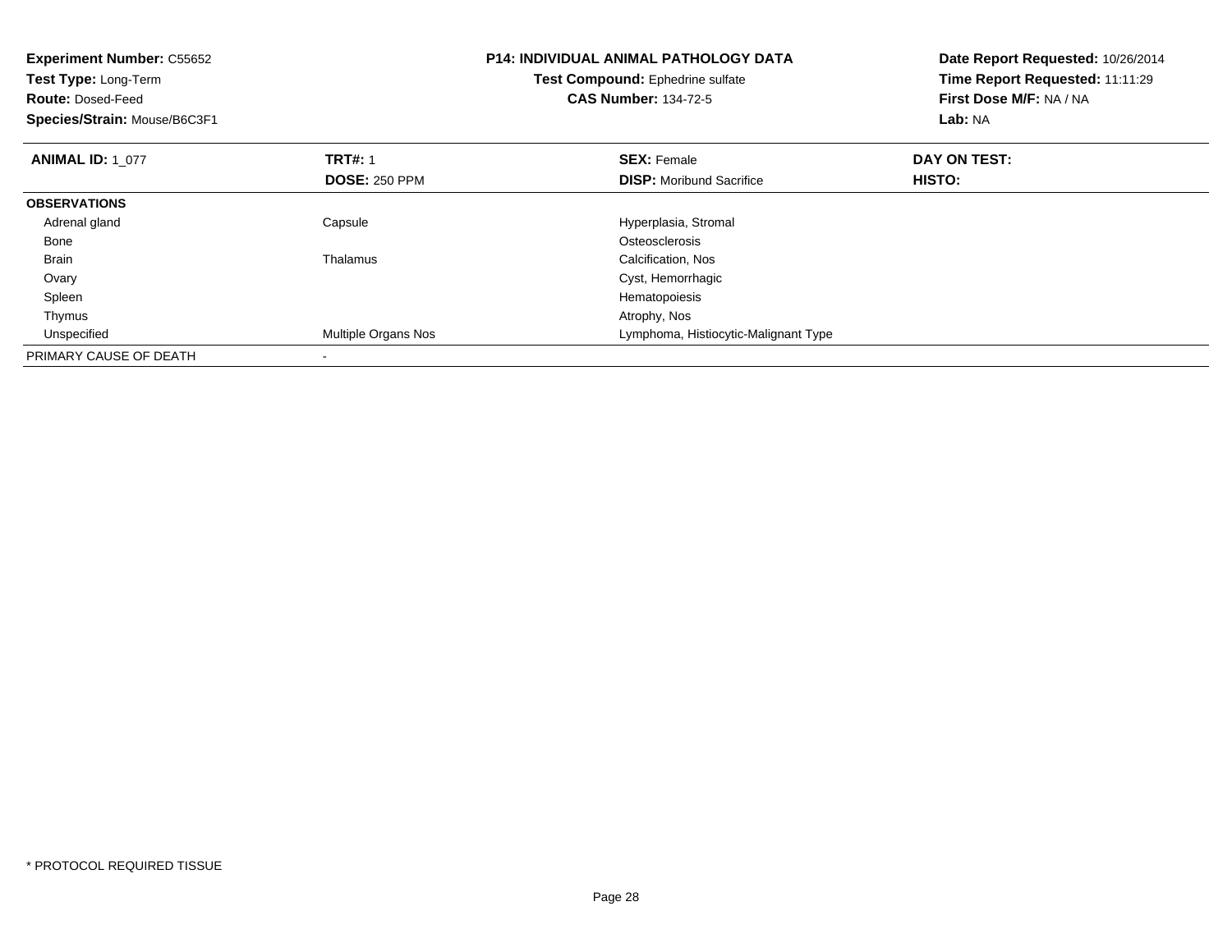**Experiment Number:** C55652
**Test Type:** Long-Term
**Route:** Dosed-Feed
**Species/Strain:** Mouse/B6C3F1

**P14: INDIVIDUAL ANIMAL PATHOLOGY DATA**
**Test Compound:** Ephedrine sulfate
**CAS Number:** 134-72-5

**Date Report Requested:** 10/26/2014
**Time Report Requested:** 11:11:29
**First Dose M/F:** NA / NA
**Lab:** NA

| **ANIMAL ID:** 1_077 | **TRT#:** 1 | **SEX:** Female | **DAY ON TEST:** |
|---|---|---|---|
| | **DOSE:** 250 PPM | **DISP:** Moribund Sacrifice | **HISTO:** |
| **OBSERVATIONS** | | | |
| Adrenal gland | Capsule | Hyperplasia, Stromal | |
| Bone | | Osteosclerosis | |
| Brain | Thalamus | Calcification, Nos | |
| Ovary | | Cyst, Hemorrhagic | |
| Spleen | | Hematopoiesis | |
| Thymus | | Atrophy, Nos | |
| Unspecified | Multiple Organs Nos | Lymphoma, Histiocytic-Malignant Type | |
| PRIMARY CAUSE OF DEATH | - | | |

* PROTOCOL REQUIRED TISSUE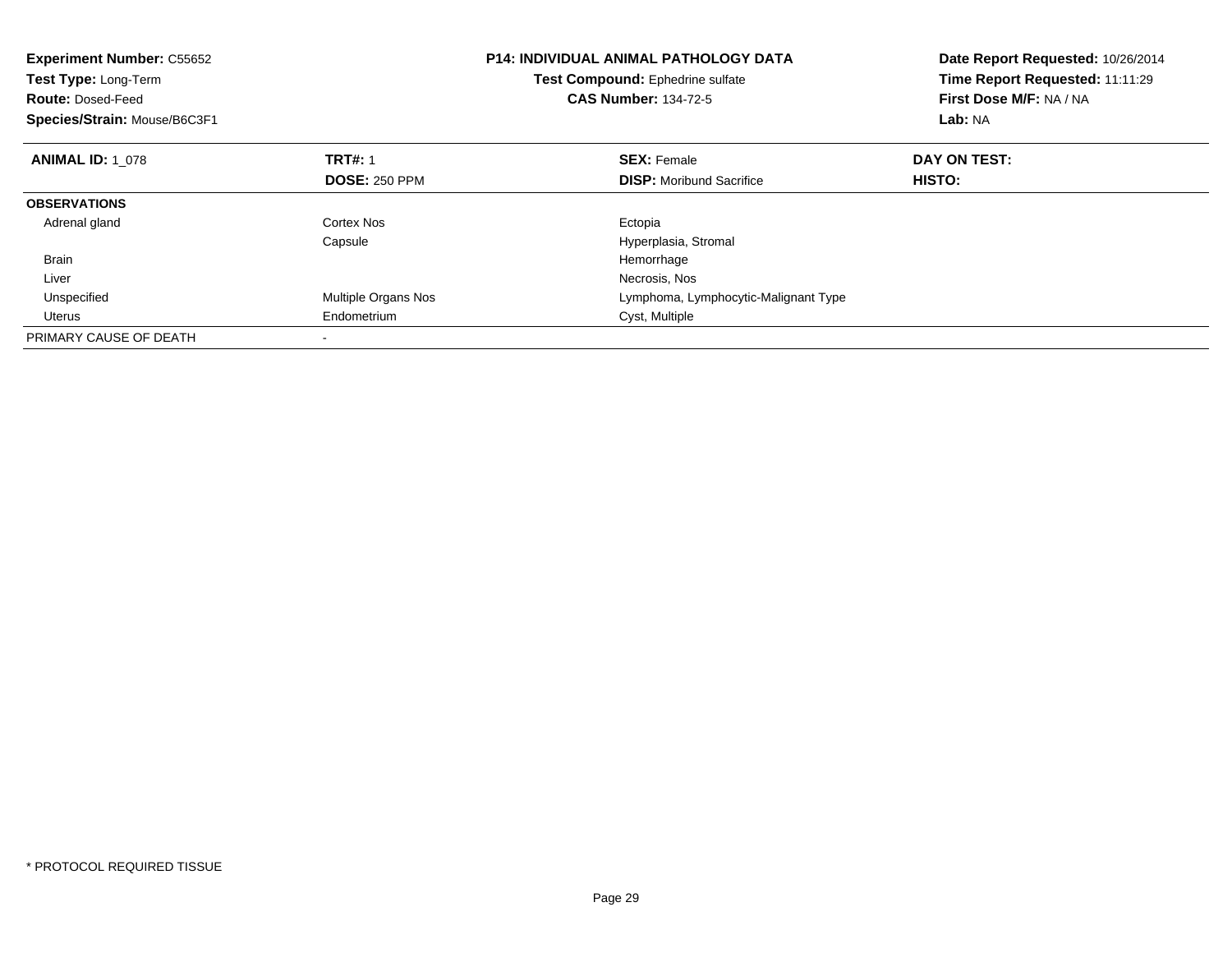**Experiment Number:** C55652
**Test Type:** Long-Term
**Route:** Dosed-Feed
**Species/Strain:** Mouse/B6C3F1

**P14: INDIVIDUAL ANIMAL PATHOLOGY DATA**
**Test Compound:** Ephedrine sulfate
**CAS Number:** 134-72-5

**Date Report Requested:** 10/26/2014
**Time Report Requested:** 11:11:29
**First Dose M/F:** NA / NA
**Lab:** NA

| **ANIMAL ID:** 1_078 | **TRT#:** 1 | **SEX:** Female | **DAY ON TEST:** |
|---|---|---|---|
| | **DOSE:** 250 PPM | **DISP:** Moribund Sacrifice | **HISTO:** |
| **OBSERVATIONS** | | | |
| Adrenal gland | Cortex Nos | Ectopia | |
| | Capsule | Hyperplasia, Stromal | |
| Brain | | Hemorrhage | |
| Liver | | Necrosis, Nos | |
| Unspecified | Multiple Organs Nos | Lymphoma, Lymphocytic-Malignant Type | |
| Uterus | Endometrium | Cyst, Multiple | |
| PRIMARY CAUSE OF DEATH | - | | |

* PROTOCOL REQUIRED TISSUE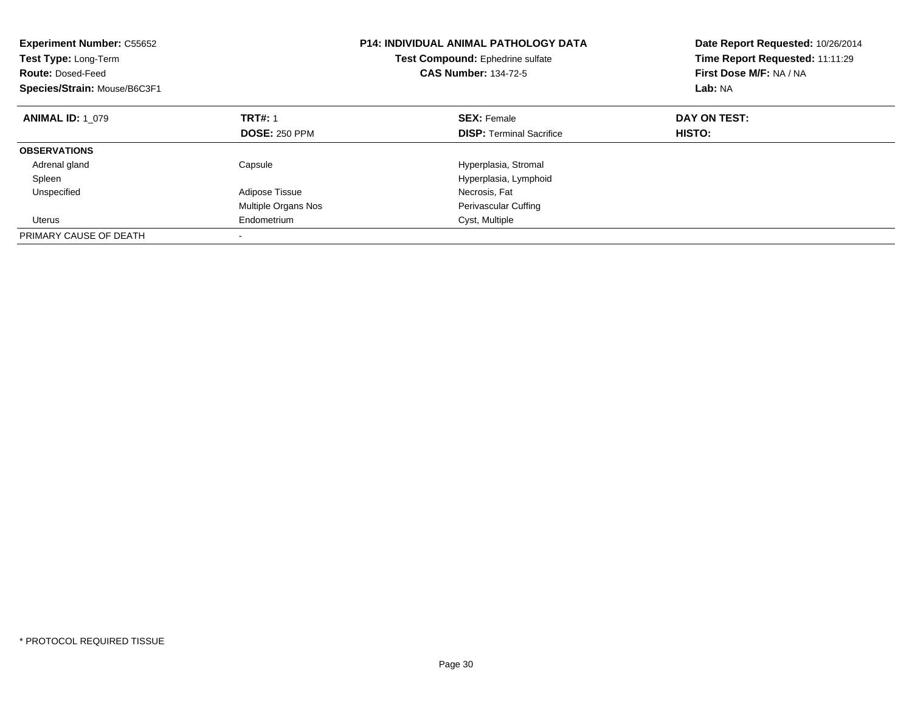**Experiment Number:** C55652
**Test Type:** Long-Term
**Route:** Dosed-Feed
**Species/Strain:** Mouse/B6C3F1

**P14: INDIVIDUAL ANIMAL PATHOLOGY DATA**
**Test Compound:** Ephedrine sulfate
**CAS Number:** 134-72-5

**Date Report Requested:** 10/26/2014
**Time Report Requested:** 11:11:29
**First Dose M/F:** NA / NA
**Lab:** NA

| **ANIMAL ID:** 1_079 | **TRT#:** 1 | **SEX:** Female | **DAY ON TEST:** |
|---|---|---|---|
| | **DOSE:** 250 PPM | **DISP:** Terminal Sacrifice | **HISTO:** |
| **OBSERVATIONS** | | | |
| Adrenal gland | Capsule | Hyperplasia, Stromal | |
| Spleen | | Hyperplasia, Lymphoid | |
| Unspecified | Adipose Tissue | Necrosis, Fat | |
| | Multiple Organs Nos | Perivascular Cuffing | |
| Uterus | Endometrium | Cyst, Multiple | |
| PRIMARY CAUSE OF DEATH | - | | |

* PROTOCOL REQUIRED TISSUE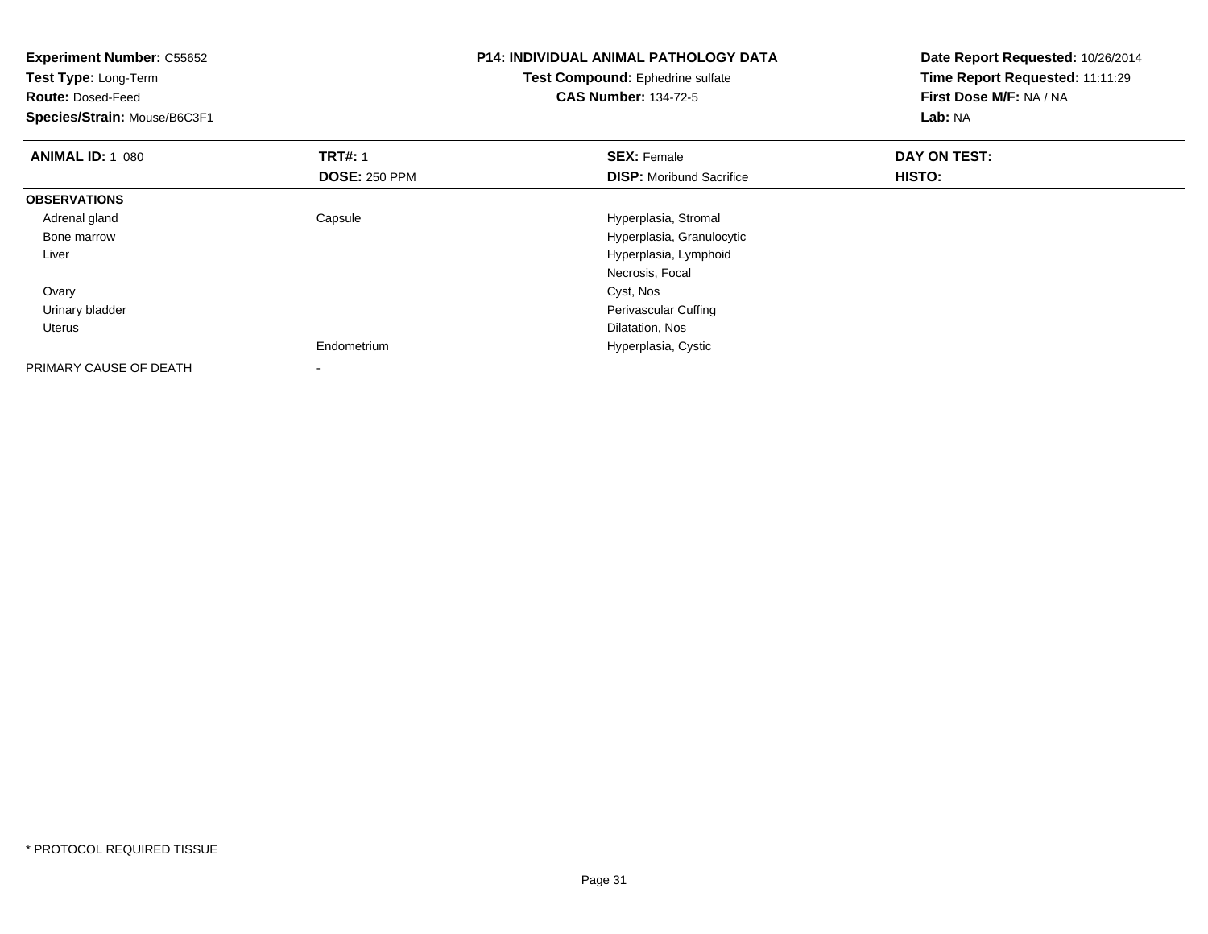**Experiment Number:** C55652
**Test Type:** Long-Term
**Route:** Dosed-Feed
**Species/Strain:** Mouse/B6C3F1

**P14: INDIVIDUAL ANIMAL PATHOLOGY DATA**
**Test Compound:** Ephedrine sulfate
**CAS Number:** 134-72-5

**Date Report Requested:** 10/26/2014
**Time Report Requested:** 11:11:29
**First Dose M/F:** NA / NA
**Lab:** NA

| **ANIMAL ID:** 1_080 | **TRT#:** 1 | **SEX:** Female | **DAY ON TEST:** |
|---|---|---|---|
| | **DOSE:** 250 PPM | **DISP:** Moribund Sacrifice | **HISTO:** |
| **OBSERVATIONS** | | | |
| Adrenal gland | Capsule | Hyperplasia, Stromal | |
| Bone marrow | | Hyperplasia, Granulocytic | |
| Liver | | Hyperplasia, Lymphoid | |
| | | Necrosis, Focal | |
| Ovary | | Cyst, Nos | |
| Urinary bladder | | Perivascular Cuffing | |
| Uterus | | Dilatation, Nos | |
| | Endometrium | Hyperplasia, Cystic | |
| PRIMARY CAUSE OF DEATH | - | | |

* PROTOCOL REQUIRED TISSUE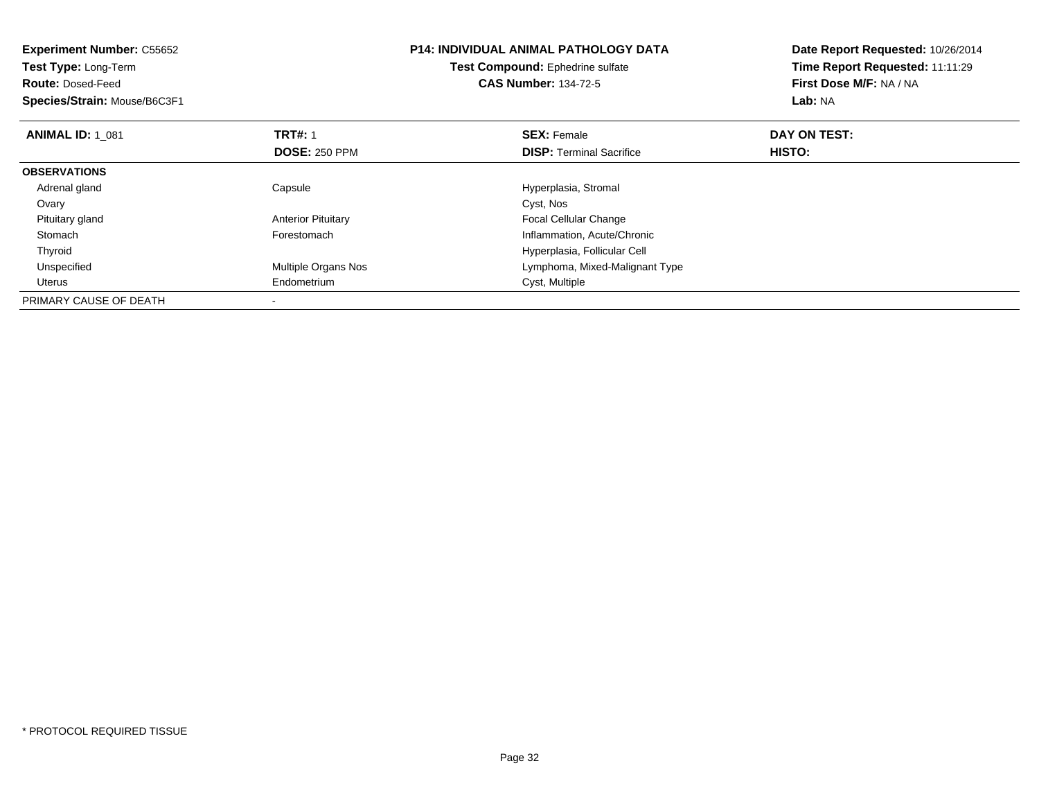**Experiment Number:** C55652
**Test Type:** Long-Term
**Route:** Dosed-Feed
**Species/Strain:** Mouse/B6C3F1

**P14: INDIVIDUAL ANIMAL PATHOLOGY DATA**
**Test Compound:** Ephedrine sulfate
**CAS Number:** 134-72-5

**Date Report Requested:** 10/26/2014
**Time Report Requested:** 11:11:29
**First Dose M/F:** NA / NA
**Lab:** NA

| **ANIMAL ID:** 1_081 | **TRT#:** 1 | **SEX:** Female | **DAY ON TEST:** |
|---|---|---|---|
| | **DOSE:** 250 PPM | **DISP:** Terminal Sacrifice | **HISTO:** |
| **OBSERVATIONS** | | | |
| Adrenal gland | Capsule | Hyperplasia, Stromal | |
| Ovary | | Cyst, Nos | |
| Pituitary gland | Anterior Pituitary | Focal Cellular Change | |
| Stomach | Forestomach | Inflammation, Acute/Chronic | |
| Thyroid | | Hyperplasia, Follicular Cell | |
| Unspecified | Multiple Organs Nos | Lymphoma, Mixed-Malignant Type | |
| Uterus | Endometrium | Cyst, Multiple | |
| PRIMARY CAUSE OF DEATH | - | | |

* PROTOCOL REQUIRED TISSUE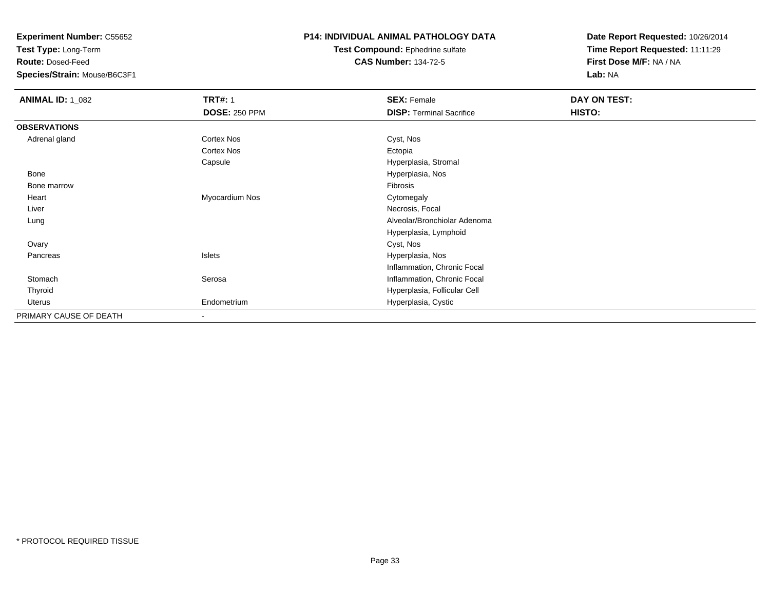**Experiment Number:** C55652
**Test Type:** Long-Term
**Route:** Dosed-Feed
**Species/Strain:** Mouse/B6C3F1

**P14: INDIVIDUAL ANIMAL PATHOLOGY DATA**
**Test Compound:** Ephedrine sulfate
**CAS Number:** 134-72-5

**Date Report Requested:** 10/26/2014
**Time Report Requested:** 11:11:29
**First Dose M/F:** NA / NA
**Lab:** NA

| **ANIMAL ID:** 1_082 | **TRT#:** 1 | **SEX:** Female | **DAY ON TEST:** |
|---|---|---|---|
| | **DOSE:** 250 PPM | **DISP:** Terminal Sacrifice | **HISTO:** |
| **OBSERVATIONS** | | | |
| Adrenal gland | Cortex Nos | Cyst, Nos | |
| | Cortex Nos | Ectopia | |
| | Capsule | Hyperplasia, Stromal | |
| Bone | | Hyperplasia, Nos | |
| Bone marrow | | Fibrosis | |
| Heart | Myocardium Nos | Cytomegaly | |
| Liver | | Necrosis, Focal | |
| Lung | | Alveolar/Bronchiolar Adenoma | |
| | | Hyperplasia, Lymphoid | |
| Ovary | | Cyst, Nos | |
| Pancreas | Islets | Hyperplasia, Nos | |
| | | Inflammation, Chronic Focal | |
| Stomach | Serosa | Inflammation, Chronic Focal | |
| Thyroid | | Hyperplasia, Follicular Cell | |
| Uterus | Endometrium | Hyperplasia, Cystic | |
| PRIMARY CAUSE OF DEATH | - | | |

* PROTOCOL REQUIRED TISSUE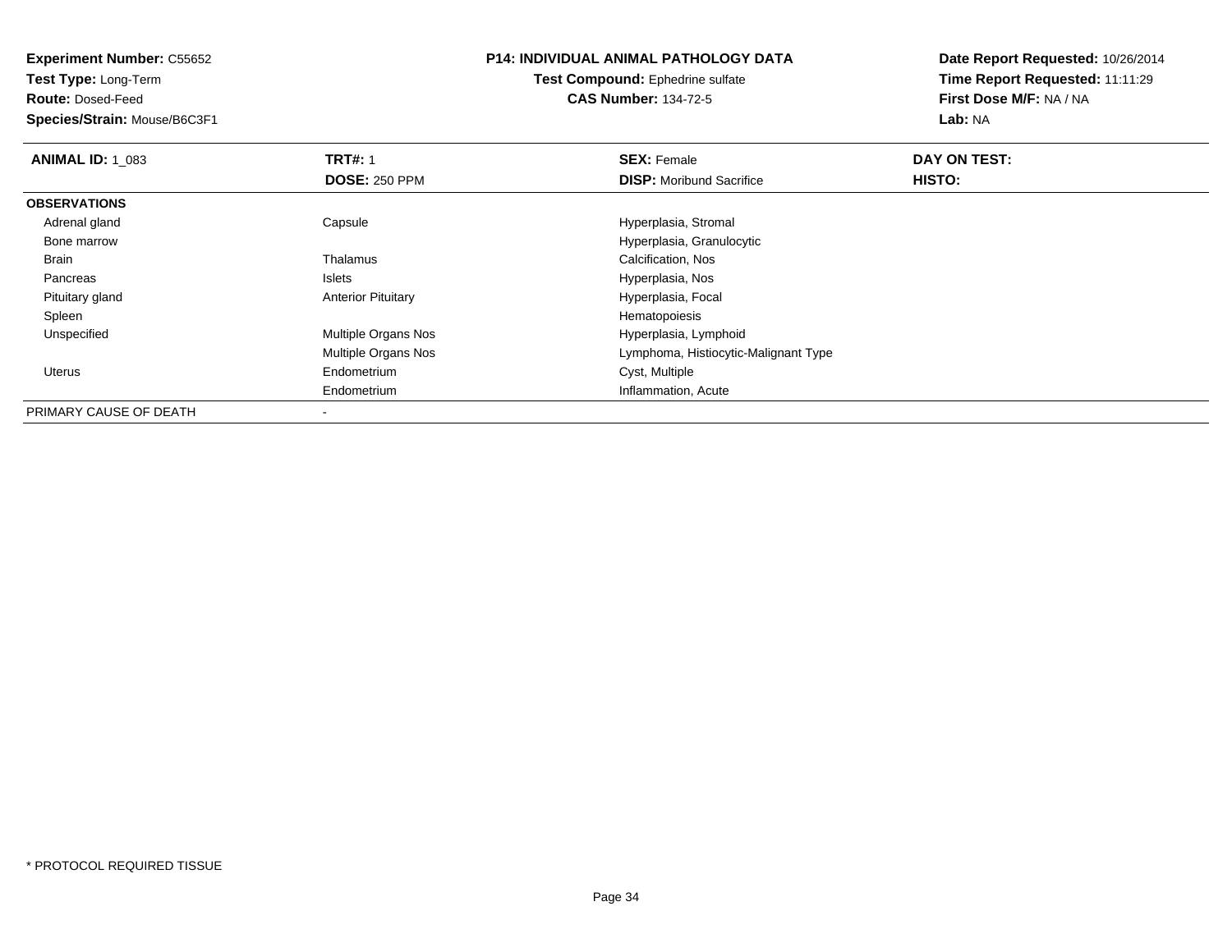**Experiment Number:** C55652
**Test Type:** Long-Term
**Route:** Dosed-Feed
**Species/Strain:** Mouse/B6C3F1

**P14: INDIVIDUAL ANIMAL PATHOLOGY DATA**
**Test Compound:** Ephedrine sulfate
**CAS Number:** 134-72-5

**Date Report Requested:** 10/26/2014
**Time Report Requested:** 11:11:29
**First Dose M/F:** NA / NA
**Lab:** NA

| **ANIMAL ID:** 1_083 | **TRT#:** 1 | **SEX:** Female | **DAY ON TEST:** |
|---|---|---|---|
| | **DOSE:** 250 PPM | **DISP:** Moribund Sacrifice | **HISTO:** |
| **OBSERVATIONS** | | | |
| Adrenal gland | Capsule | Hyperplasia, Stromal | |
| Bone marrow | | Hyperplasia, Granulocytic | |
| Brain | Thalamus | Calcification, Nos | |
| Pancreas | Islets | Hyperplasia, Nos | |
| Pituitary gland | Anterior Pituitary | Hyperplasia, Focal | |
| Spleen | | Hematopoiesis | |
| Unspecified | Multiple Organs Nos | Hyperplasia, Lymphoid | |
| | Multiple Organs Nos | Lymphoma, Histiocytic-Malignant Type | |
| Uterus | Endometrium | Cyst, Multiple | |
| | Endometrium | Inflammation, Acute | |
| PRIMARY CAUSE OF DEATH | - | | |

* PROTOCOL REQUIRED TISSUE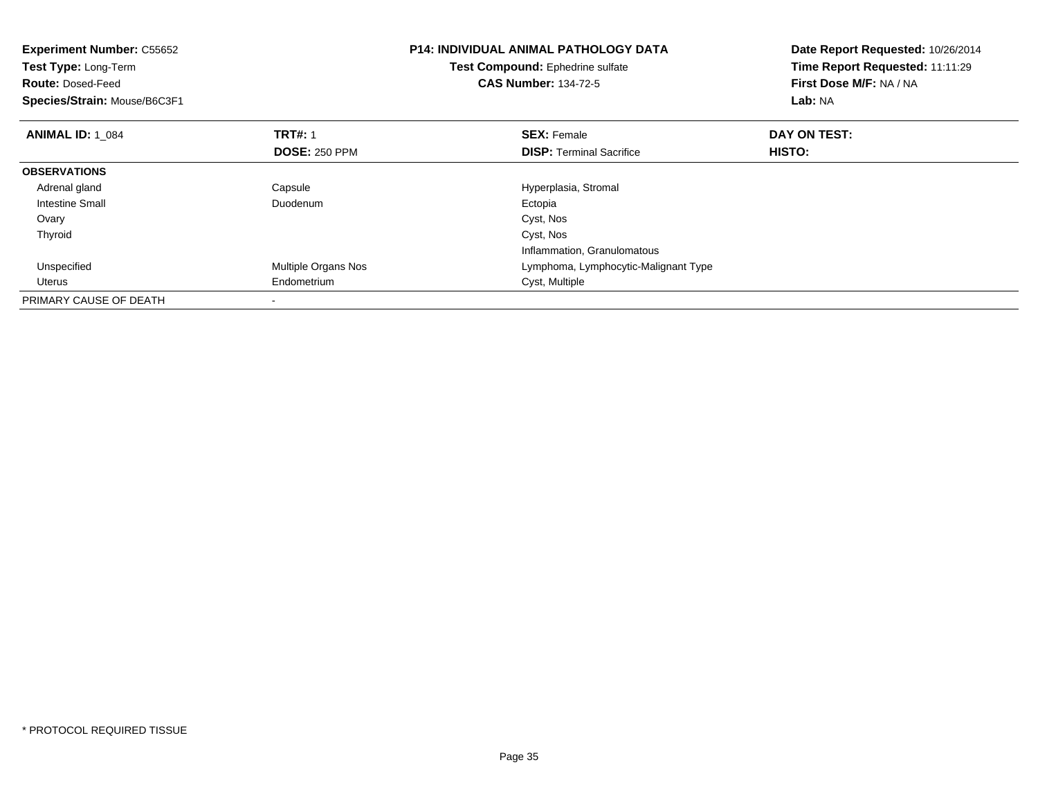**Experiment Number:** C55652
**Test Type:** Long-Term
**Route:** Dosed-Feed
**Species/Strain:** Mouse/B6C3F1

**P14: INDIVIDUAL ANIMAL PATHOLOGY DATA**
**Test Compound:** Ephedrine sulfate
**CAS Number:** 134-72-5

**Date Report Requested:** 10/26/2014
**Time Report Requested:** 11:11:29
**First Dose M/F:** NA / NA
**Lab:** NA

| **ANIMAL ID:** 1_084 | **TRT#:** 1 | **SEX:** Female | **DAY ON TEST:** |
|---|---|---|---|
| | **DOSE:** 250 PPM | **DISP:** Terminal Sacrifice | **HISTO:** |
| **OBSERVATIONS** | | | |
| Adrenal gland | Capsule | Hyperplasia, Stromal | |
| Intestine Small | Duodenum | Ectopia | |
| Ovary | | Cyst, Nos | |
| Thyroid | | Cyst, Nos | |
| | | Inflammation, Granulomatous | |
| Unspecified | Multiple Organs Nos | Lymphoma, Lymphocytic-Malignant Type | |
| Uterus | Endometrium | Cyst, Multiple | |
| PRIMARY CAUSE OF DEATH | - | | |

* PROTOCOL REQUIRED TISSUE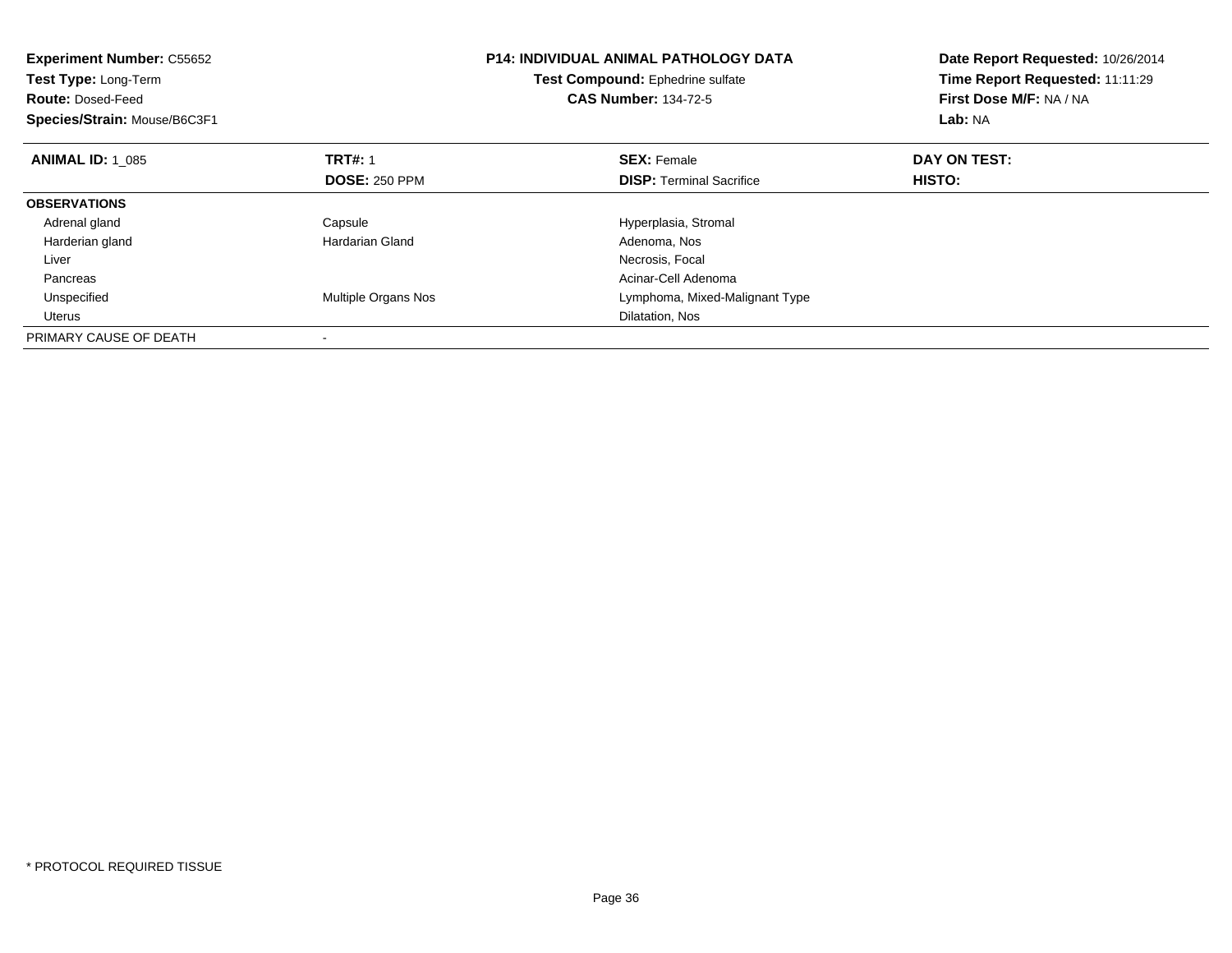**Experiment Number:** C55652
**Test Type:** Long-Term
**Route:** Dosed-Feed
**Species/Strain:** Mouse/B6C3F1

**P14: INDIVIDUAL ANIMAL PATHOLOGY DATA**
**Test Compound:** Ephedrine sulfate
**CAS Number:** 134-72-5

**Date Report Requested:** 10/26/2014
**Time Report Requested:** 11:11:29
**First Dose M/F:** NA / NA
**Lab:** NA

| **ANIMAL ID:** 1_085 | **TRT#:** 1 | **SEX:** Female | **DAY ON TEST:** |
|---|---|---|---|
| | **DOSE:** 250 PPM | **DISP:** Terminal Sacrifice | **HISTO:** |
| **OBSERVATIONS** | | | |
| Adrenal gland | Capsule | Hyperplasia, Stromal | |
| Harderian gland | Hardarian Gland | Adenoma, Nos | |
| Liver | | Necrosis, Focal | |
| Pancreas | | Acinar-Cell Adenoma | |
| Unspecified | Multiple Organs Nos | Lymphoma, Mixed-Malignant Type | |
| Uterus | | Dilatation, Nos | |
| PRIMARY CAUSE OF DEATH | - | | |

* PROTOCOL REQUIRED TISSUE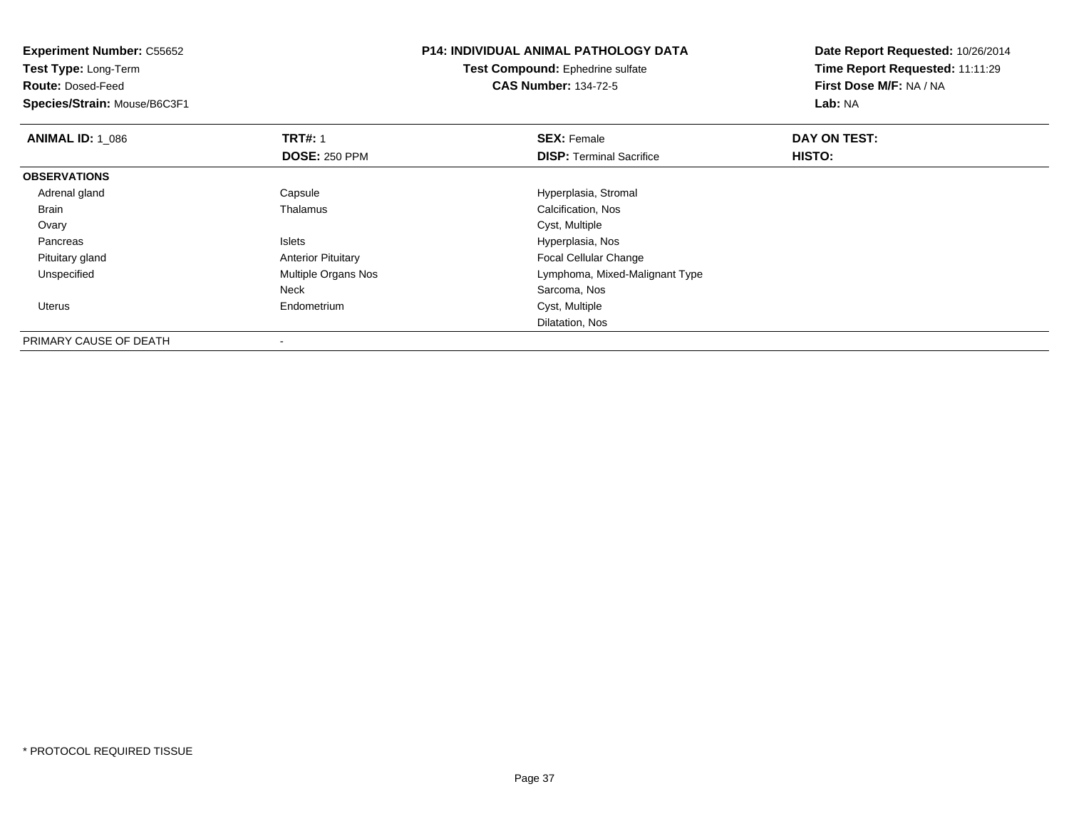**Experiment Number:** C55652
**Test Type:** Long-Term
**Route:** Dosed-Feed
**Species/Strain:** Mouse/B6C3F1

**P14: INDIVIDUAL ANIMAL PATHOLOGY DATA**
**Test Compound:** Ephedrine sulfate
**CAS Number:** 134-72-5

**Date Report Requested:** 10/26/2014
**Time Report Requested:** 11:11:29
**First Dose M/F:** NA / NA
**Lab:** NA

| **ANIMAL ID:** 1_086 | **TRT#:** 1 | **SEX:** Female | **DAY ON TEST:** |
|---|---|---|---|
| | **DOSE:** 250 PPM | **DISP:** Terminal Sacrifice | **HISTO:** |
| **OBSERVATIONS** | | | |
| Adrenal gland | Capsule | Hyperplasia, Stromal | |
| Brain | Thalamus | Calcification, Nos | |
| Ovary | | Cyst, Multiple | |
| Pancreas | Islets | Hyperplasia, Nos | |
| Pituitary gland | Anterior Pituitary | Focal Cellular Change | |
| Unspecified | Multiple Organs Nos | Lymphoma, Mixed-Malignant Type | |
| | Neck | Sarcoma, Nos | |
| Uterus | Endometrium | Cyst, Multiple | |
| | | Dilatation, Nos | |
| PRIMARY CAUSE OF DEATH | - | | |

* PROTOCOL REQUIRED TISSUE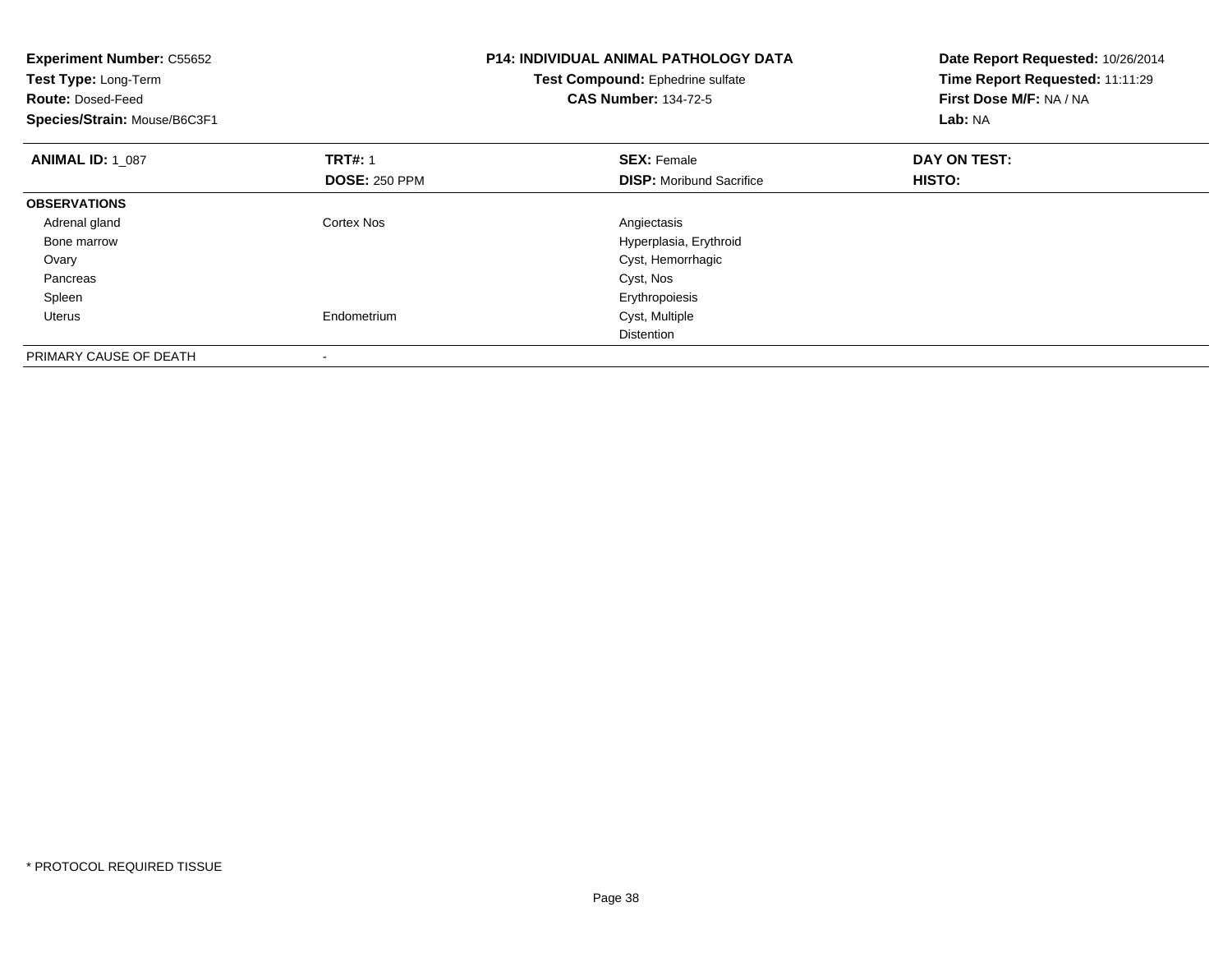**Experiment Number:** C55652
**Test Type:** Long-Term
**Route:** Dosed-Feed
**Species/Strain:** Mouse/B6C3F1

**P14: INDIVIDUAL ANIMAL PATHOLOGY DATA**
**Test Compound:** Ephedrine sulfate
**CAS Number:** 134-72-5

**Date Report Requested:** 10/26/2014
**Time Report Requested:** 11:11:29
**First Dose M/F:** NA / NA
**Lab:** NA

| **ANIMAL ID:** 1_087 | **TRT#:** 1 | **SEX:** Female | **DAY ON TEST:** |
|---|---|---|---|
| | **DOSE:** 250 PPM | **DISP:** Moribund Sacrifice | **HISTO:** |
| **OBSERVATIONS** | | | |
| Adrenal gland | Cortex Nos | Angiectasis | |
| Bone marrow | | Hyperplasia, Erythroid | |
| Ovary | | Cyst, Hemorrhagic | |
| Pancreas | | Cyst, Nos | |
| Spleen | | Erythropoiesis | |
| Uterus | Endometrium | Cyst, Multiple | |
| | | Distention | |
| PRIMARY CAUSE OF DEATH | - | | |

* PROTOCOL REQUIRED TISSUE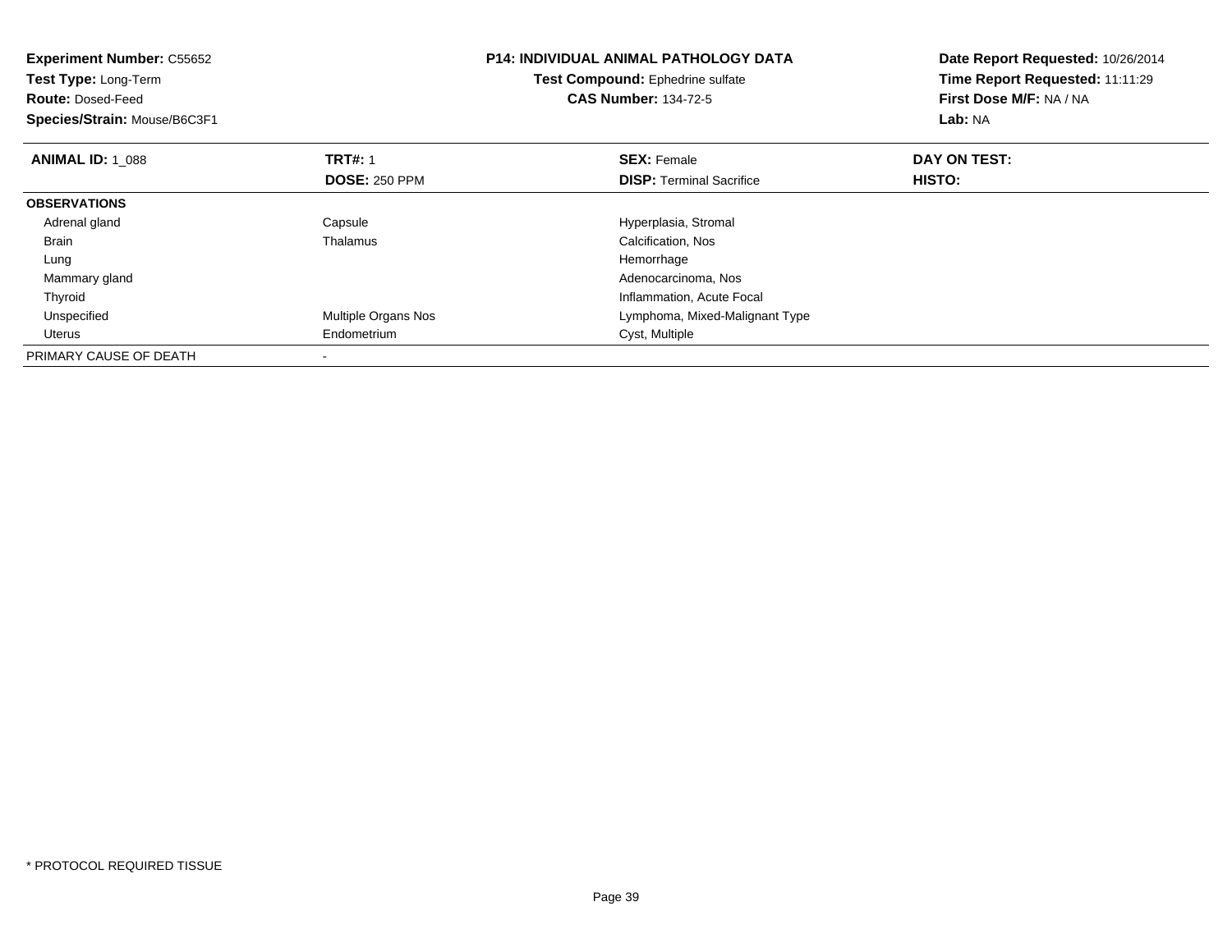**Experiment Number:** C55652
**Test Type:** Long-Term
**Route:** Dosed-Feed
**Species/Strain:** Mouse/B6C3F1

**P14: INDIVIDUAL ANIMAL PATHOLOGY DATA**
**Test Compound:** Ephedrine sulfate
**CAS Number:** 134-72-5

**Date Report Requested:** 10/26/2014
**Time Report Requested:** 11:11:29
**First Dose M/F:** NA / NA
**Lab:** NA

| **ANIMAL ID:** 1_088 | **TRT#:** 1 | **SEX:** Female | **DAY ON TEST:** |
|---|---|---|---|
| | **DOSE:** 250 PPM | **DISP:** Terminal Sacrifice | **HISTO:** |
| **OBSERVATIONS** | | | |
| Adrenal gland | Capsule | Hyperplasia, Stromal | |
| Brain | Thalamus | Calcification, Nos | |
| Lung | | Hemorrhage | |
| Mammary gland | | Adenocarcinoma, Nos | |
| Thyroid | | Inflammation, Acute Focal | |
| Unspecified | Multiple Organs Nos | Lymphoma, Mixed-Malignant Type | |
| Uterus | Endometrium | Cyst, Multiple | |
| PRIMARY CAUSE OF DEATH | - | | |

\* PROTOCOL REQUIRED TISSUE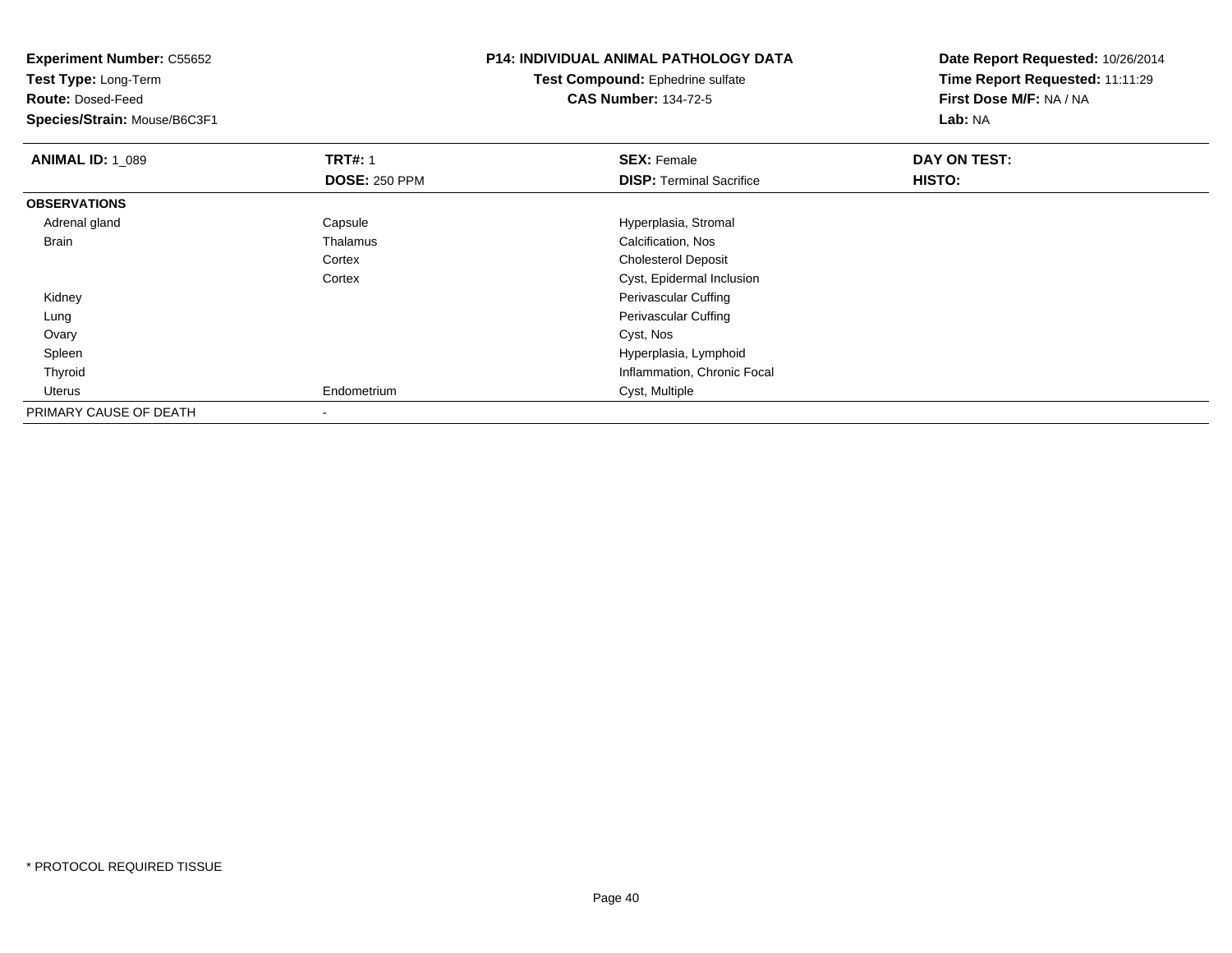**Experiment Number:** C55652
**Test Type:** Long-Term
**Route:** Dosed-Feed
**Species/Strain:** Mouse/B6C3F1

**P14: INDIVIDUAL ANIMAL PATHOLOGY DATA**
**Test Compound:** Ephedrine sulfate
**CAS Number:** 134-72-5

**Date Report Requested:** 10/26/2014
**Time Report Requested:** 11:11:29
**First Dose M/F:** NA / NA
**Lab:** NA

| **ANIMAL ID:** 1_089 | **TRT#:** 1 | **SEX:** Female | **DAY ON TEST:** |
|---|---|---|---|
| | **DOSE:** 250 PPM | **DISP:** Terminal Sacrifice | **HISTO:** |
| **OBSERVATIONS** | | | |
| Adrenal gland | Capsule | Hyperplasia, Stromal | |
| Brain | Thalamus | Calcification, Nos | |
| | Cortex | Cholesterol Deposit | |
| | Cortex | Cyst, Epidermal Inclusion | |
| Kidney | | Perivascular Cuffing | |
| Lung | | Perivascular Cuffing | |
| Ovary | | Cyst, Nos | |
| Spleen | | Hyperplasia, Lymphoid | |
| Thyroid | | Inflammation, Chronic Focal | |
| Uterus | Endometrium | Cyst, Multiple | |
| PRIMARY CAUSE OF DEATH | - | | |

* PROTOCOL REQUIRED TISSUE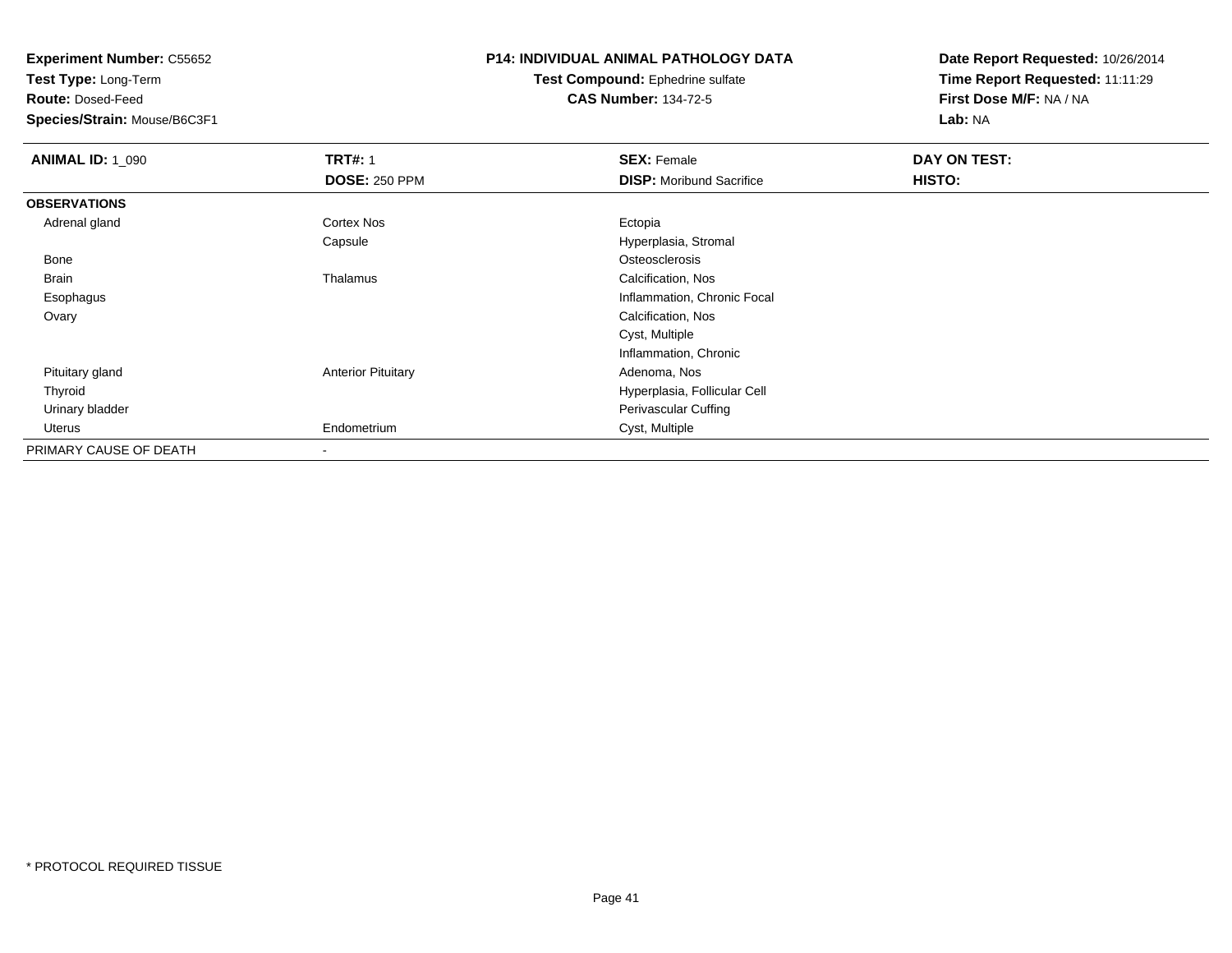**Experiment Number:** C55652
**Test Type:** Long-Term
**Route:** Dosed-Feed
**Species/Strain:** Mouse/B6C3F1

**P14: INDIVIDUAL ANIMAL PATHOLOGY DATA**
**Test Compound:** Ephedrine sulfate
**CAS Number:** 134-72-5

**Date Report Requested:** 10/26/2014
**Time Report Requested:** 11:11:29
**First Dose M/F:** NA / NA
**Lab:** NA

| **ANIMAL ID:** 1_090 | **TRT#:** 1 | **SEX:** Female | **DAY ON TEST:** |
|---|---|---|---|
| | **DOSE:** 250 PPM | **DISP:** Moribund Sacrifice | **HISTO:** |
| **OBSERVATIONS** | | | |
| Adrenal gland | Cortex Nos | Ectopia | |
| | Capsule | Hyperplasia, Stromal | |
| Bone | | Osteosclerosis | |
| Brain | Thalamus | Calcification, Nos | |
| Esophagus | | Inflammation, Chronic Focal | |
| Ovary | | Calcification, Nos | |
| | | Cyst, Multiple | |
| | | Inflammation, Chronic | |
| Pituitary gland | Anterior Pituitary | Adenoma, Nos | |
| Thyroid | | Hyperplasia, Follicular Cell | |
| Urinary bladder | | Perivascular Cuffing | |
| Uterus | Endometrium | Cyst, Multiple | |
| PRIMARY CAUSE OF DEATH | - | | |

* PROTOCOL REQUIRED TISSUE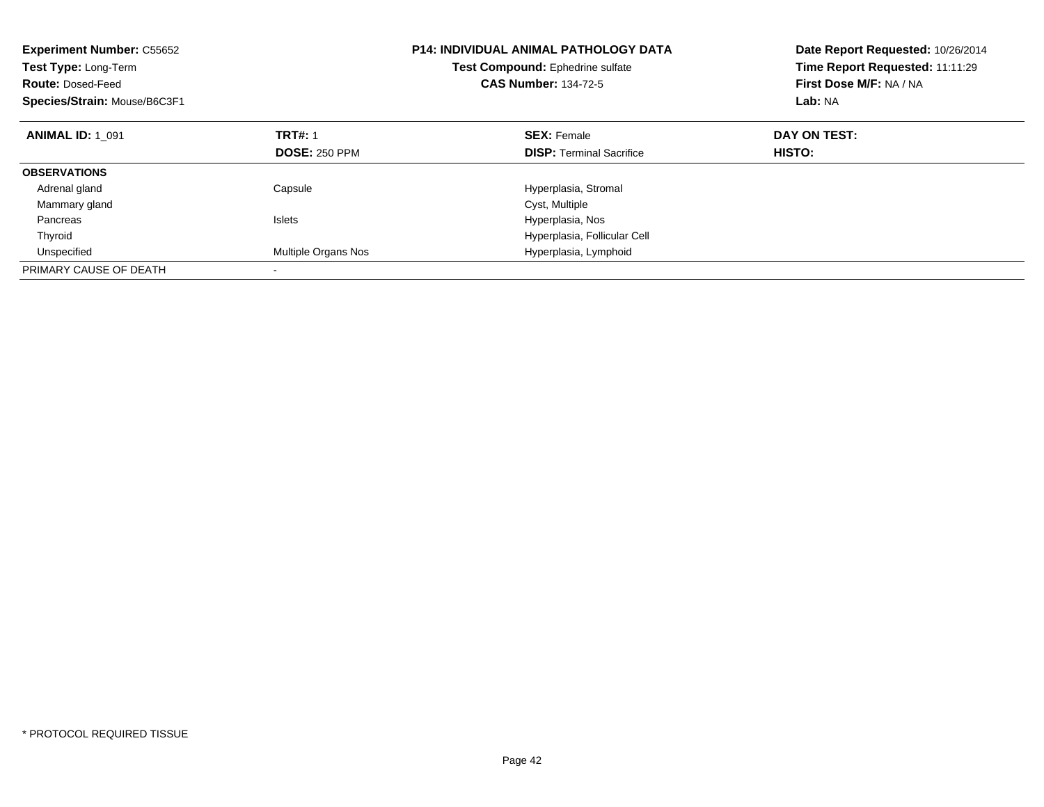**Experiment Number:** C55652
**Test Type:** Long-Term
**Route:** Dosed-Feed
**Species/Strain:** Mouse/B6C3F1

**P14: INDIVIDUAL ANIMAL PATHOLOGY DATA**
**Test Compound:** Ephedrine sulfate
**CAS Number:** 134-72-5

**Date Report Requested:** 10/26/2014
**Time Report Requested:** 11:11:29
**First Dose M/F:** NA / NA
**Lab:** NA

| **ANIMAL ID:** 1_091 | **TRT#:** 1 | **SEX:** Female | **DAY ON TEST:** |
|---|---|---|---|
| | **DOSE:** 250 PPM | **DISP:** Terminal Sacrifice | **HISTO:** |
| **OBSERVATIONS** | | | |
| Adrenal gland | Capsule | Hyperplasia, Stromal | |
| Mammary gland | | Cyst, Multiple | |
| Pancreas | Islets | Hyperplasia, Nos | |
| Thyroid | | Hyperplasia, Follicular Cell | |
| Unspecified | Multiple Organs Nos | Hyperplasia, Lymphoid | |
| PRIMARY CAUSE OF DEATH | - | | |

* PROTOCOL REQUIRED TISSUE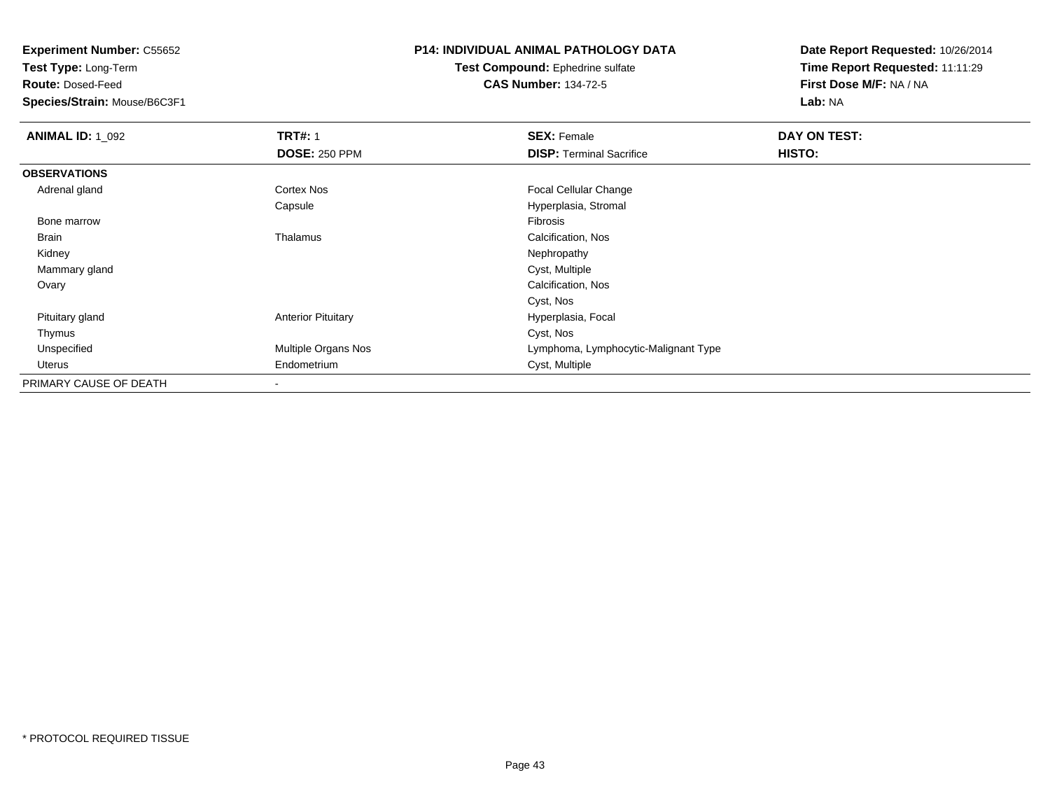**Experiment Number:** C55652
**Test Type:** Long-Term
**Route:** Dosed-Feed
**Species/Strain:** Mouse/B6C3F1

**P14: INDIVIDUAL ANIMAL PATHOLOGY DATA**
**Test Compound:** Ephedrine sulfate
**CAS Number:** 134-72-5

**Date Report Requested:** 10/26/2014
**Time Report Requested:** 11:11:29
**First Dose M/F:** NA / NA
**Lab:** NA

| **ANIMAL ID:** 1_092 | **TRT#:** 1 | **SEX:** Female | **DAY ON TEST:** |
|---|---|---|---|
| | **DOSE:** 250 PPM | **DISP:** Terminal Sacrifice | **HISTO:** |
| **OBSERVATIONS** | | | |
| Adrenal gland | Cortex Nos | Focal Cellular Change | |
| | Capsule | Hyperplasia, Stromal | |
| Bone marrow | | Fibrosis | |
| Brain | Thalamus | Calcification, Nos | |
| Kidney | | Nephropathy | |
| Mammary gland | | Cyst, Multiple | |
| Ovary | | Calcification, Nos | |
| | | Cyst, Nos | |
| Pituitary gland | Anterior Pituitary | Hyperplasia, Focal | |
| Thymus | | Cyst, Nos | |
| Unspecified | Multiple Organs Nos | Lymphoma, Lymphocytic-Malignant Type | |
| Uterus | Endometrium | Cyst, Multiple | |
| PRIMARY CAUSE OF DEATH | - | | |

* PROTOCOL REQUIRED TISSUE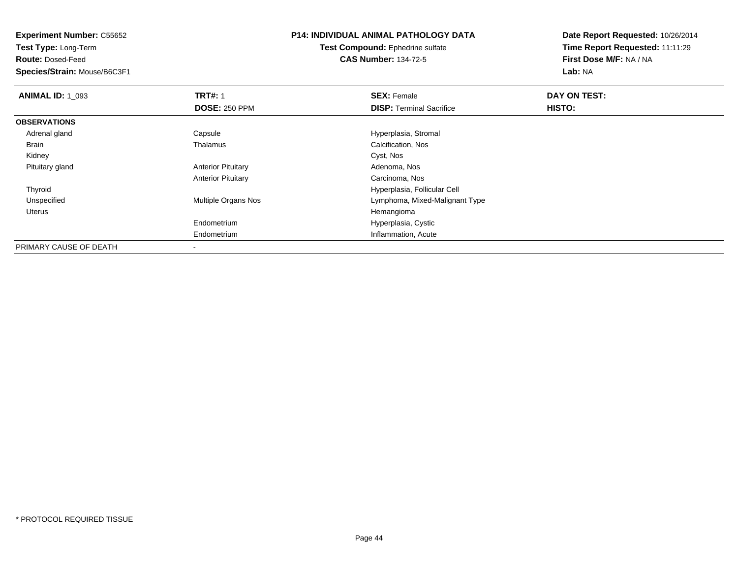**Experiment Number:** C55652
**Test Type:** Long-Term
**Route:** Dosed-Feed
**Species/Strain:** Mouse/B6C3F1

**P14: INDIVIDUAL ANIMAL PATHOLOGY DATA**
**Test Compound:** Ephedrine sulfate
**CAS Number:** 134-72-5

**Date Report Requested:** 10/26/2014
**Time Report Requested:** 11:11:29
**First Dose M/F:** NA / NA
**Lab:** NA

| **ANIMAL ID:** 1_093 | **TRT#:** 1 | **SEX:** Female | **DAY ON TEST:** |
|---|---|---|---|
| | **DOSE:** 250 PPM | **DISP:** Terminal Sacrifice | **HISTO:** |
| **OBSERVATIONS** | | | |
| Adrenal gland | Capsule | Hyperplasia, Stromal | |
| Brain | Thalamus | Calcification, Nos | |
| Kidney | | Cyst, Nos | |
| Pituitary gland | Anterior Pituitary | Adenoma, Nos | |
| | Anterior Pituitary | Carcinoma, Nos | |
| Thyroid | | Hyperplasia, Follicular Cell | |
| Unspecified | Multiple Organs Nos | Lymphoma, Mixed-Malignant Type | |
| Uterus | | Hemangioma | |
| | Endometrium | Hyperplasia, Cystic | |
| | Endometrium | Inflammation, Acute | |
| PRIMARY CAUSE OF DEATH | - | | |

* PROTOCOL REQUIRED TISSUE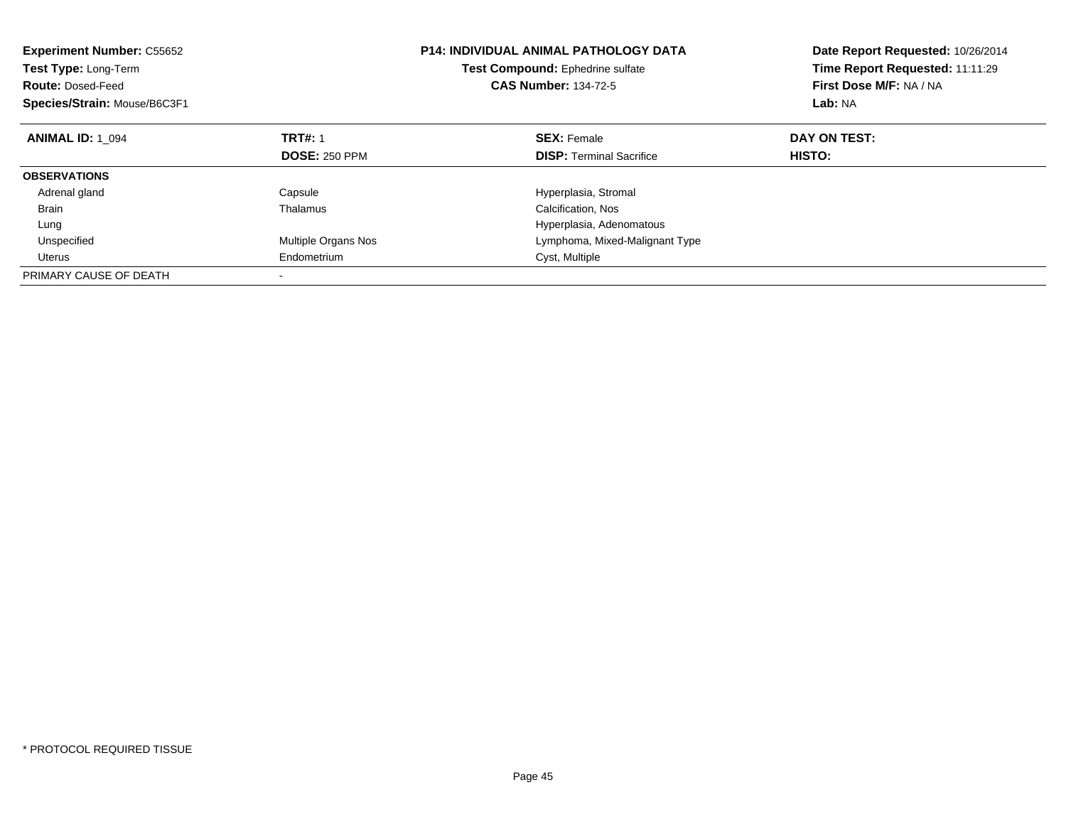**Experiment Number:** C55652
**Test Type:** Long-Term
**Route:** Dosed-Feed
**Species/Strain:** Mouse/B6C3F1

**P14: INDIVIDUAL ANIMAL PATHOLOGY DATA**
**Test Compound:** Ephedrine sulfate
**CAS Number:** 134-72-5

**Date Report Requested:** 10/26/2014
**Time Report Requested:** 11:11:29
**First Dose M/F:** NA / NA
**Lab:** NA

| **ANIMAL ID:** 1_094 | **TRT#:** 1 | **SEX:** Female | **DAY ON TEST:** |
|---|---|---|---|
| | **DOSE:** 250 PPM | **DISP:** Terminal Sacrifice | **HISTO:** |
| **OBSERVATIONS** | | | |
| Adrenal gland | Capsule | Hyperplasia, Stromal | |
| Brain | Thalamus | Calcification, Nos | |
| Lung | | Hyperplasia, Adenomatous | |
| Unspecified | Multiple Organs Nos | Lymphoma, Mixed-Malignant Type | |
| Uterus | Endometrium | Cyst, Multiple | |
| PRIMARY CAUSE OF DEATH | - | | |

* PROTOCOL REQUIRED TISSUE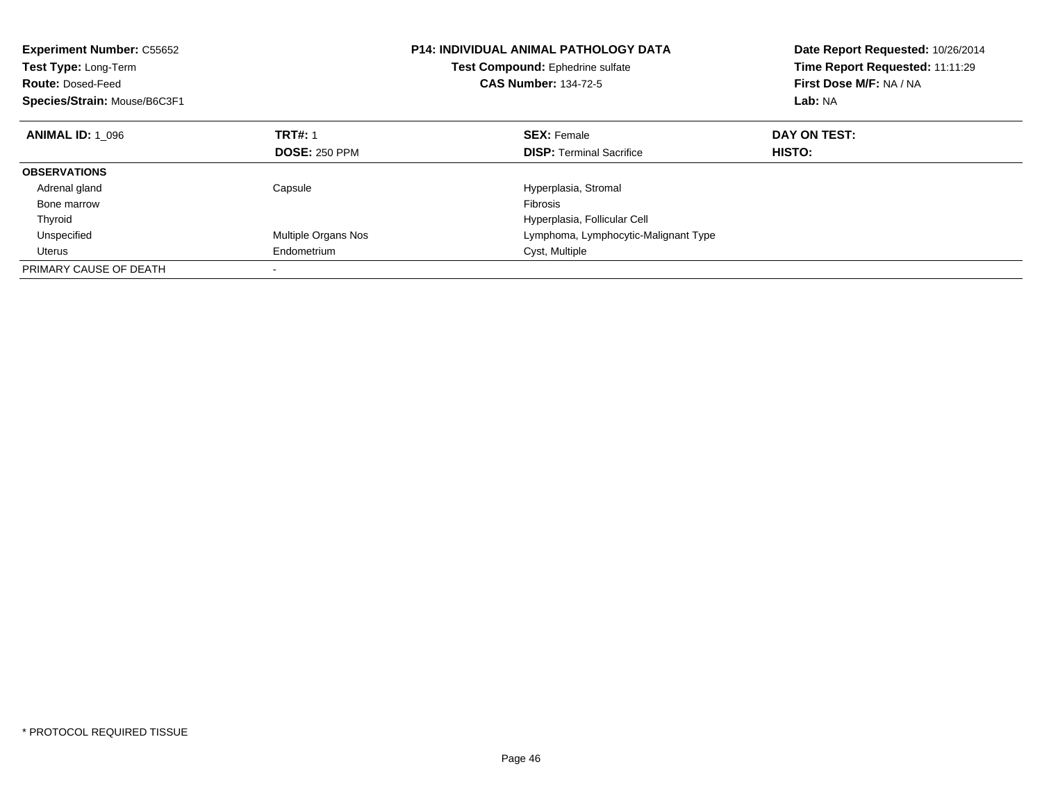**Experiment Number:** C55652
**Test Type:** Long-Term
**Route:** Dosed-Feed
**Species/Strain:** Mouse/B6C3F1

**P14: INDIVIDUAL ANIMAL PATHOLOGY DATA**
**Test Compound:** Ephedrine sulfate
**CAS Number:** 134-72-5

**Date Report Requested:** 10/26/2014
**Time Report Requested:** 11:11:29
**First Dose M/F:** NA / NA
**Lab:** NA

| **ANIMAL ID:** 1_096 | **TRT#:** 1 | **SEX:** Female | **DAY ON TEST:** |
|---|---|---|---|
| | **DOSE:** 250 PPM | **DISP:** Terminal Sacrifice | **HISTO:** |
| **OBSERVATIONS** | | | |
| Adrenal gland | Capsule | Hyperplasia, Stromal | |
| Bone marrow | | Fibrosis | |
| Thyroid | | Hyperplasia, Follicular Cell | |
| Unspecified | Multiple Organs Nos | Lymphoma, Lymphocytic-Malignant Type | |
| Uterus | Endometrium | Cyst, Multiple | |
| PRIMARY CAUSE OF DEATH | - | | |

* PROTOCOL REQUIRED TISSUE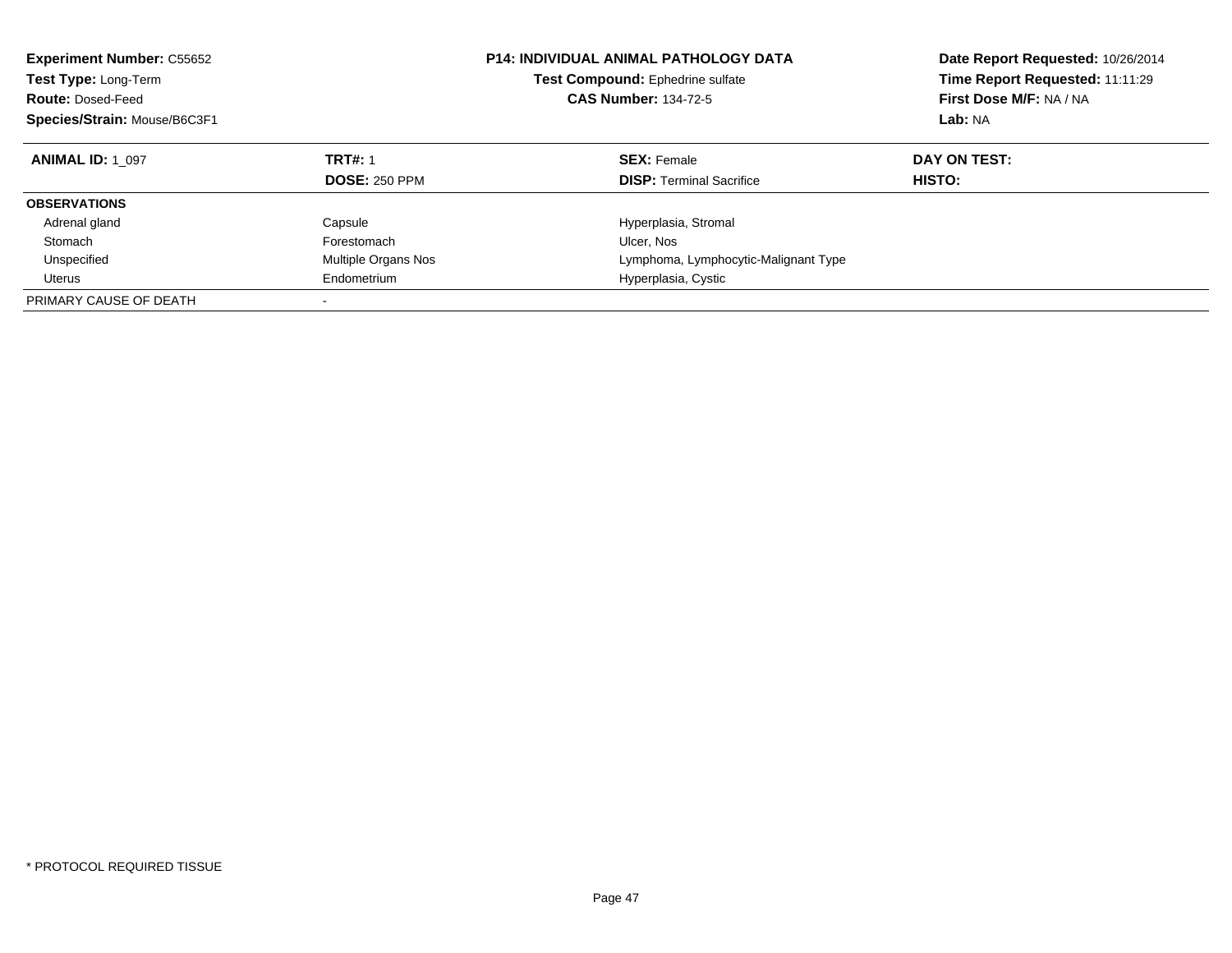**Experiment Number:** C55652
**Test Type:** Long-Term
**Route:** Dosed-Feed
**Species/Strain:** Mouse/B6C3F1

**P14: INDIVIDUAL ANIMAL PATHOLOGY DATA**
**Test Compound:** Ephedrine sulfate
**CAS Number:** 134-72-5

**Date Report Requested:** 10/26/2014
**Time Report Requested:** 11:11:29
**First Dose M/F:** NA / NA
**Lab:** NA

| **ANIMAL ID:** 1_097 | **TRT#:** 1 | **SEX:** Female | **DAY ON TEST:** |
|---|---|---|---|
| | **DOSE:** 250 PPM | **DISP:** Terminal Sacrifice | **HISTO:** |
| **OBSERVATIONS** | | | |
| Adrenal gland | Capsule | Hyperplasia, Stromal | |
| Stomach | Forestomach | Ulcer, Nos | |
| Unspecified | Multiple Organs Nos | Lymphoma, Lymphocytic-Malignant Type | |
| Uterus | Endometrium | Hyperplasia, Cystic | |
| PRIMARY CAUSE OF DEATH | - | | |

* PROTOCOL REQUIRED TISSUE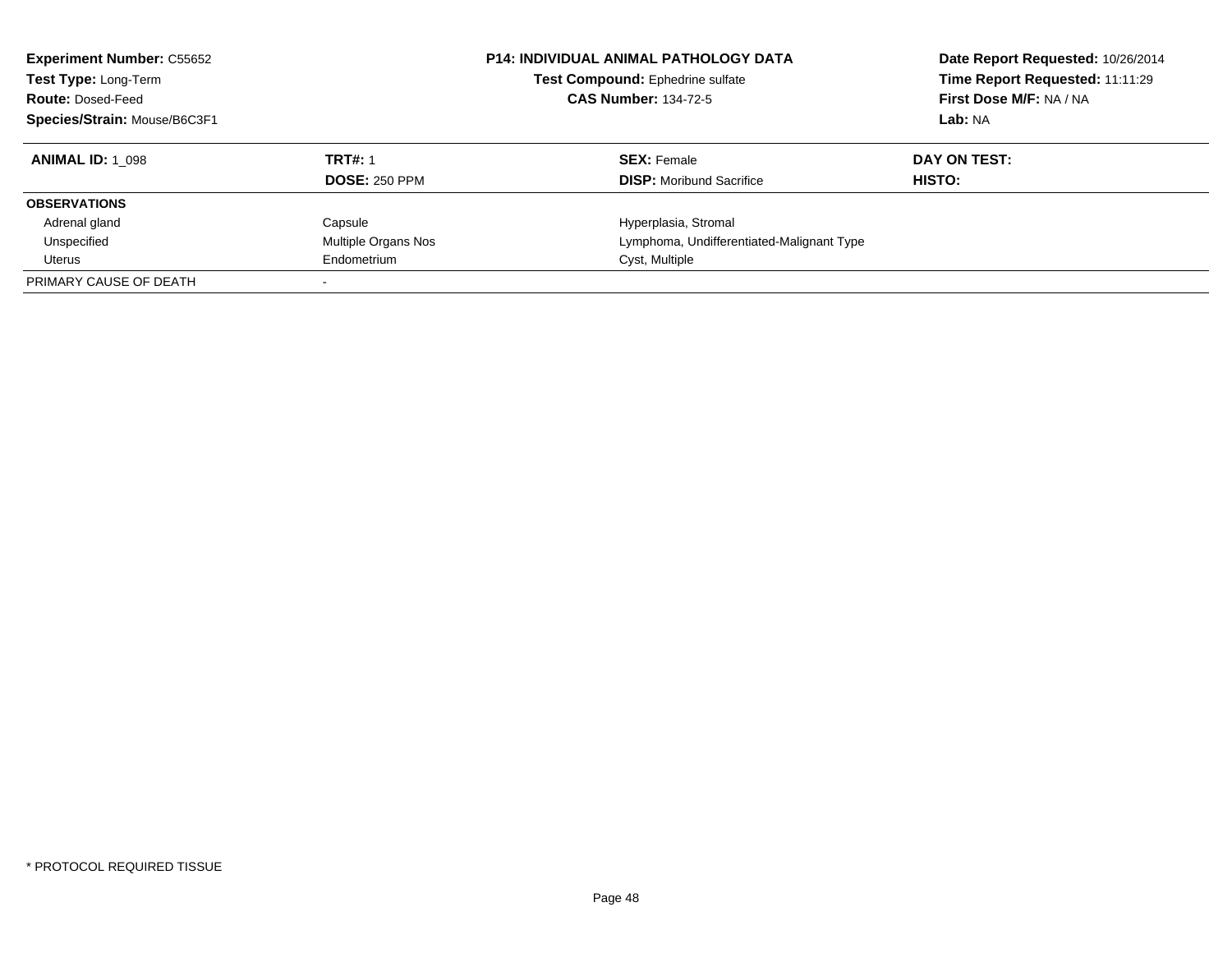**Experiment Number:** C55652
**Test Type:** Long-Term
**Route:** Dosed-Feed
**Species/Strain:** Mouse/B6C3F1

**P14: INDIVIDUAL ANIMAL PATHOLOGY DATA**
**Test Compound:** Ephedrine sulfate
**CAS Number:** 134-72-5

**Date Report Requested:** 10/26/2014
**Time Report Requested:** 11:11:29
**First Dose M/F:** NA / NA
**Lab:** NA

| **ANIMAL ID:** 1_098 | **TRT#:** 1 | **SEX:** Female | **DAY ON TEST:** |
|---|---|---|---|
| | **DOSE:** 250 PPM | **DISP:** Moribund Sacrifice | **HISTO:** |
| **OBSERVATIONS** | | | |
| Adrenal gland | Capsule | Hyperplasia, Stromal | |
| Unspecified | Multiple Organs Nos | Lymphoma, Undifferentiated-Malignant Type | |
| Uterus | Endometrium | Cyst, Multiple | |
| PRIMARY CAUSE OF DEATH | - | | |

* PROTOCOL REQUIRED TISSUE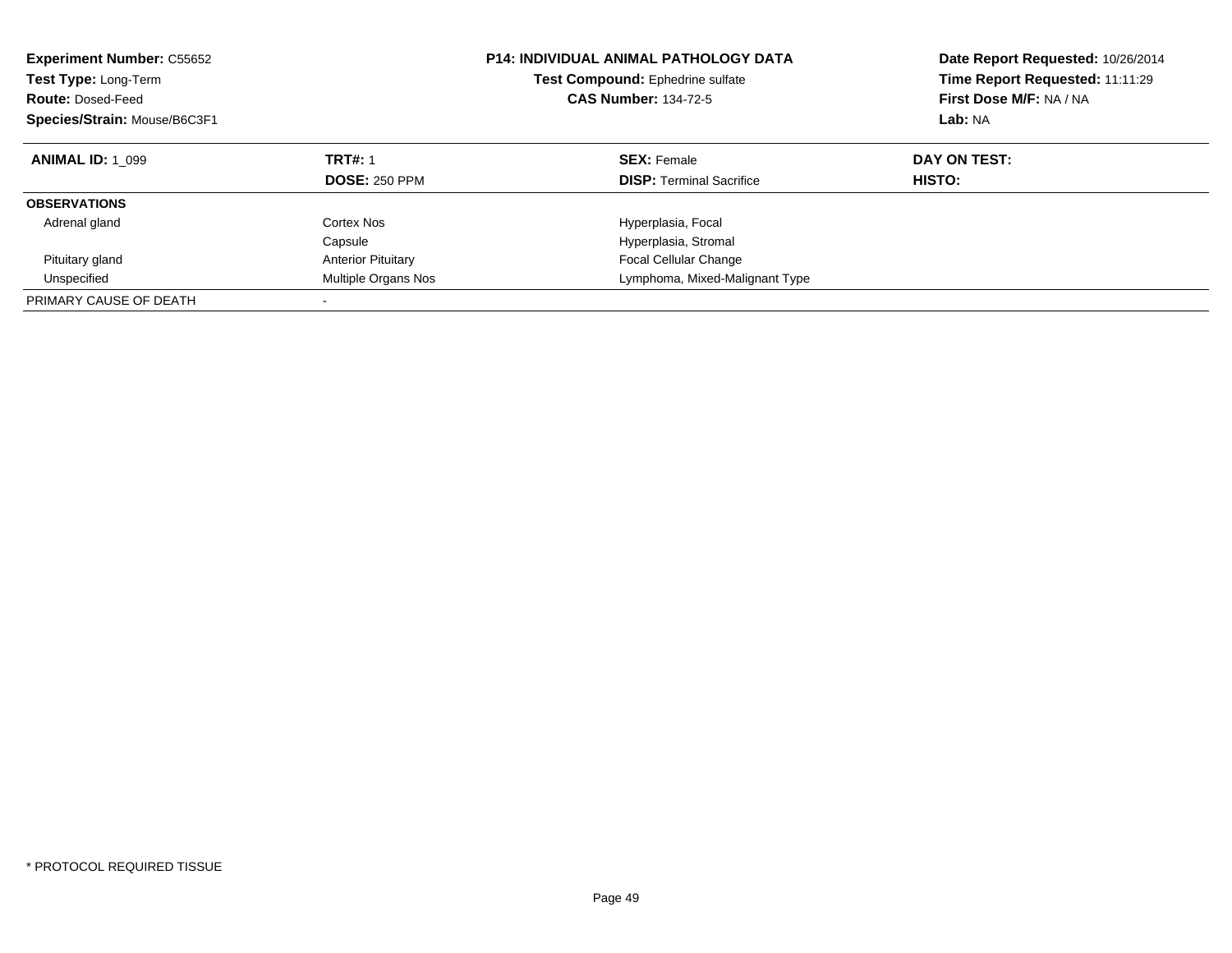**Experiment Number:** C55652
**Test Type:** Long-Term
**Route:** Dosed-Feed
**Species/Strain:** Mouse/B6C3F1

**P14: INDIVIDUAL ANIMAL PATHOLOGY DATA**
**Test Compound:** Ephedrine sulfate
**CAS Number:** 134-72-5

**Date Report Requested:** 10/26/2014
**Time Report Requested:** 11:11:29
**First Dose M/F:** NA / NA
**Lab:** NA

| **ANIMAL ID:** 1_099 | **TRT#:** 1 | **SEX:** Female | **DAY ON TEST:** |
|---|---|---|---|
| | **DOSE:** 250 PPM | **DISP:** Terminal Sacrifice | **HISTO:** |
| **OBSERVATIONS** | | | |
| Adrenal gland | Cortex Nos | Hyperplasia, Focal | |
| | Capsule | Hyperplasia, Stromal | |
| Pituitary gland | Anterior Pituitary | Focal Cellular Change | |
| Unspecified | Multiple Organs Nos | Lymphoma, Mixed-Malignant Type | |
| PRIMARY CAUSE OF DEATH | - | | |

* PROTOCOL REQUIRED TISSUE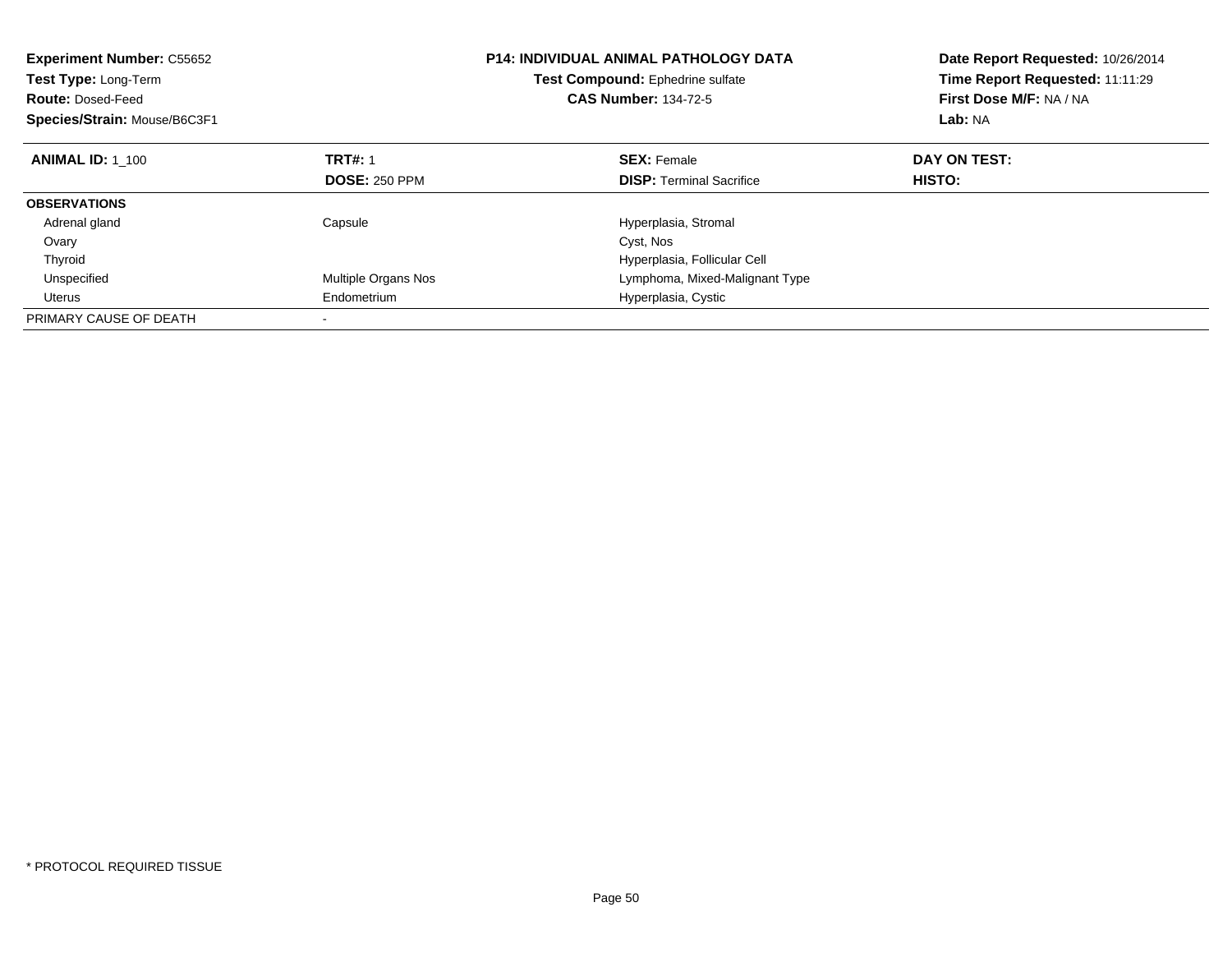**Experiment Number:** C55652
**Test Type:** Long-Term
**Route:** Dosed-Feed
**Species/Strain:** Mouse/B6C3F1

**P14: INDIVIDUAL ANIMAL PATHOLOGY DATA**
**Test Compound:** Ephedrine sulfate
**CAS Number:** 134-72-5

**Date Report Requested:** 10/26/2014
**Time Report Requested:** 11:11:29
**First Dose M/F:** NA / NA
**Lab:** NA

| **ANIMAL ID:** 1_100 | **TRT#:** 1 | **SEX:** Female | **DAY ON TEST:** |
|---|---|---|---|
| | **DOSE:** 250 PPM | **DISP:** Terminal Sacrifice | **HISTO:** |
| **OBSERVATIONS** | | | |
| Adrenal gland | Capsule | Hyperplasia, Stromal | |
| Ovary | | Cyst, Nos | |
| Thyroid | | Hyperplasia, Follicular Cell | |
| Unspecified | Multiple Organs Nos | Lymphoma, Mixed-Malignant Type | |
| Uterus | Endometrium | Hyperplasia, Cystic | |
| PRIMARY CAUSE OF DEATH | - | | |

* PROTOCOL REQUIRED TISSUE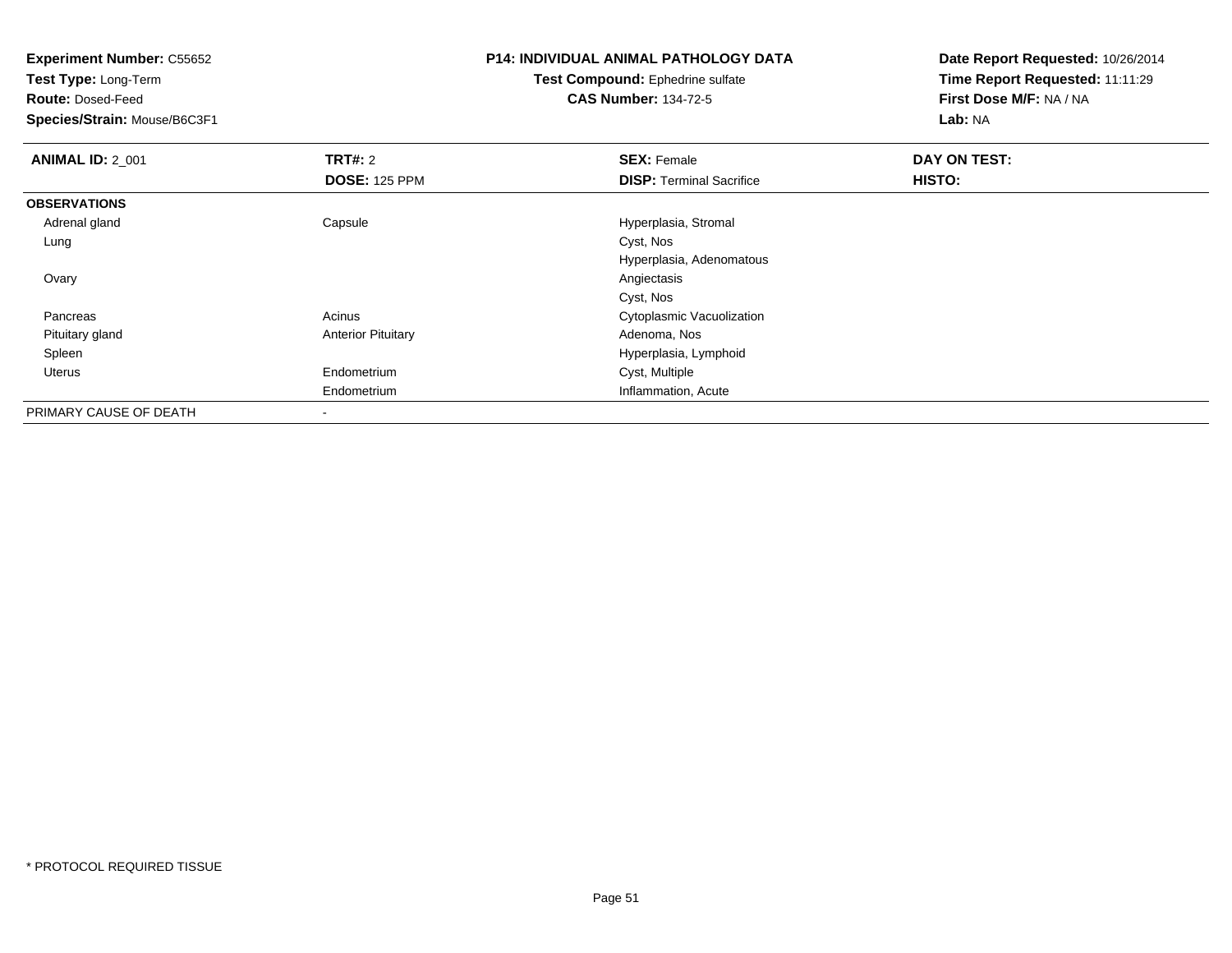**Experiment Number:** C55652
**Test Type:** Long-Term
**Route:** Dosed-Feed
**Species/Strain:** Mouse/B6C3F1

**P14: INDIVIDUAL ANIMAL PATHOLOGY DATA**
**Test Compound:** Ephedrine sulfate
**CAS Number:** 134-72-5

**Date Report Requested:** 10/26/2014
**Time Report Requested:** 11:11:29
**First Dose M/F:** NA / NA
**Lab:** NA

| **ANIMAL ID:** 2_001 | **TRT#:** 2 | **SEX:** Female | **DAY ON TEST:** |
|---|---|---|---|
| | **DOSE:** 125 PPM | **DISP:** Terminal Sacrifice | **HISTO:** |
| **OBSERVATIONS** | | | |
| Adrenal gland | Capsule | Hyperplasia, Stromal | |
| Lung | | Cyst, Nos | |
| | | Hyperplasia, Adenomatous | |
| Ovary | | Angiectasis | |
| | | Cyst, Nos | |
| Pancreas | Acinus | Cytoplasmic Vacuolization | |
| Pituitary gland | Anterior Pituitary | Adenoma, Nos | |
| Spleen | | Hyperplasia, Lymphoid | |
| Uterus | Endometrium | Cyst, Multiple | |
| | Endometrium | Inflammation, Acute | |
| PRIMARY CAUSE OF DEATH | - | | |

* PROTOCOL REQUIRED TISSUE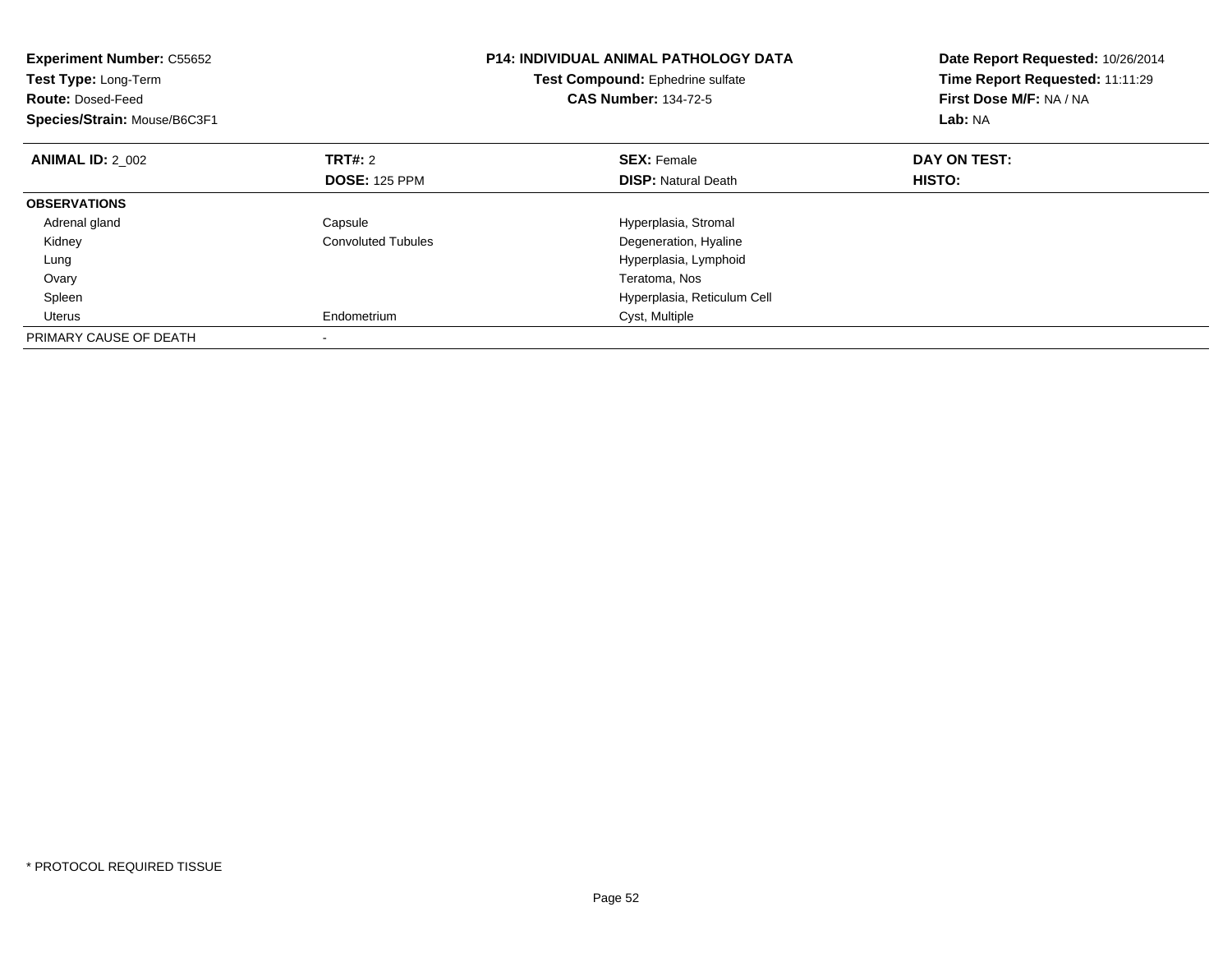**Experiment Number:** C55652
**Test Type:** Long-Term
**Route:** Dosed-Feed
**Species/Strain:** Mouse/B6C3F1

**P14: INDIVIDUAL ANIMAL PATHOLOGY DATA**
**Test Compound:** Ephedrine sulfate
**CAS Number:** 134-72-5

**Date Report Requested:** 10/26/2014
**Time Report Requested:** 11:11:29
**First Dose M/F:** NA / NA
**Lab:** NA

| **ANIMAL ID:** 2_002 | **TRT#:** 2 | **SEX:** Female | **DAY ON TEST:** |
|---|---|---|---|
| | **DOSE:** 125 PPM | **DISP:** Natural Death | **HISTO:** |
| **OBSERVATIONS** | | | |
| Adrenal gland | Capsule | Hyperplasia, Stromal | |
| Kidney | Convoluted Tubules | Degeneration, Hyaline | |
| Lung | | Hyperplasia, Lymphoid | |
| Ovary | | Teratoma, Nos | |
| Spleen | | Hyperplasia, Reticulum Cell | |
| Uterus | Endometrium | Cyst, Multiple | |
| PRIMARY CAUSE OF DEATH | - | | |

* PROTOCOL REQUIRED TISSUE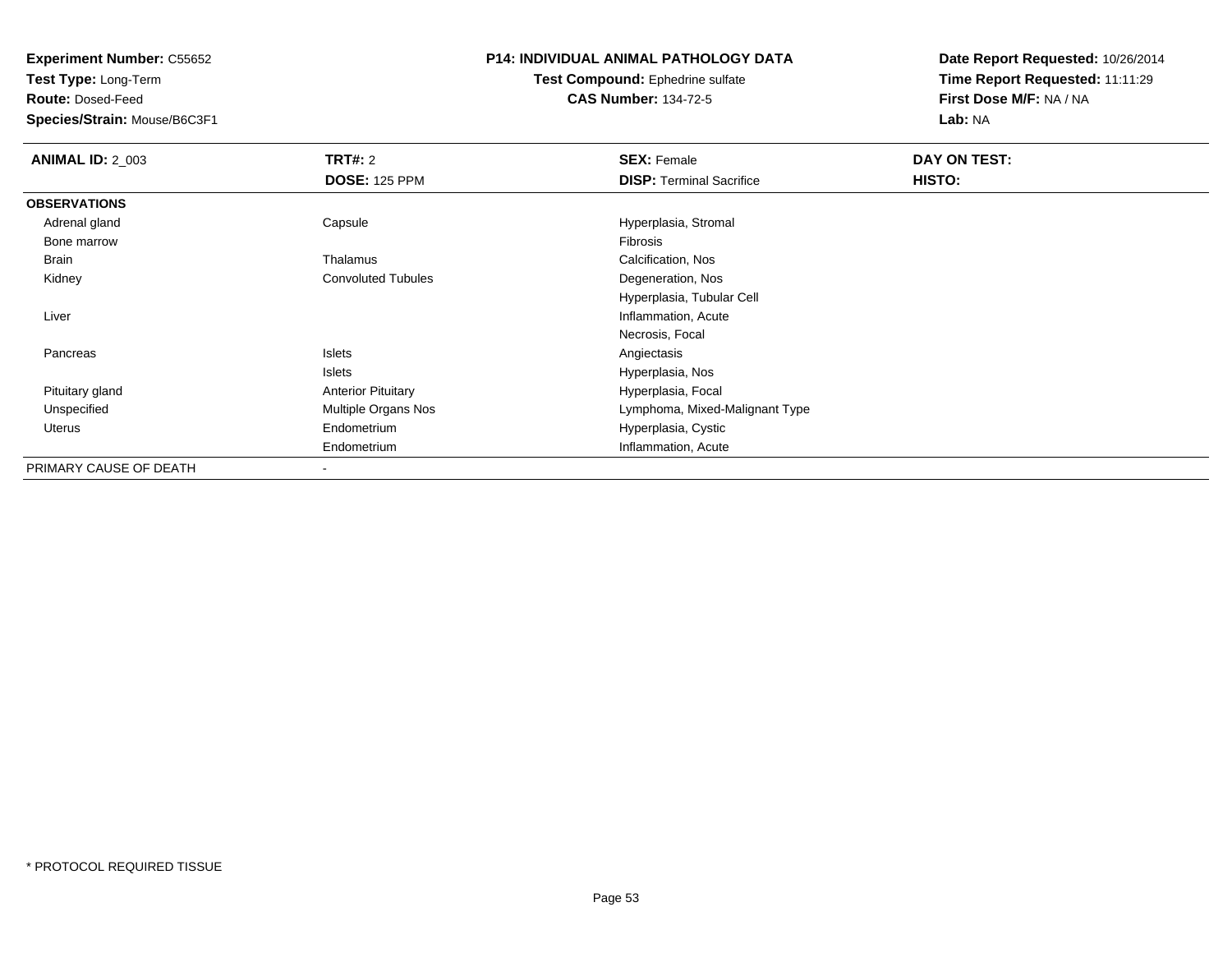**Experiment Number:** C55652
**Test Type:** Long-Term
**Route:** Dosed-Feed
**Species/Strain:** Mouse/B6C3F1

**P14: INDIVIDUAL ANIMAL PATHOLOGY DATA**
**Test Compound:** Ephedrine sulfate
**CAS Number:** 134-72-5

**Date Report Requested:** 10/26/2014
**Time Report Requested:** 11:11:29
**First Dose M/F:** NA / NA
**Lab:** NA

| **ANIMAL ID:** 2_003 | **TRT#:** 2 | **SEX:** Female | **DAY ON TEST:** |
|---|---|---|---|
| | **DOSE:** 125 PPM | **DISP:** Terminal Sacrifice | **HISTO:** |
| **OBSERVATIONS** | | | |
| Adrenal gland | Capsule | Hyperplasia, Stromal | |
| Bone marrow | | Fibrosis | |
| Brain | Thalamus | Calcification, Nos | |
| Kidney | Convoluted Tubules | Degeneration, Nos | |
| | | Hyperplasia, Tubular Cell | |
| Liver | | Inflammation, Acute | |
| | | Necrosis, Focal | |
| Pancreas | Islets | Angiectasis | |
| | Islets | Hyperplasia, Nos | |
| Pituitary gland | Anterior Pituitary | Hyperplasia, Focal | |
| Unspecified | Multiple Organs Nos | Lymphoma, Mixed-Malignant Type | |
| Uterus | Endometrium | Hyperplasia, Cystic | |
| | Endometrium | Inflammation, Acute | |
| PRIMARY CAUSE OF DEATH | - | | |

\* PROTOCOL REQUIRED TISSUE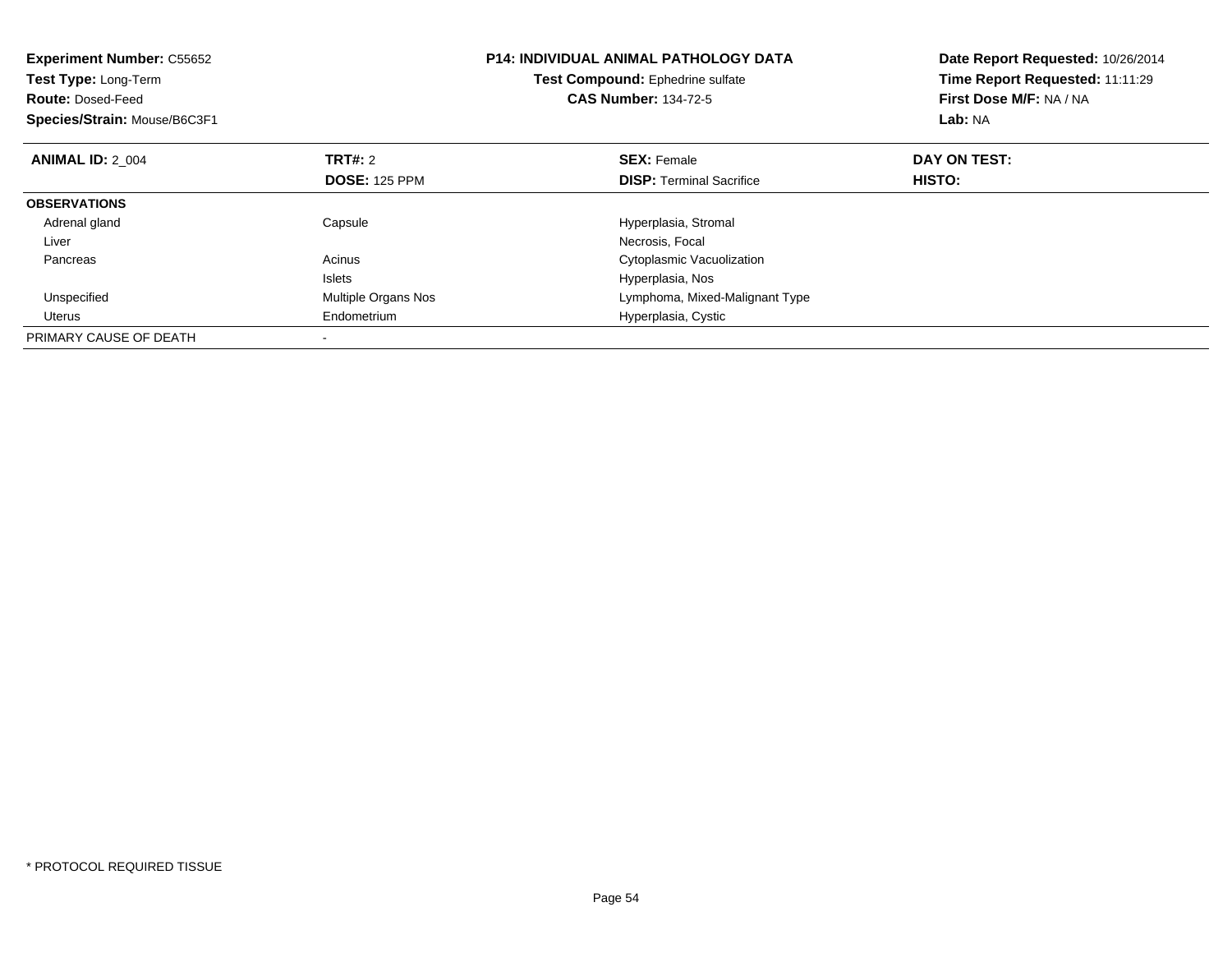**Experiment Number:** C55652
**Test Type:** Long-Term
**Route:** Dosed-Feed
**Species/Strain:** Mouse/B6C3F1

**P14: INDIVIDUAL ANIMAL PATHOLOGY DATA**
**Test Compound:** Ephedrine sulfate
**CAS Number:** 134-72-5

**Date Report Requested:** 10/26/2014
**Time Report Requested:** 11:11:29
**First Dose M/F:** NA / NA
**Lab:** NA

| **ANIMAL ID:** 2_004 | **TRT#:** 2 | **SEX:** Female | **DAY ON TEST:** |
|---|---|---|---|
| | **DOSE:** 125 PPM | **DISP:** Terminal Sacrifice | **HISTO:** |
| **OBSERVATIONS** | | | |
| Adrenal gland | Capsule | Hyperplasia, Stromal | |
| Liver | | Necrosis, Focal | |
| Pancreas | Acinus | Cytoplasmic Vacuolization | |
| | Islets | Hyperplasia, Nos | |
| Unspecified | Multiple Organs Nos | Lymphoma, Mixed-Malignant Type | |
| Uterus | Endometrium | Hyperplasia, Cystic | |
| PRIMARY CAUSE OF DEATH | - | | |

* PROTOCOL REQUIRED TISSUE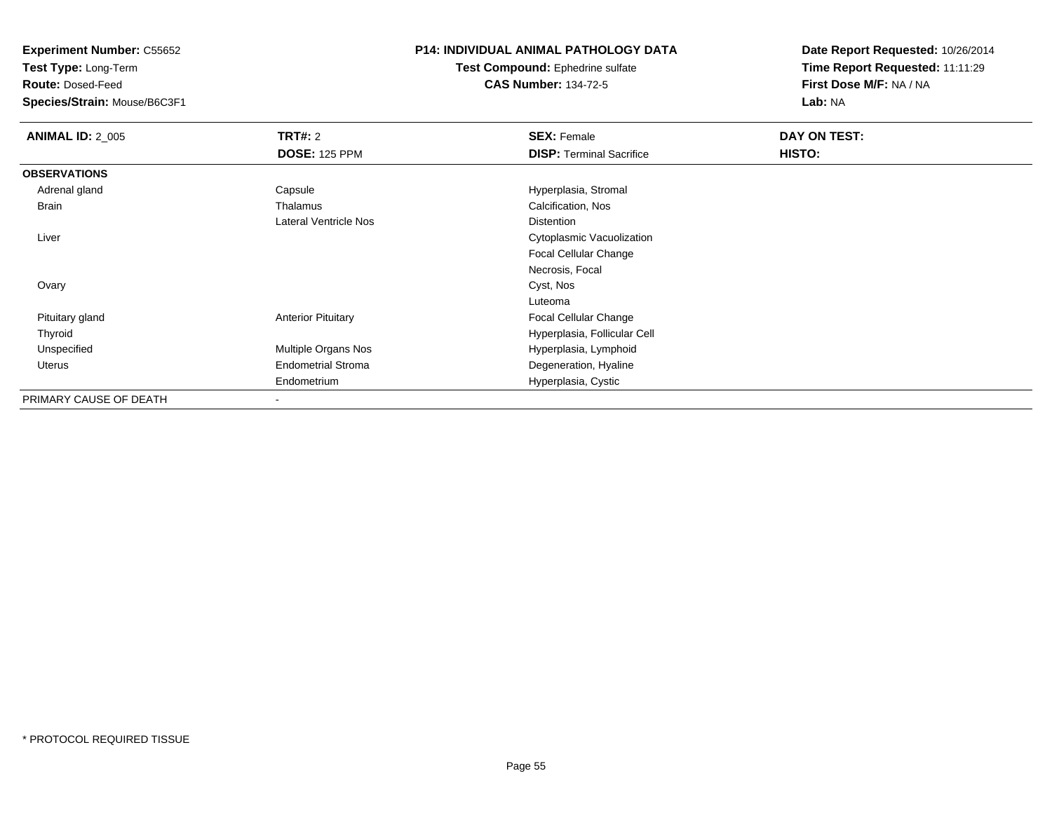**Experiment Number:** C55652
**Test Type:** Long-Term
**Route:** Dosed-Feed
**Species/Strain:** Mouse/B6C3F1

**P14: INDIVIDUAL ANIMAL PATHOLOGY DATA**
**Test Compound:** Ephedrine sulfate
**CAS Number:** 134-72-5

**Date Report Requested:** 10/26/2014
**Time Report Requested:** 11:11:29
**First Dose M/F:** NA / NA
**Lab:** NA

| **ANIMAL ID:** 2_005 | **TRT#:** 2 | **SEX:** Female | **DAY ON TEST:** |
|---|---|---|---|
| | **DOSE:** 125 PPM | **DISP:** Terminal Sacrifice | **HISTO:** |
| **OBSERVATIONS** | | | |
| Adrenal gland | Capsule | Hyperplasia, Stromal | |
| Brain | Thalamus | Calcification, Nos | |
| | Lateral Ventricle Nos | Distention | |
| Liver | | Cytoplasmic Vacuolization | |
| | | Focal Cellular Change | |
| | | Necrosis, Focal | |
| Ovary | | Cyst, Nos | |
| | | Luteoma | |
| Pituitary gland | Anterior Pituitary | Focal Cellular Change | |
| Thyroid | | Hyperplasia, Follicular Cell | |
| Unspecified | Multiple Organs Nos | Hyperplasia, Lymphoid | |
| Uterus | Endometrial Stroma | Degeneration, Hyaline | |
| | Endometrium | Hyperplasia, Cystic | |
| PRIMARY CAUSE OF DEATH | - | | |

* PROTOCOL REQUIRED TISSUE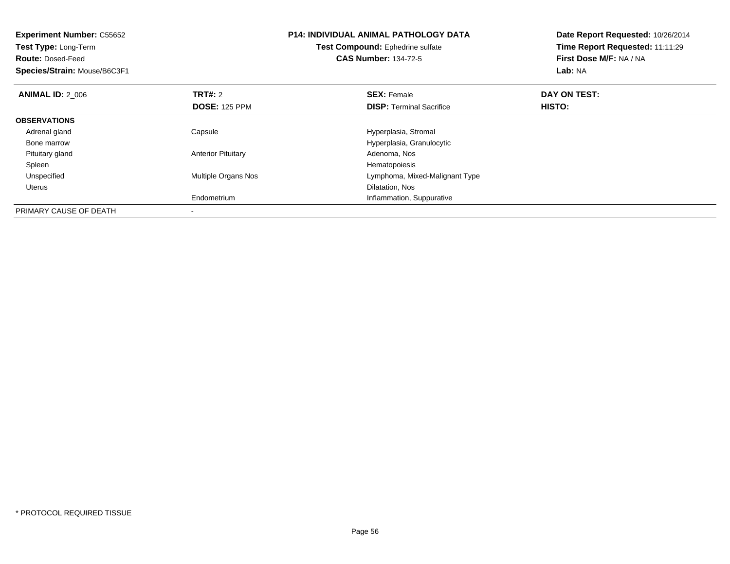**Experiment Number:** C55652
**Test Type:** Long-Term
**Route:** Dosed-Feed
**Species/Strain:** Mouse/B6C3F1

**P14: INDIVIDUAL ANIMAL PATHOLOGY DATA**
**Test Compound:** Ephedrine sulfate
**CAS Number:** 134-72-5

**Date Report Requested:** 10/26/2014
**Time Report Requested:** 11:11:29
**First Dose M/F:** NA / NA
**Lab:** NA

| **ANIMAL ID:** 2_006 | **TRT#:** 2 | **SEX:** Female | **DAY ON TEST:** |
|---|---|---|---|
| | **DOSE:** 125 PPM | **DISP:** Terminal Sacrifice | **HISTO:** |
| **OBSERVATIONS** | | | |
| Adrenal gland | Capsule | Hyperplasia, Stromal | |
| Bone marrow | | Hyperplasia, Granulocytic | |
| Pituitary gland | Anterior Pituitary | Adenoma, Nos | |
| Spleen | | Hematopoiesis | |
| Unspecified | Multiple Organs Nos | Lymphoma, Mixed-Malignant Type | |
| Uterus | | Dilatation, Nos | |
| | Endometrium | Inflammation, Suppurative | |
| PRIMARY CAUSE OF DEATH | - | | |

* PROTOCOL REQUIRED TISSUE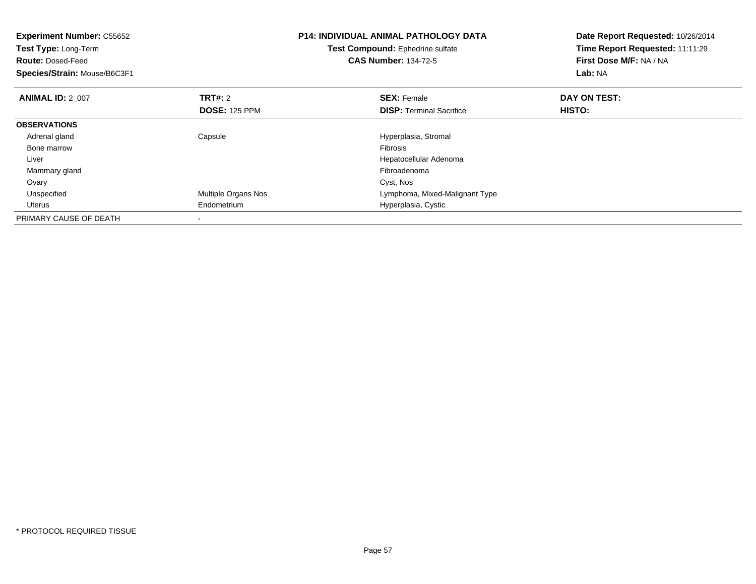**Experiment Number:** C55652
**Test Type:** Long-Term
**Route:** Dosed-Feed
**Species/Strain:** Mouse/B6C3F1

**P14: INDIVIDUAL ANIMAL PATHOLOGY DATA**
**Test Compound:** Ephedrine sulfate
**CAS Number:** 134-72-5

**Date Report Requested:** 10/26/2014
**Time Report Requested:** 11:11:29
**First Dose M/F:** NA / NA
**Lab:** NA

| **ANIMAL ID:** 2_007 | **TRT#:** 2 | **SEX:** Female | **DAY ON TEST:** |
|---|---|---|---|
| | **DOSE:** 125 PPM | **DISP:** Terminal Sacrifice | **HISTO:** |
| **OBSERVATIONS** | | | |
| Adrenal gland | Capsule | Hyperplasia, Stromal | |
| Bone marrow | | Fibrosis | |
| Liver | | Hepatocellular Adenoma | |
| Mammary gland | | Fibroadenoma | |
| Ovary | | Cyst, Nos | |
| Unspecified | Multiple Organs Nos | Lymphoma, Mixed-Malignant Type | |
| Uterus | Endometrium | Hyperplasia, Cystic | |
| PRIMARY CAUSE OF DEATH | - | | |

* PROTOCOL REQUIRED TISSUE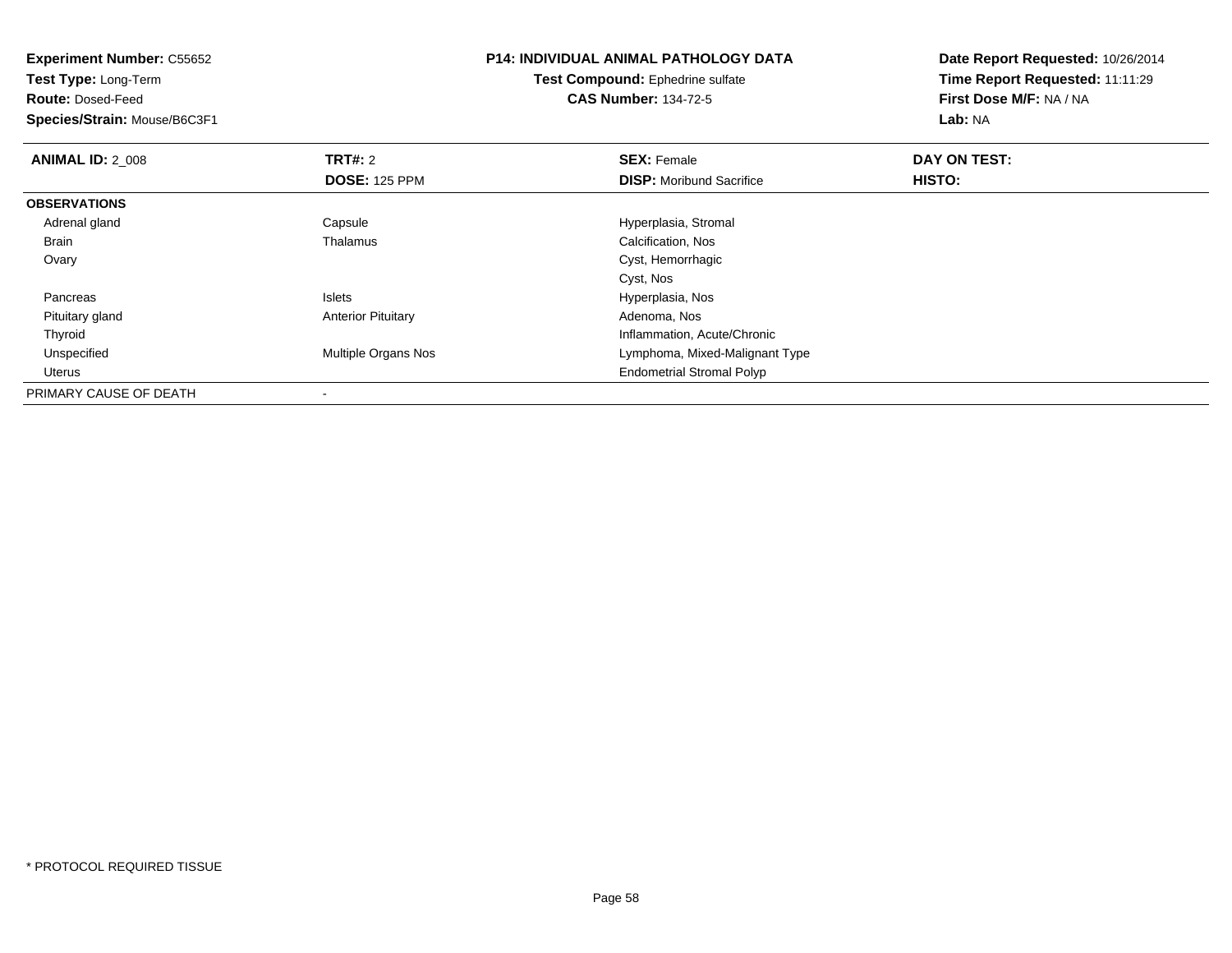**Experiment Number:** C55652
**Test Type:** Long-Term
**Route:** Dosed-Feed
**Species/Strain:** Mouse/B6C3F1

**P14: INDIVIDUAL ANIMAL PATHOLOGY DATA**
**Test Compound:** Ephedrine sulfate
**CAS Number:** 134-72-5

**Date Report Requested:** 10/26/2014
**Time Report Requested:** 11:11:29
**First Dose M/F:** NA / NA
**Lab:** NA

| **ANIMAL ID:** 2_008 | **TRT#:** 2 | **SEX:** Female | **DAY ON TEST:** |
|---|---|---|---|
| | **DOSE:** 125 PPM | **DISP:** Moribund Sacrifice | **HISTO:** |
| **OBSERVATIONS** | | | |
| Adrenal gland | Capsule | Hyperplasia, Stromal | |
| Brain | Thalamus | Calcification, Nos | |
| Ovary | | Cyst, Hemorrhagic | |
| | | Cyst, Nos | |
| Pancreas | Islets | Hyperplasia, Nos | |
| Pituitary gland | Anterior Pituitary | Adenoma, Nos | |
| Thyroid | | Inflammation, Acute/Chronic | |
| Unspecified | Multiple Organs Nos | Lymphoma, Mixed-Malignant Type | |
| Uterus | | Endometrial Stromal Polyp | |
| PRIMARY CAUSE OF DEATH | - | | |

* PROTOCOL REQUIRED TISSUE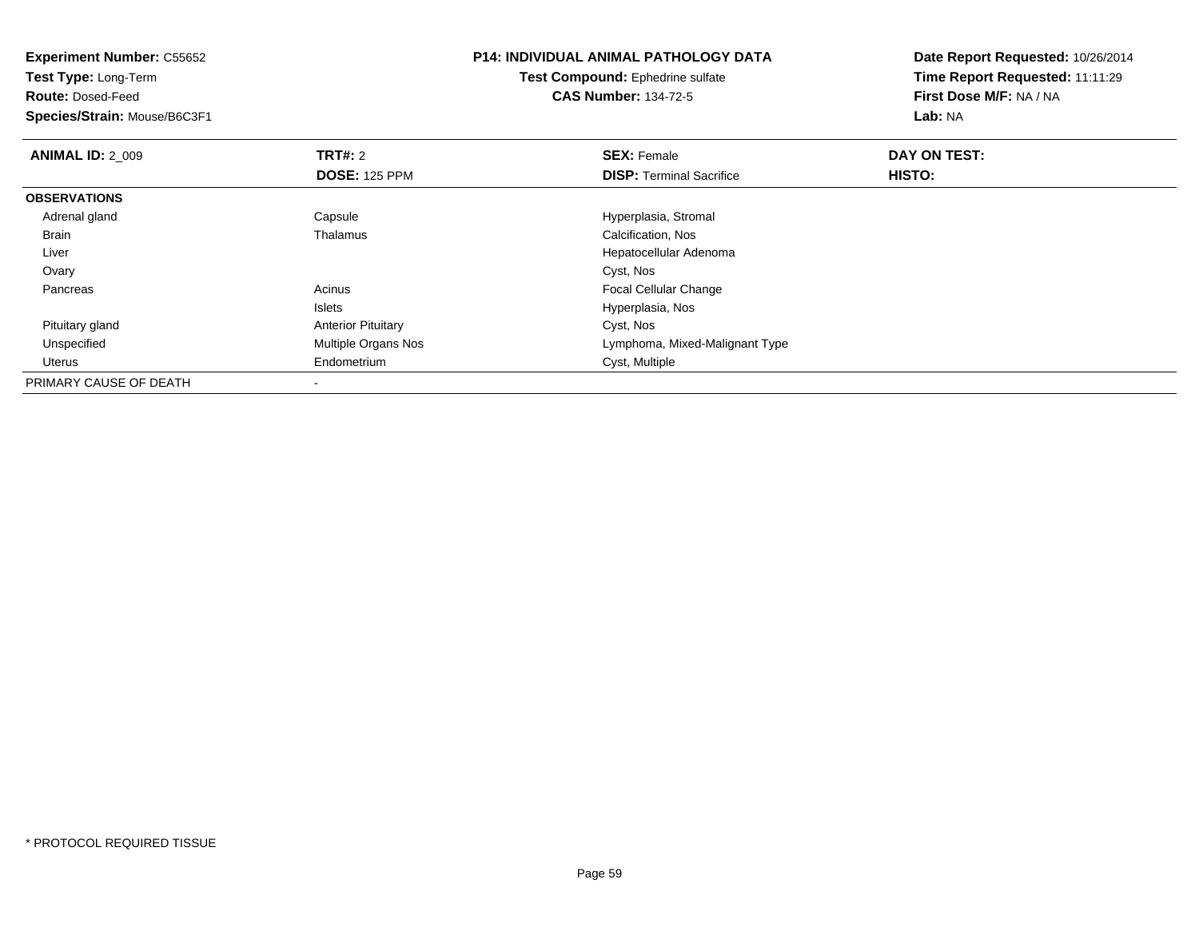**Experiment Number:** C55652
**Test Type:** Long-Term
**Route:** Dosed-Feed
**Species/Strain:** Mouse/B6C3F1

**P14: INDIVIDUAL ANIMAL PATHOLOGY DATA**
**Test Compound:** Ephedrine sulfate
**CAS Number:** 134-72-5

**Date Report Requested:** 10/26/2014
**Time Report Requested:** 11:11:29
**First Dose M/F:** NA / NA
**Lab:** NA

| **ANIMAL ID:** 2_009 | **TRT#:** 2 | **SEX:** Female | **DAY ON TEST:** |
|---|---|---|---|
| | **DOSE:** 125 PPM | **DISP:** Terminal Sacrifice | **HISTO:** |
| **OBSERVATIONS** | | | |
| Adrenal gland | Capsule | Hyperplasia, Stromal | |
| Brain | Thalamus | Calcification, Nos | |
| Liver | | Hepatocellular Adenoma | |
| Ovary | | Cyst, Nos | |
| Pancreas | Acinus | Focal Cellular Change | |
| | Islets | Hyperplasia, Nos | |
| Pituitary gland | Anterior Pituitary | Cyst, Nos | |
| Unspecified | Multiple Organs Nos | Lymphoma, Mixed-Malignant Type | |
| Uterus | Endometrium | Cyst, Multiple | |
| PRIMARY CAUSE OF DEATH | - | | |

* PROTOCOL REQUIRED TISSUE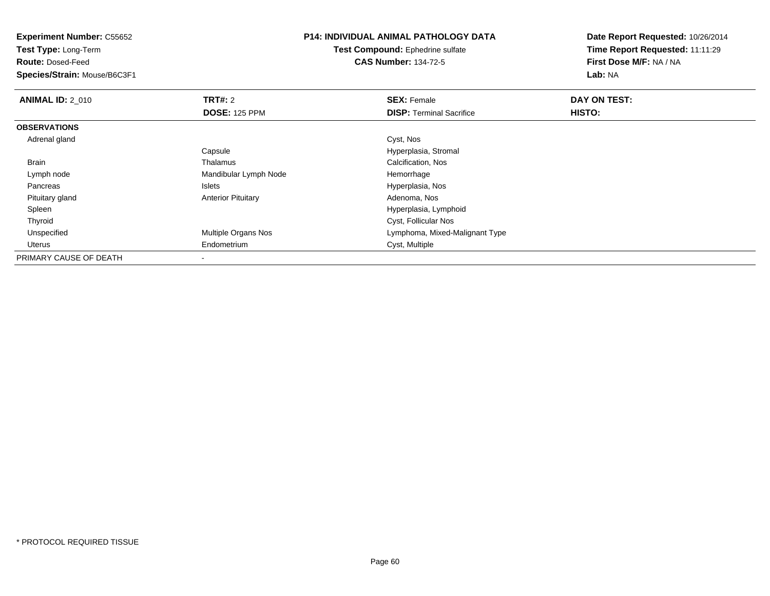**Experiment Number:** C55652
**Test Type:** Long-Term
**Route:** Dosed-Feed
**Species/Strain:** Mouse/B6C3F1

**P14: INDIVIDUAL ANIMAL PATHOLOGY DATA**
**Test Compound:** Ephedrine sulfate
**CAS Number:** 134-72-5

**Date Report Requested:** 10/26/2014
**Time Report Requested:** 11:11:29
**First Dose M/F:** NA / NA
**Lab:** NA

| **ANIMAL ID:** 2_010 | **TRT#:** 2 | **SEX:** Female | **DAY ON TEST:** |
|---|---|---|---|
| | **DOSE:** 125 PPM | **DISP:** Terminal Sacrifice | **HISTO:** |
| **OBSERVATIONS** | | | |
| Adrenal gland | | Cyst, Nos | |
| | Capsule | Hyperplasia, Stromal | |
| Brain | Thalamus | Calcification, Nos | |
| Lymph node | Mandibular Lymph Node | Hemorrhage | |
| Pancreas | Islets | Hyperplasia, Nos | |
| Pituitary gland | Anterior Pituitary | Adenoma, Nos | |
| Spleen | | Hyperplasia, Lymphoid | |
| Thyroid | | Cyst, Follicular Nos | |
| Unspecified | Multiple Organs Nos | Lymphoma, Mixed-Malignant Type | |
| Uterus | Endometrium | Cyst, Multiple | |
| PRIMARY CAUSE OF DEATH | - | | |

* PROTOCOL REQUIRED TISSUE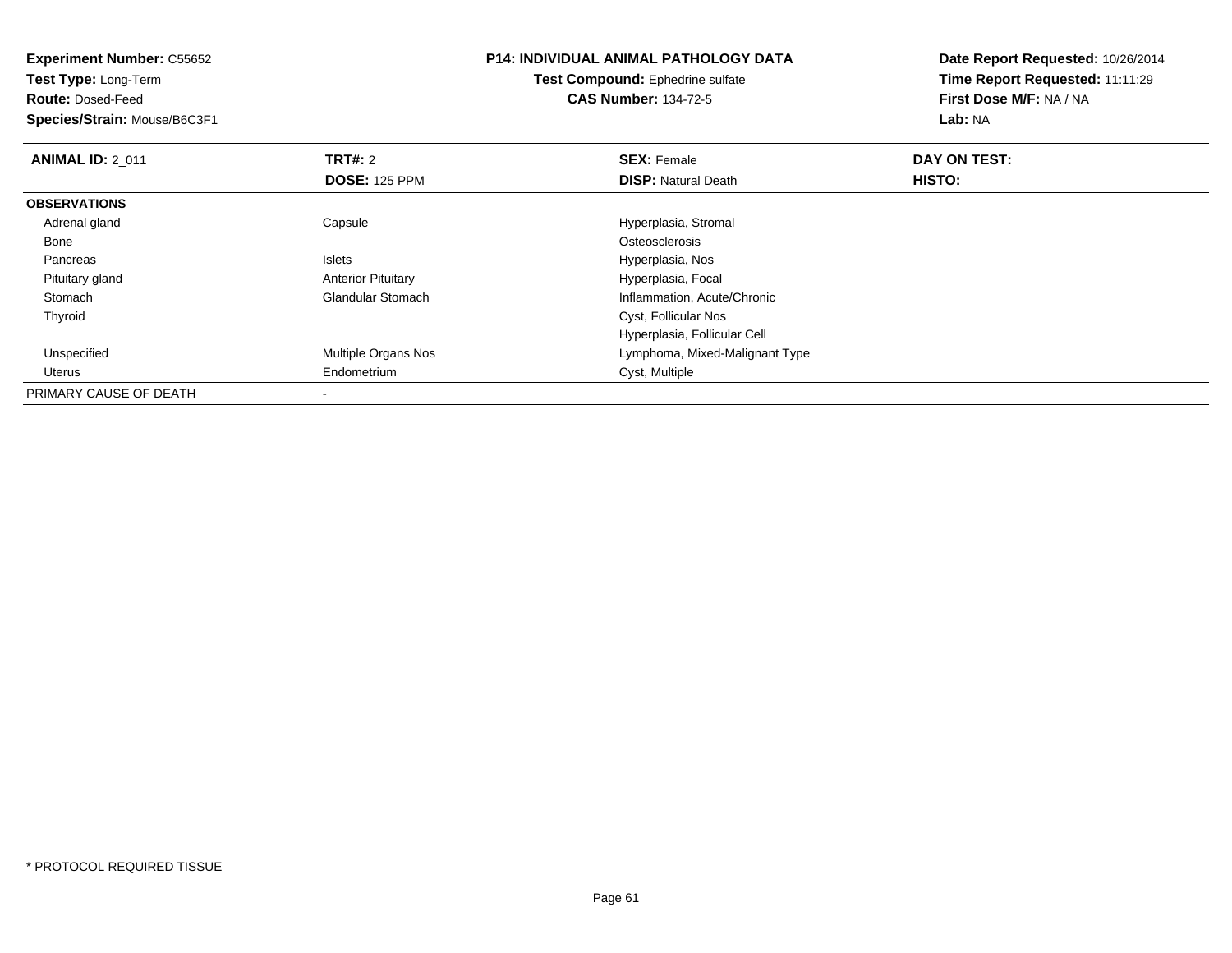**Experiment Number:** C55652
**Test Type:** Long-Term
**Route:** Dosed-Feed
**Species/Strain:** Mouse/B6C3F1

**P14: INDIVIDUAL ANIMAL PATHOLOGY DATA**
**Test Compound:** Ephedrine sulfate
**CAS Number:** 134-72-5

**Date Report Requested:** 10/26/2014
**Time Report Requested:** 11:11:29
**First Dose M/F:** NA / NA
**Lab:** NA

| **ANIMAL ID:** 2_011 | **TRT#:** 2 | **SEX:** Female | **DAY ON TEST:** |
|---|---|---|---|
| | **DOSE:** 125 PPM | **DISP:** Natural Death | **HISTO:** |
| **OBSERVATIONS** | | | |
| Adrenal gland | Capsule | Hyperplasia, Stromal | |
| Bone | | Osteosclerosis | |
| Pancreas | Islets | Hyperplasia, Nos | |
| Pituitary gland | Anterior Pituitary | Hyperplasia, Focal | |
| Stomach | Glandular Stomach | Inflammation, Acute/Chronic | |
| Thyroid | | Cyst, Follicular Nos | |
| | | Hyperplasia, Follicular Cell | |
| Unspecified | Multiple Organs Nos | Lymphoma, Mixed-Malignant Type | |
| Uterus | Endometrium | Cyst, Multiple | |
| PRIMARY CAUSE OF DEATH | - | | |

* PROTOCOL REQUIRED TISSUE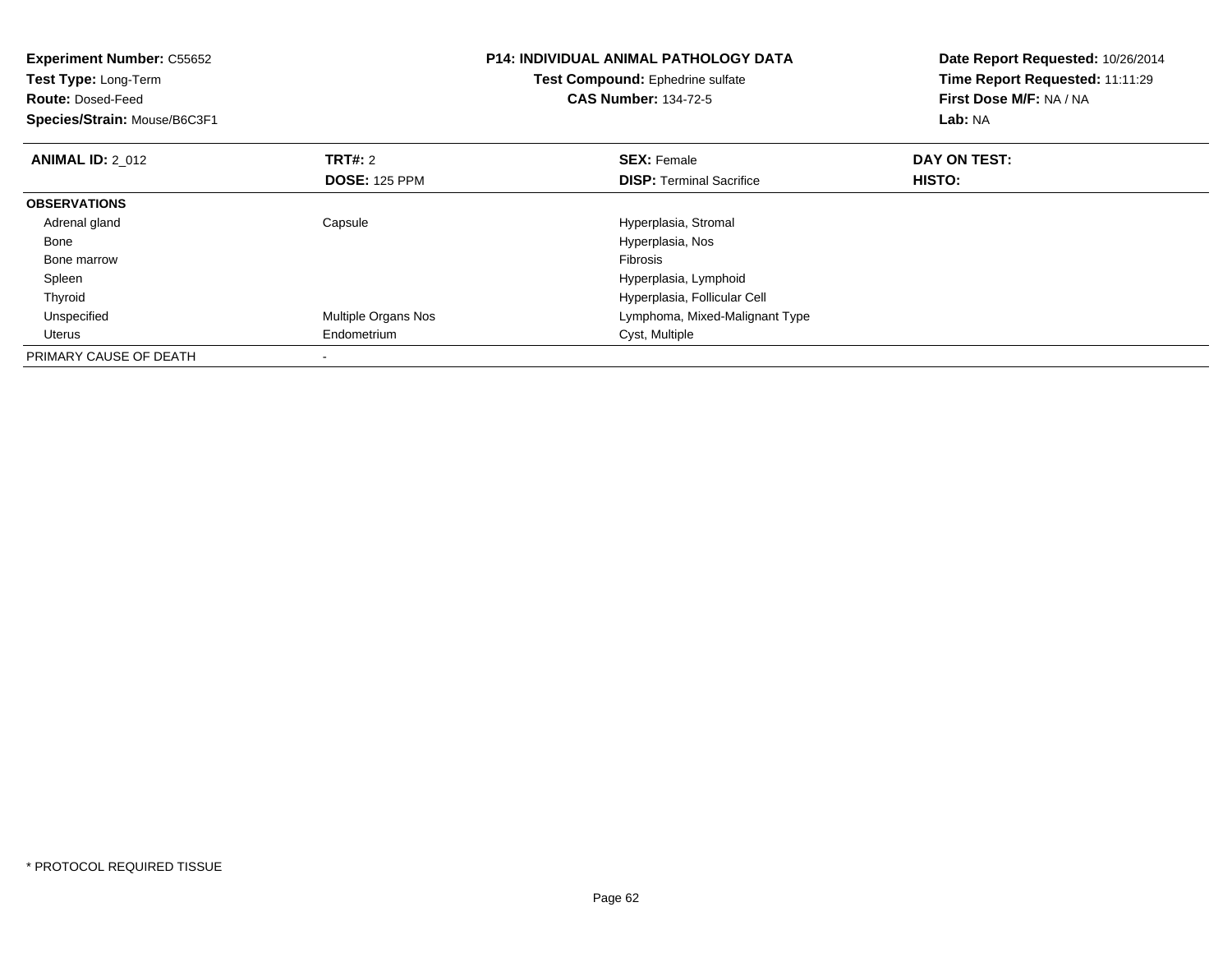**Experiment Number:** C55652
**Test Type:** Long-Term
**Route:** Dosed-Feed
**Species/Strain:** Mouse/B6C3F1

**P14: INDIVIDUAL ANIMAL PATHOLOGY DATA**
**Test Compound:** Ephedrine sulfate
**CAS Number:** 134-72-5

**Date Report Requested:** 10/26/2014
**Time Report Requested:** 11:11:29
**First Dose M/F:** NA / NA
**Lab:** NA

| **ANIMAL ID:** 2_012 | **TRT#:** 2 | **SEX:** Female | **DAY ON TEST:** |
|---|---|---|---|
| | **DOSE:** 125 PPM | **DISP:** Terminal Sacrifice | **HISTO:** |
| **OBSERVATIONS** | | | |
| Adrenal gland | Capsule | Hyperplasia, Stromal | |
| Bone | | Hyperplasia, Nos | |
| Bone marrow | | Fibrosis | |
| Spleen | | Hyperplasia, Lymphoid | |
| Thyroid | | Hyperplasia, Follicular Cell | |
| Unspecified | Multiple Organs Nos | Lymphoma, Mixed-Malignant Type | |
| Uterus | Endometrium | Cyst, Multiple | |
| PRIMARY CAUSE OF DEATH | - | | |

* PROTOCOL REQUIRED TISSUE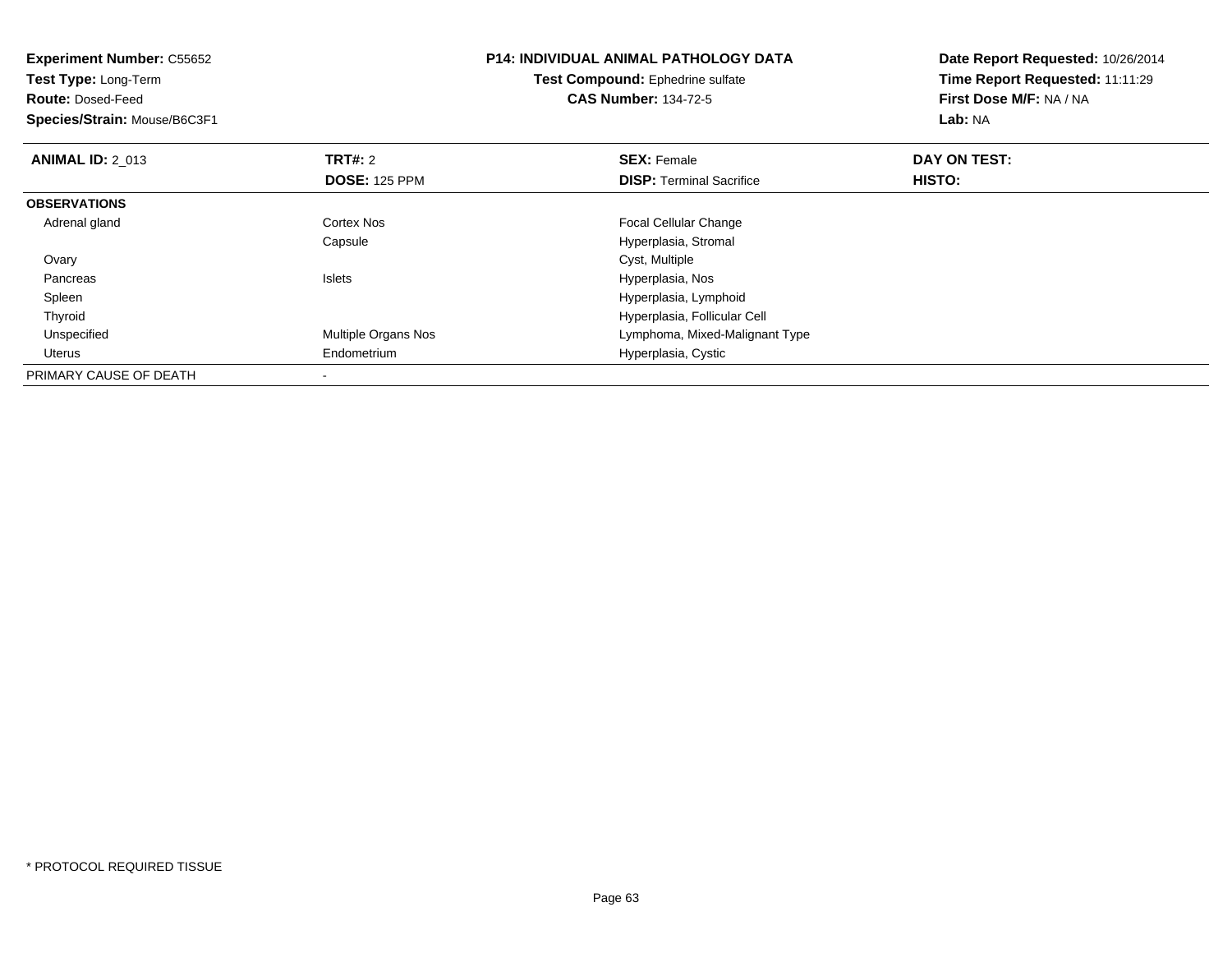**Experiment Number:** C55652
**Test Type:** Long-Term
**Route:** Dosed-Feed
**Species/Strain:** Mouse/B6C3F1

**P14: INDIVIDUAL ANIMAL PATHOLOGY DATA**
**Test Compound:** Ephedrine sulfate
**CAS Number:** 134-72-5

**Date Report Requested:** 10/26/2014
**Time Report Requested:** 11:11:29
**First Dose M/F:** NA / NA
**Lab:** NA

| **ANIMAL ID:** 2_013 | **TRT#:** 2 | **SEX:** Female | **DAY ON TEST:** |
|---|---|---|---|
| | **DOSE:** 125 PPM | **DISP:** Terminal Sacrifice | **HISTO:** |
| **OBSERVATIONS** | | | |
| Adrenal gland | Cortex Nos | Focal Cellular Change | |
| | Capsule | Hyperplasia, Stromal | |
| Ovary | | Cyst, Multiple | |
| Pancreas | Islets | Hyperplasia, Nos | |
| Spleen | | Hyperplasia, Lymphoid | |
| Thyroid | | Hyperplasia, Follicular Cell | |
| Unspecified | Multiple Organs Nos | Lymphoma, Mixed-Malignant Type | |
| Uterus | Endometrium | Hyperplasia, Cystic | |
| PRIMARY CAUSE OF DEATH | - | | |

* PROTOCOL REQUIRED TISSUE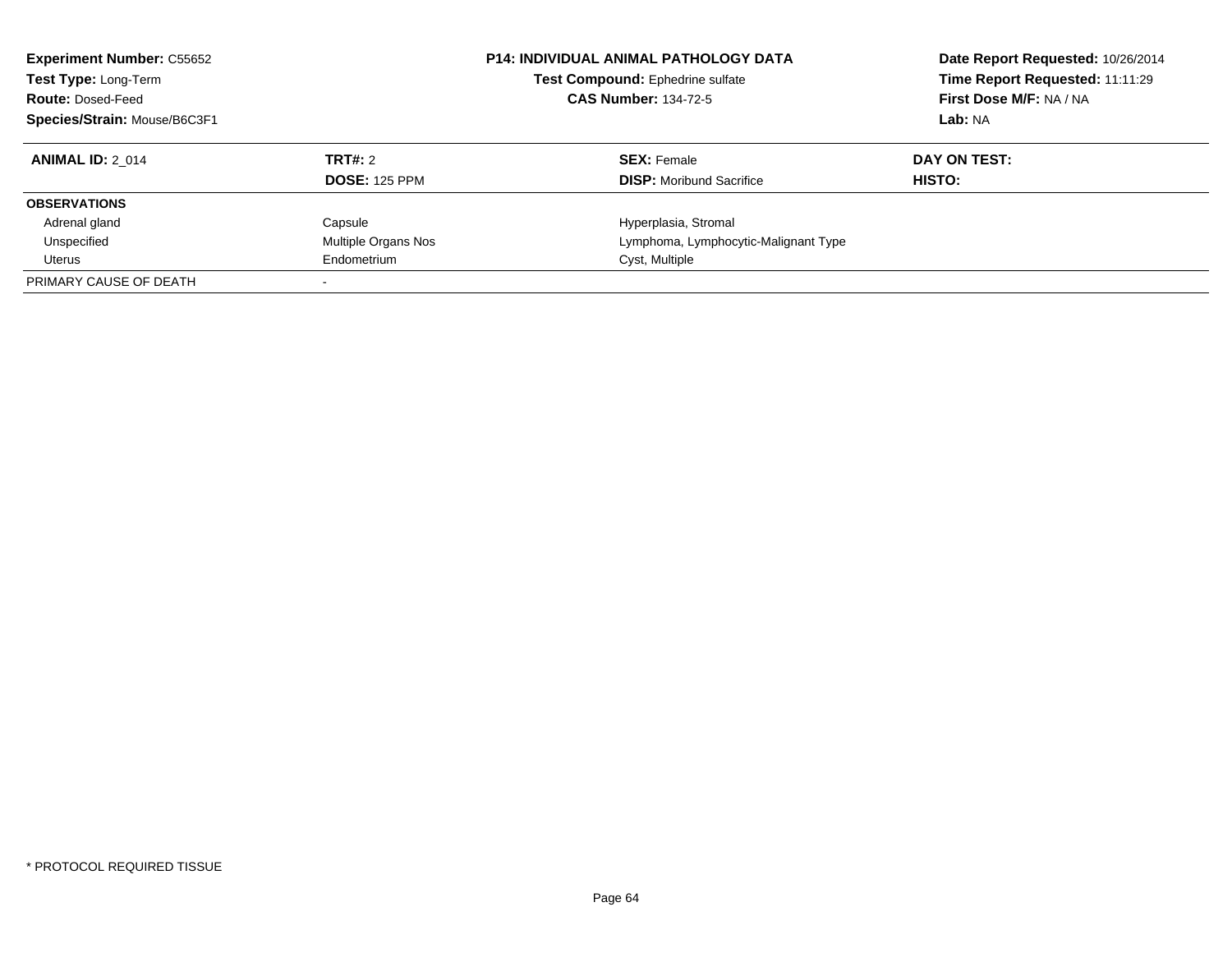**Experiment Number:** C55652
**Test Type:** Long-Term
**Route:** Dosed-Feed
**Species/Strain:** Mouse/B6C3F1

**P14: INDIVIDUAL ANIMAL PATHOLOGY DATA**
**Test Compound:** Ephedrine sulfate
**CAS Number:** 134-72-5

**Date Report Requested:** 10/26/2014
**Time Report Requested:** 11:11:29
**First Dose M/F:** NA / NA
**Lab:** NA

| **ANIMAL ID:** 2_014 | **TRT#:** 2 | **SEX:** Female | **DAY ON TEST:** |
|---|---|---|---|
| | **DOSE:** 125 PPM | **DISP:** Moribund Sacrifice | **HISTO:** |
| **OBSERVATIONS** | | | |
| Adrenal gland | Capsule | Hyperplasia, Stromal | |
| Unspecified | Multiple Organs Nos | Lymphoma, Lymphocytic-Malignant Type | |
| Uterus | Endometrium | Cyst, Multiple | |
| PRIMARY CAUSE OF DEATH | - | | |

\* PROTOCOL REQUIRED TISSUE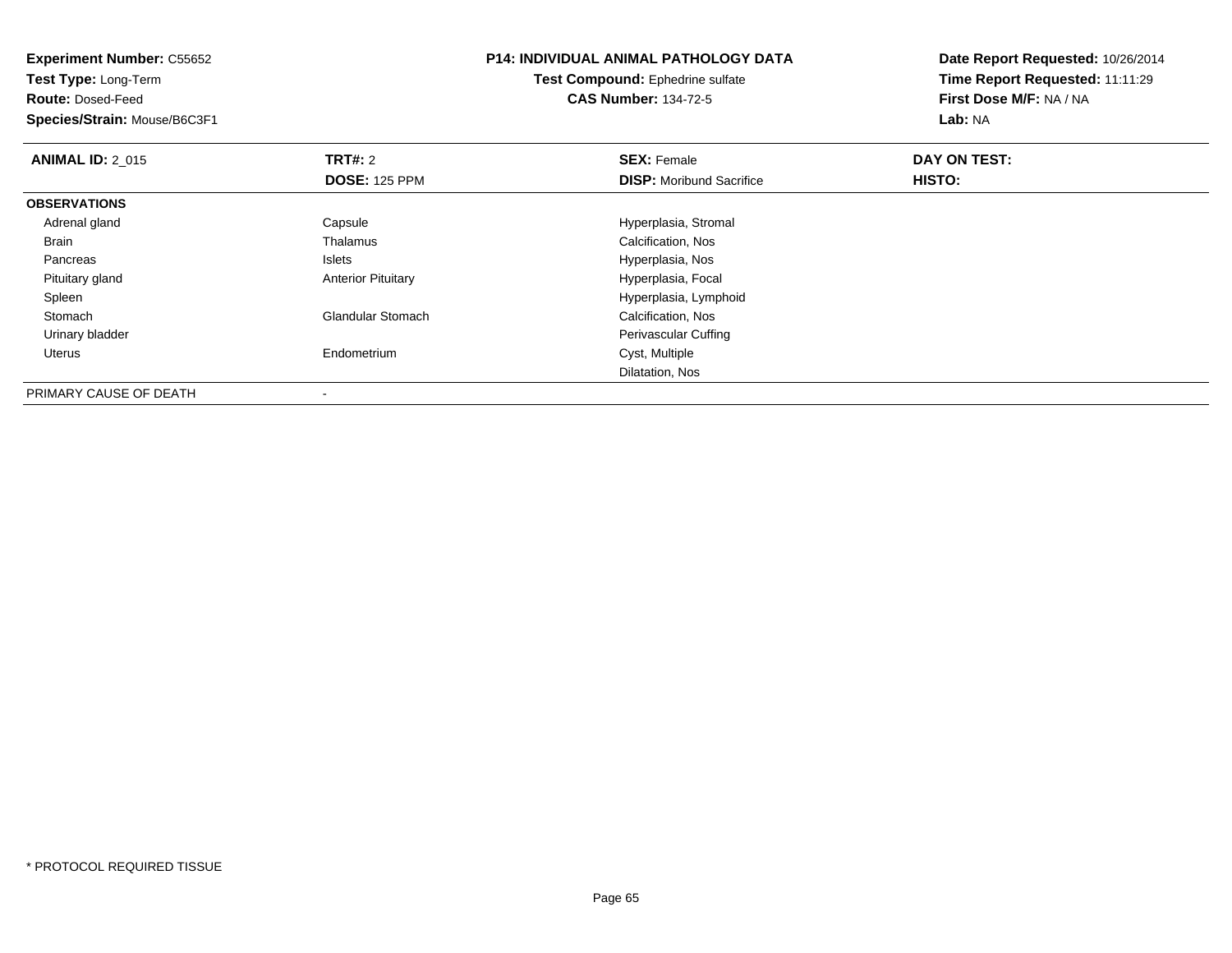**Experiment Number:** C55652
**Test Type:** Long-Term
**Route:** Dosed-Feed
**Species/Strain:** Mouse/B6C3F1

**P14: INDIVIDUAL ANIMAL PATHOLOGY DATA**
**Test Compound:** Ephedrine sulfate
**CAS Number:** 134-72-5

**Date Report Requested:** 10/26/2014
**Time Report Requested:** 11:11:29
**First Dose M/F:** NA / NA
**Lab:** NA

| **ANIMAL ID:** 2_015 | **TRT#:** 2 | **SEX:** Female | **DAY ON TEST:** |
|---|---|---|---|
| | **DOSE:** 125 PPM | **DISP:** Moribund Sacrifice | **HISTO:** |
| **OBSERVATIONS** | | | |
| Adrenal gland | Capsule | Hyperplasia, Stromal | |
| Brain | Thalamus | Calcification, Nos | |
| Pancreas | Islets | Hyperplasia, Nos | |
| Pituitary gland | Anterior Pituitary | Hyperplasia, Focal | |
| Spleen | | Hyperplasia, Lymphoid | |
| Stomach | Glandular Stomach | Calcification, Nos | |
| Urinary bladder | | Perivascular Cuffing | |
| Uterus | Endometrium | Cyst, Multiple | |
| | | Dilatation, Nos | |
| PRIMARY CAUSE OF DEATH | - | | |

* PROTOCOL REQUIRED TISSUE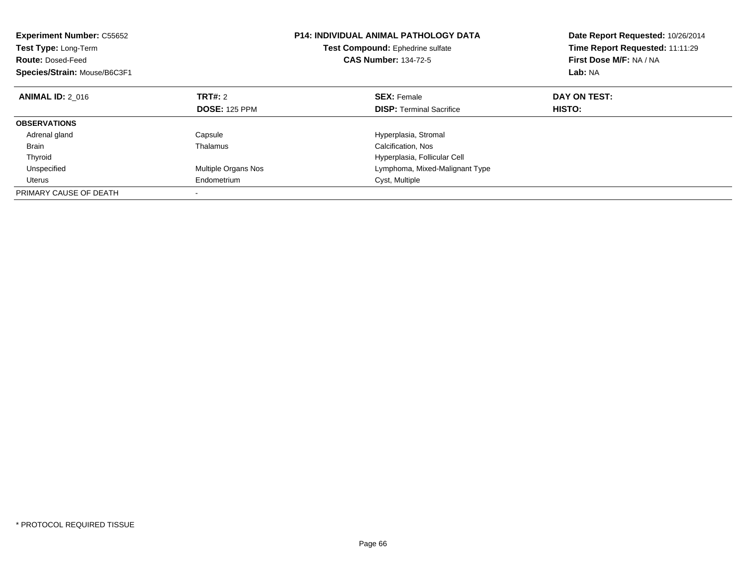**Experiment Number:** C55652
**Test Type:** Long-Term
**Route:** Dosed-Feed
**Species/Strain:** Mouse/B6C3F1

**P14: INDIVIDUAL ANIMAL PATHOLOGY DATA**
**Test Compound:** Ephedrine sulfate
**CAS Number:** 134-72-5

**Date Report Requested:** 10/26/2014
**Time Report Requested:** 11:11:29
**First Dose M/F:** NA / NA
**Lab:** NA

| **ANIMAL ID:** 2_016 | **TRT#:** 2 | **SEX:** Female | **DAY ON TEST:** |
|---|---|---|---|
| | **DOSE:** 125 PPM | **DISP:** Terminal Sacrifice | **HISTO:** |
| **OBSERVATIONS** | | | |
| Adrenal gland | Capsule | Hyperplasia, Stromal | |
| Brain | Thalamus | Calcification, Nos | |
| Thyroid | | Hyperplasia, Follicular Cell | |
| Unspecified | Multiple Organs Nos | Lymphoma, Mixed-Malignant Type | |
| Uterus | Endometrium | Cyst, Multiple | |
| PRIMARY CAUSE OF DEATH | - | | |

* PROTOCOL REQUIRED TISSUE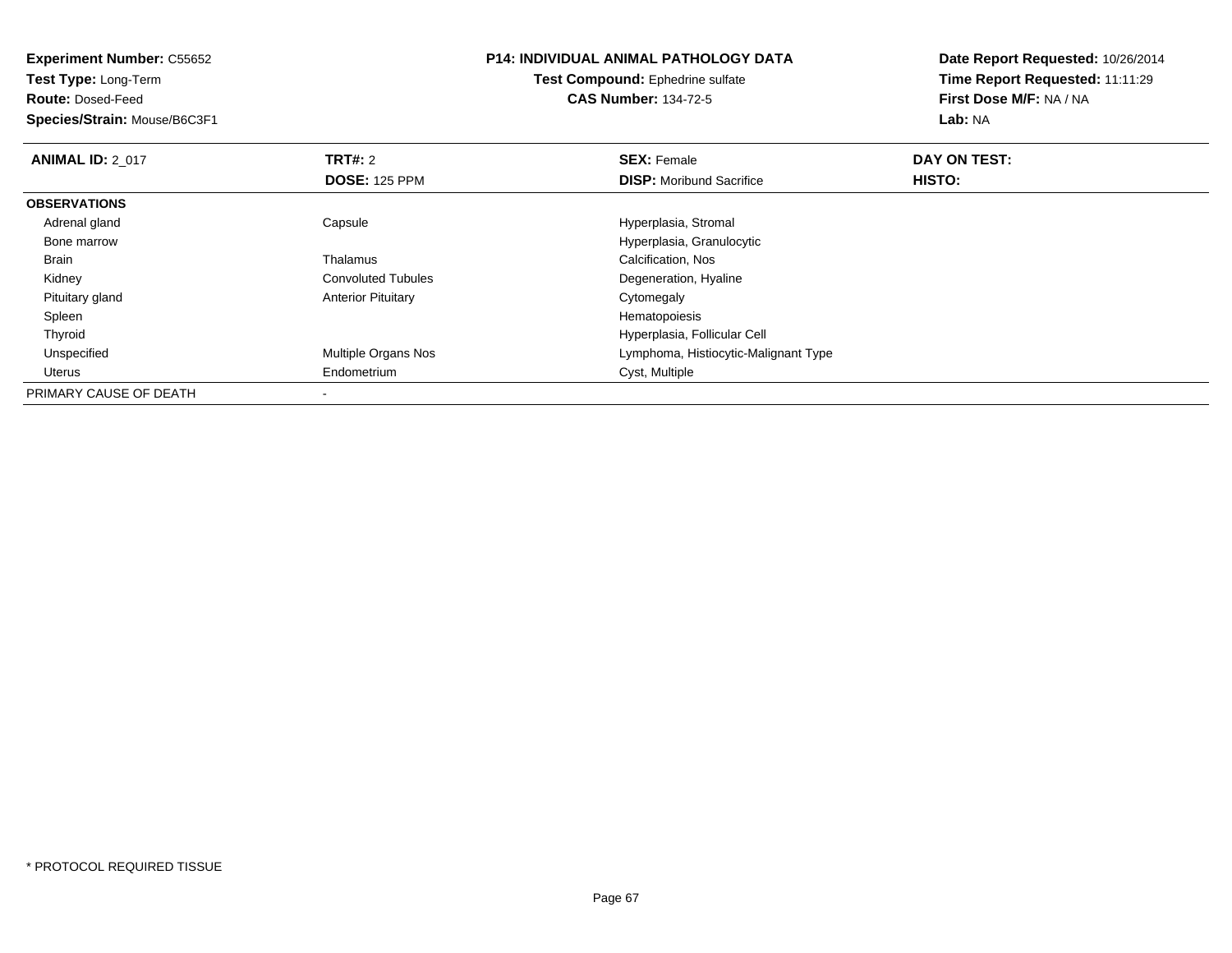**Experiment Number:** C55652
**Test Type:** Long-Term
**Route:** Dosed-Feed
**Species/Strain:** Mouse/B6C3F1

**P14: INDIVIDUAL ANIMAL PATHOLOGY DATA**
**Test Compound:** Ephedrine sulfate
**CAS Number:** 134-72-5

**Date Report Requested:** 10/26/2014
**Time Report Requested:** 11:11:29
**First Dose M/F:** NA / NA
**Lab:** NA

| **ANIMAL ID:** 2_017 | **TRT#:** 2 | **SEX:** Female | **DAY ON TEST:** |
|---|---|---|---|
| | **DOSE:** 125 PPM | **DISP:** Moribund Sacrifice | **HISTO:** |
| **OBSERVATIONS** | | | |
| Adrenal gland | Capsule | Hyperplasia, Stromal | |
| Bone marrow | | Hyperplasia, Granulocytic | |
| Brain | Thalamus | Calcification, Nos | |
| Kidney | Convoluted Tubules | Degeneration, Hyaline | |
| Pituitary gland | Anterior Pituitary | Cytomegaly | |
| Spleen | | Hematopoiesis | |
| Thyroid | | Hyperplasia, Follicular Cell | |
| Unspecified | Multiple Organs Nos | Lymphoma, Histiocytic-Malignant Type | |
| Uterus | Endometrium | Cyst, Multiple | |
| PRIMARY CAUSE OF DEATH | - | | |

* PROTOCOL REQUIRED TISSUE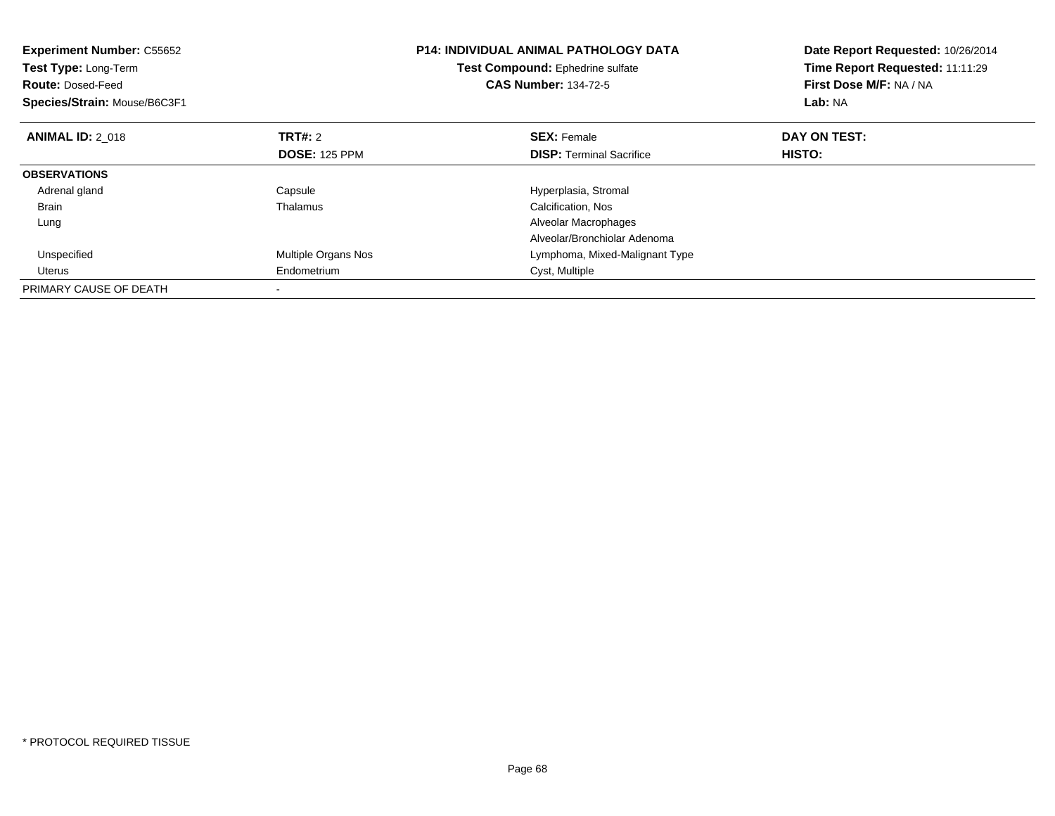**Experiment Number:** C55652
**Test Type:** Long-Term
**Route:** Dosed-Feed
**Species/Strain:** Mouse/B6C3F1

**P14: INDIVIDUAL ANIMAL PATHOLOGY DATA**
**Test Compound:** Ephedrine sulfate
**CAS Number:** 134-72-5

**Date Report Requested:** 10/26/2014
**Time Report Requested:** 11:11:29
**First Dose M/F:** NA / NA
**Lab:** NA

| **ANIMAL ID:** 2_018 | **TRT#:** 2 | **SEX:** Female | **DAY ON TEST:** |
|---|---|---|---|
| | **DOSE:** 125 PPM | **DISP:** Terminal Sacrifice | **HISTO:** |
| **OBSERVATIONS** | | | |
| Adrenal gland | Capsule | Hyperplasia, Stromal | |
| Brain | Thalamus | Calcification, Nos | |
| Lung | | Alveolar Macrophages | |
| | | Alveolar/Bronchiolar Adenoma | |
| Unspecified | Multiple Organs Nos | Lymphoma, Mixed-Malignant Type | |
| Uterus | Endometrium | Cyst, Multiple | |
| PRIMARY CAUSE OF DEATH | - | | |

* PROTOCOL REQUIRED TISSUE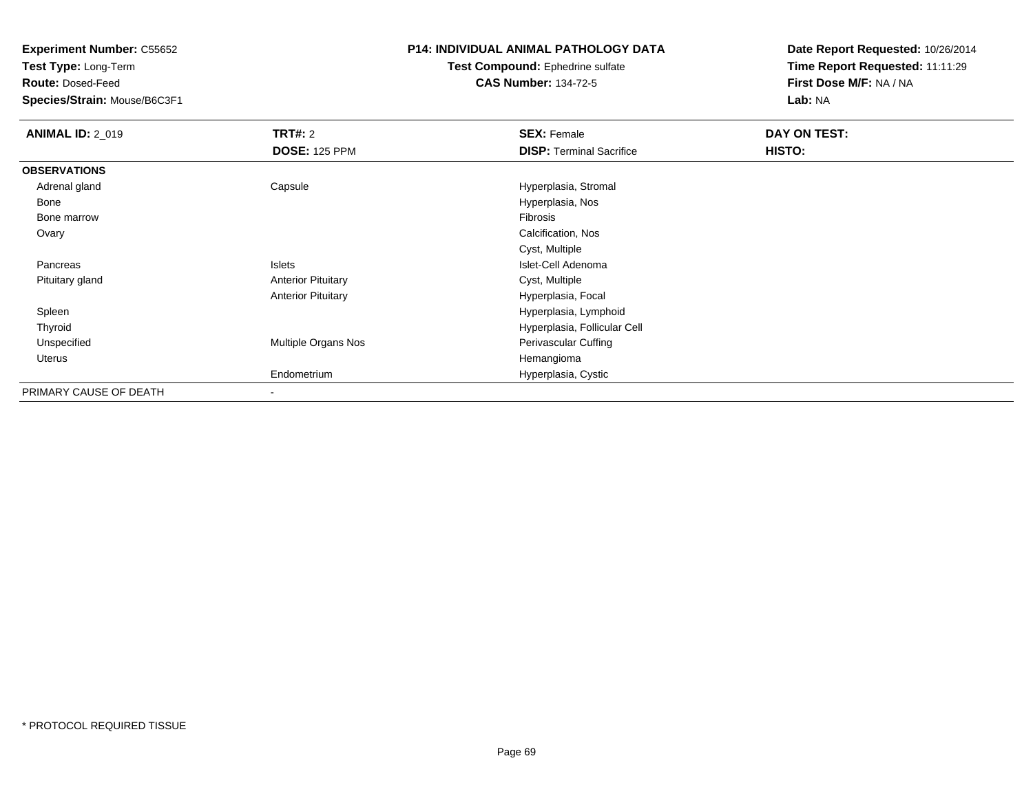**Experiment Number:** C55652
**Test Type:** Long-Term
**Route:** Dosed-Feed
**Species/Strain:** Mouse/B6C3F1

**P14: INDIVIDUAL ANIMAL PATHOLOGY DATA**
**Test Compound:** Ephedrine sulfate
**CAS Number:** 134-72-5

**Date Report Requested:** 10/26/2014
**Time Report Requested:** 11:11:29
**First Dose M/F:** NA / NA
**Lab:** NA

| **ANIMAL ID:** 2_019 | **TRT#:** 2 | **SEX:** Female | **DAY ON TEST:** |
|---|---|---|---|
| | **DOSE:** 125 PPM | **DISP:** Terminal Sacrifice | **HISTO:** |
| **OBSERVATIONS** | | | |
| Adrenal gland | Capsule | Hyperplasia, Stromal | |
| Bone | | Hyperplasia, Nos | |
| Bone marrow | | Fibrosis | |
| Ovary | | Calcification, Nos | |
| | | Cyst, Multiple | |
| Pancreas | Islets | Islet-Cell Adenoma | |
| Pituitary gland | Anterior Pituitary | Cyst, Multiple | |
| | Anterior Pituitary | Hyperplasia, Focal | |
| Spleen | | Hyperplasia, Lymphoid | |
| Thyroid | | Hyperplasia, Follicular Cell | |
| Unspecified | Multiple Organs Nos | Perivascular Cuffing | |
| Uterus | | Hemangioma | |
| | Endometrium | Hyperplasia, Cystic | |
| PRIMARY CAUSE OF DEATH | - | | |

* PROTOCOL REQUIRED TISSUE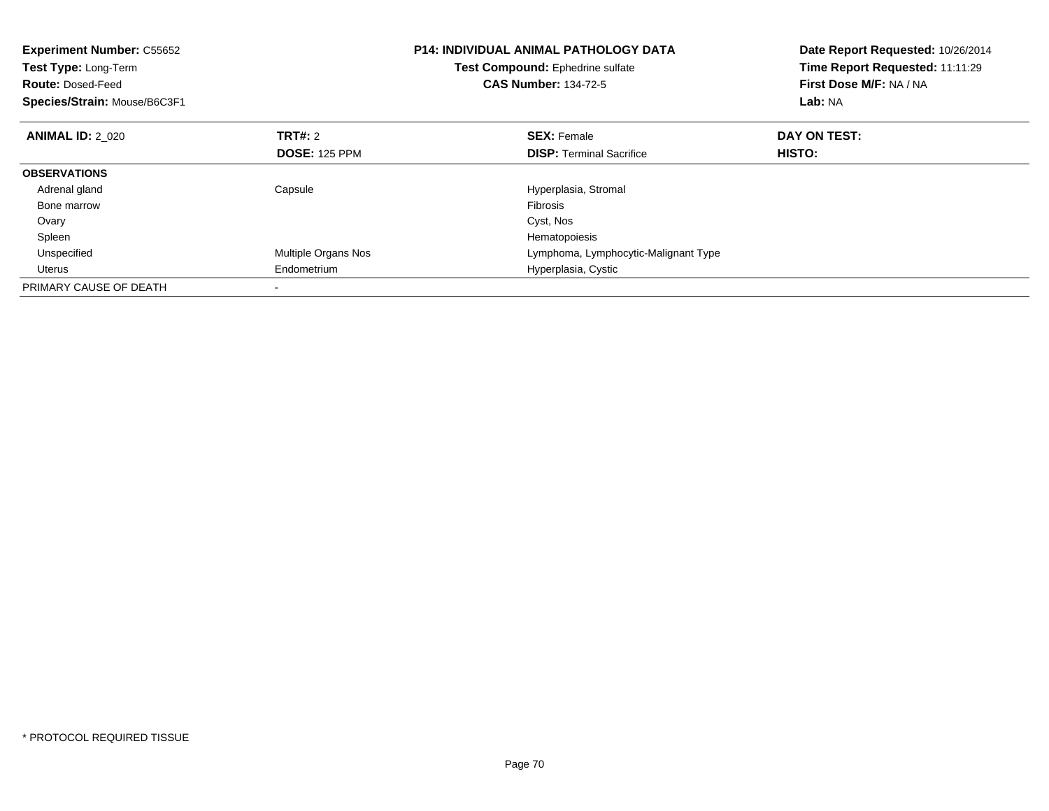**Experiment Number:** C55652
**Test Type:** Long-Term
**Route:** Dosed-Feed
**Species/Strain:** Mouse/B6C3F1

**P14: INDIVIDUAL ANIMAL PATHOLOGY DATA**
**Test Compound:** Ephedrine sulfate
**CAS Number:** 134-72-5

**Date Report Requested:** 10/26/2014
**Time Report Requested:** 11:11:29
**First Dose M/F:** NA / NA
**Lab:** NA

| **ANIMAL ID:** 2_020 | **TRT#:** 2 | **SEX:** Female | **DAY ON TEST:** |
|---|---|---|---|
| | **DOSE:** 125 PPM | **DISP:** Terminal Sacrifice | **HISTO:** |
| **OBSERVATIONS** | | | |
| Adrenal gland | Capsule | Hyperplasia, Stromal | |
| Bone marrow | | Fibrosis | |
| Ovary | | Cyst, Nos | |
| Spleen | | Hematopoiesis | |
| Unspecified | Multiple Organs Nos | Lymphoma, Lymphocytic-Malignant Type | |
| Uterus | Endometrium | Hyperplasia, Cystic | |
| PRIMARY CAUSE OF DEATH | - | | |

* PROTOCOL REQUIRED TISSUE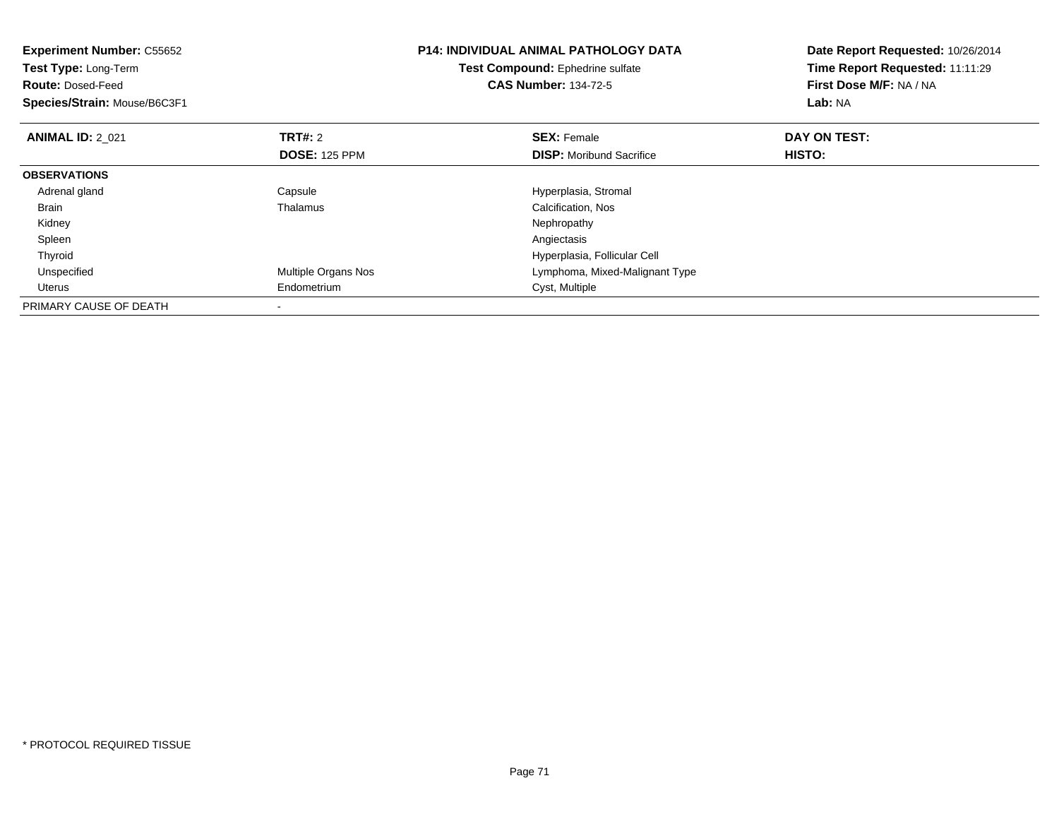**Experiment Number:** C55652
**Test Type:** Long-Term
**Route:** Dosed-Feed
**Species/Strain:** Mouse/B6C3F1

**P14: INDIVIDUAL ANIMAL PATHOLOGY DATA**
**Test Compound:** Ephedrine sulfate
**CAS Number:** 134-72-5

**Date Report Requested:** 10/26/2014
**Time Report Requested:** 11:11:29
**First Dose M/F:** NA / NA
**Lab:** NA

| **ANIMAL ID:** 2_021 | **TRT#:** 2 | **SEX:** Female | **DAY ON TEST:** |
|---|---|---|---|
| | **DOSE:** 125 PPM | **DISP:** Moribund Sacrifice | **HISTO:** |
| **OBSERVATIONS** | | | |
| Adrenal gland | Capsule | Hyperplasia, Stromal | |
| Brain | Thalamus | Calcification, Nos | |
| Kidney | | Nephropathy | |
| Spleen | | Angiectasis | |
| Thyroid | | Hyperplasia, Follicular Cell | |
| Unspecified | Multiple Organs Nos | Lymphoma, Mixed-Malignant Type | |
| Uterus | Endometrium | Cyst, Multiple | |
| PRIMARY CAUSE OF DEATH | - | | |

* PROTOCOL REQUIRED TISSUE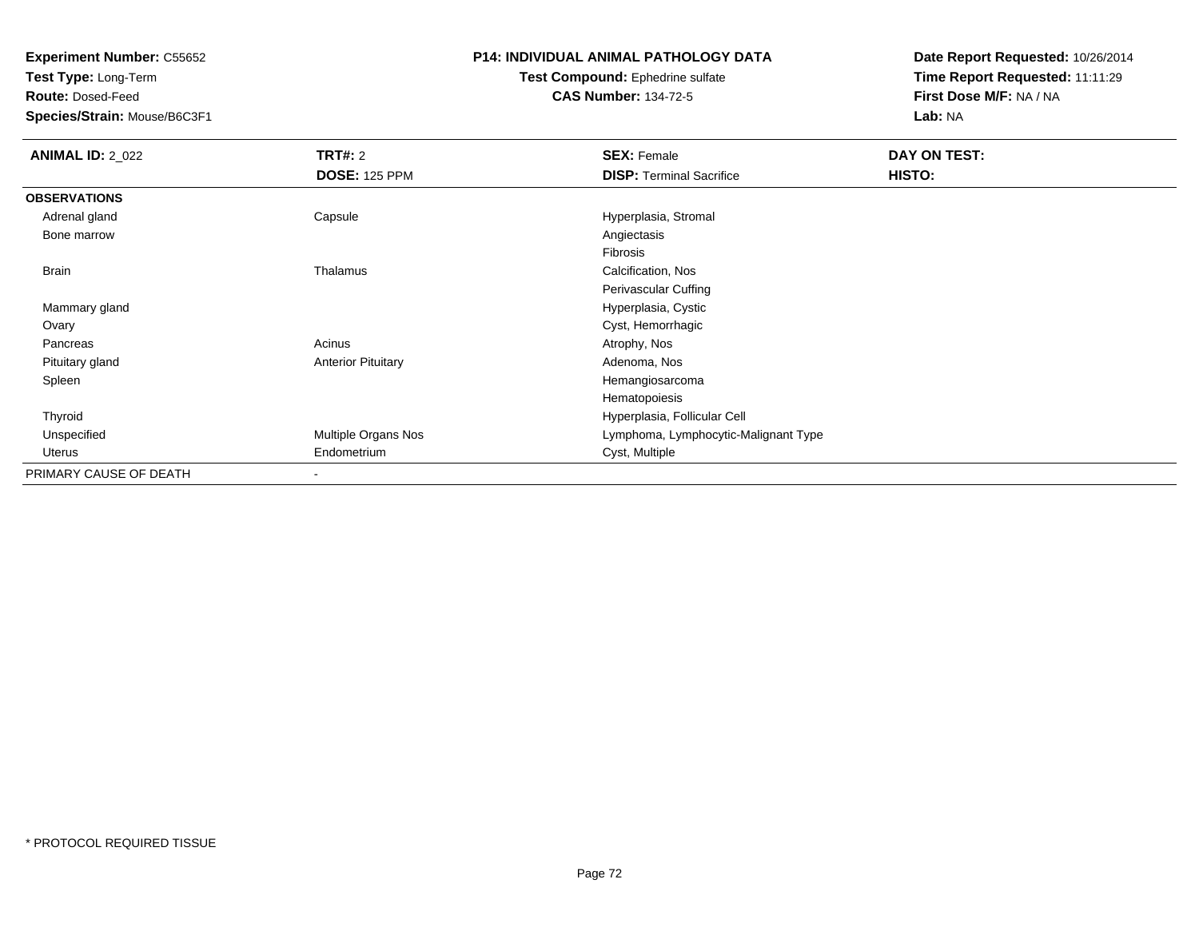**Experiment Number:** C55652
**Test Type:** Long-Term
**Route:** Dosed-Feed
**Species/Strain:** Mouse/B6C3F1

**P14: INDIVIDUAL ANIMAL PATHOLOGY DATA**
**Test Compound:** Ephedrine sulfate
**CAS Number:** 134-72-5

**Date Report Requested:** 10/26/2014
**Time Report Requested:** 11:11:29
**First Dose M/F:** NA / NA
**Lab:** NA

| **ANIMAL ID:** 2_022 | **TRT#:** 2 | **SEX:** Female | **DAY ON TEST:** |
|---|---|---|---|
| | **DOSE:** 125 PPM | **DISP:** Terminal Sacrifice | **HISTO:** |
| **OBSERVATIONS** | | | |
| Adrenal gland | Capsule | Hyperplasia, Stromal | |
| Bone marrow | | Angiectasis | |
| | | Fibrosis | |
| Brain | Thalamus | Calcification, Nos | |
| | | Perivascular Cuffing | |
| Mammary gland | | Hyperplasia, Cystic | |
| Ovary | | Cyst, Hemorrhagic | |
| Pancreas | Acinus | Atrophy, Nos | |
| Pituitary gland | Anterior Pituitary | Adenoma, Nos | |
| Spleen | | Hemangiosarcoma | |
| | | Hematopoiesis | |
| Thyroid | | Hyperplasia, Follicular Cell | |
| Unspecified | Multiple Organs Nos | Lymphoma, Lymphocytic-Malignant Type | |
| Uterus | Endometrium | Cyst, Multiple | |
| PRIMARY CAUSE OF DEATH | - | | |

* PROTOCOL REQUIRED TISSUE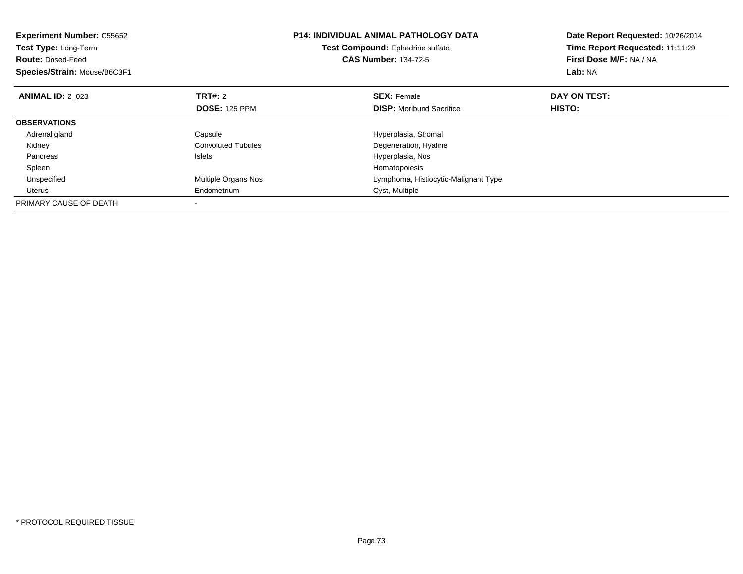**Experiment Number:** C55652
**Test Type:** Long-Term
**Route:** Dosed-Feed
**Species/Strain:** Mouse/B6C3F1

**P14: INDIVIDUAL ANIMAL PATHOLOGY DATA**
**Test Compound:** Ephedrine sulfate
**CAS Number:** 134-72-5

**Date Report Requested:** 10/26/2014
**Time Report Requested:** 11:11:29
**First Dose M/F:** NA / NA
**Lab:** NA

| **ANIMAL ID:** 2_023 | **TRT#:** 2 | **SEX:** Female | **DAY ON TEST:** |
|---|---|---|---|
| | **DOSE:** 125 PPM | **DISP:** Moribund Sacrifice | **HISTO:** |
| **OBSERVATIONS** | | | |
| Adrenal gland | Capsule | Hyperplasia, Stromal | |
| Kidney | Convoluted Tubules | Degeneration, Hyaline | |
| Pancreas | Islets | Hyperplasia, Nos | |
| Spleen | | Hematopoiesis | |
| Unspecified | Multiple Organs Nos | Lymphoma, Histiocytic-Malignant Type | |
| Uterus | Endometrium | Cyst, Multiple | |
| PRIMARY CAUSE OF DEATH | - | | |

* PROTOCOL REQUIRED TISSUE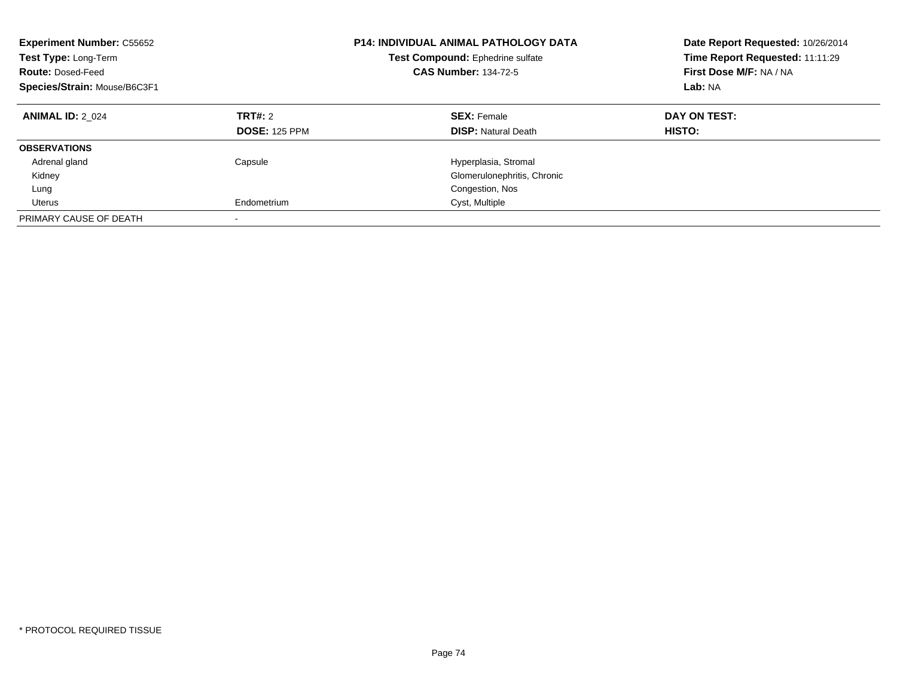**Experiment Number:** C55652
**Test Type:** Long-Term
**Route:** Dosed-Feed
**Species/Strain:** Mouse/B6C3F1

**P14: INDIVIDUAL ANIMAL PATHOLOGY DATA**
**Test Compound:** Ephedrine sulfate
**CAS Number:** 134-72-5

**Date Report Requested:** 10/26/2014
**Time Report Requested:** 11:11:29
**First Dose M/F:** NA / NA
**Lab:** NA

| **ANIMAL ID:** 2_024 | **TRT#:** 2 | **SEX:** Female | **DAY ON TEST:** |
|---|---|---|---|
| | **DOSE:** 125 PPM | **DISP:** Natural Death | **HISTO:** |
| **OBSERVATIONS** | | | |
| Adrenal gland | Capsule | Hyperplasia, Stromal | |
| Kidney | | Glomerulonephritis, Chronic | |
| Lung | | Congestion, Nos | |
| Uterus | Endometrium | Cyst, Multiple | |
| PRIMARY CAUSE OF DEATH | - | | |

* PROTOCOL REQUIRED TISSUE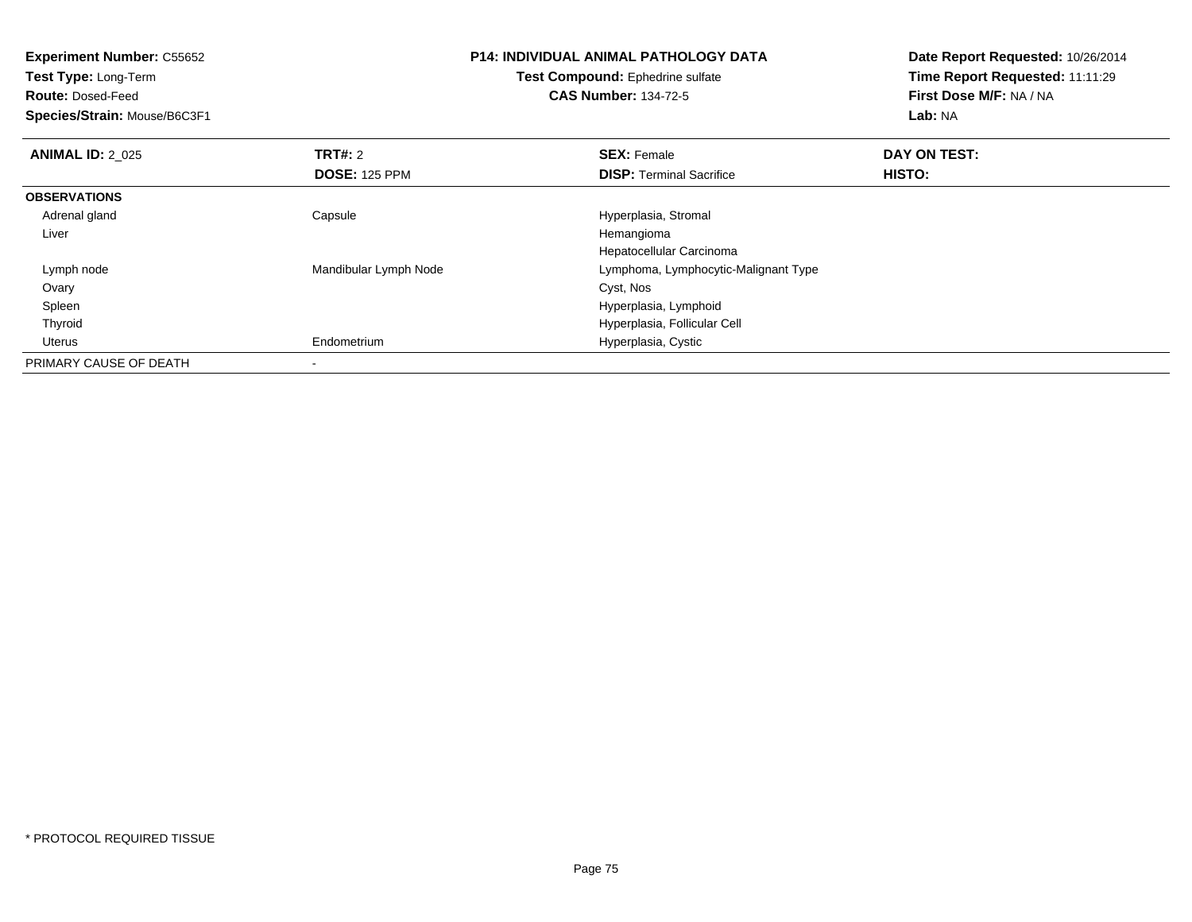**Experiment Number:** C55652
**Test Type:** Long-Term
**Route:** Dosed-Feed
**Species/Strain:** Mouse/B6C3F1

**P14: INDIVIDUAL ANIMAL PATHOLOGY DATA**
**Test Compound:** Ephedrine sulfate
**CAS Number:** 134-72-5

**Date Report Requested:** 10/26/2014
**Time Report Requested:** 11:11:29
**First Dose M/F:** NA / NA
**Lab:** NA

| **ANIMAL ID:** 2_025 | **TRT#:** 2 | **SEX:** Female | **DAY ON TEST:** |
|---|---|---|---|
| | **DOSE:** 125 PPM | **DISP:** Terminal Sacrifice | **HISTO:** |
| **OBSERVATIONS** | | | |
| Adrenal gland | Capsule | Hyperplasia, Stromal | |
| Liver | | Hemangioma | |
| | | Hepatocellular Carcinoma | |
| Lymph node | Mandibular Lymph Node | Lymphoma, Lymphocytic-Malignant Type | |
| Ovary | | Cyst, Nos | |
| Spleen | | Hyperplasia, Lymphoid | |
| Thyroid | | Hyperplasia, Follicular Cell | |
| Uterus | Endometrium | Hyperplasia, Cystic | |
| PRIMARY CAUSE OF DEATH | - | | |

* PROTOCOL REQUIRED TISSUE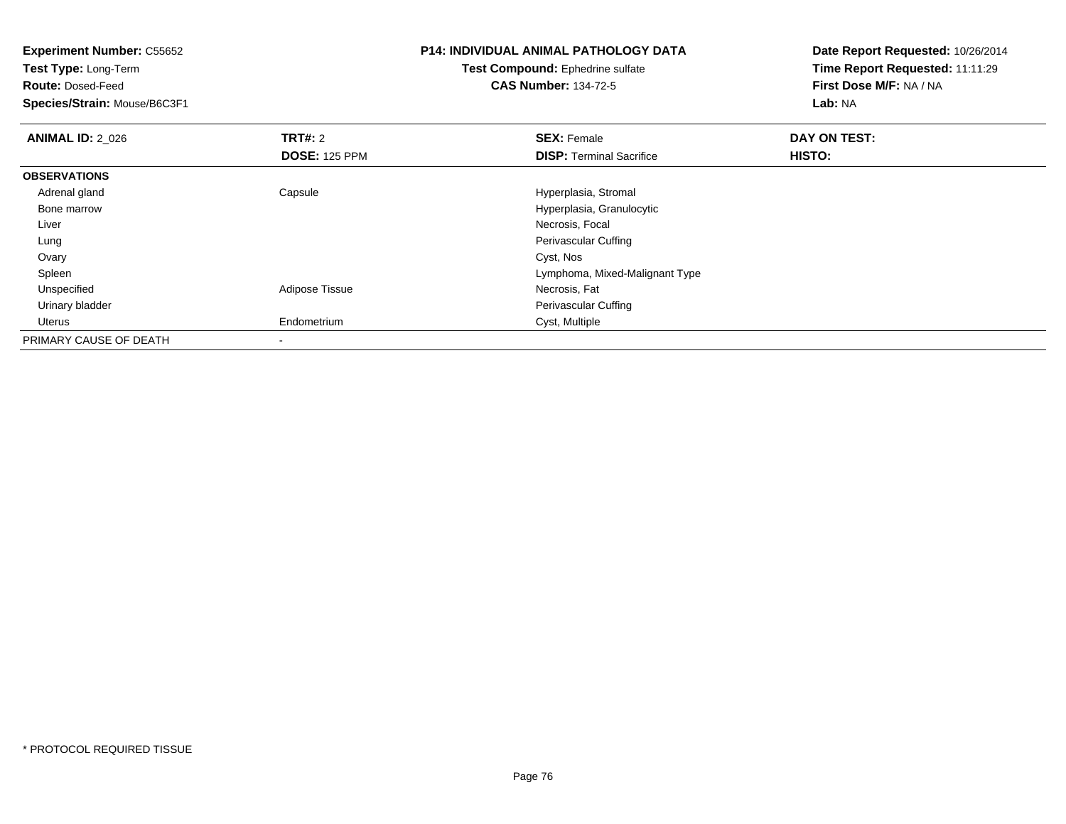**Experiment Number:** C55652
**Test Type:** Long-Term
**Route:** Dosed-Feed
**Species/Strain:** Mouse/B6C3F1

**P14: INDIVIDUAL ANIMAL PATHOLOGY DATA**
**Test Compound:** Ephedrine sulfate
**CAS Number:** 134-72-5

**Date Report Requested:** 10/26/2014
**Time Report Requested:** 11:11:29
**First Dose M/F:** NA / NA
**Lab:** NA

| **ANIMAL ID:** 2_026 | **TRT#:** 2 | **SEX:** Female | **DAY ON TEST:** |
|---|---|---|---|
| | **DOSE:** 125 PPM | **DISP:** Terminal Sacrifice | **HISTO:** |
| **OBSERVATIONS** | | | |
| Adrenal gland | Capsule | Hyperplasia, Stromal | |
| Bone marrow | | Hyperplasia, Granulocytic | |
| Liver | | Necrosis, Focal | |
| Lung | | Perivascular Cuffing | |
| Ovary | | Cyst, Nos | |
| Spleen | | Lymphoma, Mixed-Malignant Type | |
| Unspecified | Adipose Tissue | Necrosis, Fat | |
| Urinary bladder | | Perivascular Cuffing | |
| Uterus | Endometrium | Cyst, Multiple | |
| PRIMARY CAUSE OF DEATH | - | | |

* PROTOCOL REQUIRED TISSUE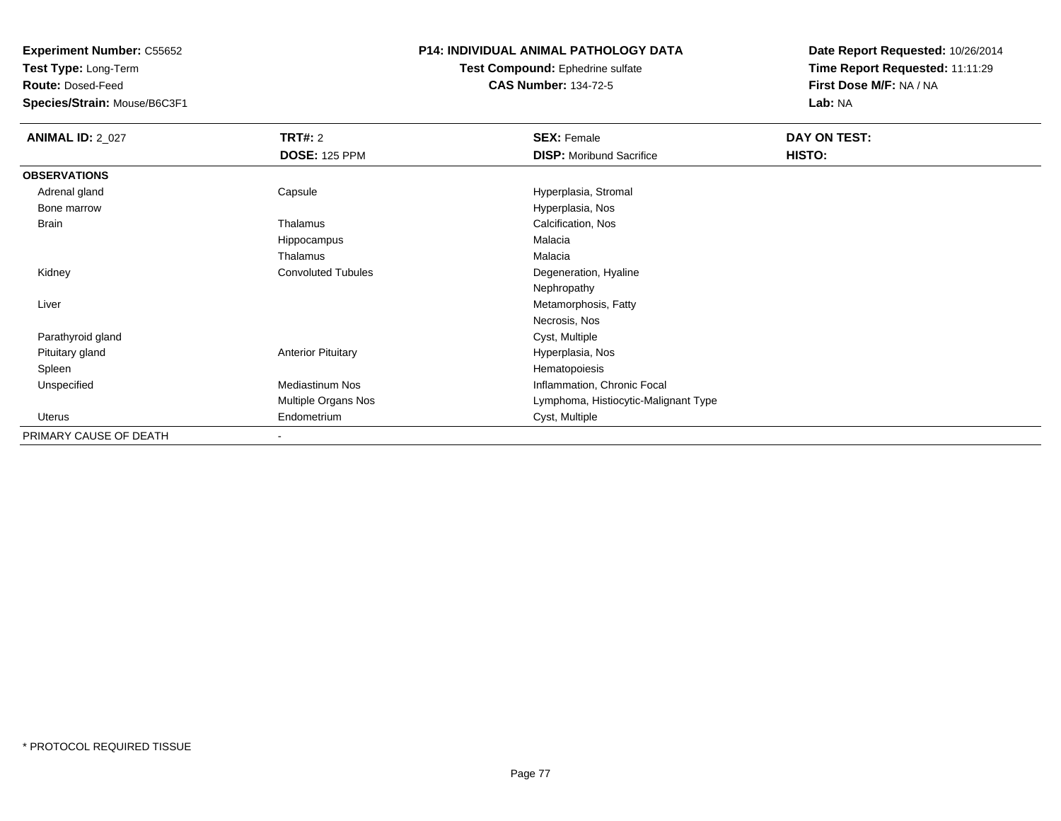**Experiment Number:** C55652
**Test Type:** Long-Term
**Route:** Dosed-Feed
**Species/Strain:** Mouse/B6C3F1

**P14: INDIVIDUAL ANIMAL PATHOLOGY DATA**
**Test Compound:** Ephedrine sulfate
**CAS Number:** 134-72-5

**Date Report Requested:** 10/26/2014
**Time Report Requested:** 11:11:29
**First Dose M/F:** NA / NA
**Lab:** NA

| **ANIMAL ID:** 2_027 | **TRT#:** 2 | **SEX:** Female | **DAY ON TEST:** |
|---|---|---|---|
| | **DOSE:** 125 PPM | **DISP:** Moribund Sacrifice | **HISTO:** |
| **OBSERVATIONS** | | | |
| Adrenal gland | Capsule | Hyperplasia, Stromal | |
| Bone marrow | | Hyperplasia, Nos | |
| Brain | Thalamus | Calcification, Nos | |
| | Hippocampus | Malacia | |
| | Thalamus | Malacia | |
| Kidney | Convoluted Tubules | Degeneration, Hyaline | |
| | | Nephropathy | |
| Liver | | Metamorphosis, Fatty | |
| | | Necrosis, Nos | |
| Parathyroid gland | | Cyst, Multiple | |
| Pituitary gland | Anterior Pituitary | Hyperplasia, Nos | |
| Spleen | | Hematopoiesis | |
| Unspecified | Mediastinum Nos | Inflammation, Chronic Focal | |
| | Multiple Organs Nos | Lymphoma, Histiocytic-Malignant Type | |
| Uterus | Endometrium | Cyst, Multiple | |
| PRIMARY CAUSE OF DEATH | - | | |

* PROTOCOL REQUIRED TISSUE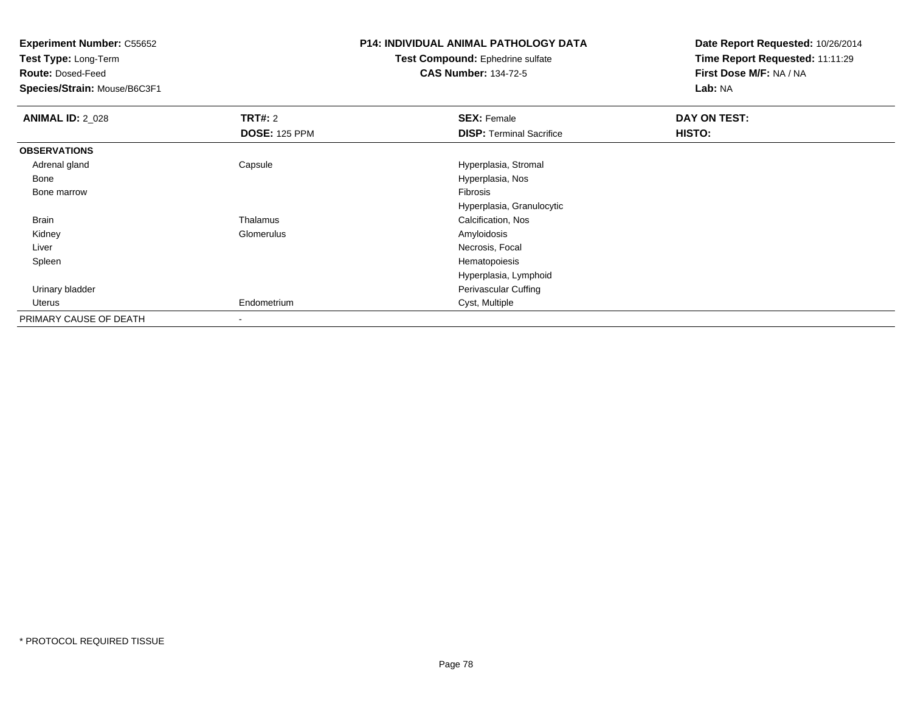**Experiment Number:** C55652
**Test Type:** Long-Term
**Route:** Dosed-Feed
**Species/Strain:** Mouse/B6C3F1

**P14: INDIVIDUAL ANIMAL PATHOLOGY DATA**
**Test Compound:** Ephedrine sulfate
**CAS Number:** 134-72-5

**Date Report Requested:** 10/26/2014
**Time Report Requested:** 11:11:29
**First Dose M/F:** NA / NA
**Lab:** NA

| **ANIMAL ID:** 2_028 | **TRT#:** 2 | **SEX:** Female | **DAY ON TEST:** |
|---|---|---|---|
| | **DOSE:** 125 PPM | **DISP:** Terminal Sacrifice | **HISTO:** |
| **OBSERVATIONS** | | | |
| Adrenal gland | Capsule | Hyperplasia, Stromal | |
| Bone | | Hyperplasia, Nos | |
| Bone marrow | | Fibrosis | |
| | | Hyperplasia, Granulocytic | |
| Brain | Thalamus | Calcification, Nos | |
| Kidney | Glomerulus | Amyloidosis | |
| Liver | | Necrosis, Focal | |
| Spleen | | Hematopoiesis | |
| | | Hyperplasia, Lymphoid | |
| Urinary bladder | | Perivascular Cuffing | |
| Uterus | Endometrium | Cyst, Multiple | |
| PRIMARY CAUSE OF DEATH | - | | |

* PROTOCOL REQUIRED TISSUE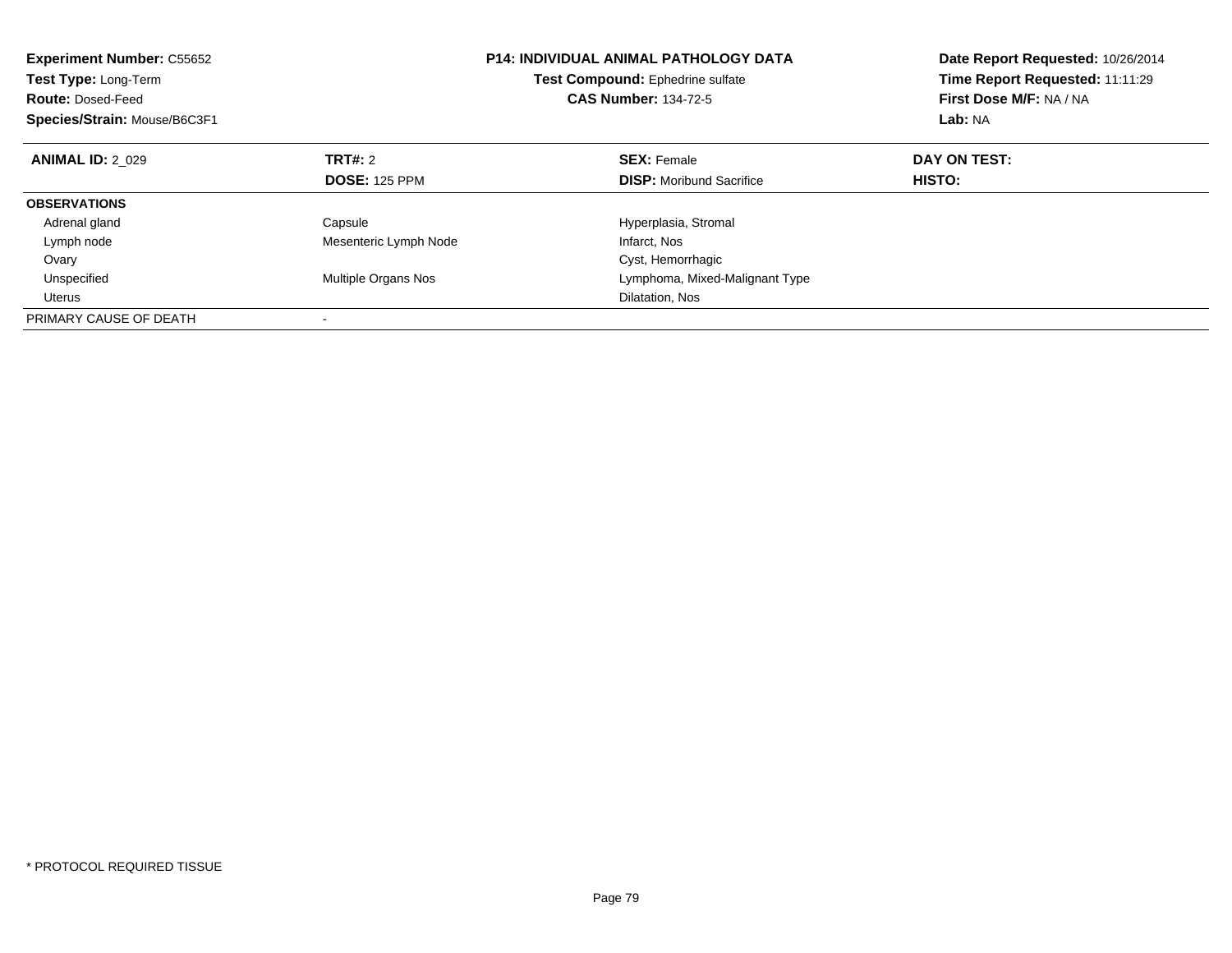**Experiment Number:** C55652
**Test Type:** Long-Term
**Route:** Dosed-Feed
**Species/Strain:** Mouse/B6C3F1

**P14: INDIVIDUAL ANIMAL PATHOLOGY DATA**
**Test Compound:** Ephedrine sulfate
**CAS Number:** 134-72-5

**Date Report Requested:** 10/26/2014
**Time Report Requested:** 11:11:29
**First Dose M/F:** NA / NA
**Lab:** NA

| **ANIMAL ID:** 2_029 | **TRT#:** 2 | **SEX:** Female | **DAY ON TEST:** |
|---|---|---|---|
| | **DOSE:** 125 PPM | **DISP:** Moribund Sacrifice | **HISTO:** |
| **OBSERVATIONS** | | | |
| Adrenal gland | Capsule | Hyperplasia, Stromal | |
| Lymph node | Mesenteric Lymph Node | Infarct, Nos | |
| Ovary | | Cyst, Hemorrhagic | |
| Unspecified | Multiple Organs Nos | Lymphoma, Mixed-Malignant Type | |
| Uterus | | Dilatation, Nos | |
| PRIMARY CAUSE OF DEATH | - | | |

* PROTOCOL REQUIRED TISSUE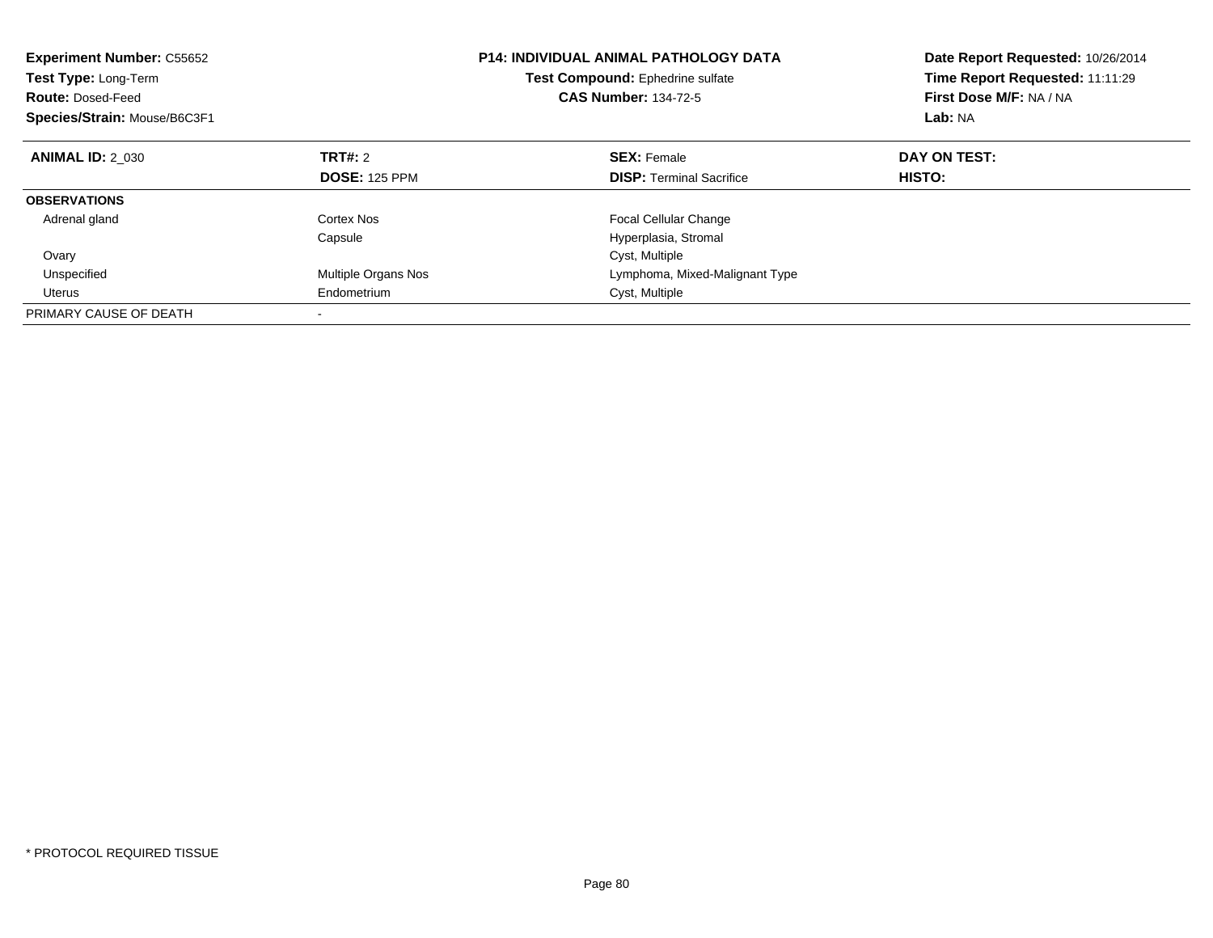**Experiment Number:** C55652
**Test Type:** Long-Term
**Route:** Dosed-Feed
**Species/Strain:** Mouse/B6C3F1

**P14: INDIVIDUAL ANIMAL PATHOLOGY DATA**
**Test Compound:** Ephedrine sulfate
**CAS Number:** 134-72-5

**Date Report Requested:** 10/26/2014
**Time Report Requested:** 11:11:29
**First Dose M/F:** NA / NA
**Lab:** NA

| **ANIMAL ID:** 2_030 | **TRT#:** 2 | **SEX:** Female | **DAY ON TEST:** |
|---|---|---|---|
| | **DOSE:** 125 PPM | **DISP:** Terminal Sacrifice | **HISTO:** |
| **OBSERVATIONS** | | | |
| Adrenal gland | Cortex Nos | Focal Cellular Change | |
| | Capsule | Hyperplasia, Stromal | |
| Ovary | | Cyst, Multiple | |
| Unspecified | Multiple Organs Nos | Lymphoma, Mixed-Malignant Type | |
| Uterus | Endometrium | Cyst, Multiple | |
| PRIMARY CAUSE OF DEATH | - | | |

* PROTOCOL REQUIRED TISSUE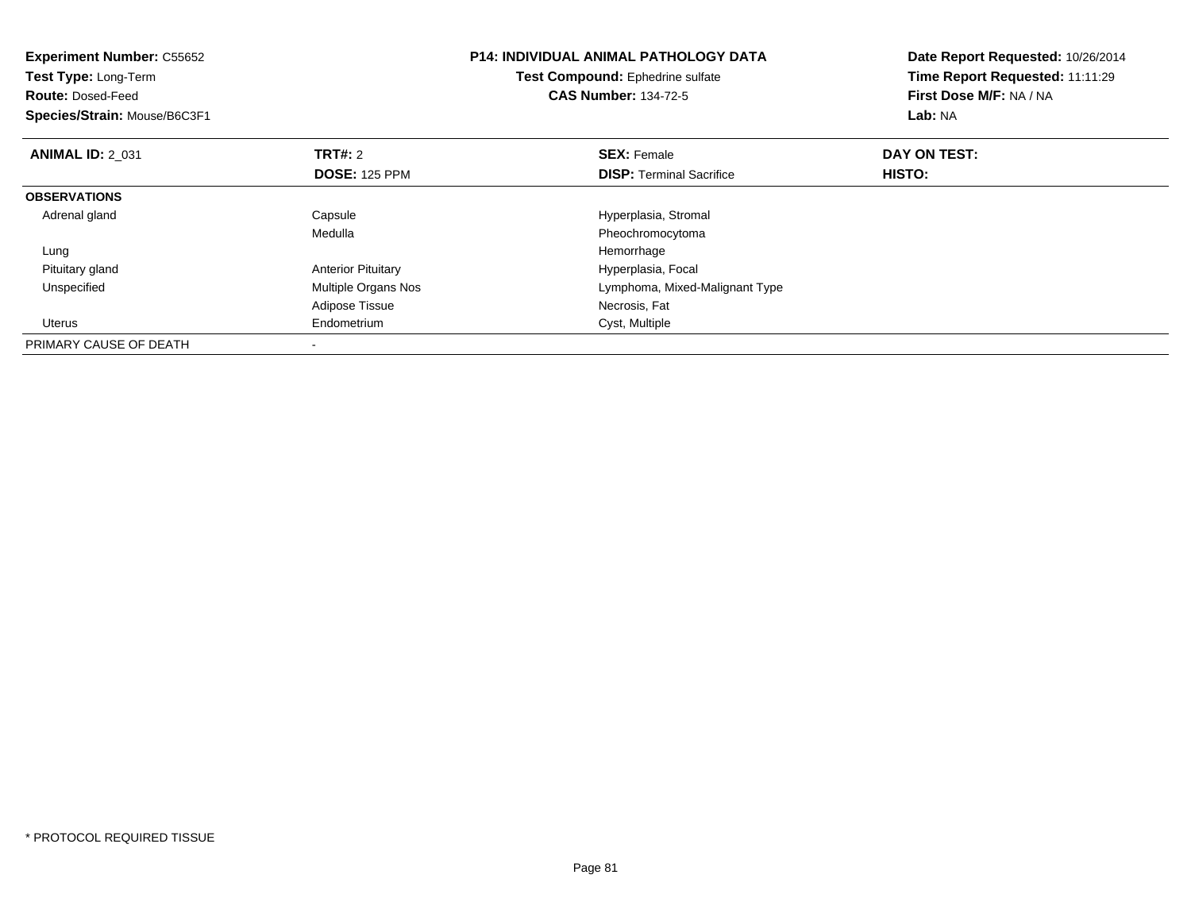**Experiment Number:** C55652
**Test Type:** Long-Term
**Route:** Dosed-Feed
**Species/Strain:** Mouse/B6C3F1

**P14: INDIVIDUAL ANIMAL PATHOLOGY DATA**
**Test Compound:** Ephedrine sulfate
**CAS Number:** 134-72-5

**Date Report Requested:** 10/26/2014
**Time Report Requested:** 11:11:29
**First Dose M/F:** NA / NA
**Lab:** NA

| **ANIMAL ID:** 2_031 | **TRT#:** 2 | **SEX:** Female | **DAY ON TEST:** |
|---|---|---|---|
| | **DOSE:** 125 PPM | **DISP:** Terminal Sacrifice | **HISTO:** |
| **OBSERVATIONS** | | | |
| Adrenal gland | Capsule | Hyperplasia, Stromal | |
| | Medulla | Pheochromocytoma | |
| Lung | | Hemorrhage | |
| Pituitary gland | Anterior Pituitary | Hyperplasia, Focal | |
| Unspecified | Multiple Organs Nos | Lymphoma, Mixed-Malignant Type | |
| | Adipose Tissue | Necrosis, Fat | |
| Uterus | Endometrium | Cyst, Multiple | |
| PRIMARY CAUSE OF DEATH | - | | |

* PROTOCOL REQUIRED TISSUE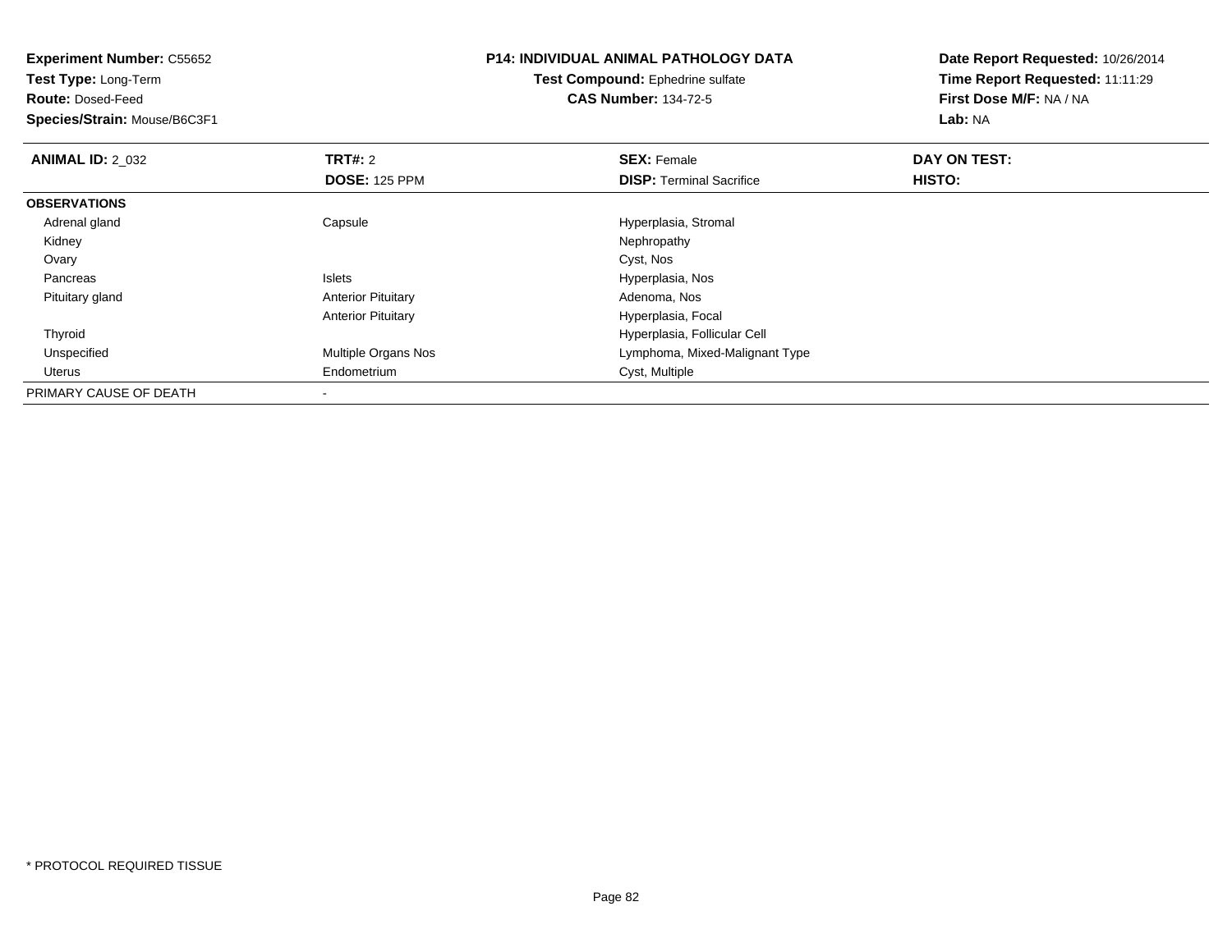**Experiment Number:** C55652
**Test Type:** Long-Term
**Route:** Dosed-Feed
**Species/Strain:** Mouse/B6C3F1

**P14: INDIVIDUAL ANIMAL PATHOLOGY DATA**
**Test Compound:** Ephedrine sulfate
**CAS Number:** 134-72-5

**Date Report Requested:** 10/26/2014
**Time Report Requested:** 11:11:29
**First Dose M/F:** NA / NA
**Lab:** NA

| **ANIMAL ID:** 2_032 | **TRT#:** 2 | **SEX:** Female | **DAY ON TEST:** |
|---|---|---|---|
| | **DOSE:** 125 PPM | **DISP:** Terminal Sacrifice | **HISTO:** |
| **OBSERVATIONS** | | | |
| Adrenal gland | Capsule | Hyperplasia, Stromal | |
| Kidney | | Nephropathy | |
| Ovary | | Cyst, Nos | |
| Pancreas | Islets | Hyperplasia, Nos | |
| Pituitary gland | Anterior Pituitary | Adenoma, Nos | |
| | Anterior Pituitary | Hyperplasia, Focal | |
| Thyroid | | Hyperplasia, Follicular Cell | |
| Unspecified | Multiple Organs Nos | Lymphoma, Mixed-Malignant Type | |
| Uterus | Endometrium | Cyst, Multiple | |
| PRIMARY CAUSE OF DEATH | - | | |

* PROTOCOL REQUIRED TISSUE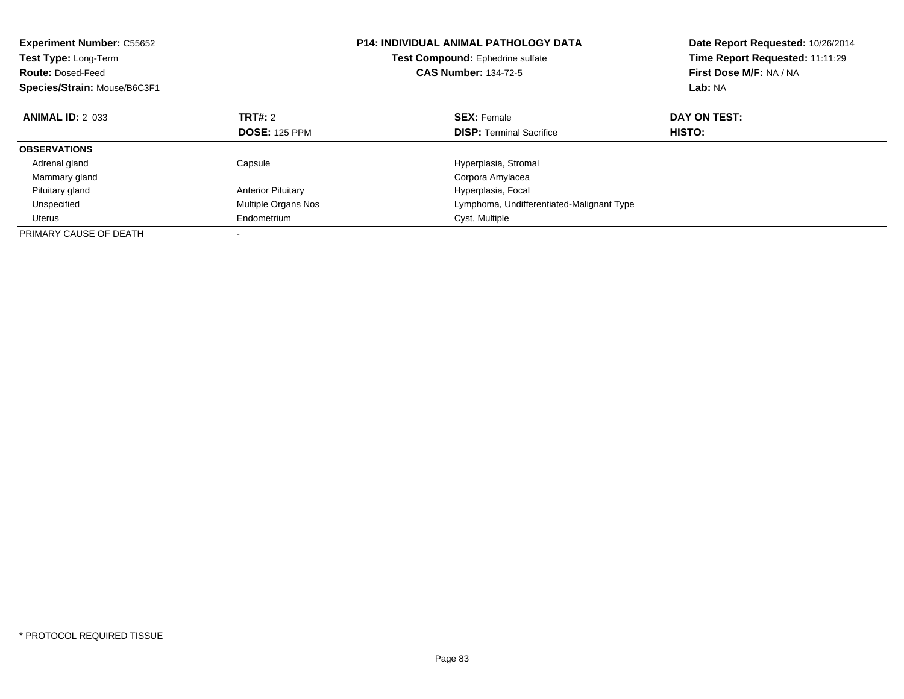**Experiment Number:** C55652
**Test Type:** Long-Term
**Route:** Dosed-Feed
**Species/Strain:** Mouse/B6C3F1

**P14: INDIVIDUAL ANIMAL PATHOLOGY DATA**
**Test Compound:** Ephedrine sulfate
**CAS Number:** 134-72-5

**Date Report Requested:** 10/26/2014
**Time Report Requested:** 11:11:29
**First Dose M/F:** NA / NA
**Lab:** NA

| **ANIMAL ID:** 2_033 | **TRT#:** 2 | **SEX:** Female | **DAY ON TEST:** |
|---|---|---|---|
| | **DOSE:** 125 PPM | **DISP:** Terminal Sacrifice | **HISTO:** |
| **OBSERVATIONS** | | | |
| Adrenal gland | Capsule | Hyperplasia, Stromal | |
| Mammary gland | | Corpora Amylacea | |
| Pituitary gland | Anterior Pituitary | Hyperplasia, Focal | |
| Unspecified | Multiple Organs Nos | Lymphoma, Undifferentiated-Malignant Type | |
| Uterus | Endometrium | Cyst, Multiple | |
| PRIMARY CAUSE OF DEATH | - | | |

* PROTOCOL REQUIRED TISSUE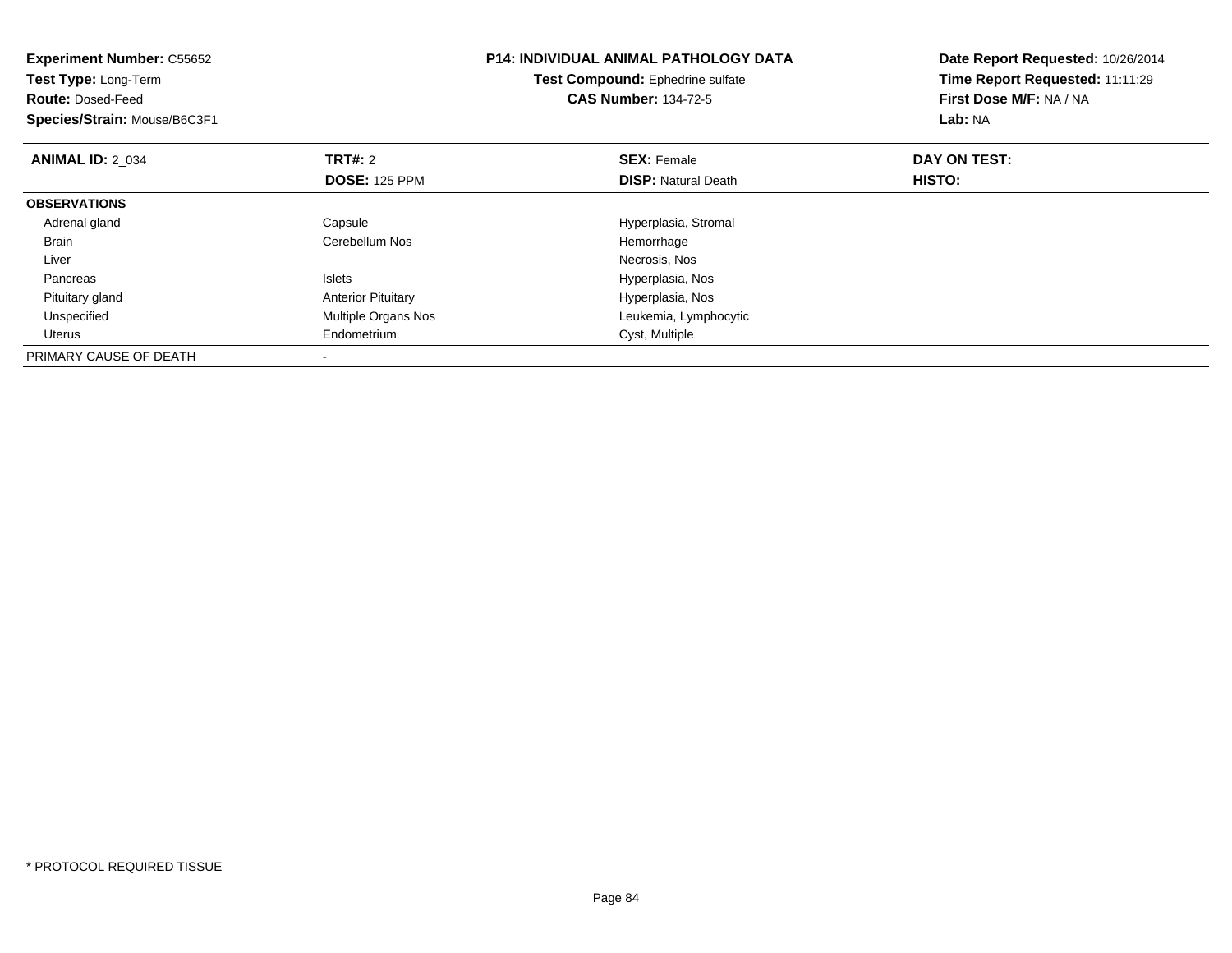**Experiment Number:** C55652
**Test Type:** Long-Term
**Route:** Dosed-Feed
**Species/Strain:** Mouse/B6C3F1

**P14: INDIVIDUAL ANIMAL PATHOLOGY DATA**
**Test Compound:** Ephedrine sulfate
**CAS Number:** 134-72-5

**Date Report Requested:** 10/26/2014
**Time Report Requested:** 11:11:29
**First Dose M/F:** NA / NA
**Lab:** NA

| **ANIMAL ID:** 2_034 | **TRT#:** 2 | **SEX:** Female | **DAY ON TEST:** |
|---|---|---|---|
| | **DOSE:** 125 PPM | **DISP:** Natural Death | **HISTO:** |
| **OBSERVATIONS** | | | |
| Adrenal gland | Capsule | Hyperplasia, Stromal | |
| Brain | Cerebellum Nos | Hemorrhage | |
| Liver | | Necrosis, Nos | |
| Pancreas | Islets | Hyperplasia, Nos | |
| Pituitary gland | Anterior Pituitary | Hyperplasia, Nos | |
| Unspecified | Multiple Organs Nos | Leukemia, Lymphocytic | |
| Uterus | Endometrium | Cyst, Multiple | |
| PRIMARY CAUSE OF DEATH | - | | |

* PROTOCOL REQUIRED TISSUE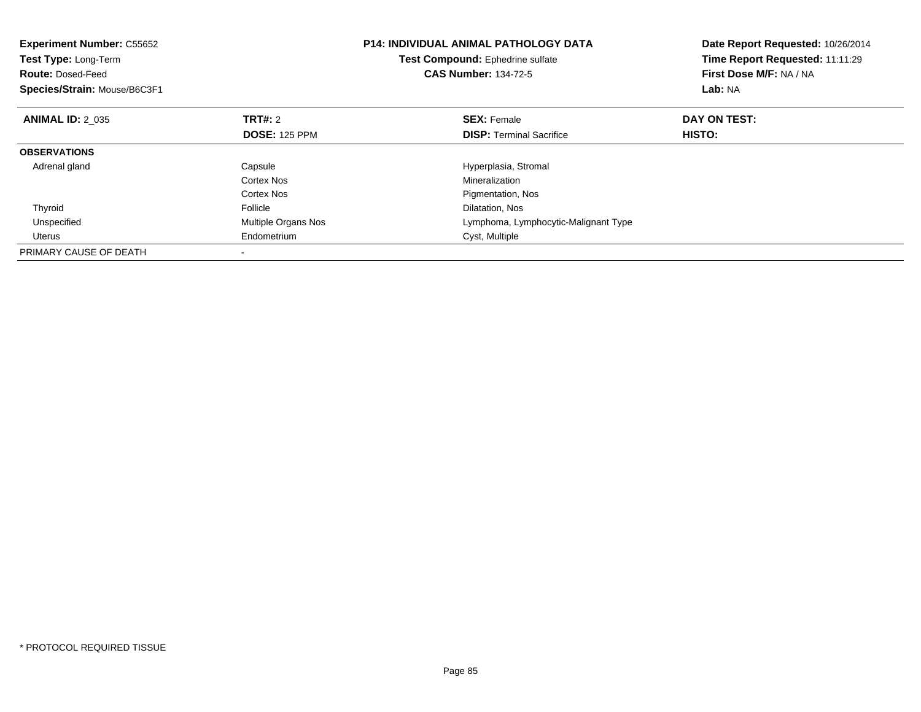**Experiment Number:** C55652
**Test Type:** Long-Term
**Route:** Dosed-Feed
**Species/Strain:** Mouse/B6C3F1

**P14: INDIVIDUAL ANIMAL PATHOLOGY DATA**
**Test Compound:** Ephedrine sulfate
**CAS Number:** 134-72-5

**Date Report Requested:** 10/26/2014
**Time Report Requested:** 11:11:29
**First Dose M/F:** NA / NA
**Lab:** NA

| **ANIMAL ID:** 2_035 | **TRT#:** 2 | **SEX:** Female | **DAY ON TEST:** |
|---|---|---|---|
| | **DOSE:** 125 PPM | **DISP:** Terminal Sacrifice | **HISTO:** |
| **OBSERVATIONS** | | | |
| Adrenal gland | Capsule | Hyperplasia, Stromal | |
| | Cortex Nos | Mineralization | |
| | Cortex Nos | Pigmentation, Nos | |
| Thyroid | Follicle | Dilatation, Nos | |
| Unspecified | Multiple Organs Nos | Lymphoma, Lymphocytic-Malignant Type | |
| Uterus | Endometrium | Cyst, Multiple | |
| PRIMARY CAUSE OF DEATH | - | | |

* PROTOCOL REQUIRED TISSUE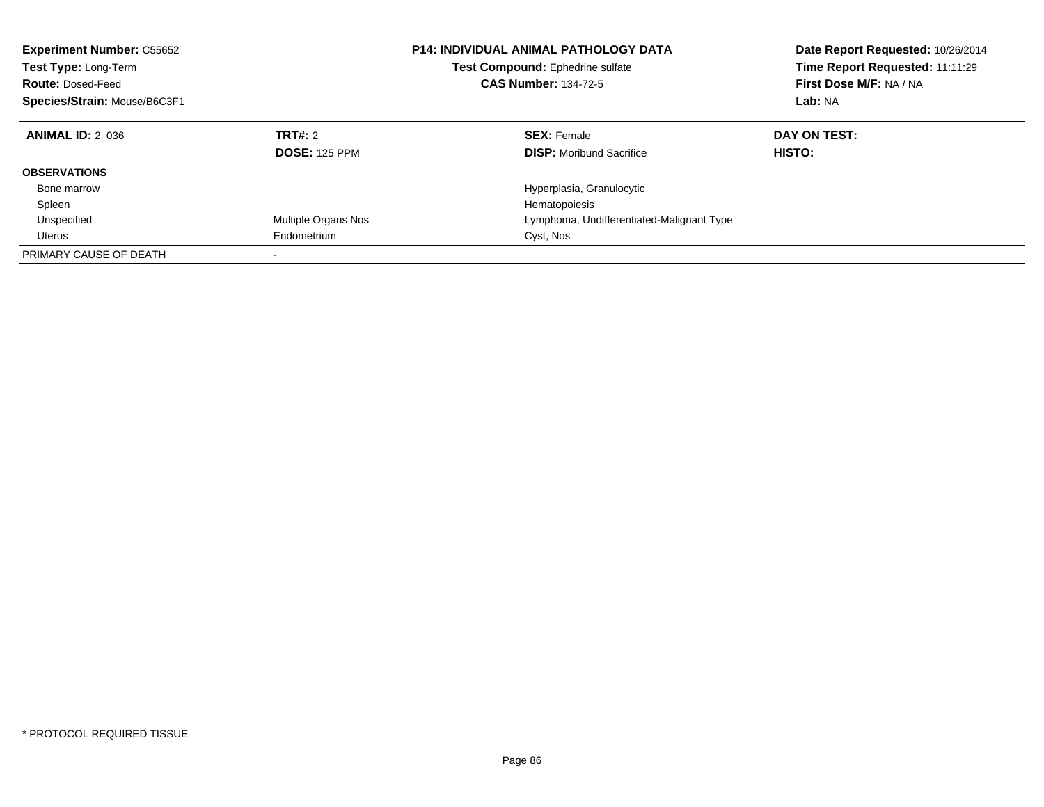**Experiment Number:** C55652
**Test Type:** Long-Term
**Route:** Dosed-Feed
**Species/Strain:** Mouse/B6C3F1

**P14: INDIVIDUAL ANIMAL PATHOLOGY DATA**
**Test Compound:** Ephedrine sulfate
**CAS Number:** 134-72-5

**Date Report Requested:** 10/26/2014
**Time Report Requested:** 11:11:29
**First Dose M/F:** NA / NA
**Lab:** NA

| **ANIMAL ID:** 2_036 | **TRT#:** 2 | **SEX:** Female | **DAY ON TEST:** |
|---|---|---|---|
| | **DOSE:** 125 PPM | **DISP:** Moribund Sacrifice | **HISTO:** |
| **OBSERVATIONS** | | | |
| Bone marrow | | Hyperplasia, Granulocytic | |
| Spleen | | Hematopoiesis | |
| Unspecified | Multiple Organs Nos | Lymphoma, Undifferentiated-Malignant Type | |
| Uterus | Endometrium | Cyst, Nos | |
| PRIMARY CAUSE OF DEATH | - | | |

* PROTOCOL REQUIRED TISSUE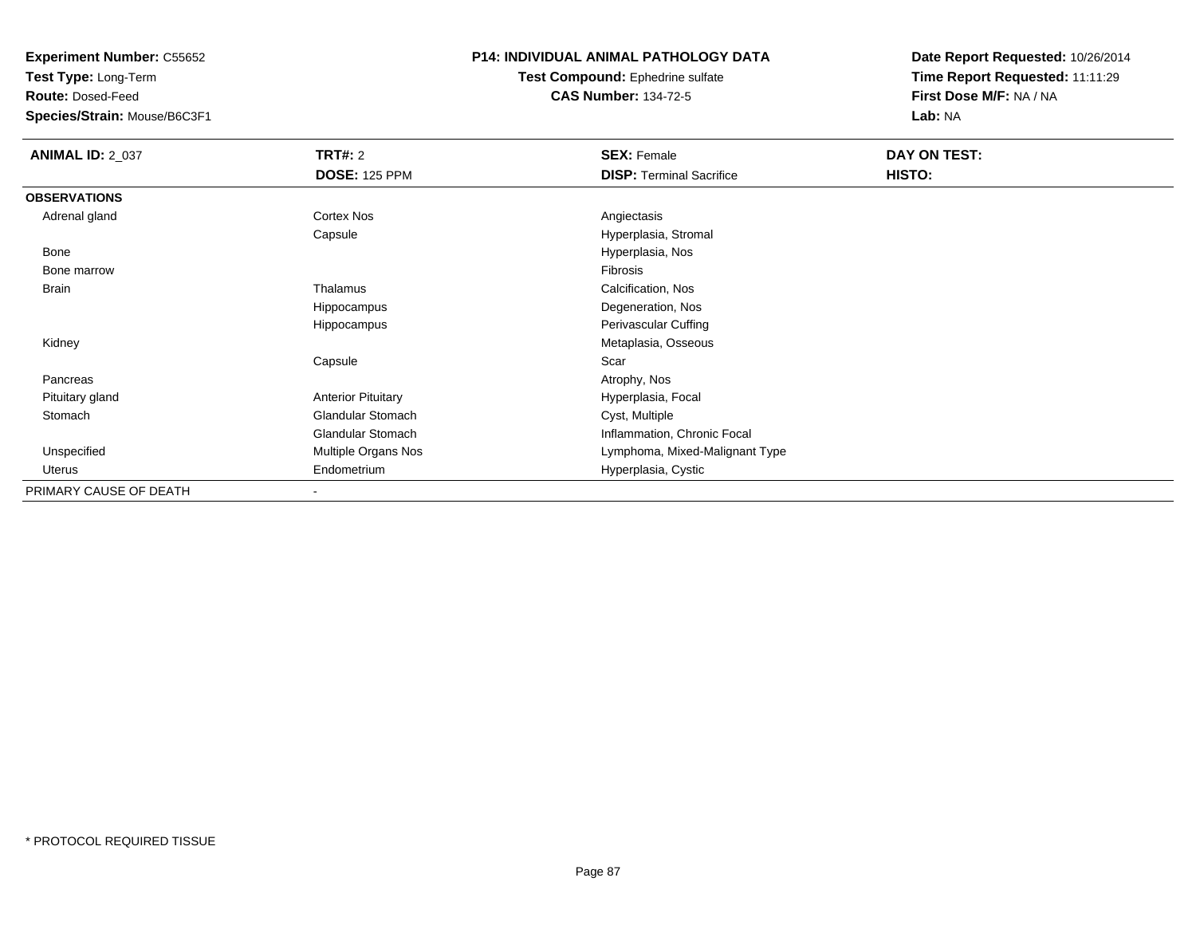**Experiment Number:** C55652
**Test Type:** Long-Term
**Route:** Dosed-Feed
**Species/Strain:** Mouse/B6C3F1

**P14: INDIVIDUAL ANIMAL PATHOLOGY DATA**
**Test Compound:** Ephedrine sulfate
**CAS Number:** 134-72-5

**Date Report Requested:** 10/26/2014
**Time Report Requested:** 11:11:29
**First Dose M/F:** NA / NA
**Lab:** NA

| **ANIMAL ID:** 2_037 | **TRT#:** 2 | **SEX:** Female | **DAY ON TEST:** |
|---|---|---|---|
| | **DOSE:** 125 PPM | **DISP:** Terminal Sacrifice | **HISTO:** |
| **OBSERVATIONS** | | | |
| Adrenal gland | Cortex Nos | Angiectasis | |
| | Capsule | Hyperplasia, Stromal | |
| Bone | | Hyperplasia, Nos | |
| Bone marrow | | Fibrosis | |
| Brain | Thalamus | Calcification, Nos | |
| | Hippocampus | Degeneration, Nos | |
| | Hippocampus | Perivascular Cuffing | |
| Kidney | | Metaplasia, Osseous | |
| | Capsule | Scar | |
| Pancreas | | Atrophy, Nos | |
| Pituitary gland | Anterior Pituitary | Hyperplasia, Focal | |
| Stomach | Glandular Stomach | Cyst, Multiple | |
| | Glandular Stomach | Inflammation, Chronic Focal | |
| Unspecified | Multiple Organs Nos | Lymphoma, Mixed-Malignant Type | |
| Uterus | Endometrium | Hyperplasia, Cystic | |
| PRIMARY CAUSE OF DEATH | - | | |

* PROTOCOL REQUIRED TISSUE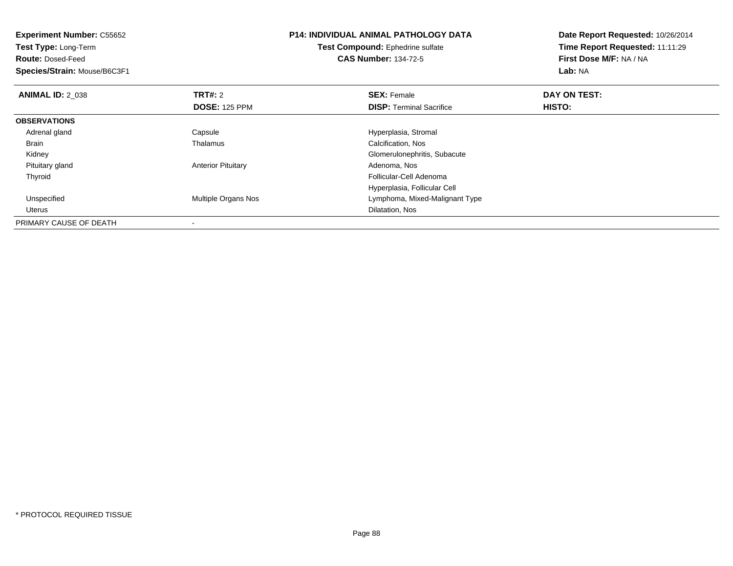**Experiment Number:** C55652
**Test Type:** Long-Term
**Route:** Dosed-Feed
**Species/Strain:** Mouse/B6C3F1

**P14: INDIVIDUAL ANIMAL PATHOLOGY DATA**
**Test Compound:** Ephedrine sulfate
**CAS Number:** 134-72-5

**Date Report Requested:** 10/26/2014
**Time Report Requested:** 11:11:29
**First Dose M/F:** NA / NA
**Lab:** NA

| **ANIMAL ID:** 2_038 | **TRT#:** 2 | **SEX:** Female | **DAY ON TEST:** |
|---|---|---|---|
| | **DOSE:** 125 PPM | **DISP:** Terminal Sacrifice | **HISTO:** |
| **OBSERVATIONS** | | | |
| Adrenal gland | Capsule | Hyperplasia, Stromal | |
| Brain | Thalamus | Calcification, Nos | |
| Kidney | | Glomerulonephritis, Subacute | |
| Pituitary gland | Anterior Pituitary | Adenoma, Nos | |
| Thyroid | | Follicular-Cell Adenoma | |
| | | Hyperplasia, Follicular Cell | |
| Unspecified | Multiple Organs Nos | Lymphoma, Mixed-Malignant Type | |
| Uterus | | Dilatation, Nos | |
| PRIMARY CAUSE OF DEATH | - | | |

* PROTOCOL REQUIRED TISSUE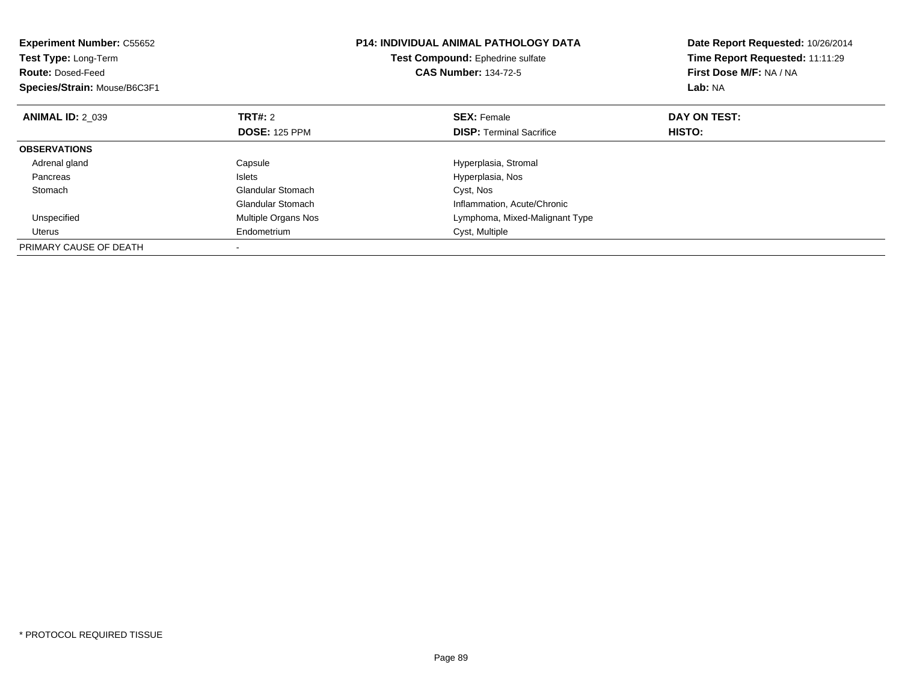**Experiment Number:** C55652
**Test Type:** Long-Term
**Route:** Dosed-Feed
**Species/Strain:** Mouse/B6C3F1

**P14: INDIVIDUAL ANIMAL PATHOLOGY DATA**
**Test Compound:** Ephedrine sulfate
**CAS Number:** 134-72-5

**Date Report Requested:** 10/26/2014
**Time Report Requested:** 11:11:29
**First Dose M/F:** NA / NA
**Lab:** NA

| **ANIMAL ID:** 2_039 | **TRT#:** 2 | **SEX:** Female | **DAY ON TEST:** |
|---|---|---|---|
| | **DOSE:** 125 PPM | **DISP:** Terminal Sacrifice | **HISTO:** |
| **OBSERVATIONS** | | | |
| Adrenal gland | Capsule | Hyperplasia, Stromal | |
| Pancreas | Islets | Hyperplasia, Nos | |
| Stomach | Glandular Stomach | Cyst, Nos | |
| | Glandular Stomach | Inflammation, Acute/Chronic | |
| Unspecified | Multiple Organs Nos | Lymphoma, Mixed-Malignant Type | |
| Uterus | Endometrium | Cyst, Multiple | |
| PRIMARY CAUSE OF DEATH | - | | |

* PROTOCOL REQUIRED TISSUE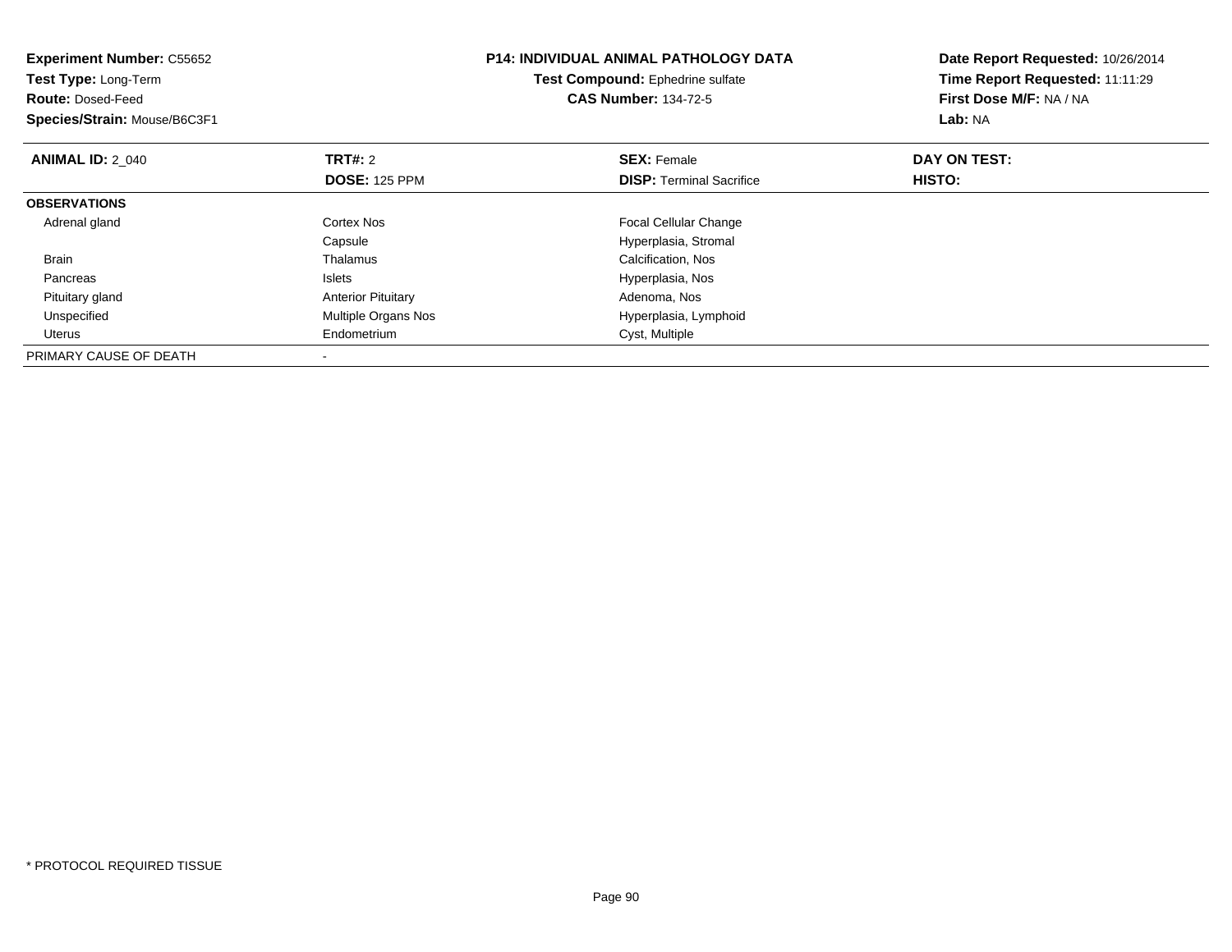**Experiment Number:** C55652
**Test Type:** Long-Term
**Route:** Dosed-Feed
**Species/Strain:** Mouse/B6C3F1

**P14: INDIVIDUAL ANIMAL PATHOLOGY DATA**
**Test Compound:** Ephedrine sulfate
**CAS Number:** 134-72-5

**Date Report Requested:** 10/26/2014
**Time Report Requested:** 11:11:29
**First Dose M/F:** NA / NA
**Lab:** NA

| **ANIMAL ID:** 2_040 | **TRT#:** 2 | **SEX:** Female | **DAY ON TEST:** |
|---|---|---|---|
| | **DOSE:** 125 PPM | **DISP:** Terminal Sacrifice | **HISTO:** |
| **OBSERVATIONS** | | | |
| Adrenal gland | Cortex Nos | Focal Cellular Change | |
| | Capsule | Hyperplasia, Stromal | |
| Brain | Thalamus | Calcification, Nos | |
| Pancreas | Islets | Hyperplasia, Nos | |
| Pituitary gland | Anterior Pituitary | Adenoma, Nos | |
| Unspecified | Multiple Organs Nos | Hyperplasia, Lymphoid | |
| Uterus | Endometrium | Cyst, Multiple | |
| PRIMARY CAUSE OF DEATH | - | | |

* PROTOCOL REQUIRED TISSUE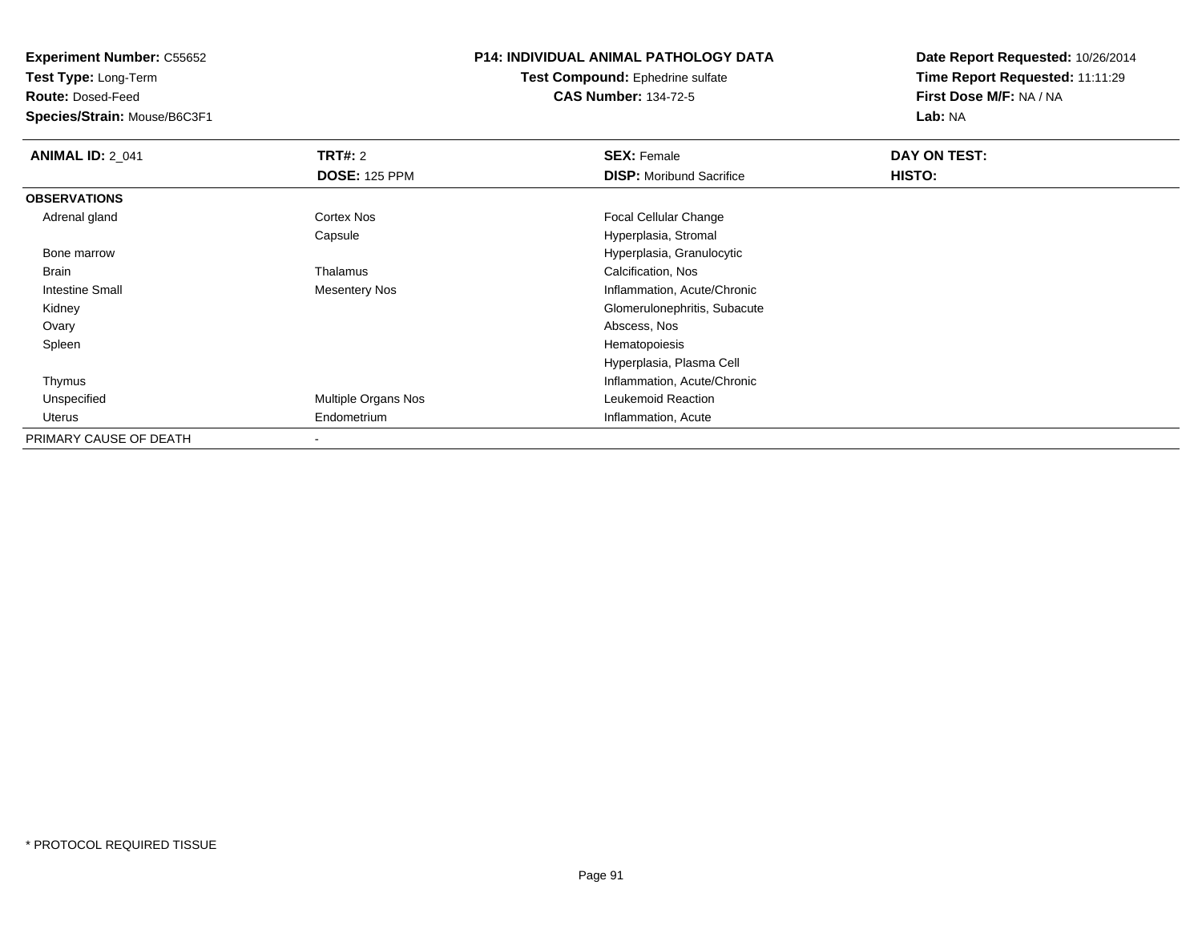**Experiment Number:** C55652
**Test Type:** Long-Term
**Route:** Dosed-Feed
**Species/Strain:** Mouse/B6C3F1

**P14: INDIVIDUAL ANIMAL PATHOLOGY DATA**
**Test Compound:** Ephedrine sulfate
**CAS Number:** 134-72-5

**Date Report Requested:** 10/26/2014
**Time Report Requested:** 11:11:29
**First Dose M/F:** NA / NA
**Lab:** NA

| **ANIMAL ID:** 2_041 | **TRT#:** 2 | **SEX:** Female | **DAY ON TEST:** |
|---|---|---|---|
| | **DOSE:** 125 PPM | **DISP:** Moribund Sacrifice | **HISTO:** |
| **OBSERVATIONS** | | | |
| Adrenal gland | Cortex Nos | Focal Cellular Change | |
| | Capsule | Hyperplasia, Stromal | |
| Bone marrow | | Hyperplasia, Granulocytic | |
| Brain | Thalamus | Calcification, Nos | |
| Intestine Small | Mesentery Nos | Inflammation, Acute/Chronic | |
| Kidney | | Glomerulonephritis, Subacute | |
| Ovary | | Abscess, Nos | |
| Spleen | | Hematopoiesis | |
| | | Hyperplasia, Plasma Cell | |
| Thymus | | Inflammation, Acute/Chronic | |
| Unspecified | Multiple Organs Nos | Leukemoid Reaction | |
| Uterus | Endometrium | Inflammation, Acute | |
| PRIMARY CAUSE OF DEATH | - | | |

\* PROTOCOL REQUIRED TISSUE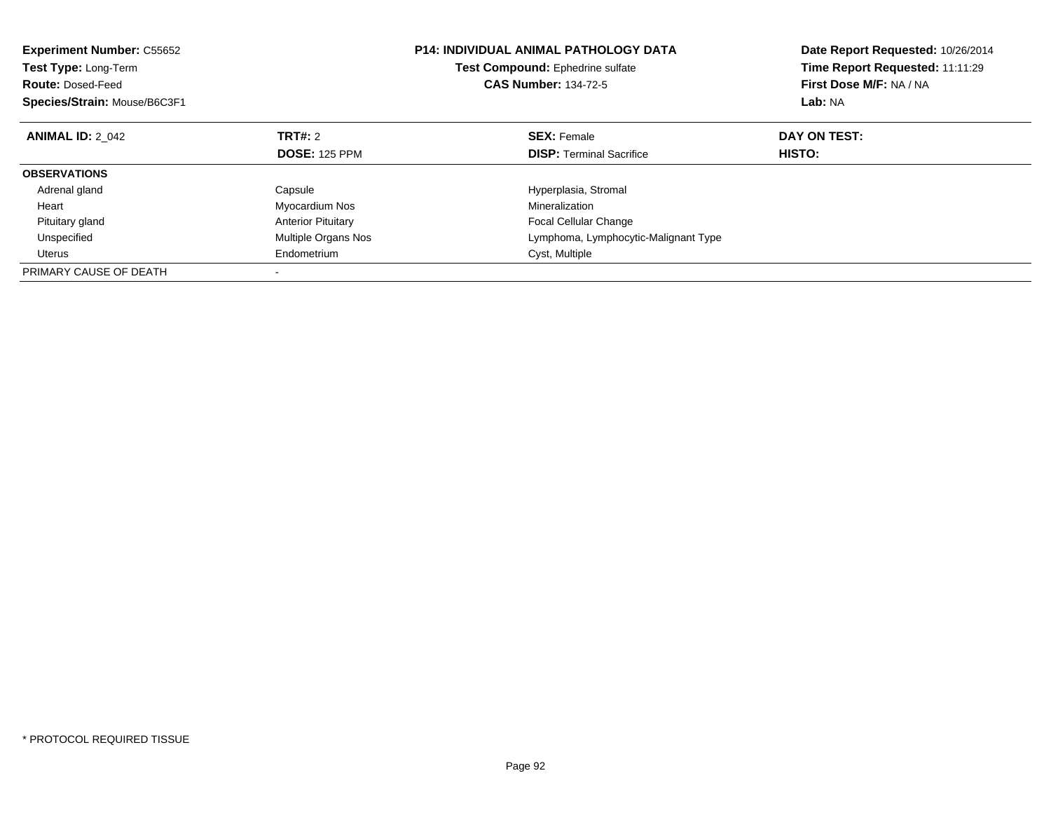**Experiment Number:** C55652
**Test Type:** Long-Term
**Route:** Dosed-Feed
**Species/Strain:** Mouse/B6C3F1

**P14: INDIVIDUAL ANIMAL PATHOLOGY DATA**
**Test Compound:** Ephedrine sulfate
**CAS Number:** 134-72-5

**Date Report Requested:** 10/26/2014
**Time Report Requested:** 11:11:29
**First Dose M/F:** NA / NA
**Lab:** NA

| **ANIMAL ID:** 2_042 | **TRT#:** 2 | **SEX:** Female | **DAY ON TEST:** |
|---|---|---|---|
| | **DOSE:** 125 PPM | **DISP:** Terminal Sacrifice | **HISTO:** |
| **OBSERVATIONS** | | | |
| Adrenal gland | Capsule | Hyperplasia, Stromal | |
| Heart | Myocardium Nos | Mineralization | |
| Pituitary gland | Anterior Pituitary | Focal Cellular Change | |
| Unspecified | Multiple Organs Nos | Lymphoma, Lymphocytic-Malignant Type | |
| Uterus | Endometrium | Cyst, Multiple | |
| PRIMARY CAUSE OF DEATH | - | | |

* PROTOCOL REQUIRED TISSUE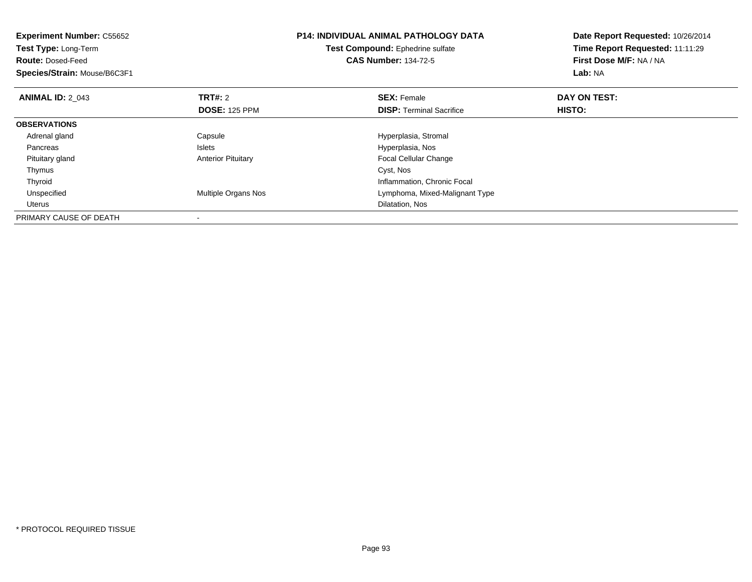**Experiment Number:** C55652
**Test Type:** Long-Term
**Route:** Dosed-Feed
**Species/Strain:** Mouse/B6C3F1

**P14: INDIVIDUAL ANIMAL PATHOLOGY DATA**
**Test Compound:** Ephedrine sulfate
**CAS Number:** 134-72-5

**Date Report Requested:** 10/26/2014
**Time Report Requested:** 11:11:29
**First Dose M/F:** NA / NA
**Lab:** NA

| **ANIMAL ID:** 2_043 | **TRT#:** 2 | **SEX:** Female | **DAY ON TEST:** |
|---|---|---|---|
| | **DOSE:** 125 PPM | **DISP:** Terminal Sacrifice | **HISTO:** |
| **OBSERVATIONS** | | | |
| Adrenal gland | Capsule | Hyperplasia, Stromal | |
| Pancreas | Islets | Hyperplasia, Nos | |
| Pituitary gland | Anterior Pituitary | Focal Cellular Change | |
| Thymus | | Cyst, Nos | |
| Thyroid | | Inflammation, Chronic Focal | |
| Unspecified | Multiple Organs Nos | Lymphoma, Mixed-Malignant Type | |
| Uterus | | Dilatation, Nos | |
| PRIMARY CAUSE OF DEATH | - | | |

* PROTOCOL REQUIRED TISSUE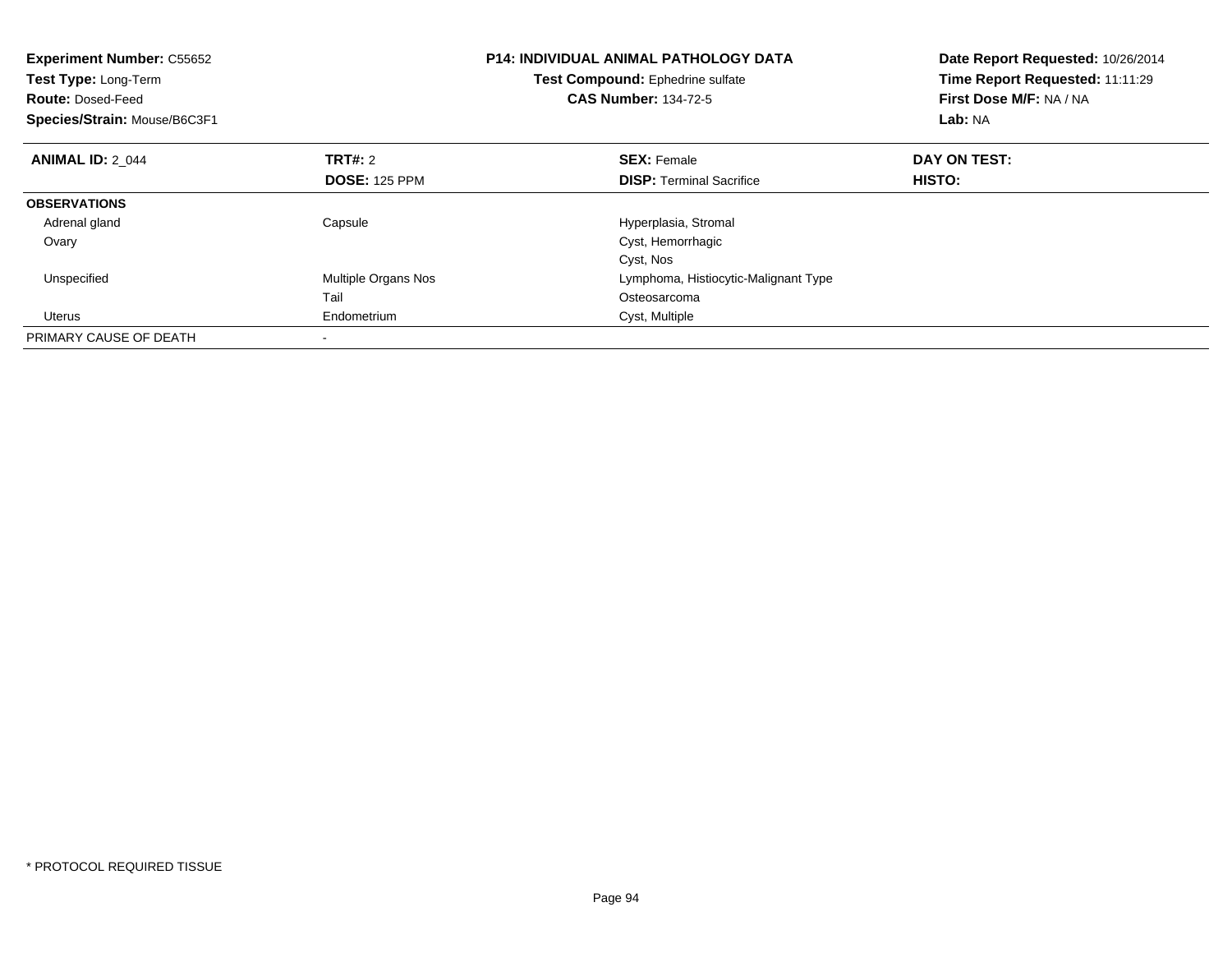**Experiment Number:** C55652
**Test Type:** Long-Term
**Route:** Dosed-Feed
**Species/Strain:** Mouse/B6C3F1

**P14: INDIVIDUAL ANIMAL PATHOLOGY DATA**
**Test Compound:** Ephedrine sulfate
**CAS Number:** 134-72-5

**Date Report Requested:** 10/26/2014
**Time Report Requested:** 11:11:29
**First Dose M/F:** NA / NA
**Lab:** NA

| **ANIMAL ID:** 2_044 | **TRT#:** 2 | **SEX:** Female | **DAY ON TEST:** |
|---|---|---|---|
| | **DOSE:** 125 PPM | **DISP:** Terminal Sacrifice | **HISTO:** |
| **OBSERVATIONS** | | | |
| Adrenal gland | Capsule | Hyperplasia, Stromal | |
| Ovary | | Cyst, Hemorrhagic | |
| | | Cyst, Nos | |
| Unspecified | Multiple Organs Nos | Lymphoma, Histiocytic-Malignant Type | |
| | Tail | Osteosarcoma | |
| Uterus | Endometrium | Cyst, Multiple | |
| PRIMARY CAUSE OF DEATH | - | | |

* PROTOCOL REQUIRED TISSUE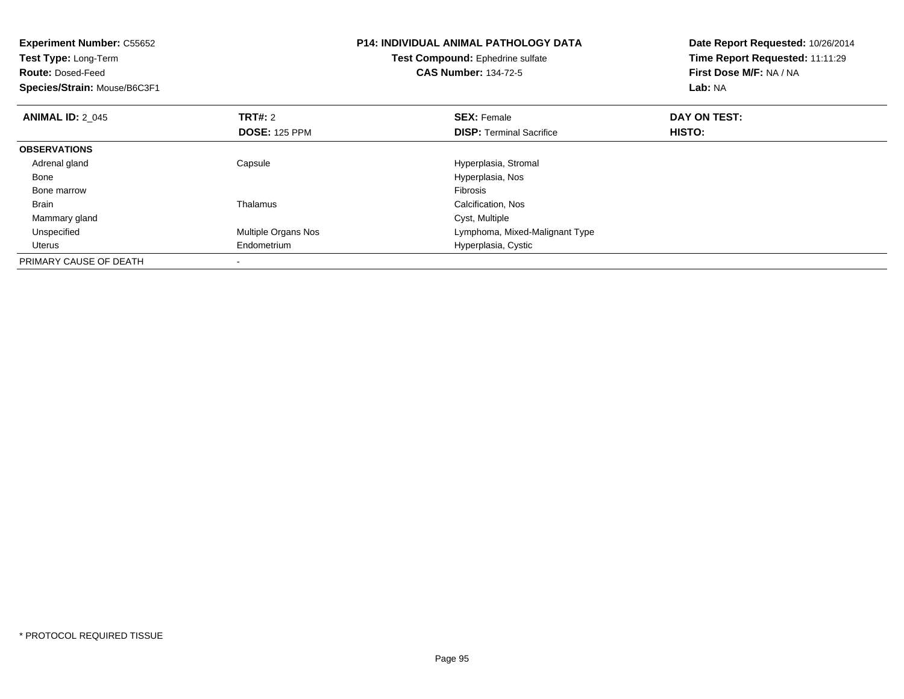**Experiment Number:** C55652
**Test Type:** Long-Term
**Route:** Dosed-Feed
**Species/Strain:** Mouse/B6C3F1

**P14: INDIVIDUAL ANIMAL PATHOLOGY DATA**
**Test Compound:** Ephedrine sulfate
**CAS Number:** 134-72-5

**Date Report Requested:** 10/26/2014
**Time Report Requested:** 11:11:29
**First Dose M/F:** NA / NA
**Lab:** NA

| **ANIMAL ID:** 2_045 | **TRT#:** 2 | **SEX:** Female | **DAY ON TEST:** |
|---|---|---|---|
| | **DOSE:** 125 PPM | **DISP:** Terminal Sacrifice | **HISTO:** |
| **OBSERVATIONS** | | | |
| Adrenal gland | Capsule | Hyperplasia, Stromal | |
| Bone | | Hyperplasia, Nos | |
| Bone marrow | | Fibrosis | |
| Brain | Thalamus | Calcification, Nos | |
| Mammary gland | | Cyst, Multiple | |
| Unspecified | Multiple Organs Nos | Lymphoma, Mixed-Malignant Type | |
| Uterus | Endometrium | Hyperplasia, Cystic | |
| PRIMARY CAUSE OF DEATH | - | | |

* PROTOCOL REQUIRED TISSUE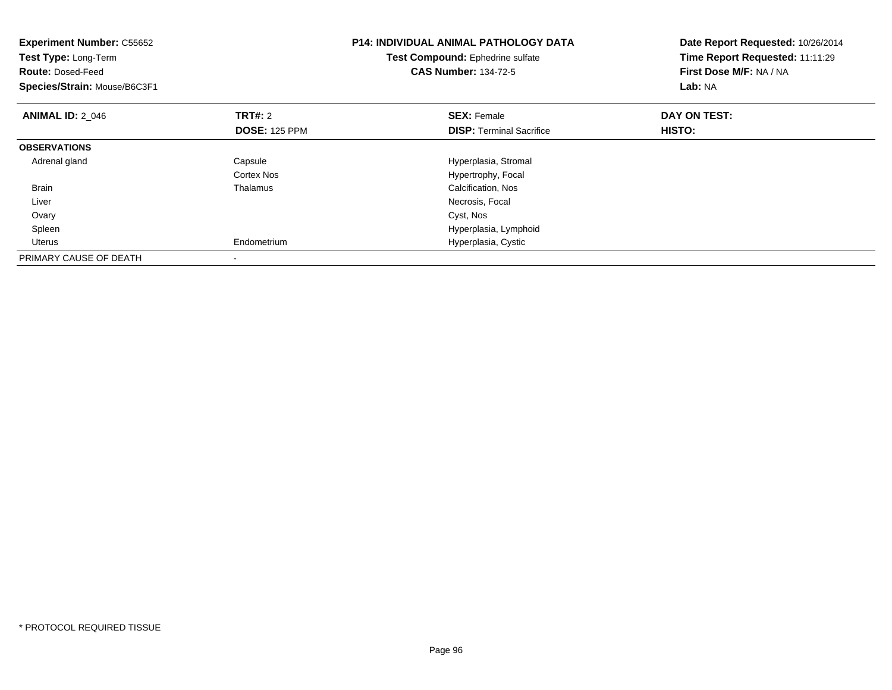**Experiment Number:** C55652
**Test Type:** Long-Term
**Route:** Dosed-Feed
**Species/Strain:** Mouse/B6C3F1

**P14: INDIVIDUAL ANIMAL PATHOLOGY DATA**
**Test Compound:** Ephedrine sulfate
**CAS Number:** 134-72-5

**Date Report Requested:** 10/26/2014
**Time Report Requested:** 11:11:29
**First Dose M/F:** NA / NA
**Lab:** NA

| **ANIMAL ID:** 2_046 | **TRT#:** 2<br>**DOSE:** 125 PPM | **SEX:** Female<br>**DISP:** Terminal Sacrifice | **DAY ON TEST:**<br>**HISTO:** |
|---|---|---|---|
| **OBSERVATIONS** | | | |
| Adrenal gland | Capsule | Hyperplasia, Stromal | |
| | Cortex Nos | Hypertrophy, Focal | |
| Brain | Thalamus | Calcification, Nos | |
| Liver | | Necrosis, Focal | |
| Ovary | | Cyst, Nos | |
| Spleen | | Hyperplasia, Lymphoid | |
| Uterus | Endometrium | Hyperplasia, Cystic | |
| PRIMARY CAUSE OF DEATH | - | | |

* PROTOCOL REQUIRED TISSUE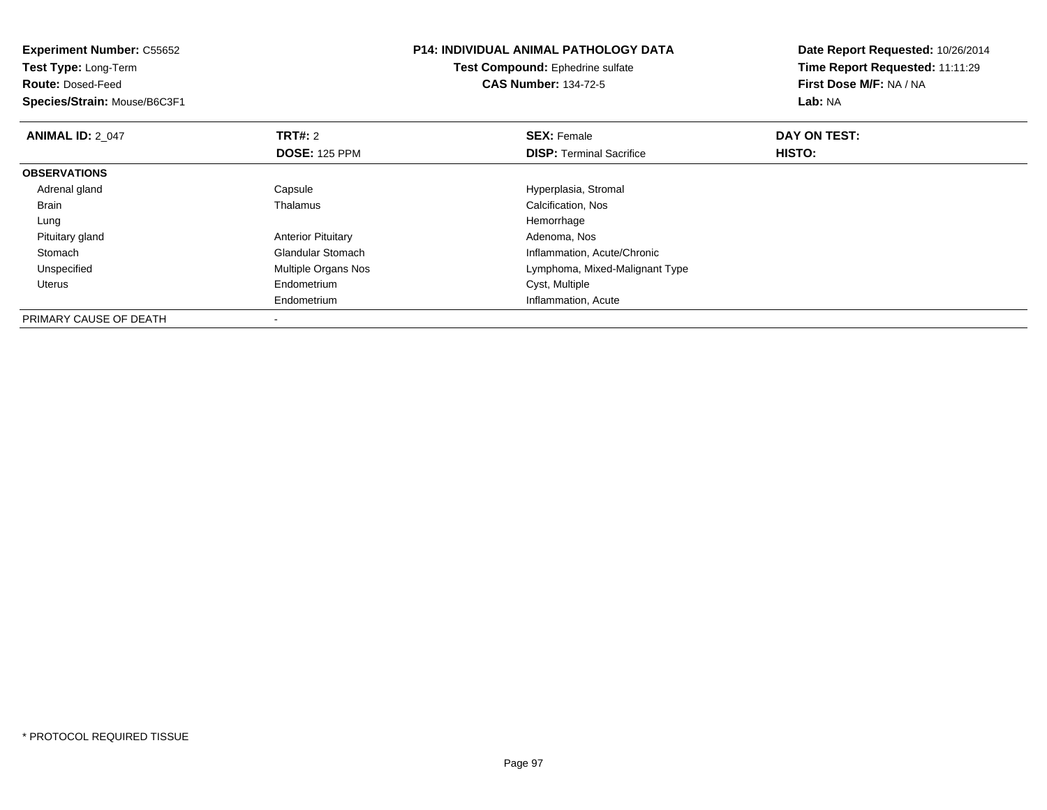**Experiment Number:** C55652
**Test Type:** Long-Term
**Route:** Dosed-Feed
**Species/Strain:** Mouse/B6C3F1

**P14: INDIVIDUAL ANIMAL PATHOLOGY DATA**
**Test Compound:** Ephedrine sulfate
**CAS Number:** 134-72-5

**Date Report Requested:** 10/26/2014
**Time Report Requested:** 11:11:29
**First Dose M/F:** NA / NA
**Lab:** NA

| **ANIMAL ID:** 2_047 | **TRT#:** 2 | **SEX:** Female | **DAY ON TEST:** |
|---|---|---|---|
| | **DOSE:** 125 PPM | **DISP:** Terminal Sacrifice | **HISTO:** |
| **OBSERVATIONS** | | | |
| Adrenal gland | Capsule | Hyperplasia, Stromal | |
| Brain | Thalamus | Calcification, Nos | |
| Lung | | Hemorrhage | |
| Pituitary gland | Anterior Pituitary | Adenoma, Nos | |
| Stomach | Glandular Stomach | Inflammation, Acute/Chronic | |
| Unspecified | Multiple Organs Nos | Lymphoma, Mixed-Malignant Type | |
| Uterus | Endometrium | Cyst, Multiple | |
| | Endometrium | Inflammation, Acute | |
| PRIMARY CAUSE OF DEATH | - | | |

* PROTOCOL REQUIRED TISSUE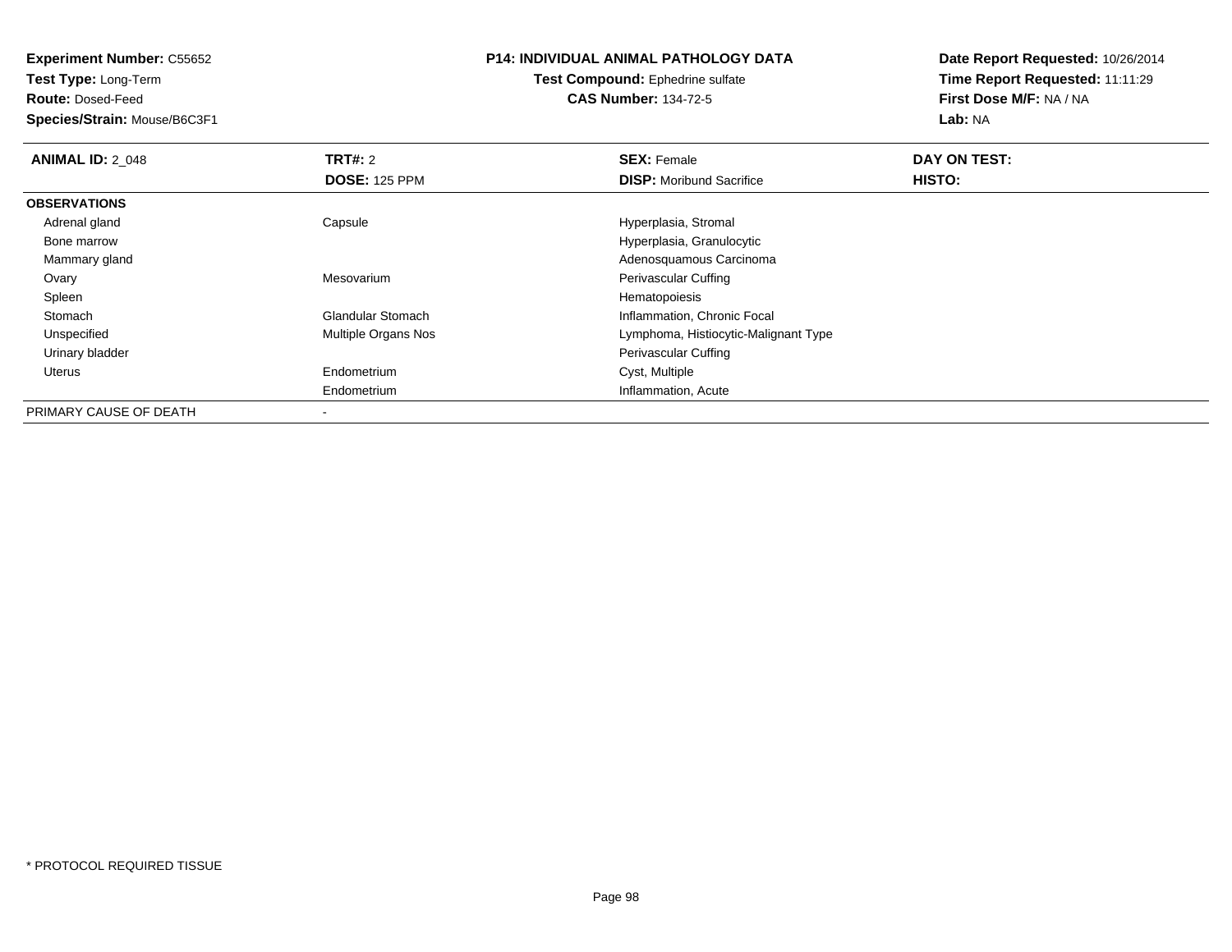**Experiment Number:** C55652
**Test Type:** Long-Term
**Route:** Dosed-Feed
**Species/Strain:** Mouse/B6C3F1

**P14: INDIVIDUAL ANIMAL PATHOLOGY DATA**
**Test Compound:** Ephedrine sulfate
**CAS Number:** 134-72-5

**Date Report Requested:** 10/26/2014
**Time Report Requested:** 11:11:29
**First Dose M/F:** NA / NA
**Lab:** NA

| **ANIMAL ID:** 2_048 | **TRT#:** 2 | **SEX:** Female | **DAY ON TEST:** |
|---|---|---|---|
| | **DOSE:** 125 PPM | **DISP:** Moribund Sacrifice | **HISTO:** |
| **OBSERVATIONS** | | | |
| Adrenal gland | Capsule | Hyperplasia, Stromal | |
| Bone marrow | | Hyperplasia, Granulocytic | |
| Mammary gland | | Adenosquamous Carcinoma | |
| Ovary | Mesovarium | Perivascular Cuffing | |
| Spleen | | Hematopoiesis | |
| Stomach | Glandular Stomach | Inflammation, Chronic Focal | |
| Unspecified | Multiple Organs Nos | Lymphoma, Histiocytic-Malignant Type | |
| Urinary bladder | | Perivascular Cuffing | |
| Uterus | Endometrium | Cyst, Multiple | |
| | Endometrium | Inflammation, Acute | |
| PRIMARY CAUSE OF DEATH | - | | |

* PROTOCOL REQUIRED TISSUE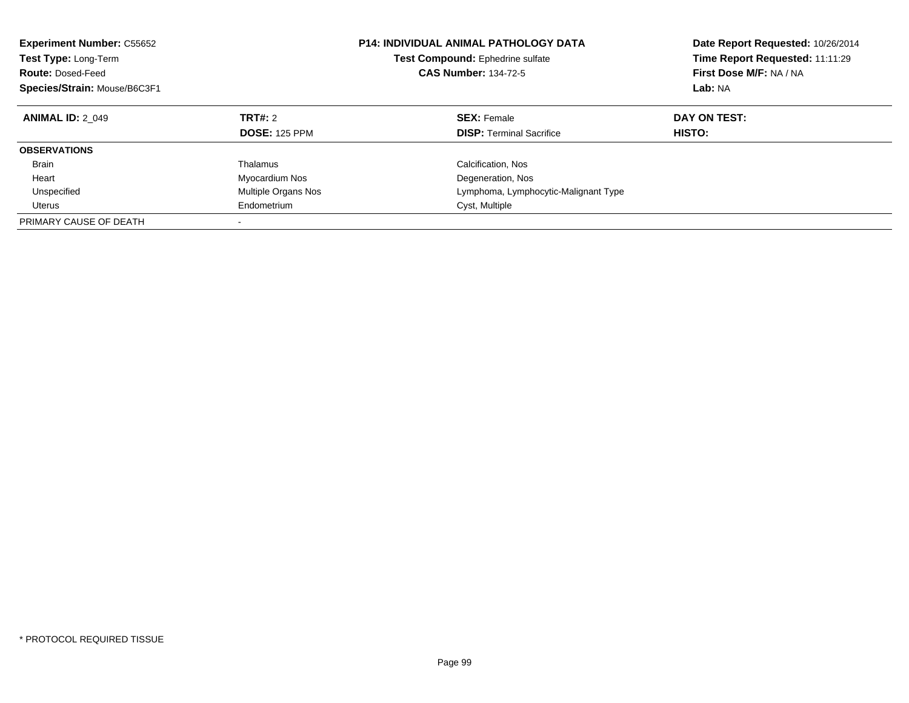**Experiment Number:** C55652
**Test Type:** Long-Term
**Route:** Dosed-Feed
**Species/Strain:** Mouse/B6C3F1

**P14: INDIVIDUAL ANIMAL PATHOLOGY DATA**
**Test Compound:** Ephedrine sulfate
**CAS Number:** 134-72-5

**Date Report Requested:** 10/26/2014
**Time Report Requested:** 11:11:29
**First Dose M/F:** NA / NA
**Lab:** NA

| **ANIMAL ID:** 2_049 | **TRT#:** 2 | **SEX:** Female | **DAY ON TEST:** |
|---|---|---|---|
| | **DOSE:** 125 PPM | **DISP:** Terminal Sacrifice | **HISTO:** |
| **OBSERVATIONS** | | | |
| Brain | Thalamus | Calcification, Nos | |
| Heart | Myocardium Nos | Degeneration, Nos | |
| Unspecified | Multiple Organs Nos | Lymphoma, Lymphocytic-Malignant Type | |
| Uterus | Endometrium | Cyst, Multiple | |
| PRIMARY CAUSE OF DEATH | - | | |

\* PROTOCOL REQUIRED TISSUE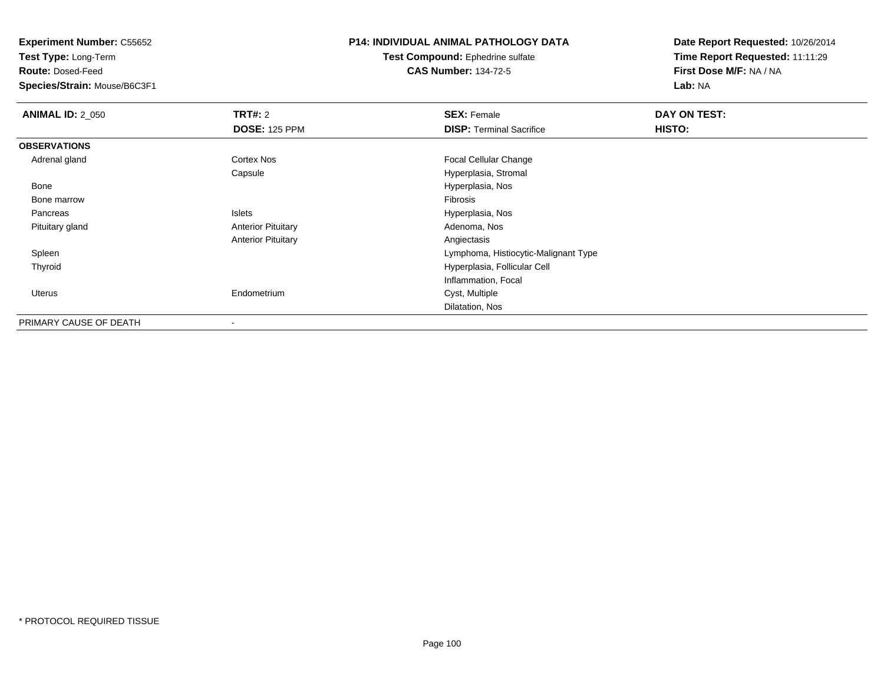**Experiment Number:** C55652
**Test Type:** Long-Term
**Route:** Dosed-Feed
**Species/Strain:** Mouse/B6C3F1

**P14: INDIVIDUAL ANIMAL PATHOLOGY DATA**
**Test Compound:** Ephedrine sulfate
**CAS Number:** 134-72-5

**Date Report Requested:** 10/26/2014
**Time Report Requested:** 11:11:29
**First Dose M/F:** NA / NA
**Lab:** NA

| **ANIMAL ID:** 2_050 | **TRT#:** 2 | **SEX:** Female | **DAY ON TEST:** |
|---|---|---|---|
| | **DOSE:** 125 PPM | **DISP:** Terminal Sacrifice | **HISTO:** |
| **OBSERVATIONS** | | | |
| Adrenal gland | Cortex Nos | Focal Cellular Change | |
| | Capsule | Hyperplasia, Stromal | |
| Bone | | Hyperplasia, Nos | |
| Bone marrow | | Fibrosis | |
| Pancreas | Islets | Hyperplasia, Nos | |
| Pituitary gland | Anterior Pituitary | Adenoma, Nos | |
| | Anterior Pituitary | Angiectasis | |
| Spleen | | Lymphoma, Histiocytic-Malignant Type | |
| Thyroid | | Hyperplasia, Follicular Cell | |
| | | Inflammation, Focal | |
| Uterus | Endometrium | Cyst, Multiple | |
| | | Dilatation, Nos | |
| PRIMARY CAUSE OF DEATH | - | | |

* PROTOCOL REQUIRED TISSUE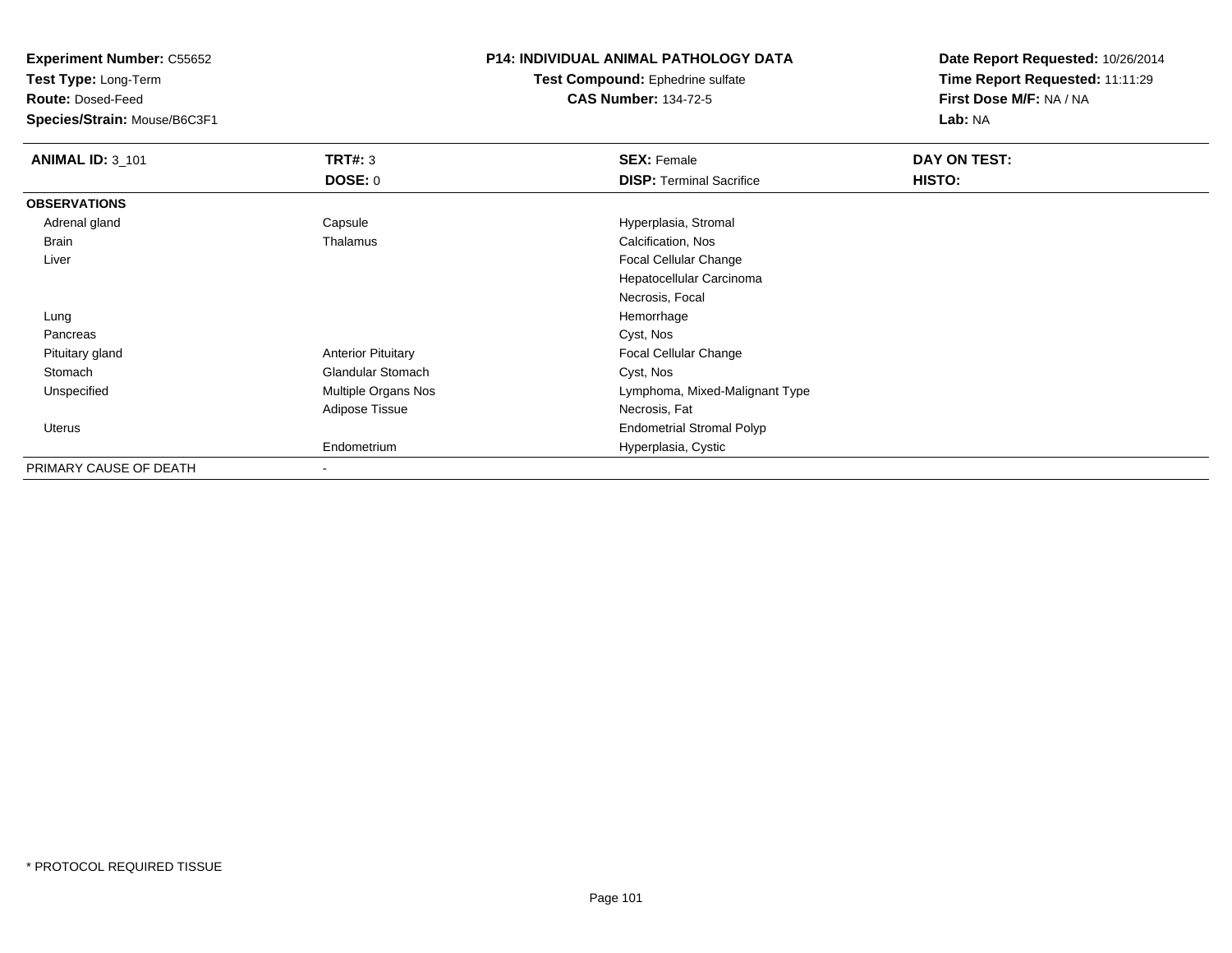**Experiment Number:** C55652
**Test Type:** Long-Term
**Route:** Dosed-Feed
**Species/Strain:** Mouse/B6C3F1

**P14: INDIVIDUAL ANIMAL PATHOLOGY DATA**
**Test Compound:** Ephedrine sulfate
**CAS Number:** 134-72-5

**Date Report Requested:** 10/26/2014
**Time Report Requested:** 11:11:29
**First Dose M/F:** NA / NA
**Lab:** NA

| **ANIMAL ID:** 3_101 | **TRT#:** 3 | **SEX:** Female | **DAY ON TEST:** |
|---|---|---|---|
| | **DOSE:** 0 | **DISP:** Terminal Sacrifice | **HISTO:** |
| **OBSERVATIONS** | | | |
| Adrenal gland | Capsule | Hyperplasia, Stromal | |
| Brain | Thalamus | Calcification, Nos | |
| Liver | | Focal Cellular Change | |
| | | Hepatocellular Carcinoma | |
| | | Necrosis, Focal | |
| Lung | | Hemorrhage | |
| Pancreas | | Cyst, Nos | |
| Pituitary gland | Anterior Pituitary | Focal Cellular Change | |
| Stomach | Glandular Stomach | Cyst, Nos | |
| Unspecified | Multiple Organs Nos | Lymphoma, Mixed-Malignant Type | |
| | Adipose Tissue | Necrosis, Fat | |
| Uterus | | Endometrial Stromal Polyp | |
| | Endometrium | Hyperplasia, Cystic | |
| PRIMARY CAUSE OF DEATH | - | | |

* PROTOCOL REQUIRED TISSUE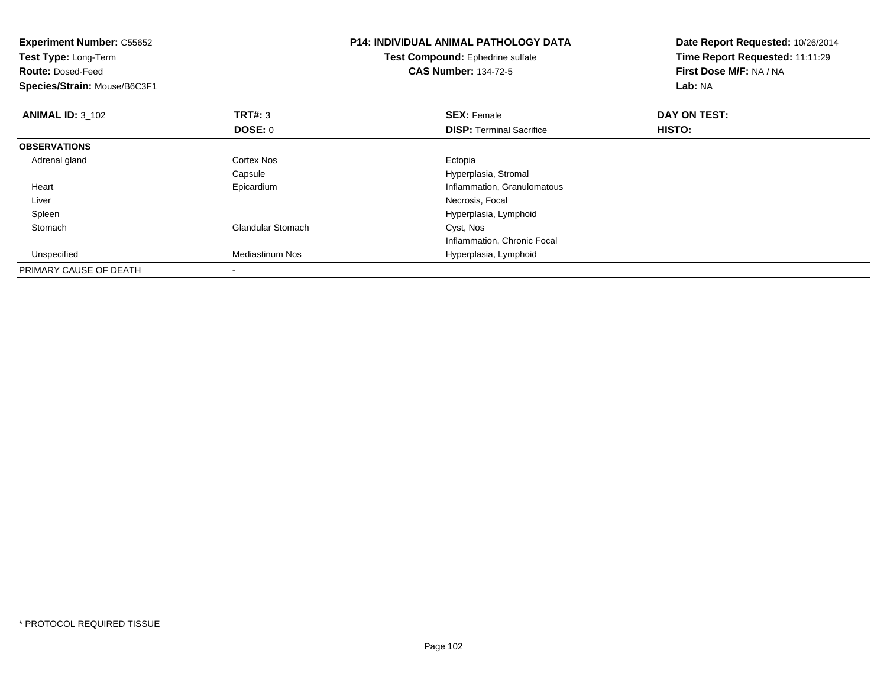**Experiment Number:** C55652
**Test Type:** Long-Term
**Route:** Dosed-Feed
**Species/Strain:** Mouse/B6C3F1

**P14: INDIVIDUAL ANIMAL PATHOLOGY DATA**
**Test Compound:** Ephedrine sulfate
**CAS Number:** 134-72-5

**Date Report Requested:** 10/26/2014
**Time Report Requested:** 11:11:29
**First Dose M/F:** NA / NA
**Lab:** NA

| **ANIMAL ID:** 3_102 | **TRT#:** 3 | **SEX:** Female | **DAY ON TEST:** |
|---|---|---|---|
| | **DOSE:** 0 | **DISP:** Terminal Sacrifice | **HISTO:** |
| **OBSERVATIONS** | | | |
| Adrenal gland | Cortex Nos | Ectopia | |
| | Capsule | Hyperplasia, Stromal | |
| Heart | Epicardium | Inflammation, Granulomatous | |
| Liver | | Necrosis, Focal | |
| Spleen | | Hyperplasia, Lymphoid | |
| Stomach | Glandular Stomach | Cyst, Nos | |
| | | Inflammation, Chronic Focal | |
| Unspecified | Mediastinum Nos | Hyperplasia, Lymphoid | |
| PRIMARY CAUSE OF DEATH | - | | |

* PROTOCOL REQUIRED TISSUE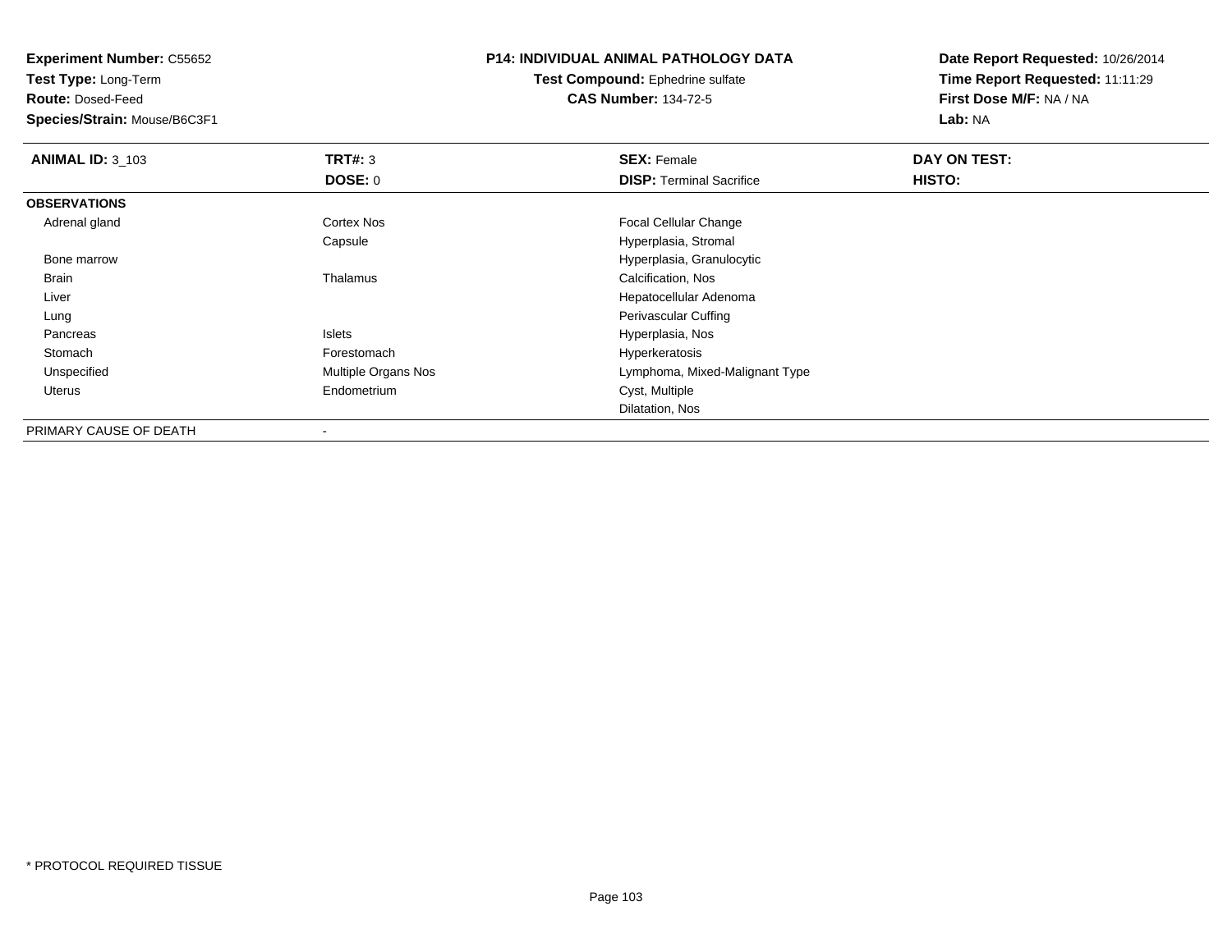**Experiment Number:** C55652
**Test Type:** Long-Term
**Route:** Dosed-Feed
**Species/Strain:** Mouse/B6C3F1

**P14: INDIVIDUAL ANIMAL PATHOLOGY DATA**
**Test Compound:** Ephedrine sulfate
**CAS Number:** 134-72-5

**Date Report Requested:** 10/26/2014
**Time Report Requested:** 11:11:29
**First Dose M/F:** NA / NA
**Lab:** NA

| **ANIMAL ID:** 3_103 | **TRT#:** 3 | **SEX:** Female | **DAY ON TEST:** |
|---|---|---|---|
| | **DOSE:** 0 | **DISP:** Terminal Sacrifice | **HISTO:** |
| **OBSERVATIONS** | | | |
| Adrenal gland | Cortex Nos | Focal Cellular Change | |
| | Capsule | Hyperplasia, Stromal | |
| Bone marrow | | Hyperplasia, Granulocytic | |
| Brain | Thalamus | Calcification, Nos | |
| Liver | | Hepatocellular Adenoma | |
| Lung | | Perivascular Cuffing | |
| Pancreas | Islets | Hyperplasia, Nos | |
| Stomach | Forestomach | Hyperkeratosis | |
| Unspecified | Multiple Organs Nos | Lymphoma, Mixed-Malignant Type | |
| Uterus | Endometrium | Cyst, Multiple | |
| | | Dilatation, Nos | |
| PRIMARY CAUSE OF DEATH | - | | |

* PROTOCOL REQUIRED TISSUE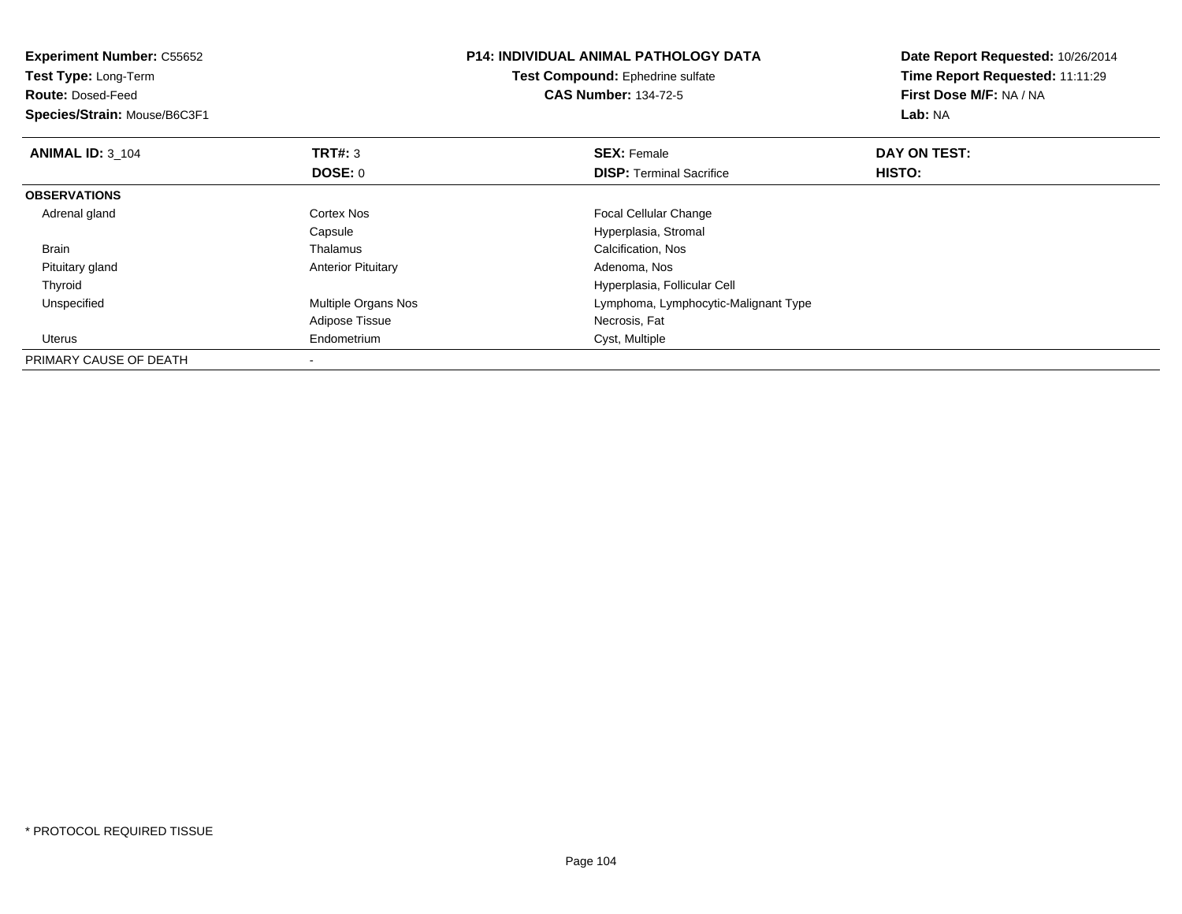**Experiment Number:** C55652
**Test Type:** Long-Term
**Route:** Dosed-Feed
**Species/Strain:** Mouse/B6C3F1

**P14: INDIVIDUAL ANIMAL PATHOLOGY DATA**
**Test Compound:** Ephedrine sulfate
**CAS Number:** 134-72-5

**Date Report Requested:** 10/26/2014
**Time Report Requested:** 11:11:29
**First Dose M/F:** NA / NA
**Lab:** NA

| **ANIMAL ID:** 3_104 | **TRT#:** 3 | **SEX:** Female | **DAY ON TEST:** |
|---|---|---|---|
| | **DOSE:** 0 | **DISP:** Terminal Sacrifice | **HISTO:** |
| **OBSERVATIONS** | | | |
| Adrenal gland | Cortex Nos | Focal Cellular Change | |
| | Capsule | Hyperplasia, Stromal | |
| Brain | Thalamus | Calcification, Nos | |
| Pituitary gland | Anterior Pituitary | Adenoma, Nos | |
| Thyroid | | Hyperplasia, Follicular Cell | |
| Unspecified | Multiple Organs Nos | Lymphoma, Lymphocytic-Malignant Type | |
| | Adipose Tissue | Necrosis, Fat | |
| Uterus | Endometrium | Cyst, Multiple | |
| PRIMARY CAUSE OF DEATH | - | | |

* PROTOCOL REQUIRED TISSUE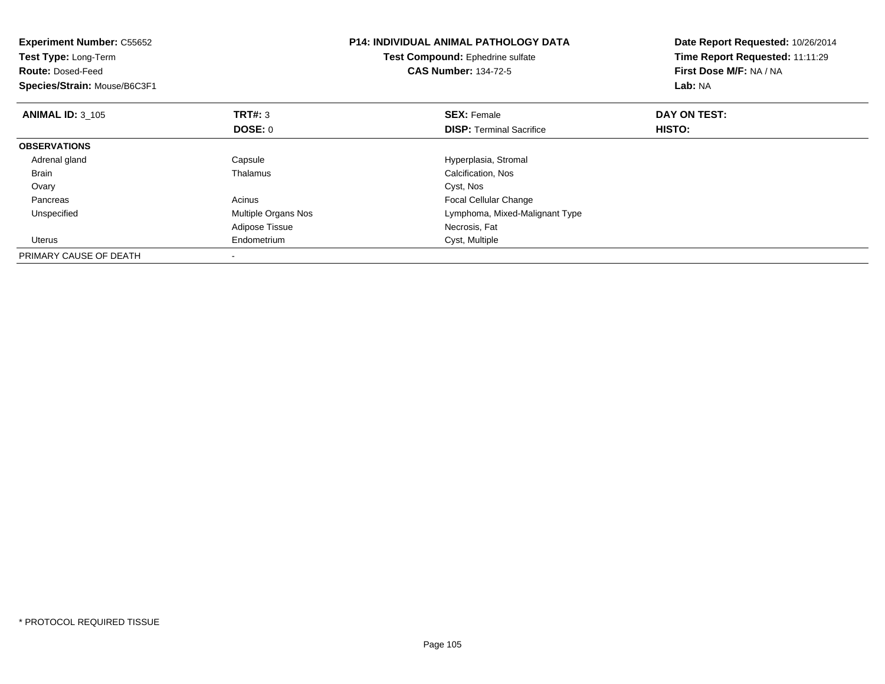**Experiment Number:** C55652
**Test Type:** Long-Term
**Route:** Dosed-Feed
**Species/Strain:** Mouse/B6C3F1

**P14: INDIVIDUAL ANIMAL PATHOLOGY DATA**
**Test Compound:** Ephedrine sulfate
**CAS Number:** 134-72-5

**Date Report Requested:** 10/26/2014
**Time Report Requested:** 11:11:29
**First Dose M/F:** NA / NA
**Lab:** NA

| **ANIMAL ID:** 3_105 | **TRT#:** 3 | **SEX:** Female | **DAY ON TEST:** |
|---|---|---|---|
| | **DOSE:** 0 | **DISP:** Terminal Sacrifice | **HISTO:** |
| **OBSERVATIONS** | | | |
| Adrenal gland | Capsule | Hyperplasia, Stromal | |
| Brain | Thalamus | Calcification, Nos | |
| Ovary | | Cyst, Nos | |
| Pancreas | Acinus | Focal Cellular Change | |
| Unspecified | Multiple Organs Nos | Lymphoma, Mixed-Malignant Type | |
| | Adipose Tissue | Necrosis, Fat | |
| Uterus | Endometrium | Cyst, Multiple | |
| PRIMARY CAUSE OF DEATH | - | | |

\* PROTOCOL REQUIRED TISSUE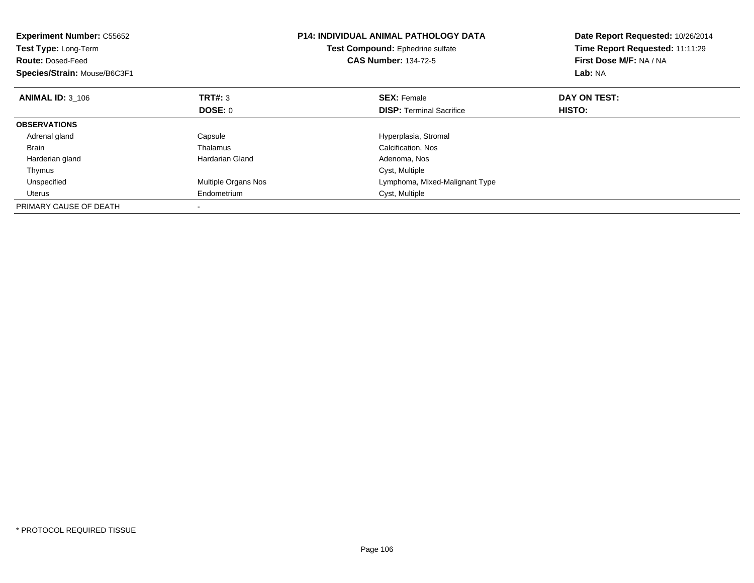**Experiment Number:** C55652
**Test Type:** Long-Term
**Route:** Dosed-Feed
**Species/Strain:** Mouse/B6C3F1

**P14: INDIVIDUAL ANIMAL PATHOLOGY DATA**
**Test Compound:** Ephedrine sulfate
**CAS Number:** 134-72-5

**Date Report Requested:** 10/26/2014
**Time Report Requested:** 11:11:29
**First Dose M/F:** NA / NA
**Lab:** NA

| **ANIMAL ID:** 3_106 | **TRT#:** 3 | **SEX:** Female | **DAY ON TEST:** |
|---|---|---|---|
| | **DOSE:** 0 | **DISP:** Terminal Sacrifice | **HISTO:** |
| **OBSERVATIONS** | | | |
| Adrenal gland | Capsule | Hyperplasia, Stromal | |
| Brain | Thalamus | Calcification, Nos | |
| Harderian gland | Hardarian Gland | Adenoma, Nos | |
| Thymus | | Cyst, Multiple | |
| Unspecified | Multiple Organs Nos | Lymphoma, Mixed-Malignant Type | |
| Uterus | Endometrium | Cyst, Multiple | |
| PRIMARY CAUSE OF DEATH | - | | |

* PROTOCOL REQUIRED TISSUE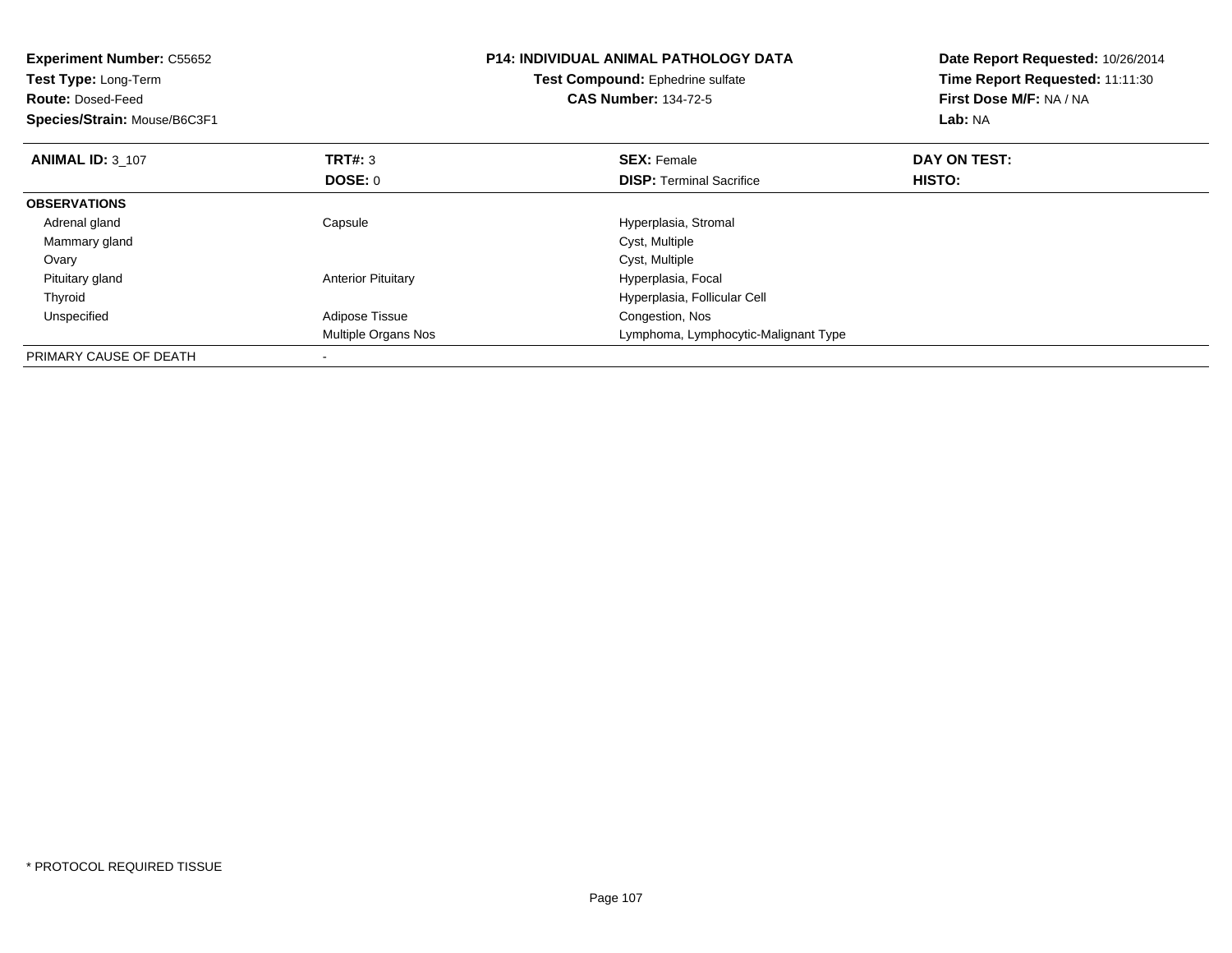**Experiment Number:** C55652
**Test Type:** Long-Term
**Route:** Dosed-Feed
**Species/Strain:** Mouse/B6C3F1

**P14: INDIVIDUAL ANIMAL PATHOLOGY DATA**
**Test Compound:** Ephedrine sulfate
**CAS Number:** 134-72-5

**Date Report Requested:** 10/26/2014
**Time Report Requested:** 11:11:30
**First Dose M/F:** NA / NA
**Lab:** NA

| **ANIMAL ID:** 3_107 | **TRT#:** 3 | **SEX:** Female | **DAY ON TEST:** |
|---|---|---|---|
| | **DOSE:** 0 | **DISP:** Terminal Sacrifice | **HISTO:** |
| **OBSERVATIONS** | | | |
| Adrenal gland | Capsule | Hyperplasia, Stromal | |
| Mammary gland | | Cyst, Multiple | |
| Ovary | | Cyst, Multiple | |
| Pituitary gland | Anterior Pituitary | Hyperplasia, Focal | |
| Thyroid | | Hyperplasia, Follicular Cell | |
| Unspecified | Adipose Tissue | Congestion, Nos | |
| | Multiple Organs Nos | Lymphoma, Lymphocytic-Malignant Type | |
| PRIMARY CAUSE OF DEATH | - | | |

* PROTOCOL REQUIRED TISSUE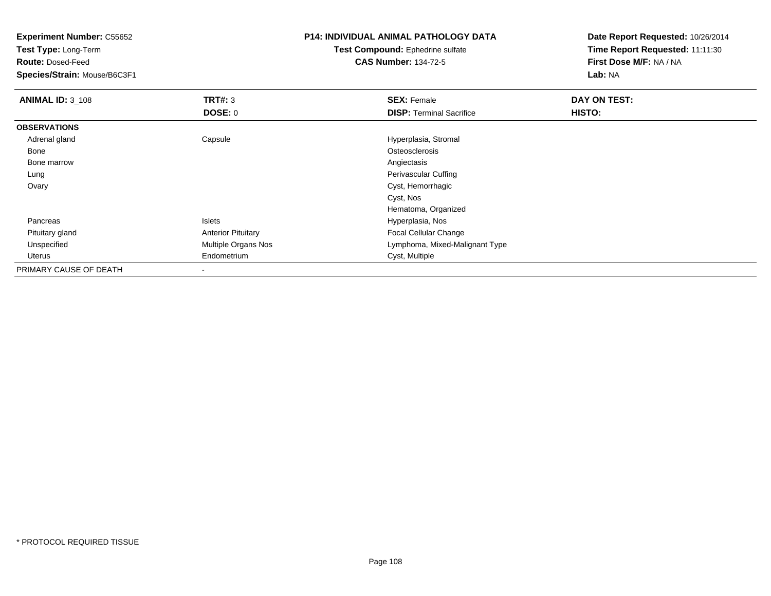**Experiment Number:** C55652
**Test Type:** Long-Term
**Route:** Dosed-Feed
**Species/Strain:** Mouse/B6C3F1

**P14: INDIVIDUAL ANIMAL PATHOLOGY DATA**
**Test Compound:** Ephedrine sulfate
**CAS Number:** 134-72-5

**Date Report Requested:** 10/26/2014
**Time Report Requested:** 11:11:30
**First Dose M/F:** NA / NA
**Lab:** NA

| **ANIMAL ID:** 3_108 | **TRT#:** 3 | **SEX:** Female | **DAY ON TEST:** |
|---|---|---|---|
| | **DOSE:** 0 | **DISP:** Terminal Sacrifice | **HISTO:** |
| **OBSERVATIONS** | | | |
| Adrenal gland | Capsule | Hyperplasia, Stromal | |
| Bone | | Osteosclerosis | |
| Bone marrow | | Angiectasis | |
| Lung | | Perivascular Cuffing | |
| Ovary | | Cyst, Hemorrhagic | |
| | | Cyst, Nos | |
| | | Hematoma, Organized | |
| Pancreas | Islets | Hyperplasia, Nos | |
| Pituitary gland | Anterior Pituitary | Focal Cellular Change | |
| Unspecified | Multiple Organs Nos | Lymphoma, Mixed-Malignant Type | |
| Uterus | Endometrium | Cyst, Multiple | |
| PRIMARY CAUSE OF DEATH | - | | |

* PROTOCOL REQUIRED TISSUE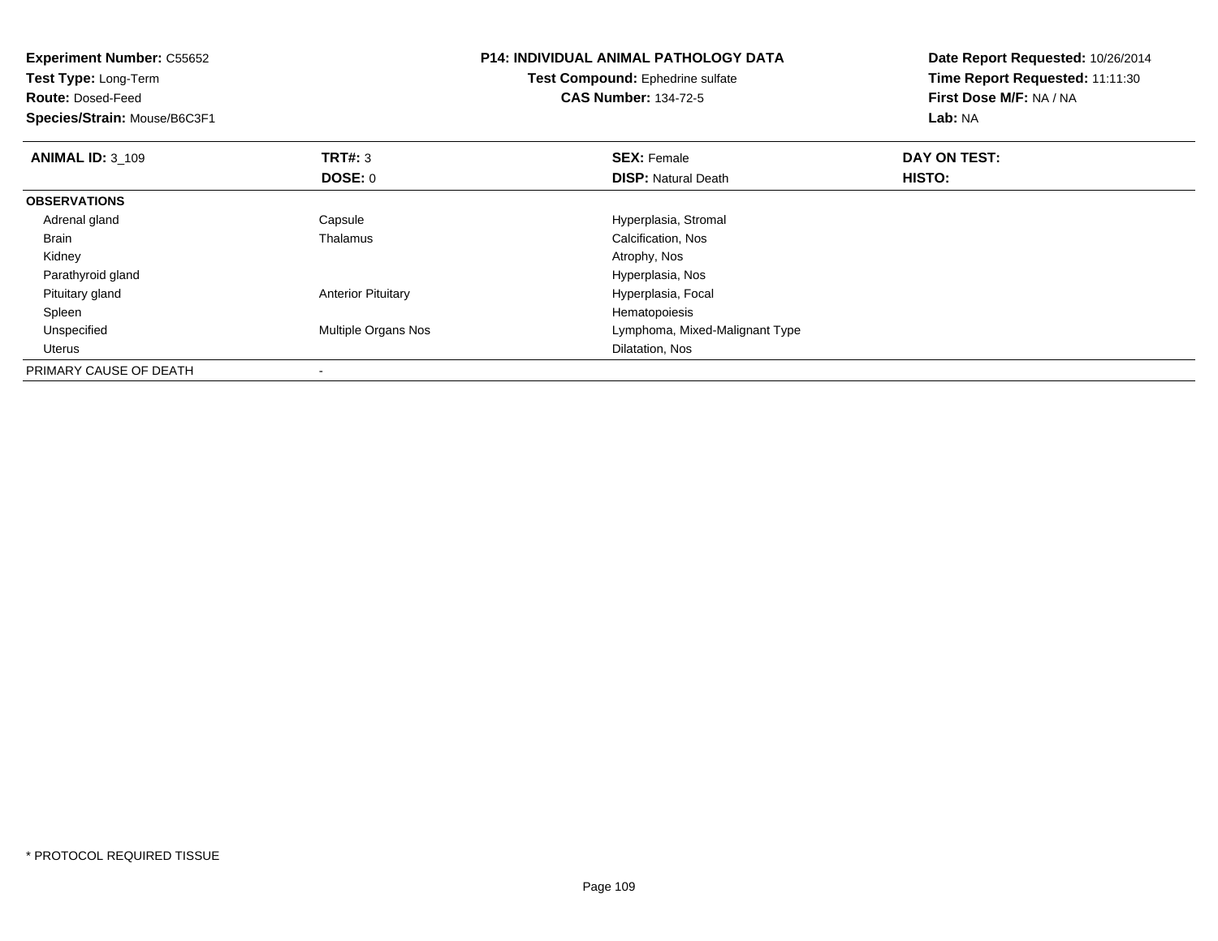**Experiment Number:** C55652
**Test Type:** Long-Term
**Route:** Dosed-Feed
**Species/Strain:** Mouse/B6C3F1

**P14: INDIVIDUAL ANIMAL PATHOLOGY DATA**
**Test Compound:** Ephedrine sulfate
**CAS Number:** 134-72-5

**Date Report Requested:** 10/26/2014
**Time Report Requested:** 11:11:30
**First Dose M/F:** NA / NA
**Lab:** NA

| **ANIMAL ID:** 3_109 | **TRT#:** 3 | **SEX:** Female | **DAY ON TEST:** |
|---|---|---|---|
| | **DOSE:** 0 | **DISP:** Natural Death | **HISTO:** |
| **OBSERVATIONS** | | | |
| Adrenal gland | Capsule | Hyperplasia, Stromal | |
| Brain | Thalamus | Calcification, Nos | |
| Kidney | | Atrophy, Nos | |
| Parathyroid gland | | Hyperplasia, Nos | |
| Pituitary gland | Anterior Pituitary | Hyperplasia, Focal | |
| Spleen | | Hematopoiesis | |
| Unspecified | Multiple Organs Nos | Lymphoma, Mixed-Malignant Type | |
| Uterus | | Dilatation, Nos | |
| PRIMARY CAUSE OF DEATH | - | | |

* PROTOCOL REQUIRED TISSUE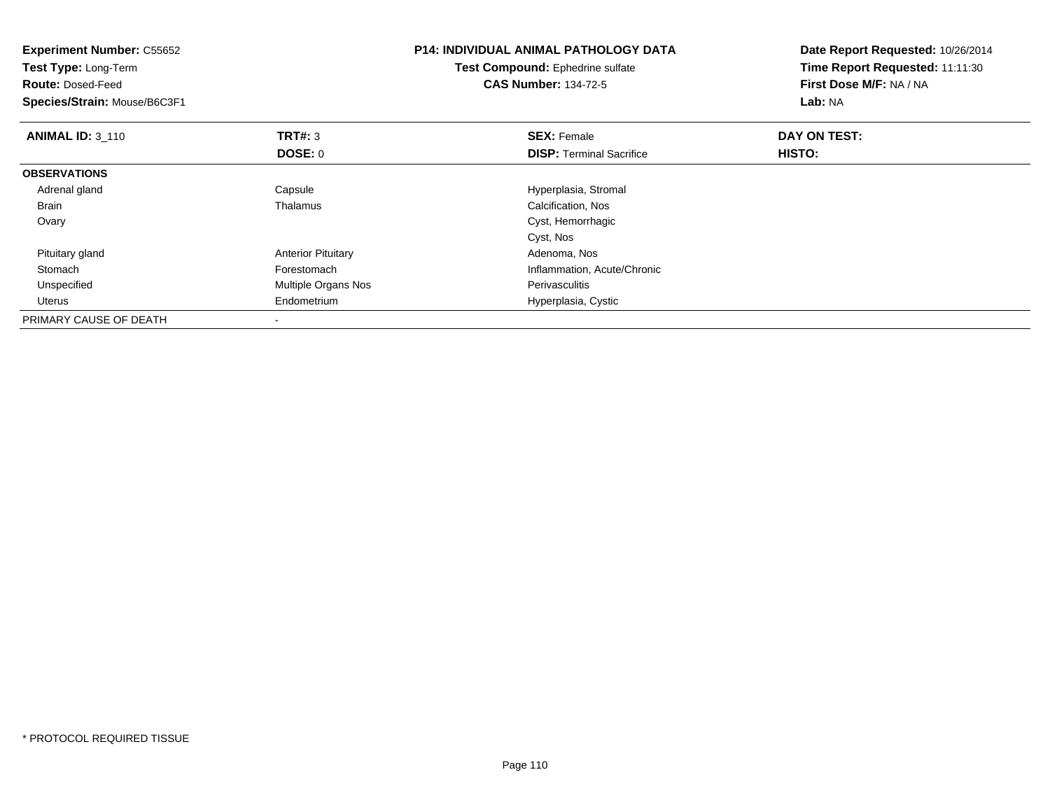**Experiment Number:** C55652
**Test Type:** Long-Term
**Route:** Dosed-Feed
**Species/Strain:** Mouse/B6C3F1

**P14: INDIVIDUAL ANIMAL PATHOLOGY DATA**
**Test Compound:** Ephedrine sulfate
**CAS Number:** 134-72-5

**Date Report Requested:** 10/26/2014
**Time Report Requested:** 11:11:30
**First Dose M/F:** NA / NA
**Lab:** NA

| **ANIMAL ID:** 3_110 | **TRT#:** 3 | **SEX:** Female | **DAY ON TEST:** |
|---|---|---|---|
| | **DOSE:** 0 | **DISP:** Terminal Sacrifice | **HISTO:** |
| **OBSERVATIONS** | | | |
| Adrenal gland | Capsule | Hyperplasia, Stromal | |
| Brain | Thalamus | Calcification, Nos | |
| Ovary | | Cyst, Hemorrhagic | |
| | | Cyst, Nos | |
| Pituitary gland | Anterior Pituitary | Adenoma, Nos | |
| Stomach | Forestomach | Inflammation, Acute/Chronic | |
| Unspecified | Multiple Organs Nos | Perivasculitis | |
| Uterus | Endometrium | Hyperplasia, Cystic | |
| PRIMARY CAUSE OF DEATH | - | | |

* PROTOCOL REQUIRED TISSUE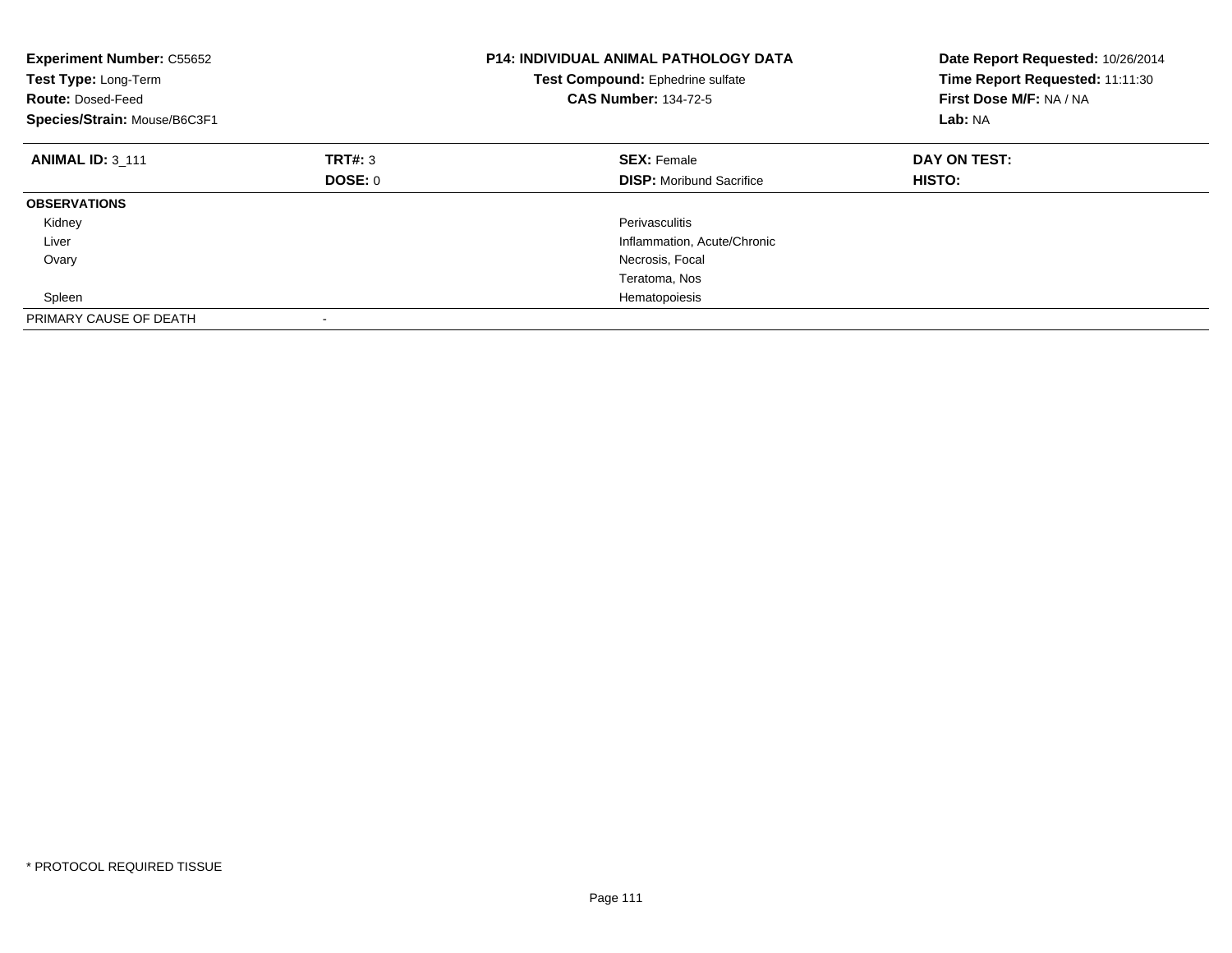**Experiment Number:** C55652
**Test Type:** Long-Term
**Route:** Dosed-Feed
**Species/Strain:** Mouse/B6C3F1

**P14: INDIVIDUAL ANIMAL PATHOLOGY DATA**
**Test Compound:** Ephedrine sulfate
**CAS Number:** 134-72-5

**Date Report Requested:** 10/26/2014
**Time Report Requested:** 11:11:30
**First Dose M/F:** NA / NA
**Lab:** NA

| **ANIMAL ID:** 3_111 | **TRT#:** 3 | **SEX:** Female | **DAY ON TEST:** |
|---|---|---|---|
| | **DOSE:** 0 | **DISP:** Moribund Sacrifice | **HISTO:** |
| **OBSERVATIONS** | | | |
| Kidney | | Perivasculitis | |
| Liver | | Inflammation, Acute/Chronic | |
| Ovary | | Necrosis, Focal | |
| | | Teratoma, Nos | |
| Spleen | | Hematopoiesis | |
| PRIMARY CAUSE OF DEATH | - | | |

* PROTOCOL REQUIRED TISSUE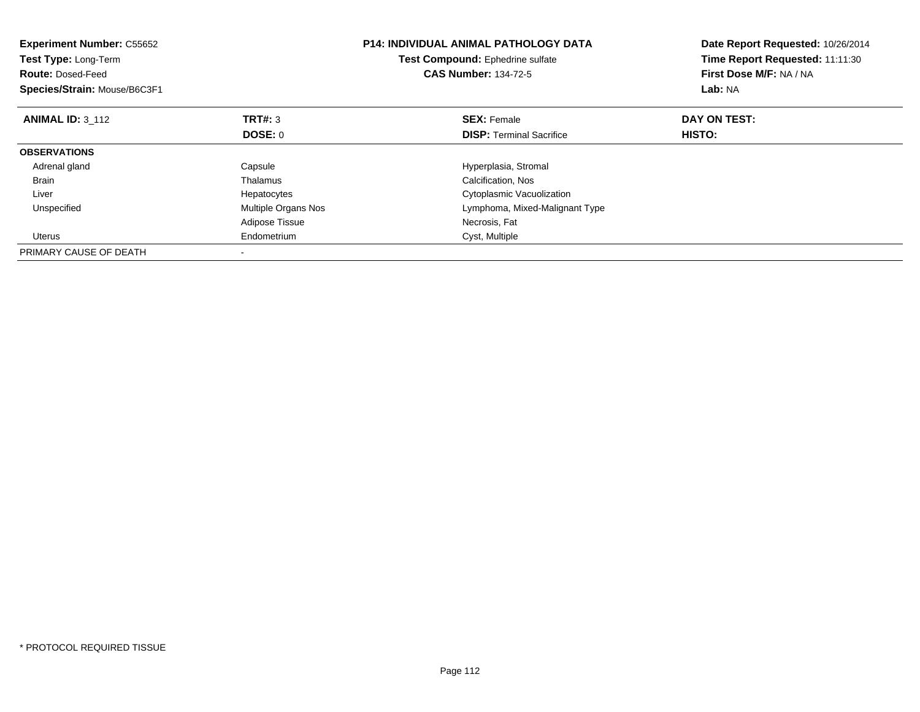**Experiment Number:** C55652
**Test Type:** Long-Term
**Route:** Dosed-Feed
**Species/Strain:** Mouse/B6C3F1

**P14: INDIVIDUAL ANIMAL PATHOLOGY DATA**
**Test Compound:** Ephedrine sulfate
**CAS Number:** 134-72-5

**Date Report Requested:** 10/26/2014
**Time Report Requested:** 11:11:30
**First Dose M/F:** NA / NA
**Lab:** NA

| **ANIMAL ID:** 3_112 | **TRT#:** 3 | **SEX:** Female | **DAY ON TEST:** |
|---|---|---|---|
| | **DOSE:** 0 | **DISP:** Terminal Sacrifice | **HISTO:** |
| **OBSERVATIONS** | | | |
| Adrenal gland | Capsule | Hyperplasia, Stromal | |
| Brain | Thalamus | Calcification, Nos | |
| Liver | Hepatocytes | Cytoplasmic Vacuolization | |
| Unspecified | Multiple Organs Nos | Lymphoma, Mixed-Malignant Type | |
| | Adipose Tissue | Necrosis, Fat | |
| Uterus | Endometrium | Cyst, Multiple | |
| PRIMARY CAUSE OF DEATH | - | | |

* PROTOCOL REQUIRED TISSUE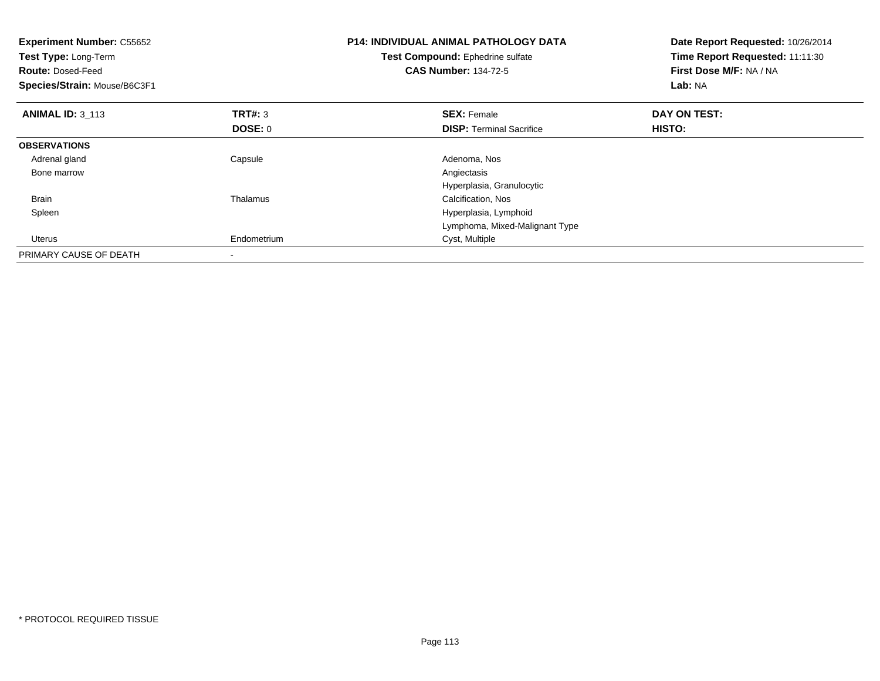**Experiment Number:** C55652
**Test Type:** Long-Term
**Route:** Dosed-Feed
**Species/Strain:** Mouse/B6C3F1

**P14: INDIVIDUAL ANIMAL PATHOLOGY DATA**
**Test Compound:** Ephedrine sulfate
**CAS Number:** 134-72-5

**Date Report Requested:** 10/26/2014
**Time Report Requested:** 11:11:30
**First Dose M/F:** NA / NA
**Lab:** NA

| **ANIMAL ID:** 3_113 | **TRT#:** 3 | **SEX:** Female | **DAY ON TEST:** |
|---|---|---|---|
| | **DOSE:** 0 | **DISP:** Terminal Sacrifice | **HISTO:** |
| **OBSERVATIONS** | | | |
| Adrenal gland | Capsule | Adenoma, Nos | |
| Bone marrow | | Angiectasis | |
| | | Hyperplasia, Granulocytic | |
| Brain | Thalamus | Calcification, Nos | |
| Spleen | | Hyperplasia, Lymphoid | |
| | | Lymphoma, Mixed-Malignant Type | |
| Uterus | Endometrium | Cyst, Multiple | |
| PRIMARY CAUSE OF DEATH | - | | |

* PROTOCOL REQUIRED TISSUE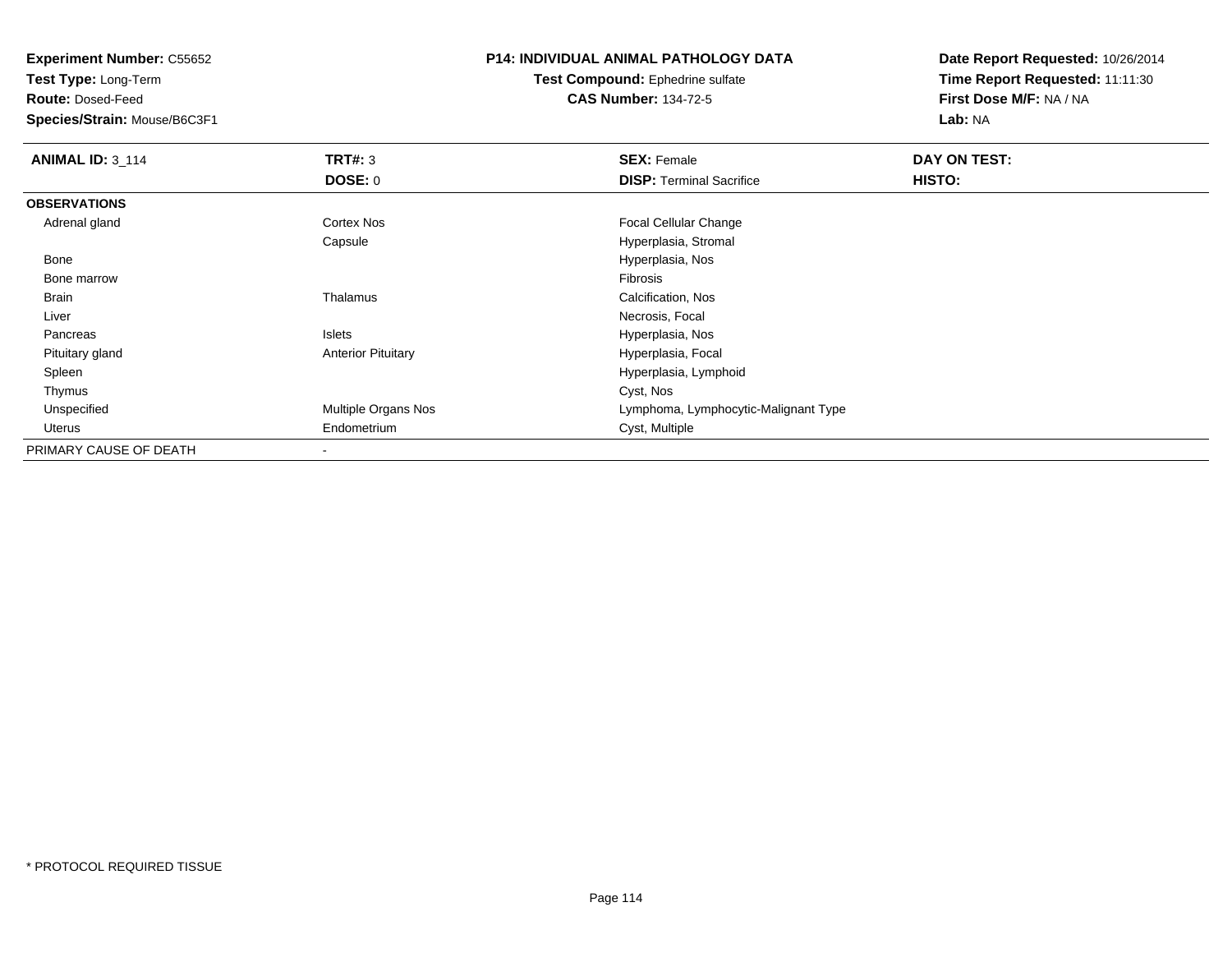**Experiment Number:** C55652
**Test Type:** Long-Term
**Route:** Dosed-Feed
**Species/Strain:** Mouse/B6C3F1

## P14: INDIVIDUAL ANIMAL PATHOLOGY DATA

**Test Compound:** Ephedrine sulfate
**CAS Number:** 134-72-5

**Date Report Requested:** 10/26/2014
**Time Report Requested:** 11:11:30
**First Dose M/F:** NA / NA
**Lab:** NA

| **ANIMAL ID:** 3_114 | **TRT#:** 3 | **SEX:** Female | **DAY ON TEST:** |
|---|---|---|---|
| | **DOSE:** 0 | **DISP:** Terminal Sacrifice | **HISTO:** |
| **OBSERVATIONS** | | | |
| Adrenal gland | Cortex Nos | Focal Cellular Change | |
| | Capsule | Hyperplasia, Stromal | |
| Bone | | Hyperplasia, Nos | |
| Bone marrow | | Fibrosis | |
| Brain | Thalamus | Calcification, Nos | |
| Liver | | Necrosis, Focal | |
| Pancreas | Islets | Hyperplasia, Nos | |
| Pituitary gland | Anterior Pituitary | Hyperplasia, Focal | |
| Spleen | | Hyperplasia, Lymphoid | |
| Thymus | | Cyst, Nos | |
| Unspecified | Multiple Organs Nos | Lymphoma, Lymphocytic-Malignant Type | |
| Uterus | Endometrium | Cyst, Multiple | |
| PRIMARY CAUSE OF DEATH | - | | |

* PROTOCOL REQUIRED TISSUE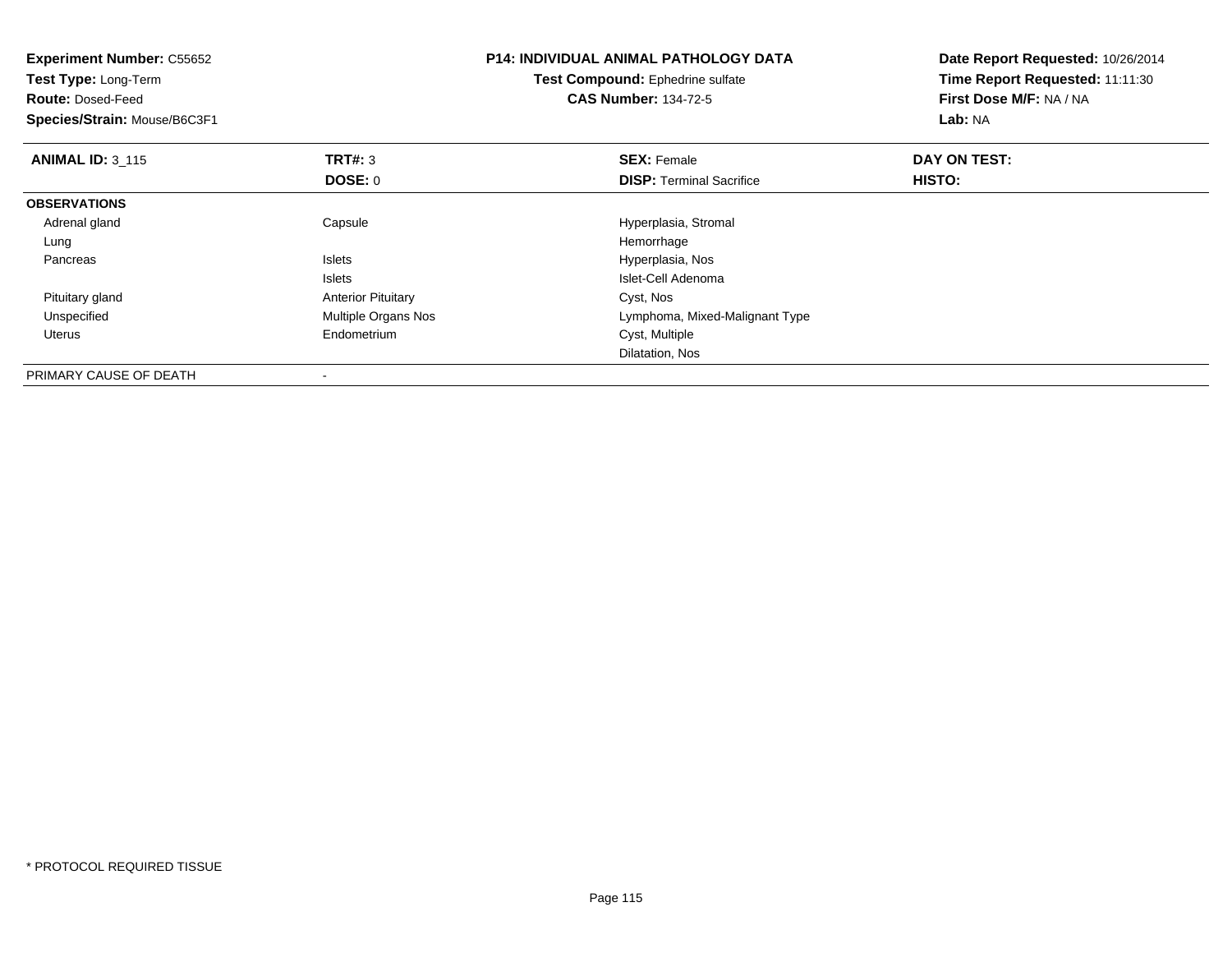**Experiment Number:** C55652
**Test Type:** Long-Term
**Route:** Dosed-Feed
**Species/Strain:** Mouse/B6C3F1

**P14: INDIVIDUAL ANIMAL PATHOLOGY DATA**
**Test Compound:** Ephedrine sulfate
**CAS Number:** 134-72-5

**Date Report Requested:** 10/26/2014
**Time Report Requested:** 11:11:30
**First Dose M/F:** NA / NA
**Lab:** NA

| **ANIMAL ID:** 3_115 | **TRT#:** 3 | **SEX:** Female | **DAY ON TEST:** |
|---|---|---|---|
| | **DOSE:** 0 | **DISP:** Terminal Sacrifice | **HISTO:** |
| **OBSERVATIONS** | | | |
| Adrenal gland | Capsule | Hyperplasia, Stromal | |
| Lung | | Hemorrhage | |
| Pancreas | Islets | Hyperplasia, Nos | |
| | Islets | Islet-Cell Adenoma | |
| Pituitary gland | Anterior Pituitary | Cyst, Nos | |
| Unspecified | Multiple Organs Nos | Lymphoma, Mixed-Malignant Type | |
| Uterus | Endometrium | Cyst, Multiple | |
| | | Dilatation, Nos | |
| PRIMARY CAUSE OF DEATH | - | | |

\* PROTOCOL REQUIRED TISSUE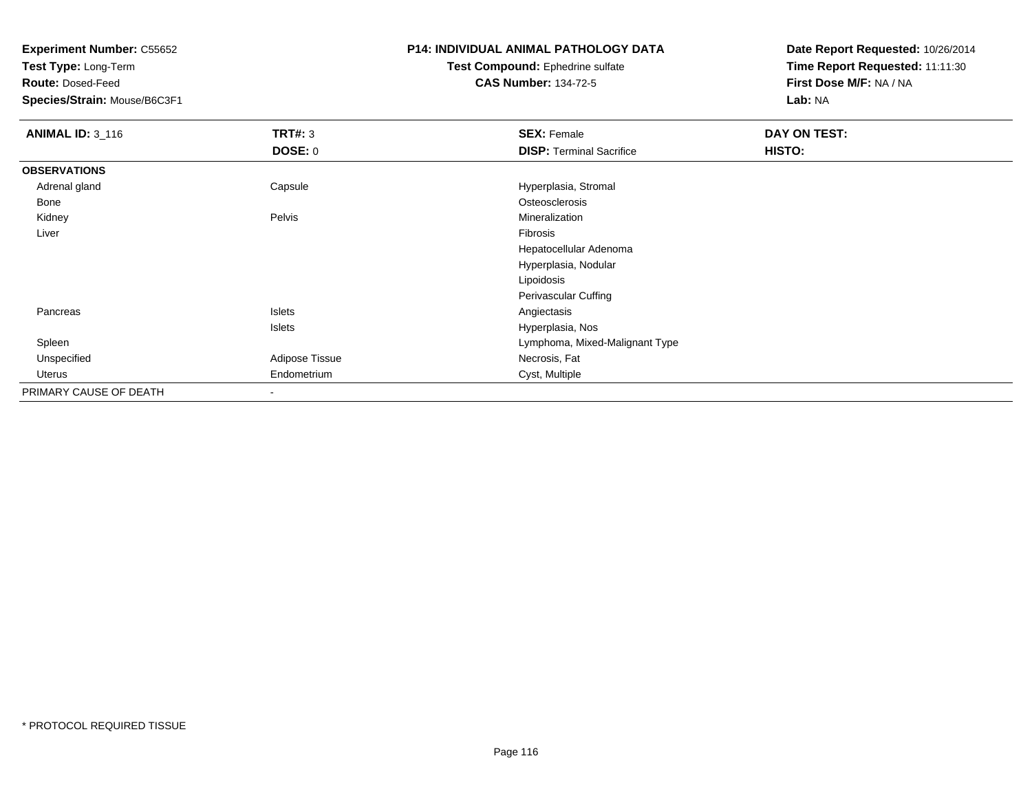**Experiment Number:** C55652
**Test Type:** Long-Term
**Route:** Dosed-Feed
**Species/Strain:** Mouse/B6C3F1

**P14: INDIVIDUAL ANIMAL PATHOLOGY DATA**
**Test Compound:** Ephedrine sulfate
**CAS Number:** 134-72-5

**Date Report Requested:** 10/26/2014
**Time Report Requested:** 11:11:30
**First Dose M/F:** NA / NA
**Lab:** NA

| **ANIMAL ID:** 3_116 | **TRT#:** 3 | **SEX:** Female | **DAY ON TEST:** |
|---|---|---|---|
| | **DOSE:** 0 | **DISP:** Terminal Sacrifice | **HISTO:** |
| **OBSERVATIONS** | | | |
| Adrenal gland | Capsule | Hyperplasia, Stromal | |
| Bone | | Osteosclerosis | |
| Kidney | Pelvis | Mineralization | |
| Liver | | Fibrosis | |
| | | Hepatocellular Adenoma | |
| | | Hyperplasia, Nodular | |
| | | Lipoidosis | |
| | | Perivascular Cuffing | |
| Pancreas | Islets | Angiectasis | |
| | Islets | Hyperplasia, Nos | |
| Spleen | | Lymphoma, Mixed-Malignant Type | |
| Unspecified | Adipose Tissue | Necrosis, Fat | |
| Uterus | Endometrium | Cyst, Multiple | |
| PRIMARY CAUSE OF DEATH | - | | |

\* PROTOCOL REQUIRED TISSUE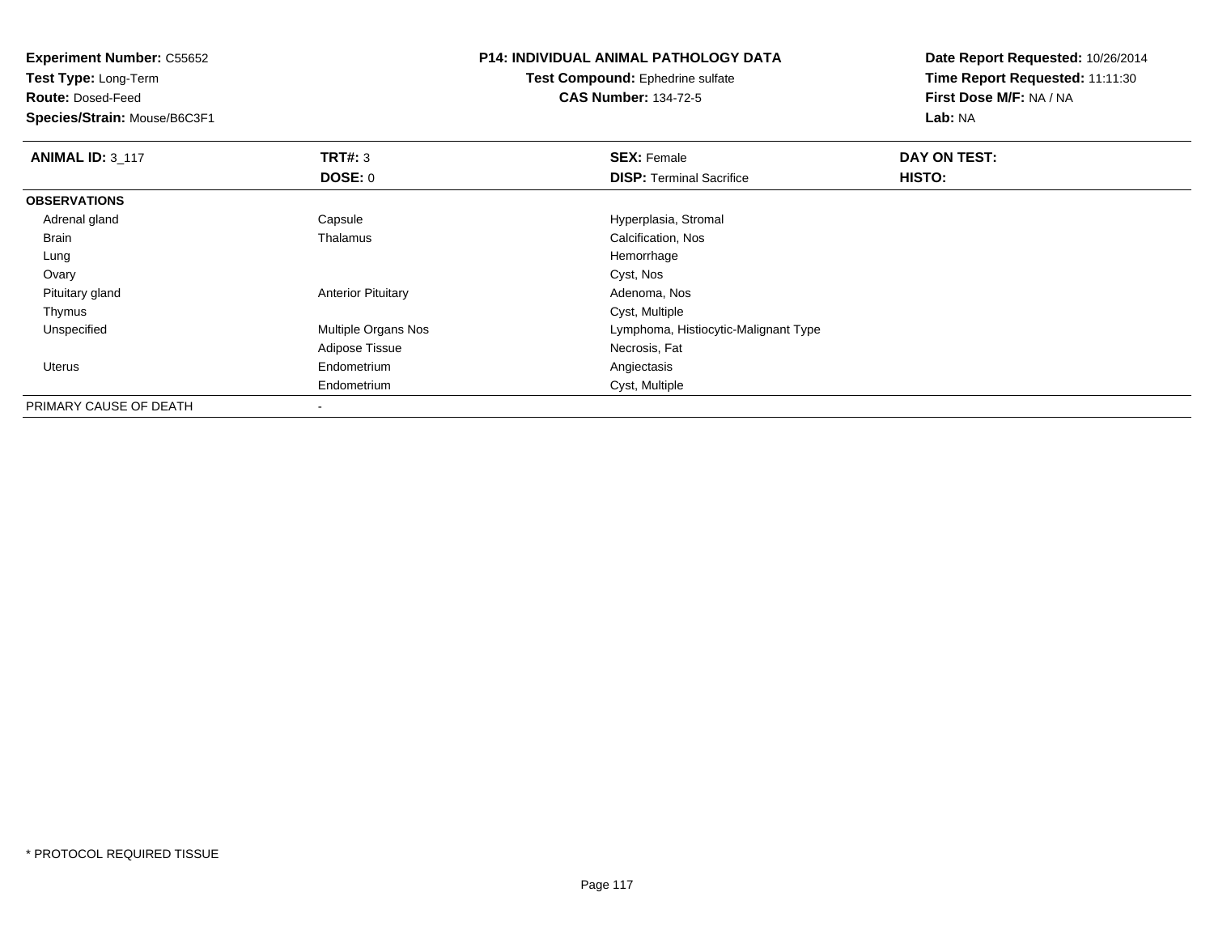**Experiment Number:** C55652
**Test Type:** Long-Term
**Route:** Dosed-Feed
**Species/Strain:** Mouse/B6C3F1

**P14: INDIVIDUAL ANIMAL PATHOLOGY DATA**
**Test Compound:** Ephedrine sulfate
**CAS Number:** 134-72-5

**Date Report Requested:** 10/26/2014
**Time Report Requested:** 11:11:30
**First Dose M/F:** NA / NA
**Lab:** NA

| **ANIMAL ID:** 3_117 | **TRT#:** 3 | **SEX:** Female | **DAY ON TEST:** |
|---|---|---|---|
| | **DOSE:** 0 | **DISP:** Terminal Sacrifice | **HISTO:** |
| **OBSERVATIONS** | | | |
| Adrenal gland | Capsule | Hyperplasia, Stromal | |
| Brain | Thalamus | Calcification, Nos | |
| Lung | | Hemorrhage | |
| Ovary | | Cyst, Nos | |
| Pituitary gland | Anterior Pituitary | Adenoma, Nos | |
| Thymus | | Cyst, Multiple | |
| Unspecified | Multiple Organs Nos | Lymphoma, Histiocytic-Malignant Type | |
| | Adipose Tissue | Necrosis, Fat | |
| Uterus | Endometrium | Angiectasis | |
| | Endometrium | Cyst, Multiple | |
| PRIMARY CAUSE OF DEATH | - | | |

\* PROTOCOL REQUIRED TISSUE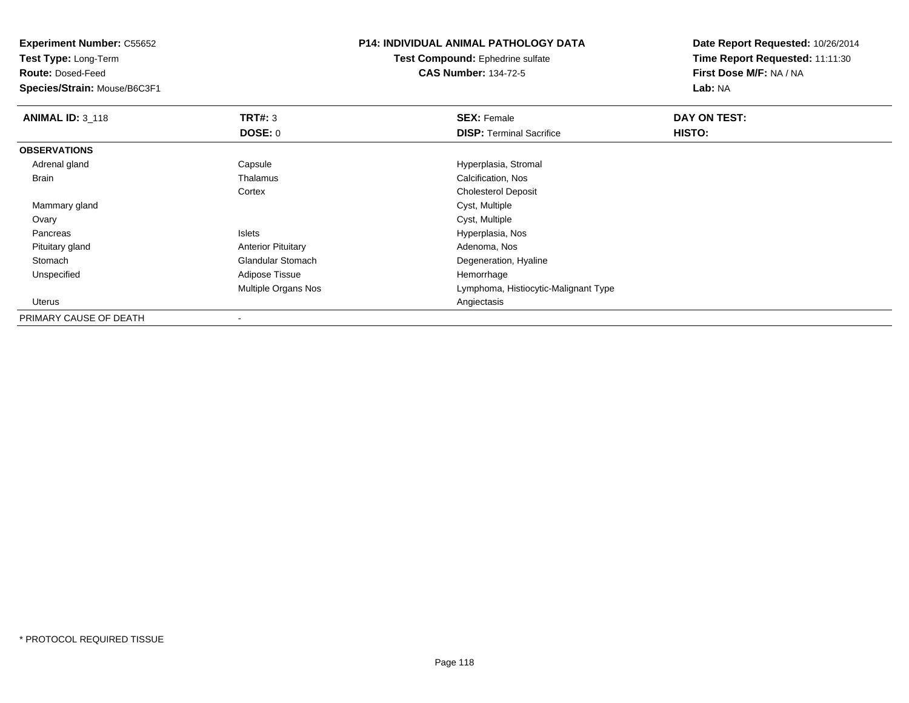**Experiment Number:** C55652
**Test Type:** Long-Term
**Route:** Dosed-Feed
**Species/Strain:** Mouse/B6C3F1

**P14: INDIVIDUAL ANIMAL PATHOLOGY DATA**
**Test Compound:** Ephedrine sulfate
**CAS Number:** 134-72-5

**Date Report Requested:** 10/26/2014
**Time Report Requested:** 11:11:30
**First Dose M/F:** NA / NA
**Lab:** NA

| **ANIMAL ID:** 3_118 | **TRT#:** 3 | **SEX:** Female | **DAY ON TEST:** |
|---|---|---|---|
| | **DOSE:** 0 | **DISP:** Terminal Sacrifice | **HISTO:** |
| **OBSERVATIONS** | | | |
| Adrenal gland | Capsule | Hyperplasia, Stromal | |
| Brain | Thalamus | Calcification, Nos | |
| | Cortex | Cholesterol Deposit | |
| Mammary gland | | Cyst, Multiple | |
| Ovary | | Cyst, Multiple | |
| Pancreas | Islets | Hyperplasia, Nos | |
| Pituitary gland | Anterior Pituitary | Adenoma, Nos | |
| Stomach | Glandular Stomach | Degeneration, Hyaline | |
| Unspecified | Adipose Tissue | Hemorrhage | |
| | Multiple Organs Nos | Lymphoma, Histiocytic-Malignant Type | |
| Uterus | | Angiectasis | |
| PRIMARY CAUSE OF DEATH | - | | |

* PROTOCOL REQUIRED TISSUE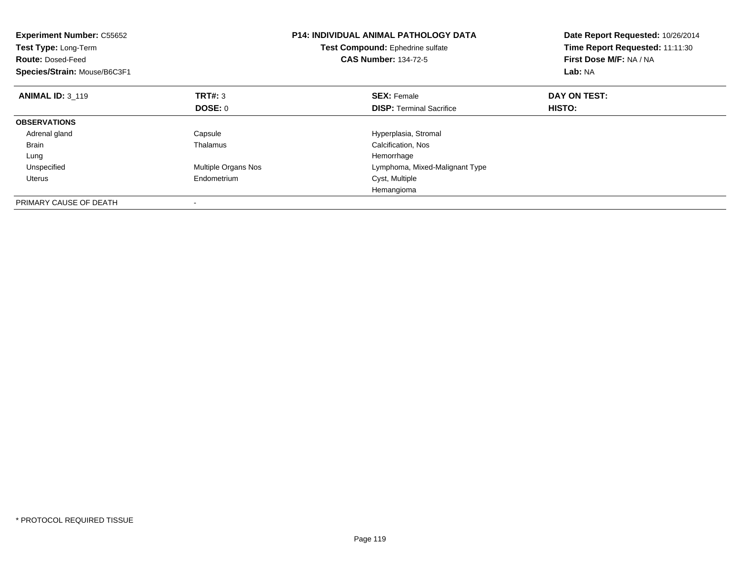**Experiment Number:** C55652
**Test Type:** Long-Term
**Route:** Dosed-Feed
**Species/Strain:** Mouse/B6C3F1

**P14: INDIVIDUAL ANIMAL PATHOLOGY DATA**
**Test Compound:** Ephedrine sulfate
**CAS Number:** 134-72-5

**Date Report Requested:** 10/26/2014
**Time Report Requested:** 11:11:30
**First Dose M/F:** NA / NA
**Lab:** NA

| **ANIMAL ID:** 3_119 | **TRT#:** 3 | **SEX:** Female | **DAY ON TEST:** |
|---|---|---|---|
| | **DOSE:** 0 | **DISP:** Terminal Sacrifice | **HISTO:** |
| **OBSERVATIONS** | | | |
| Adrenal gland | Capsule | Hyperplasia, Stromal | |
| Brain | Thalamus | Calcification, Nos | |
| Lung | | Hemorrhage | |
| Unspecified | Multiple Organs Nos | Lymphoma, Mixed-Malignant Type | |
| Uterus | Endometrium | Cyst, Multiple | |
| | | Hemangioma | |
| PRIMARY CAUSE OF DEATH | - | | |

* PROTOCOL REQUIRED TISSUE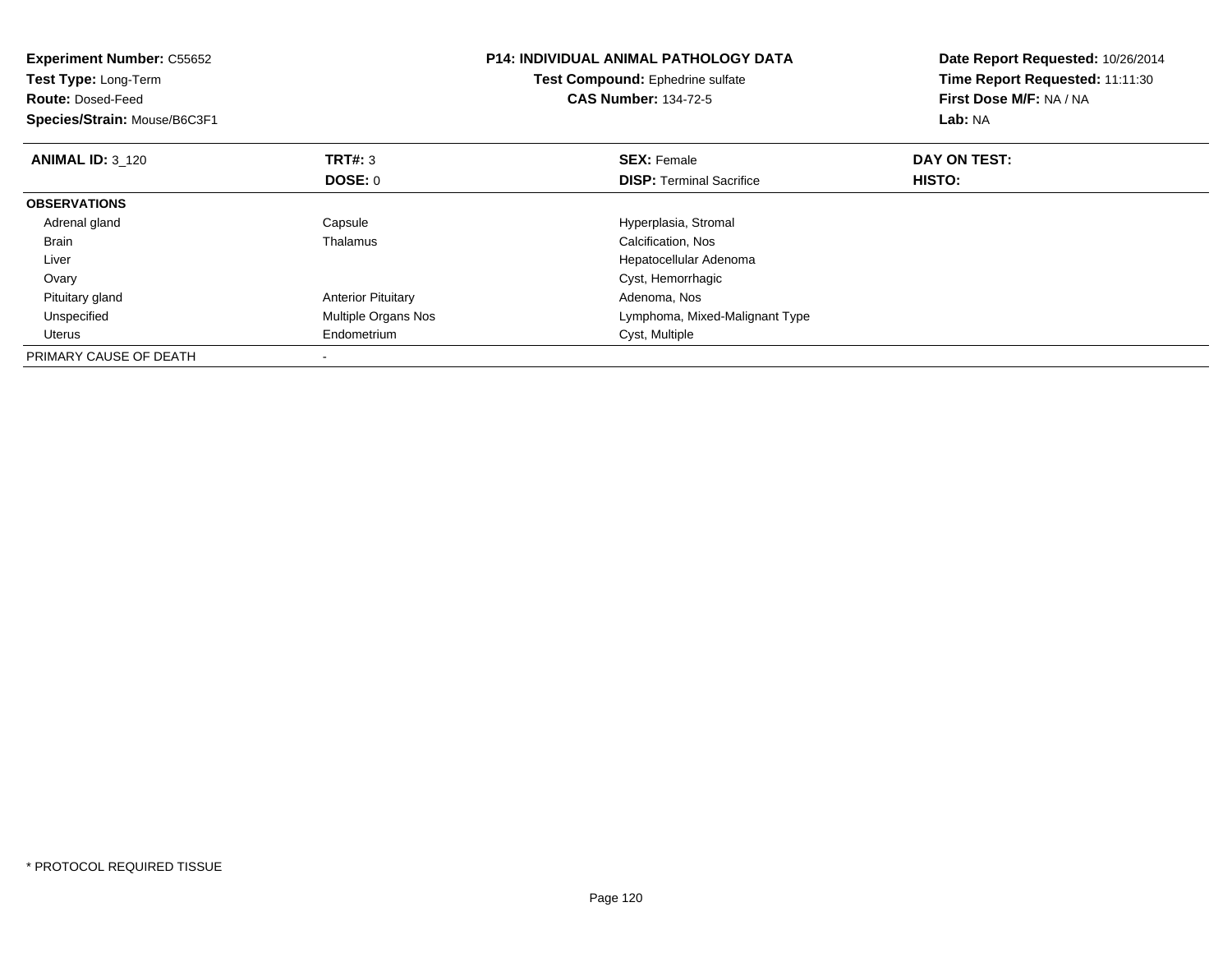**Experiment Number:** C55652
**Test Type:** Long-Term
**Route:** Dosed-Feed
**Species/Strain:** Mouse/B6C3F1

**P14: INDIVIDUAL ANIMAL PATHOLOGY DATA**
**Test Compound:** Ephedrine sulfate
**CAS Number:** 134-72-5

**Date Report Requested:** 10/26/2014
**Time Report Requested:** 11:11:30
**First Dose M/F:** NA / NA
**Lab:** NA

| **ANIMAL ID:** 3_120 | **TRT#:** 3 | **SEX:** Female | **DAY ON TEST:** |
|---|---|---|---|
| | **DOSE:** 0 | **DISP:** Terminal Sacrifice | **HISTO:** |
| **OBSERVATIONS** | | | |
| Adrenal gland | Capsule | Hyperplasia, Stromal | |
| Brain | Thalamus | Calcification, Nos | |
| Liver | | Hepatocellular Adenoma | |
| Ovary | | Cyst, Hemorrhagic | |
| Pituitary gland | Anterior Pituitary | Adenoma, Nos | |
| Unspecified | Multiple Organs Nos | Lymphoma, Mixed-Malignant Type | |
| Uterus | Endometrium | Cyst, Multiple | |
| PRIMARY CAUSE OF DEATH | - | | |

* PROTOCOL REQUIRED TISSUE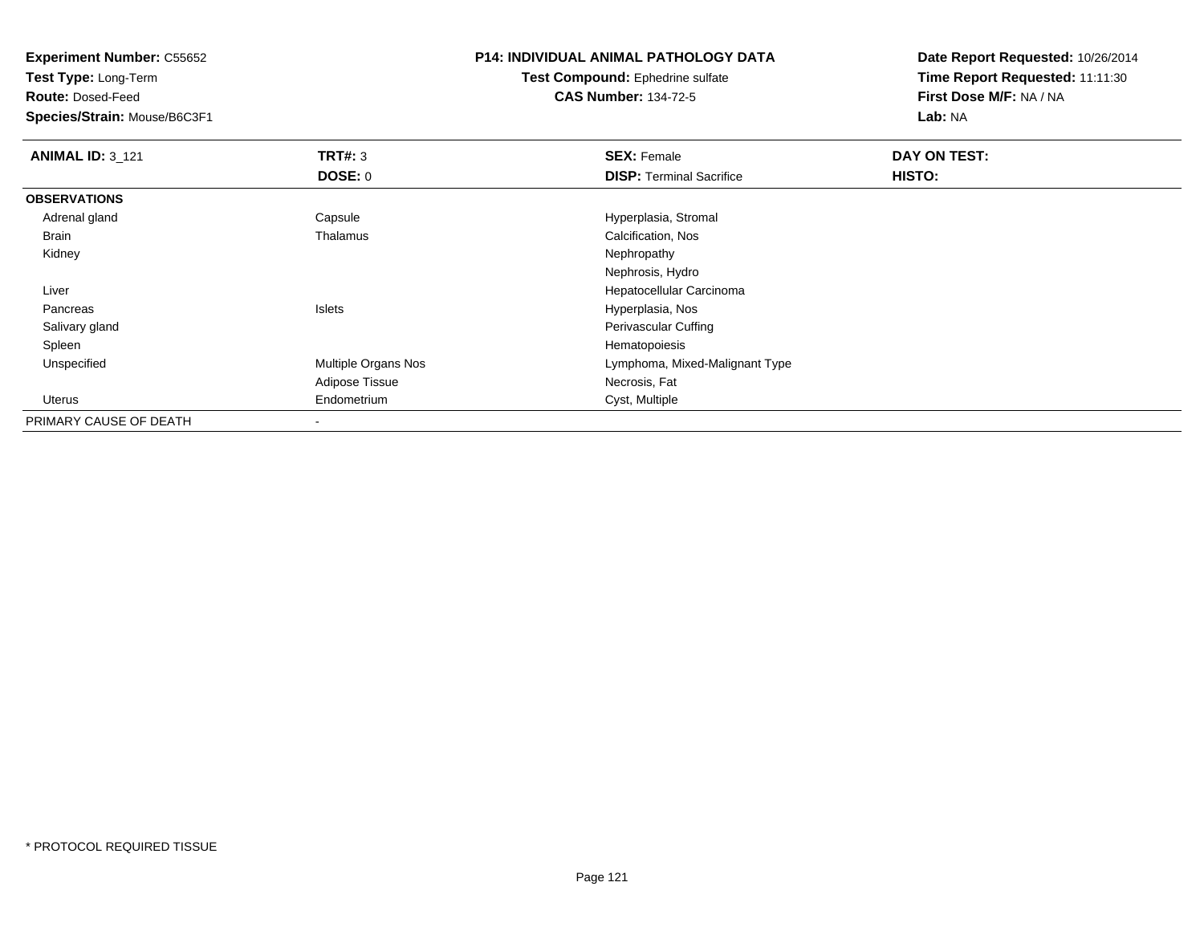**Experiment Number:** C55652
**Test Type:** Long-Term
**Route:** Dosed-Feed
**Species/Strain:** Mouse/B6C3F1

**P14: INDIVIDUAL ANIMAL PATHOLOGY DATA**
**Test Compound:** Ephedrine sulfate
**CAS Number:** 134-72-5

**Date Report Requested:** 10/26/2014
**Time Report Requested:** 11:11:30
**First Dose M/F:** NA / NA
**Lab:** NA

| **ANIMAL ID:** 3_121 | **TRT#:** 3 | **SEX:** Female | **DAY ON TEST:** |
|---|---|---|---|
| | **DOSE:** 0 | **DISP:** Terminal Sacrifice | **HISTO:** |
| **OBSERVATIONS** | | | |
| Adrenal gland | Capsule | Hyperplasia, Stromal | |
| Brain | Thalamus | Calcification, Nos | |
| Kidney | | Nephropathy | |
| | | Nephrosis, Hydro | |
| Liver | | Hepatocellular Carcinoma | |
| Pancreas | Islets | Hyperplasia, Nos | |
| Salivary gland | | Perivascular Cuffing | |
| Spleen | | Hematopoiesis | |
| Unspecified | Multiple Organs Nos | Lymphoma, Mixed-Malignant Type | |
| | Adipose Tissue | Necrosis, Fat | |
| Uterus | Endometrium | Cyst, Multiple | |
| PRIMARY CAUSE OF DEATH | - | | |

* PROTOCOL REQUIRED TISSUE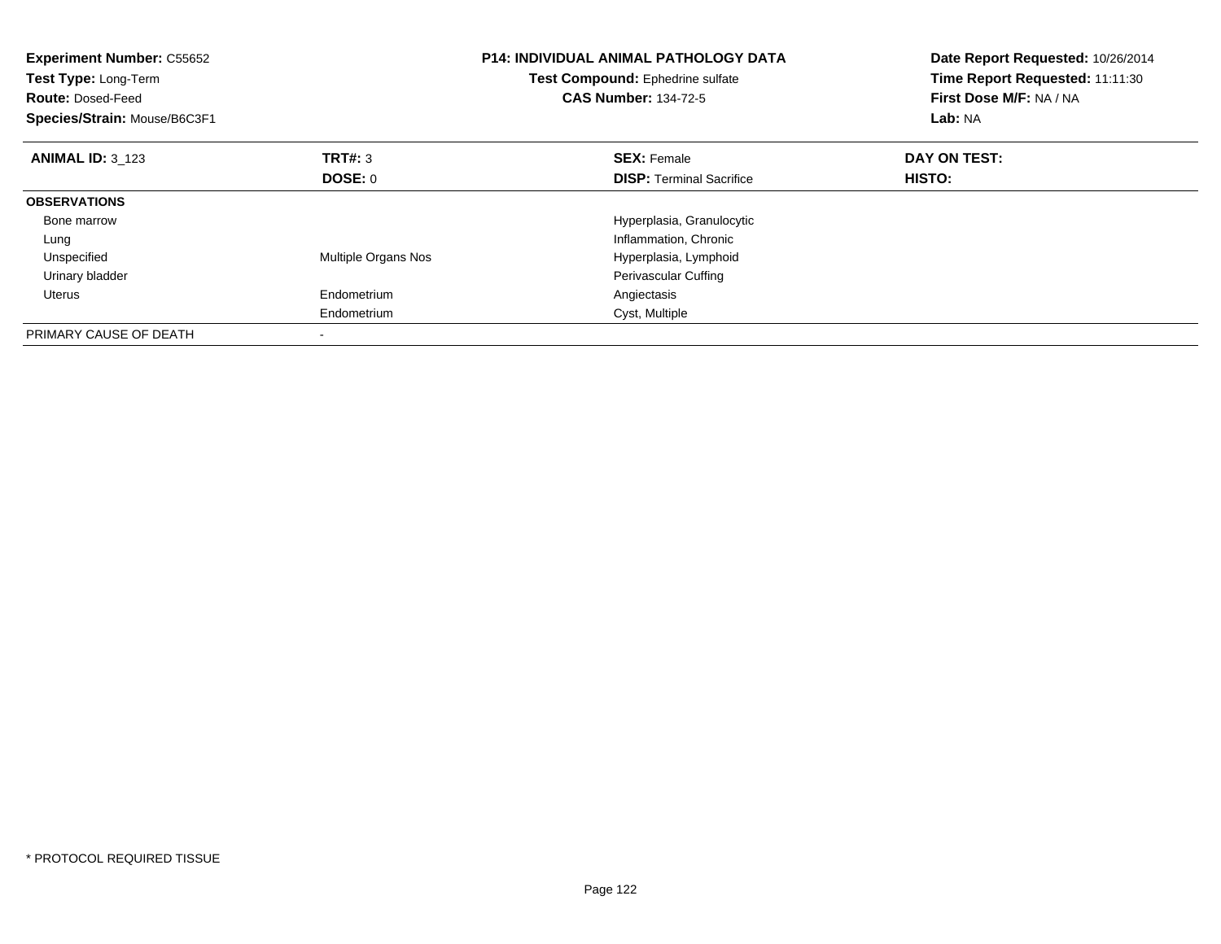**Experiment Number:** C55652
**Test Type:** Long-Term
**Route:** Dosed-Feed
**Species/Strain:** Mouse/B6C3F1

**P14: INDIVIDUAL ANIMAL PATHOLOGY DATA**
**Test Compound:** Ephedrine sulfate
**CAS Number:** 134-72-5

**Date Report Requested:** 10/26/2014
**Time Report Requested:** 11:11:30
**First Dose M/F:** NA / NA
**Lab:** NA

| **ANIMAL ID:** 3_123 | **TRT#:** 3 | **SEX:** Female | **DAY ON TEST:** |
|---|---|---|---|
| | **DOSE:** 0 | **DISP:** Terminal Sacrifice | **HISTO:** |
| **OBSERVATIONS** | | | |
| Bone marrow | | Hyperplasia, Granulocytic | |
| Lung | | Inflammation, Chronic | |
| Unspecified | Multiple Organs Nos | Hyperplasia, Lymphoid | |
| Urinary bladder | | Perivascular Cuffing | |
| Uterus | Endometrium | Angiectasis | |
| | Endometrium | Cyst, Multiple | |
| PRIMARY CAUSE OF DEATH | - | | |

* PROTOCOL REQUIRED TISSUE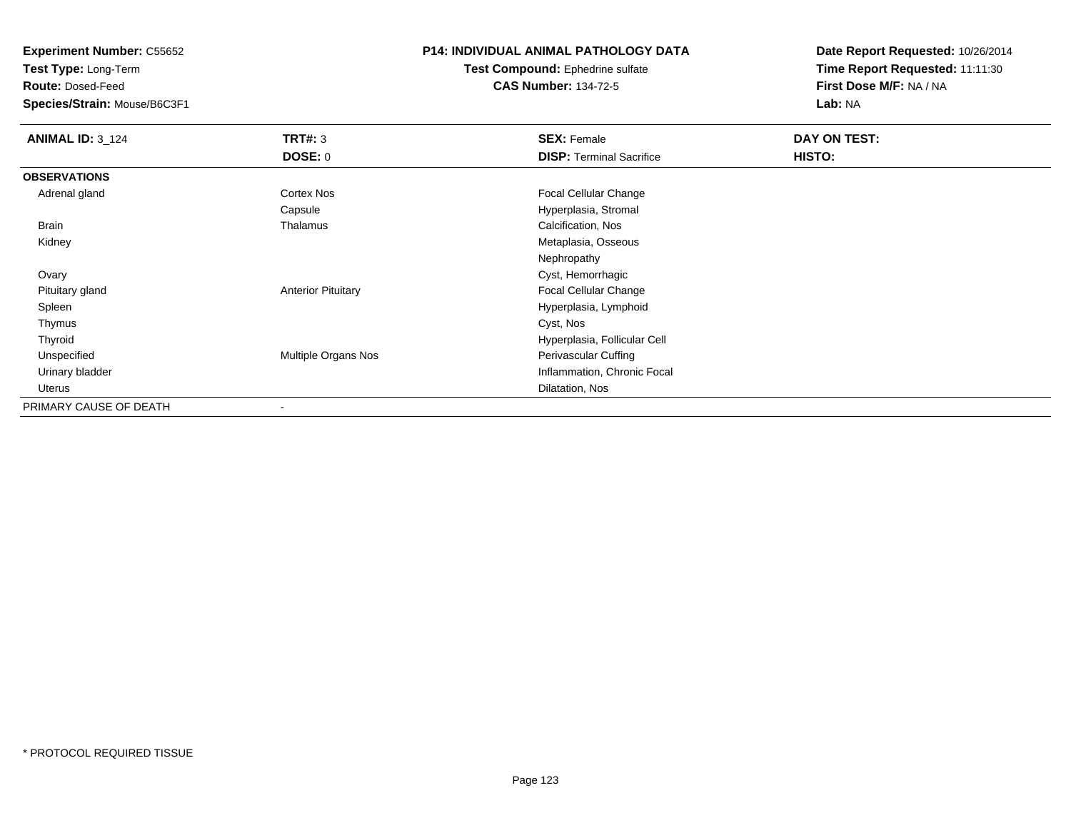**Experiment Number:** C55652
**Test Type:** Long-Term
**Route:** Dosed-Feed
**Species/Strain:** Mouse/B6C3F1

**P14: INDIVIDUAL ANIMAL PATHOLOGY DATA**
**Test Compound:** Ephedrine sulfate
**CAS Number:** 134-72-5

**Date Report Requested:** 10/26/2014
**Time Report Requested:** 11:11:30
**First Dose M/F:** NA / NA
**Lab:** NA

| **ANIMAL ID:** 3_124 | **TRT#:** 3 | **SEX:** Female | **DAY ON TEST:** |
|---|---|---|---|
| | **DOSE:** 0 | **DISP:** Terminal Sacrifice | **HISTO:** |
| **OBSERVATIONS** | | | |
| Adrenal gland | Cortex Nos | Focal Cellular Change | |
| | Capsule | Hyperplasia, Stromal | |
| Brain | Thalamus | Calcification, Nos | |
| Kidney | | Metaplasia, Osseous | |
| | | Nephropathy | |
| Ovary | | Cyst, Hemorrhagic | |
| Pituitary gland | Anterior Pituitary | Focal Cellular Change | |
| Spleen | | Hyperplasia, Lymphoid | |
| Thymus | | Cyst, Nos | |
| Thyroid | | Hyperplasia, Follicular Cell | |
| Unspecified | Multiple Organs Nos | Perivascular Cuffing | |
| Urinary bladder | | Inflammation, Chronic Focal | |
| Uterus | | Dilatation, Nos | |
| PRIMARY CAUSE OF DEATH | - | | |

\* PROTOCOL REQUIRED TISSUE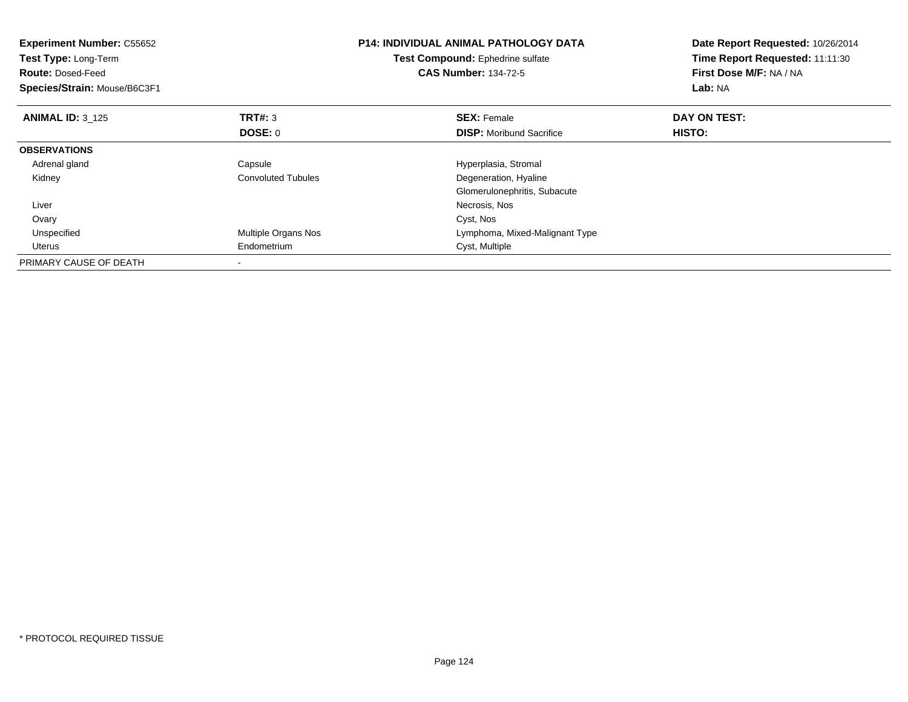**Experiment Number:** C55652
**Test Type:** Long-Term
**Route:** Dosed-Feed
**Species/Strain:** Mouse/B6C3F1

**P14: INDIVIDUAL ANIMAL PATHOLOGY DATA**
**Test Compound:** Ephedrine sulfate
**CAS Number:** 134-72-5

**Date Report Requested:** 10/26/2014
**Time Report Requested:** 11:11:30
**First Dose M/F:** NA / NA
**Lab:** NA

| **ANIMAL ID:** 3_125 | **TRT#:** 3 | **SEX:** Female | **DAY ON TEST:** |
|---|---|---|---|
| | **DOSE:** 0 | **DISP:** Moribund Sacrifice | **HISTO:** |
| **OBSERVATIONS** | | | |
| Adrenal gland | Capsule | Hyperplasia, Stromal | |
| Kidney | Convoluted Tubules | Degeneration, Hyaline | |
| | | Glomerulonephritis, Subacute | |
| Liver | | Necrosis, Nos | |
| Ovary | | Cyst, Nos | |
| Unspecified | Multiple Organs Nos | Lymphoma, Mixed-Malignant Type | |
| Uterus | Endometrium | Cyst, Multiple | |
| PRIMARY CAUSE OF DEATH | - | | |

* PROTOCOL REQUIRED TISSUE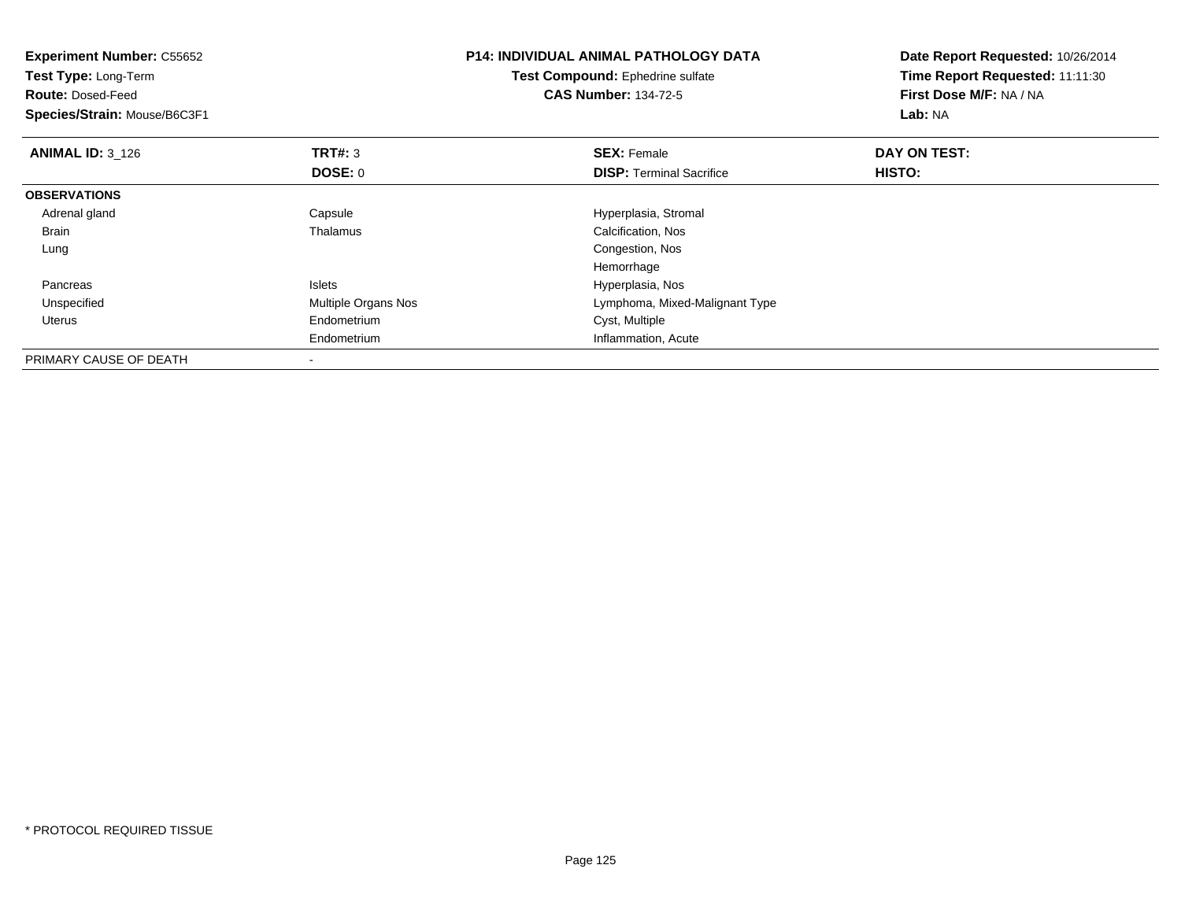**Experiment Number:** C55652
**Test Type:** Long-Term
**Route:** Dosed-Feed
**Species/Strain:** Mouse/B6C3F1

## P14: INDIVIDUAL ANIMAL PATHOLOGY DATA

**Test Compound:** Ephedrine sulfate
**CAS Number:** 134-72-5

**Date Report Requested:** 10/26/2014
**Time Report Requested:** 11:11:30
**First Dose M/F:** NA / NA
**Lab:** NA

| **ANIMAL ID:** 3_126 | **TRT#:** 3 | **SEX:** Female | **DAY ON TEST:** |
|---|---|---|---|
| | **DOSE:** 0 | **DISP:** Terminal Sacrifice | **HISTO:** |
| **OBSERVATIONS** | | | |
| Adrenal gland | Capsule | Hyperplasia, Stromal | |
| Brain | Thalamus | Calcification, Nos | |
| Lung | | Congestion, Nos | |
| | | Hemorrhage | |
| Pancreas | Islets | Hyperplasia, Nos | |
| Unspecified | Multiple Organs Nos | Lymphoma, Mixed-Malignant Type | |
| Uterus | Endometrium | Cyst, Multiple | |
| | Endometrium | Inflammation, Acute | |
| PRIMARY CAUSE OF DEATH | - | | |

* PROTOCOL REQUIRED TISSUE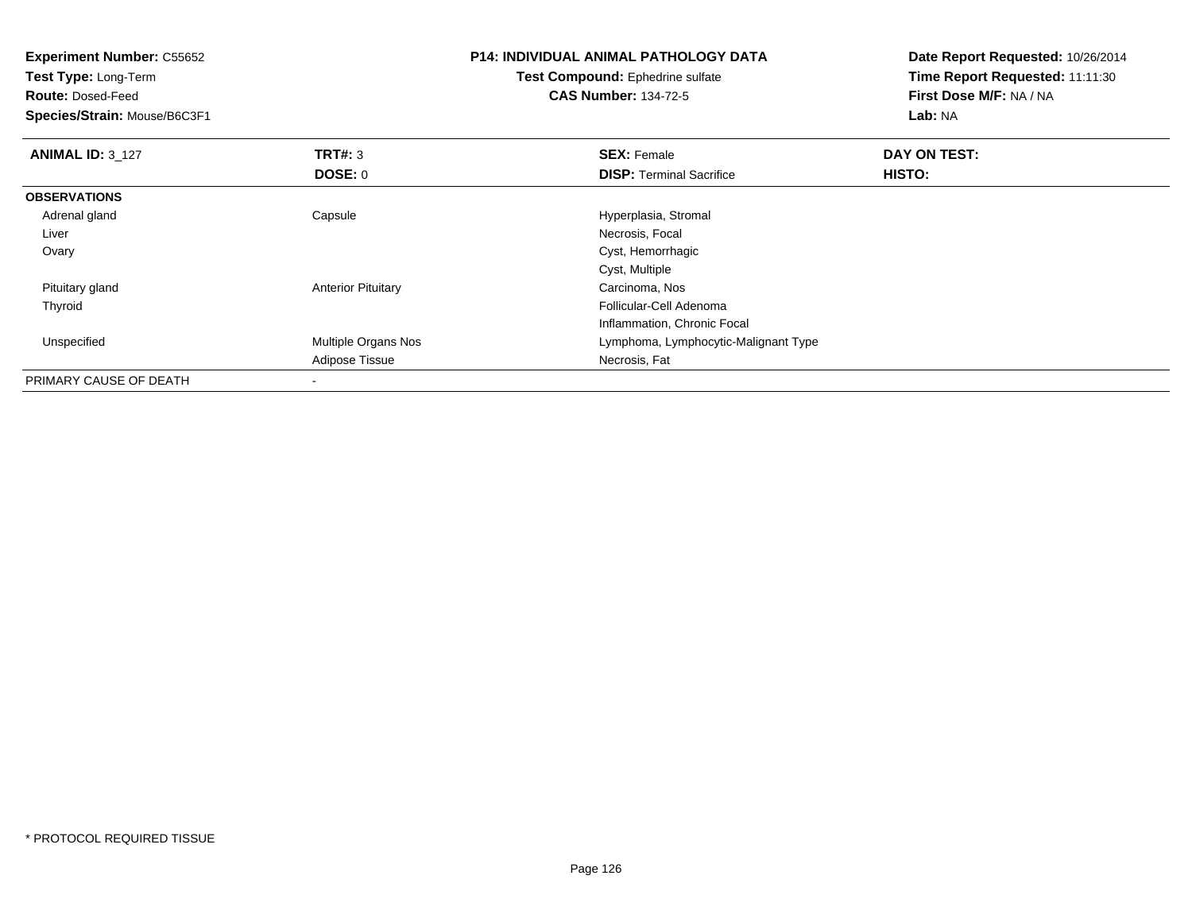**Experiment Number:** C55652
**Test Type:** Long-Term
**Route:** Dosed-Feed
**Species/Strain:** Mouse/B6C3F1

**P14: INDIVIDUAL ANIMAL PATHOLOGY DATA**
**Test Compound:** Ephedrine sulfate
**CAS Number:** 134-72-5

**Date Report Requested:** 10/26/2014
**Time Report Requested:** 11:11:30
**First Dose M/F:** NA / NA
**Lab:** NA

| **ANIMAL ID:** 3_127 | **TRT#:** 3 | **SEX:** Female | **DAY ON TEST:** |
|---|---|---|---|
| | **DOSE:** 0 | **DISP:** Terminal Sacrifice | **HISTO:** |
| **OBSERVATIONS** | | | |
| Adrenal gland | Capsule | Hyperplasia, Stromal | |
| Liver | | Necrosis, Focal | |
| Ovary | | Cyst, Hemorrhagic | |
| | | Cyst, Multiple | |
| Pituitary gland | Anterior Pituitary | Carcinoma, Nos | |
| Thyroid | | Follicular-Cell Adenoma | |
| | | Inflammation, Chronic Focal | |
| Unspecified | Multiple Organs Nos | Lymphoma, Lymphocytic-Malignant Type | |
| | Adipose Tissue | Necrosis, Fat | |
| PRIMARY CAUSE OF DEATH | - | | |

* PROTOCOL REQUIRED TISSUE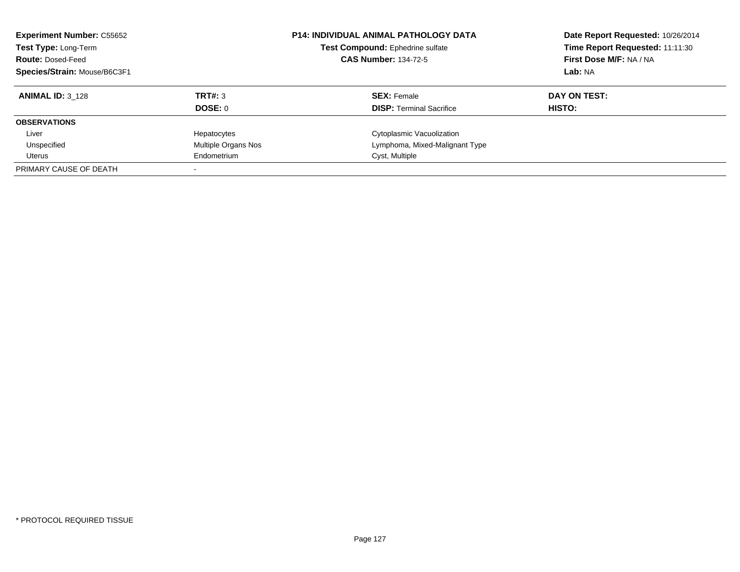**Experiment Number:** C55652
**Test Type:** Long-Term
**Route:** Dosed-Feed
**Species/Strain:** Mouse/B6C3F1

**P14: INDIVIDUAL ANIMAL PATHOLOGY DATA**
**Test Compound:** Ephedrine sulfate
**CAS Number:** 134-72-5

**Date Report Requested:** 10/26/2014
**Time Report Requested:** 11:11:30
**First Dose M/F:** NA / NA
**Lab:** NA

| **ANIMAL ID:** 3_128 | **TRT#:** 3 | **SEX:** Female | **DAY ON TEST:** |
|---|---|---|---|
| | **DOSE:** 0 | **DISP:** Terminal Sacrifice | **HISTO:** |
| **OBSERVATIONS** | | | |
| Liver | Hepatocytes | Cytoplasmic Vacuolization | |
| Unspecified | Multiple Organs Nos | Lymphoma, Mixed-Malignant Type | |
| Uterus | Endometrium | Cyst, Multiple | |
| PRIMARY CAUSE OF DEATH | - | | |

* PROTOCOL REQUIRED TISSUE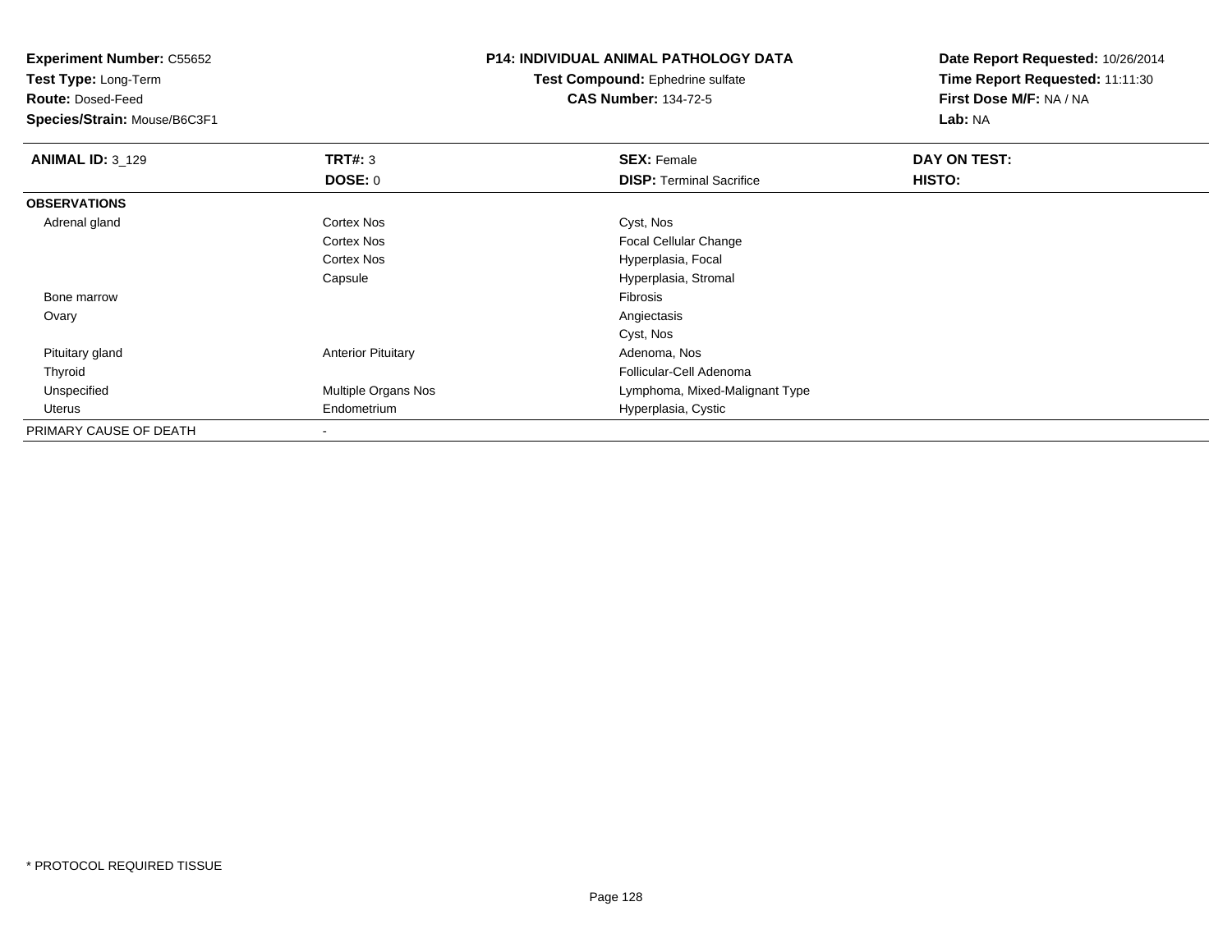**Experiment Number:** C55652
**Test Type:** Long-Term
**Route:** Dosed-Feed
**Species/Strain:** Mouse/B6C3F1

**P14: INDIVIDUAL ANIMAL PATHOLOGY DATA**
**Test Compound:** Ephedrine sulfate
**CAS Number:** 134-72-5

**Date Report Requested:** 10/26/2014
**Time Report Requested:** 11:11:30
**First Dose M/F:** NA / NA
**Lab:** NA

| **ANIMAL ID:** 3_129 | **TRT#:** 3 | **SEX:** Female | **DAY ON TEST:** |
|---|---|---|---|
| | **DOSE:** 0 | **DISP:** Terminal Sacrifice | **HISTO:** |
| **OBSERVATIONS** | | | |
| Adrenal gland | Cortex Nos | Cyst, Nos | |
| | Cortex Nos | Focal Cellular Change | |
| | Cortex Nos | Hyperplasia, Focal | |
| | Capsule | Hyperplasia, Stromal | |
| Bone marrow | | Fibrosis | |
| Ovary | | Angiectasis | |
| | | Cyst, Nos | |
| Pituitary gland | Anterior Pituitary | Adenoma, Nos | |
| Thyroid | | Follicular-Cell Adenoma | |
| Unspecified | Multiple Organs Nos | Lymphoma, Mixed-Malignant Type | |
| Uterus | Endometrium | Hyperplasia, Cystic | |
| PRIMARY CAUSE OF DEATH | - | | |

* PROTOCOL REQUIRED TISSUE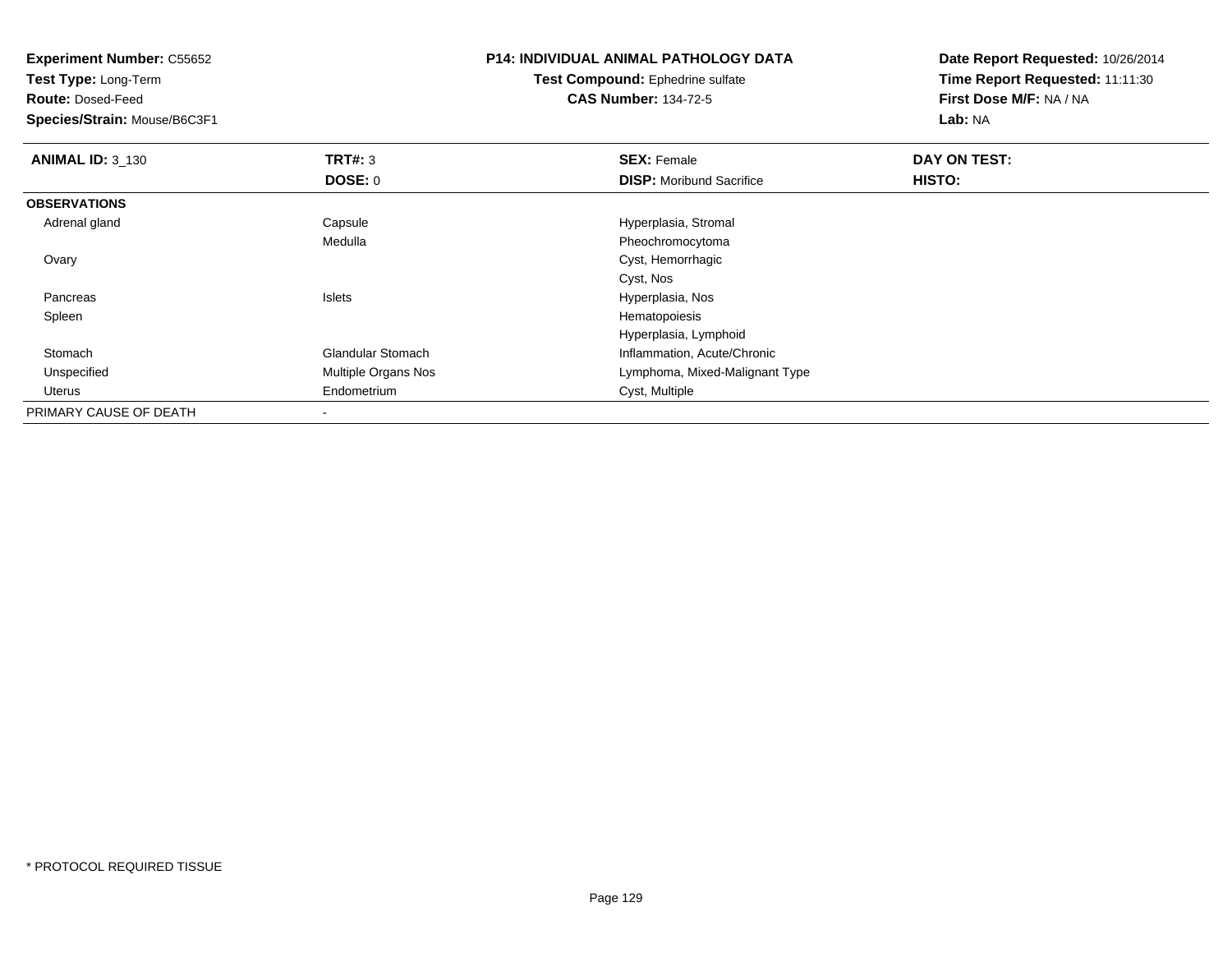**Experiment Number:** C55652
**Test Type:** Long-Term
**Route:** Dosed-Feed
**Species/Strain:** Mouse/B6C3F1

**P14: INDIVIDUAL ANIMAL PATHOLOGY DATA**
**Test Compound:** Ephedrine sulfate
**CAS Number:** 134-72-5

**Date Report Requested:** 10/26/2014
**Time Report Requested:** 11:11:30
**First Dose M/F:** NA / NA
**Lab:** NA

| **ANIMAL ID:** 3_130 | **TRT#:** 3 | **SEX:** Female | **DAY ON TEST:** |
|---|---|---|---|
| | **DOSE:** 0 | **DISP:** Moribund Sacrifice | **HISTO:** |
| **OBSERVATIONS** | | | |
| Adrenal gland | Capsule | Hyperplasia, Stromal | |
| | Medulla | Pheochromocytoma | |
| Ovary | | Cyst, Hemorrhagic | |
| | | Cyst, Nos | |
| Pancreas | Islets | Hyperplasia, Nos | |
| Spleen | | Hematopoiesis | |
| | | Hyperplasia, Lymphoid | |
| Stomach | Glandular Stomach | Inflammation, Acute/Chronic | |
| Unspecified | Multiple Organs Nos | Lymphoma, Mixed-Malignant Type | |
| Uterus | Endometrium | Cyst, Multiple | |
| PRIMARY CAUSE OF DEATH | - | | |

* PROTOCOL REQUIRED TISSUE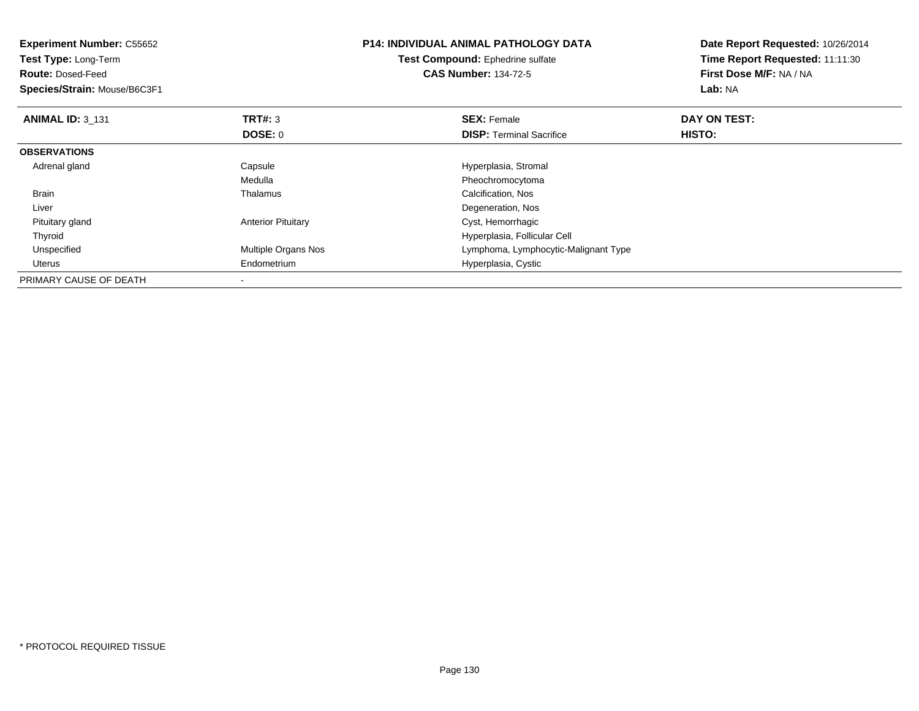**Experiment Number:** C55652
**Test Type:** Long-Term
**Route:** Dosed-Feed
**Species/Strain:** Mouse/B6C3F1

**P14: INDIVIDUAL ANIMAL PATHOLOGY DATA**
**Test Compound:** Ephedrine sulfate
**CAS Number:** 134-72-5

**Date Report Requested:** 10/26/2014
**Time Report Requested:** 11:11:30
**First Dose M/F:** NA / NA
**Lab:** NA

| **ANIMAL ID:** 3_131 | **TRT#:** 3 | **SEX:** Female | **DAY ON TEST:** |
|---|---|---|---|
| | **DOSE:** 0 | **DISP:** Terminal Sacrifice | **HISTO:** |
| **OBSERVATIONS** | | | |
| Adrenal gland | Capsule | Hyperplasia, Stromal | |
| | Medulla | Pheochromocytoma | |
| Brain | Thalamus | Calcification, Nos | |
| Liver | | Degeneration, Nos | |
| Pituitary gland | Anterior Pituitary | Cyst, Hemorrhagic | |
| Thyroid | | Hyperplasia, Follicular Cell | |
| Unspecified | Multiple Organs Nos | Lymphoma, Lymphocytic-Malignant Type | |
| Uterus | Endometrium | Hyperplasia, Cystic | |
| PRIMARY CAUSE OF DEATH | - | | |

* PROTOCOL REQUIRED TISSUE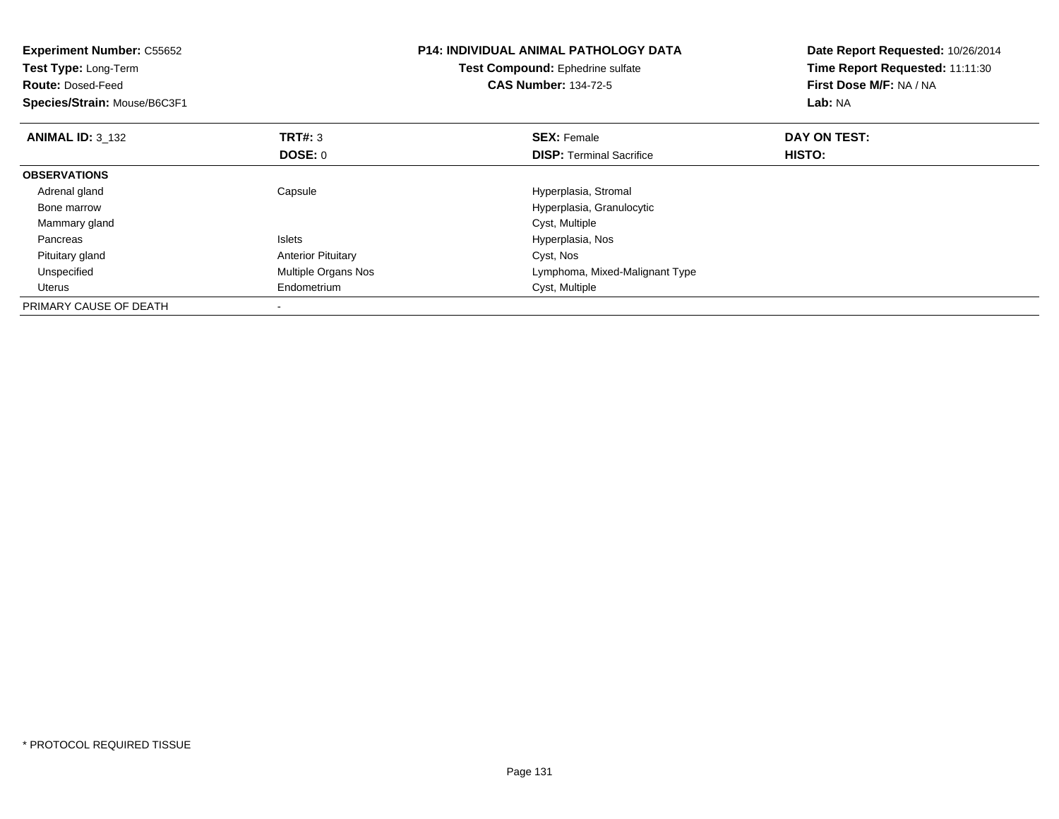**Experiment Number:** C55652
**Test Type:** Long-Term
**Route:** Dosed-Feed
**Species/Strain:** Mouse/B6C3F1

**P14: INDIVIDUAL ANIMAL PATHOLOGY DATA**
**Test Compound:** Ephedrine sulfate
**CAS Number:** 134-72-5

**Date Report Requested:** 10/26/2014
**Time Report Requested:** 11:11:30
**First Dose M/F:** NA / NA
**Lab:** NA

| **ANIMAL ID:** 3_132 | **TRT#:** 3 | **SEX:** Female | **DAY ON TEST:** |
|---|---|---|---|
| | **DOSE:** 0 | **DISP:** Terminal Sacrifice | **HISTO:** |
| **OBSERVATIONS** | | | |
| Adrenal gland | Capsule | Hyperplasia, Stromal | |
| Bone marrow | | Hyperplasia, Granulocytic | |
| Mammary gland | | Cyst, Multiple | |
| Pancreas | Islets | Hyperplasia, Nos | |
| Pituitary gland | Anterior Pituitary | Cyst, Nos | |
| Unspecified | Multiple Organs Nos | Lymphoma, Mixed-Malignant Type | |
| Uterus | Endometrium | Cyst, Multiple | |
| PRIMARY CAUSE OF DEATH | - | | |

* PROTOCOL REQUIRED TISSUE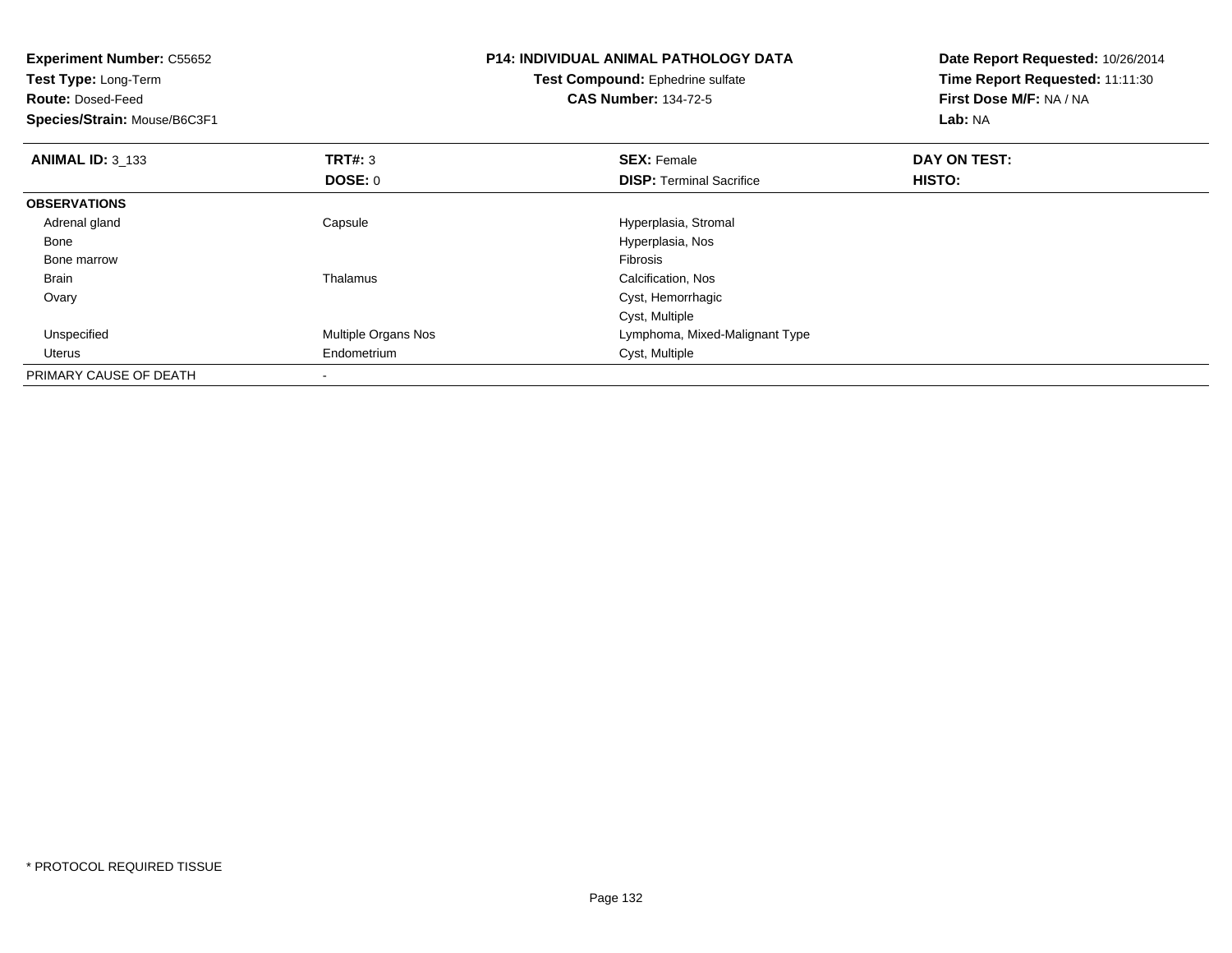**Experiment Number:** C55652
**Test Type:** Long-Term
**Route:** Dosed-Feed
**Species/Strain:** Mouse/B6C3F1

**P14: INDIVIDUAL ANIMAL PATHOLOGY DATA**
**Test Compound:** Ephedrine sulfate
**CAS Number:** 134-72-5

**Date Report Requested:** 10/26/2014
**Time Report Requested:** 11:11:30
**First Dose M/F:** NA / NA
**Lab:** NA

| **ANIMAL ID:** 3_133 | **TRT#:** 3 | **SEX:** Female | **DAY ON TEST:** |
|---|---|---|---|
| | **DOSE:** 0 | **DISP:** Terminal Sacrifice | **HISTO:** |
| **OBSERVATIONS** | | | |
| Adrenal gland | Capsule | Hyperplasia, Stromal | |
| Bone | | Hyperplasia, Nos | |
| Bone marrow | | Fibrosis | |
| Brain | Thalamus | Calcification, Nos | |
| Ovary | | Cyst, Hemorrhagic | |
| | | Cyst, Multiple | |
| Unspecified | Multiple Organs Nos | Lymphoma, Mixed-Malignant Type | |
| Uterus | Endometrium | Cyst, Multiple | |
| PRIMARY CAUSE OF DEATH | - | | |

* PROTOCOL REQUIRED TISSUE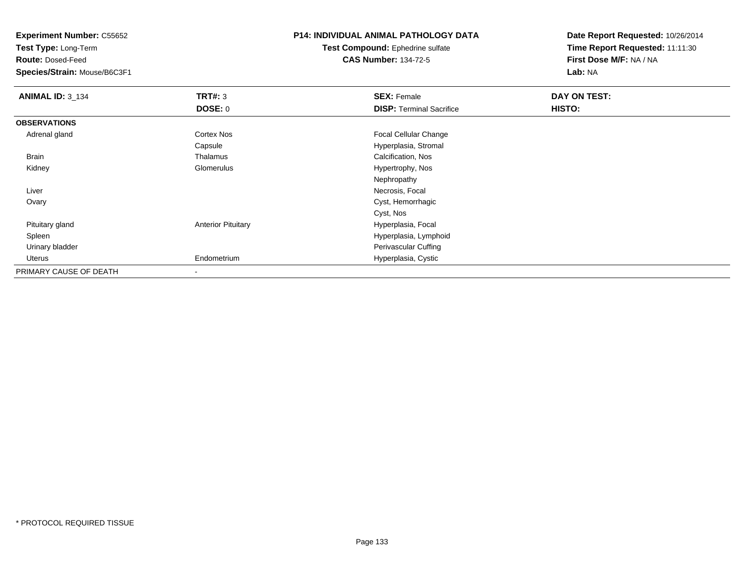**Experiment Number:** C55652
**Test Type:** Long-Term
**Route:** Dosed-Feed
**Species/Strain:** Mouse/B6C3F1

**P14: INDIVIDUAL ANIMAL PATHOLOGY DATA**
**Test Compound:** Ephedrine sulfate
**CAS Number:** 134-72-5

**Date Report Requested:** 10/26/2014
**Time Report Requested:** 11:11:30
**First Dose M/F:** NA / NA
**Lab:** NA

| **ANIMAL ID:** 3_134 | **TRT#:** 3 | **SEX:** Female | **DAY ON TEST:** |
|---|---|---|---|
| | **DOSE:** 0 | **DISP:** Terminal Sacrifice | **HISTO:** |
| **OBSERVATIONS** | | | |
| Adrenal gland | Cortex Nos | Focal Cellular Change | |
| | Capsule | Hyperplasia, Stromal | |
| Brain | Thalamus | Calcification, Nos | |
| Kidney | Glomerulus | Hypertrophy, Nos | |
| | | Nephropathy | |
| Liver | | Necrosis, Focal | |
| Ovary | | Cyst, Hemorrhagic | |
| | | Cyst, Nos | |
| Pituitary gland | Anterior Pituitary | Hyperplasia, Focal | |
| Spleen | | Hyperplasia, Lymphoid | |
| Urinary bladder | | Perivascular Cuffing | |
| Uterus | Endometrium | Hyperplasia, Cystic | |
| PRIMARY CAUSE OF DEATH | - | | |

\* PROTOCOL REQUIRED TISSUE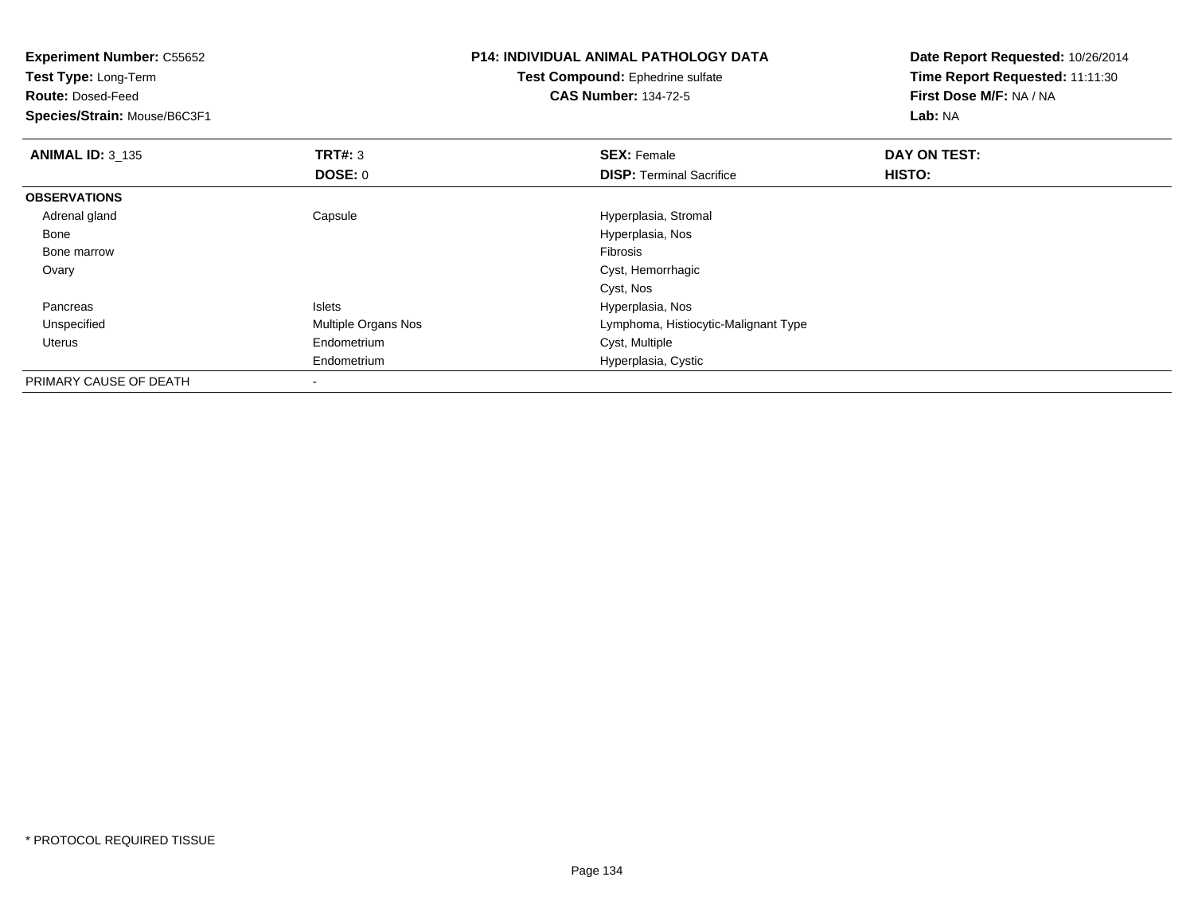**Experiment Number:** C55652
**Test Type:** Long-Term
**Route:** Dosed-Feed
**Species/Strain:** Mouse/B6C3F1

**P14: INDIVIDUAL ANIMAL PATHOLOGY DATA**
**Test Compound:** Ephedrine sulfate
**CAS Number:** 134-72-5

**Date Report Requested:** 10/26/2014
**Time Report Requested:** 11:11:30
**First Dose M/F:** NA / NA
**Lab:** NA

| **ANIMAL ID:** 3_135 | **TRT#:** 3 | **SEX:** Female | **DAY ON TEST:** |
|---|---|---|---|
| | **DOSE:** 0 | **DISP:** Terminal Sacrifice | **HISTO:** |
| **OBSERVATIONS** | | | |
| Adrenal gland | Capsule | Hyperplasia, Stromal | |
| Bone | | Hyperplasia, Nos | |
| Bone marrow | | Fibrosis | |
| Ovary | | Cyst, Hemorrhagic | |
| | | Cyst, Nos | |
| Pancreas | Islets | Hyperplasia, Nos | |
| Unspecified | Multiple Organs Nos | Lymphoma, Histiocytic-Malignant Type | |
| Uterus | Endometrium | Cyst, Multiple | |
| | Endometrium | Hyperplasia, Cystic | |
| PRIMARY CAUSE OF DEATH | - | | |

* PROTOCOL REQUIRED TISSUE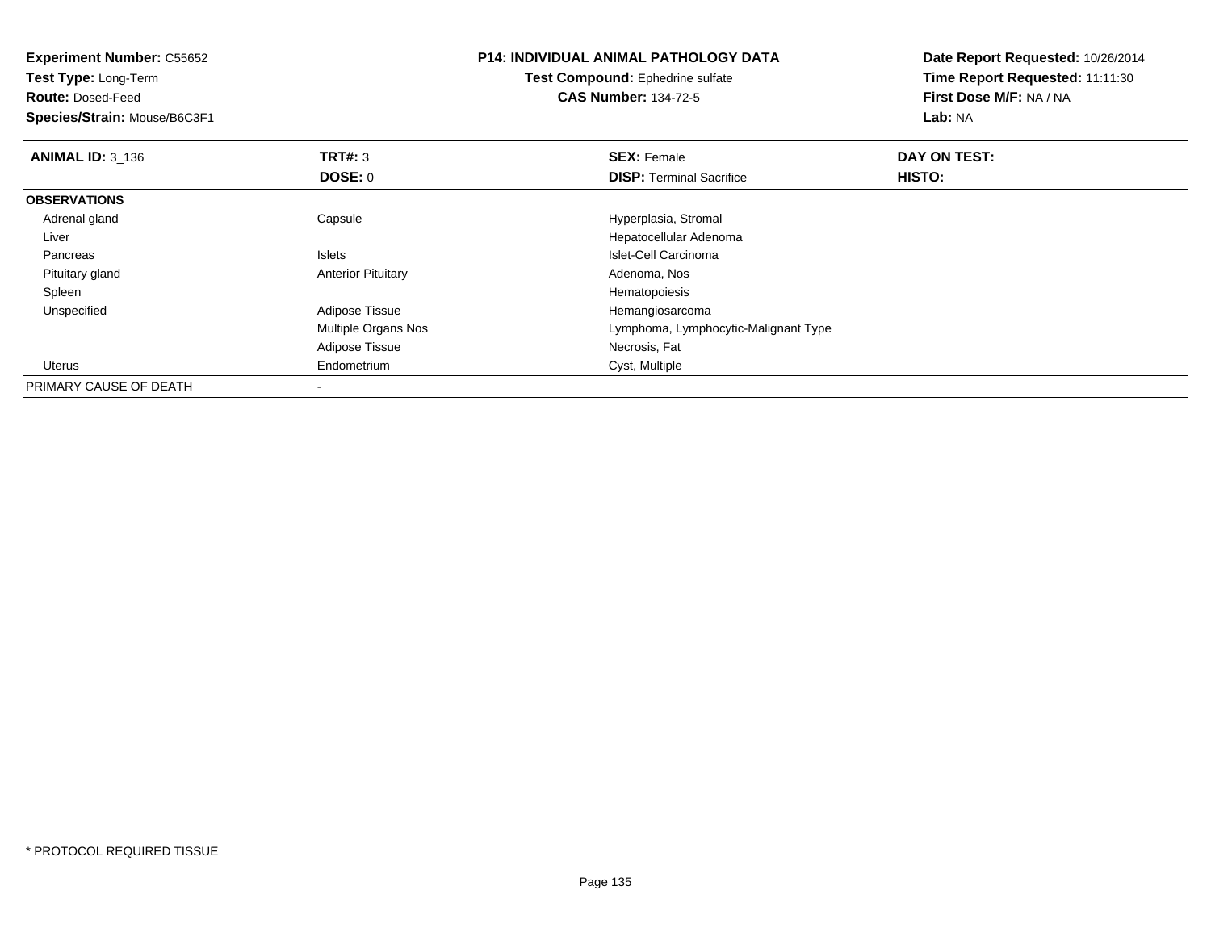**Experiment Number:** C55652
**Test Type:** Long-Term
**Route:** Dosed-Feed
**Species/Strain:** Mouse/B6C3F1

**P14: INDIVIDUAL ANIMAL PATHOLOGY DATA**
**Test Compound:** Ephedrine sulfate
**CAS Number:** 134-72-5

**Date Report Requested:** 10/26/2014
**Time Report Requested:** 11:11:30
**First Dose M/F:** NA / NA
**Lab:** NA

| **ANIMAL ID:** 3_136 | **TRT#:** 3 | **SEX:** Female | **DAY ON TEST:** |
|---|---|---|---|
| | **DOSE:** 0 | **DISP:** Terminal Sacrifice | **HISTO:** |
| **OBSERVATIONS** | | | |
| Adrenal gland | Capsule | Hyperplasia, Stromal | |
| Liver | | Hepatocellular Adenoma | |
| Pancreas | Islets | Islet-Cell Carcinoma | |
| Pituitary gland | Anterior Pituitary | Adenoma, Nos | |
| Spleen | | Hematopoiesis | |
| Unspecified | Adipose Tissue | Hemangiosarcoma | |
| | Multiple Organs Nos | Lymphoma, Lymphocytic-Malignant Type | |
| | Adipose Tissue | Necrosis, Fat | |
| Uterus | Endometrium | Cyst, Multiple | |
| PRIMARY CAUSE OF DEATH | - | | |

* PROTOCOL REQUIRED TISSUE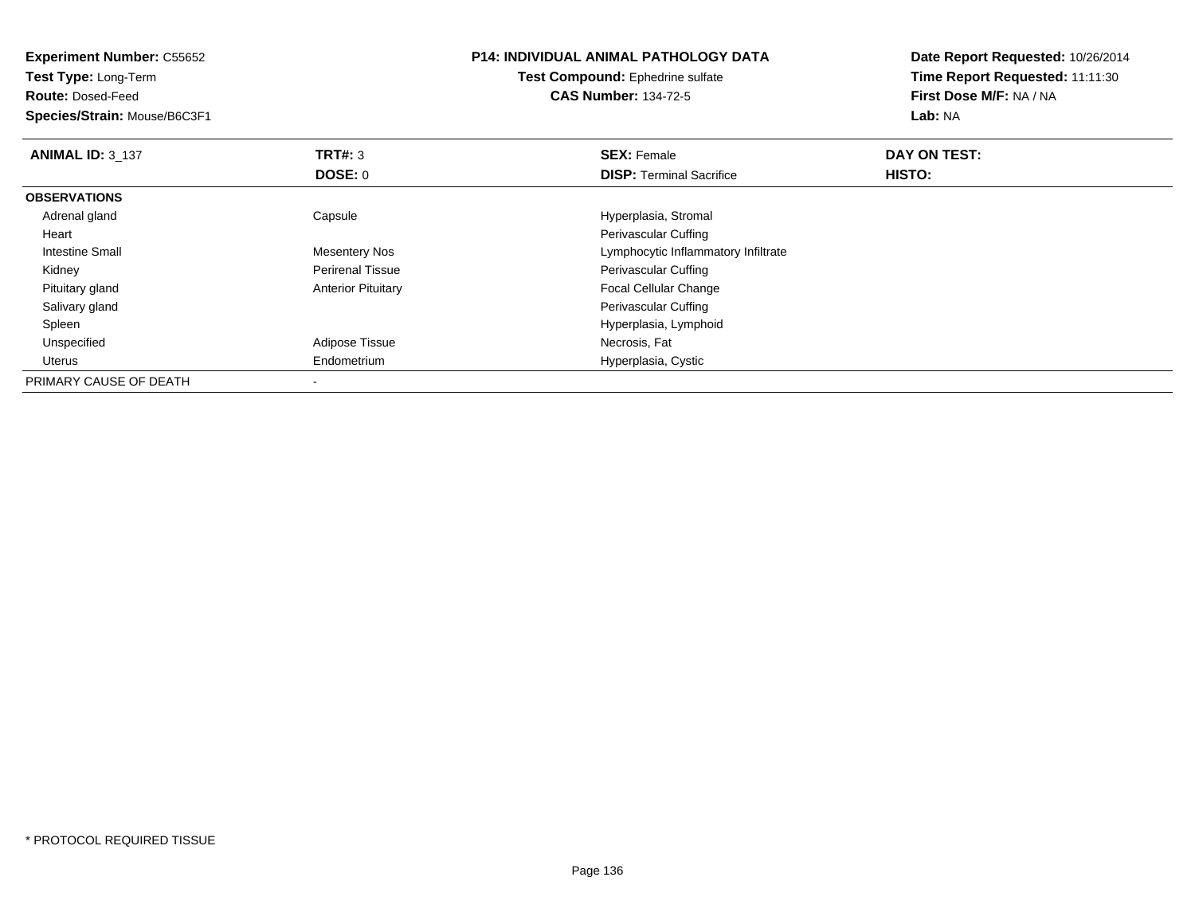**Experiment Number:** C55652
**Test Type:** Long-Term
**Route:** Dosed-Feed
**Species/Strain:** Mouse/B6C3F1

**P14: INDIVIDUAL ANIMAL PATHOLOGY DATA**
**Test Compound:** Ephedrine sulfate
**CAS Number:** 134-72-5

**Date Report Requested:** 10/26/2014
**Time Report Requested:** 11:11:30
**First Dose M/F:** NA / NA
**Lab:** NA

| **ANIMAL ID:** 3_137 | **TRT#:** 3 | **SEX:** Female | **DAY ON TEST:** |
|---|---|---|---|
| | **DOSE:** 0 | **DISP:** Terminal Sacrifice | **HISTO:** |
| **OBSERVATIONS** | | | |
| Adrenal gland | Capsule | Hyperplasia, Stromal | |
| Heart | | Perivascular Cuffing | |
| Intestine Small | Mesentery Nos | Lymphocytic Inflammatory Infiltrate | |
| Kidney | Perirenal Tissue | Perivascular Cuffing | |
| Pituitary gland | Anterior Pituitary | Focal Cellular Change | |
| Salivary gland | | Perivascular Cuffing | |
| Spleen | | Hyperplasia, Lymphoid | |
| Unspecified | Adipose Tissue | Necrosis, Fat | |
| Uterus | Endometrium | Hyperplasia, Cystic | |
| PRIMARY CAUSE OF DEATH | - | | |

* PROTOCOL REQUIRED TISSUE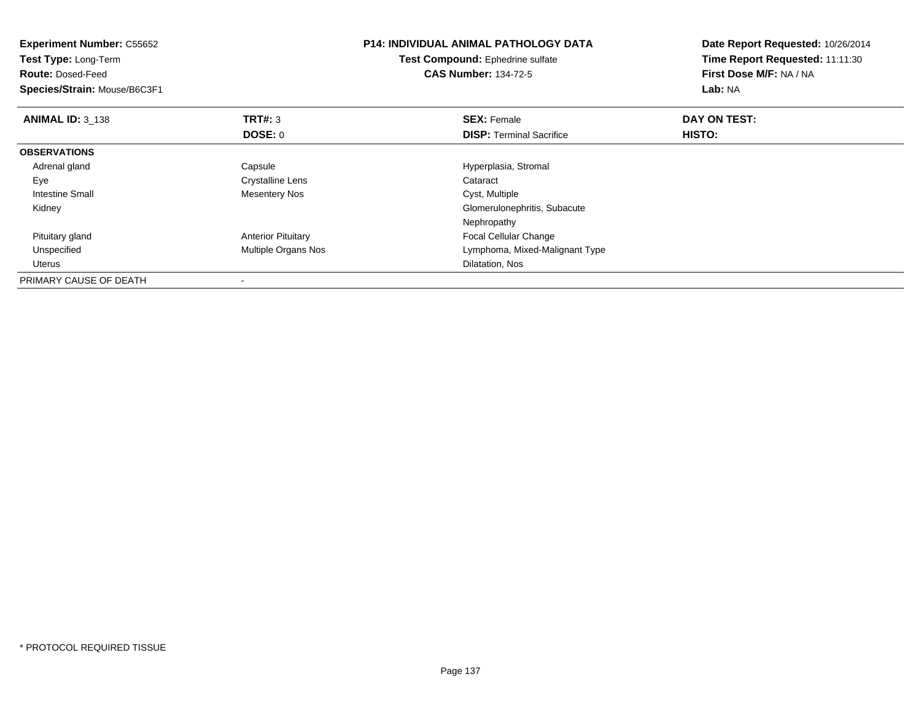**Experiment Number:** C55652
**Test Type:** Long-Term
**Route:** Dosed-Feed
**Species/Strain:** Mouse/B6C3F1

# P14: INDIVIDUAL ANIMAL PATHOLOGY DATA

**Test Compound:** Ephedrine sulfate
**CAS Number:** 134-72-5

**Date Report Requested:** 10/26/2014
**Time Report Requested:** 11:11:30
**First Dose M/F:** NA / NA
**Lab:** NA

| **ANIMAL ID:** 3_138 | **TRT#:** 3 | **SEX:** Female | **DAY ON TEST:** |
|---|---|---|---|
| | **DOSE:** 0 | **DISP:** Terminal Sacrifice | **HISTO:** |
| **OBSERVATIONS** | | | |
| Adrenal gland | Capsule | Hyperplasia, Stromal | |
| Eye | Crystalline Lens | Cataract | |
| Intestine Small | Mesentery Nos | Cyst, Multiple | |
| Kidney | | Glomerulonephritis, Subacute | |
| | | Nephropathy | |
| Pituitary gland | Anterior Pituitary | Focal Cellular Change | |
| Unspecified | Multiple Organs Nos | Lymphoma, Mixed-Malignant Type | |
| Uterus | | Dilatation, Nos | |
| PRIMARY CAUSE OF DEATH | - | | |

* PROTOCOL REQUIRED TISSUE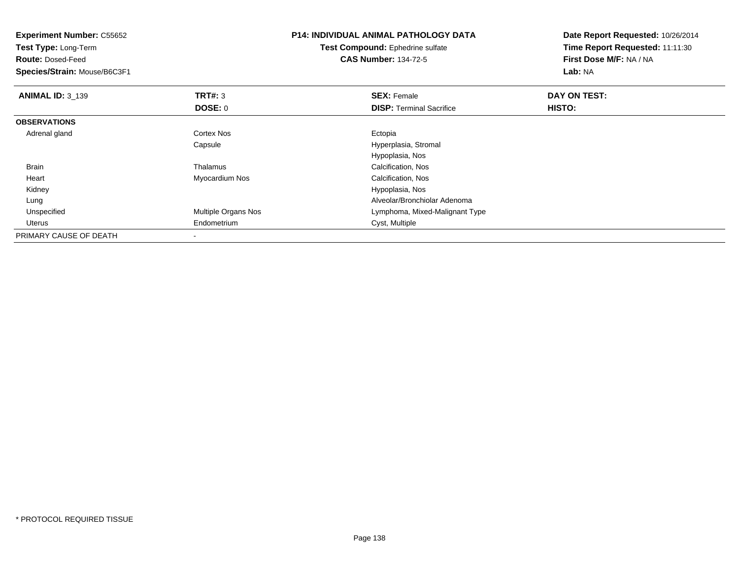**Experiment Number:** C55652
**Test Type:** Long-Term
**Route:** Dosed-Feed
**Species/Strain:** Mouse/B6C3F1

**P14: INDIVIDUAL ANIMAL PATHOLOGY DATA**
**Test Compound:** Ephedrine sulfate
**CAS Number:** 134-72-5

**Date Report Requested:** 10/26/2014
**Time Report Requested:** 11:11:30
**First Dose M/F:** NA / NA
**Lab:** NA

| **ANIMAL ID:** 3_139 | **TRT#:** 3 | **SEX:** Female | **DAY ON TEST:** |
|---|---|---|---|
| | **DOSE:** 0 | **DISP:** Terminal Sacrifice | **HISTO:** |
| **OBSERVATIONS** | | | |
| Adrenal gland | Cortex Nos | Ectopia | |
| | Capsule | Hyperplasia, Stromal | |
| | | Hypoplasia, Nos | |
| Brain | Thalamus | Calcification, Nos | |
| Heart | Myocardium Nos | Calcification, Nos | |
| Kidney | | Hypoplasia, Nos | |
| Lung | | Alveolar/Bronchiolar Adenoma | |
| Unspecified | Multiple Organs Nos | Lymphoma, Mixed-Malignant Type | |
| Uterus | Endometrium | Cyst, Multiple | |
| PRIMARY CAUSE OF DEATH | - | | |

* PROTOCOL REQUIRED TISSUE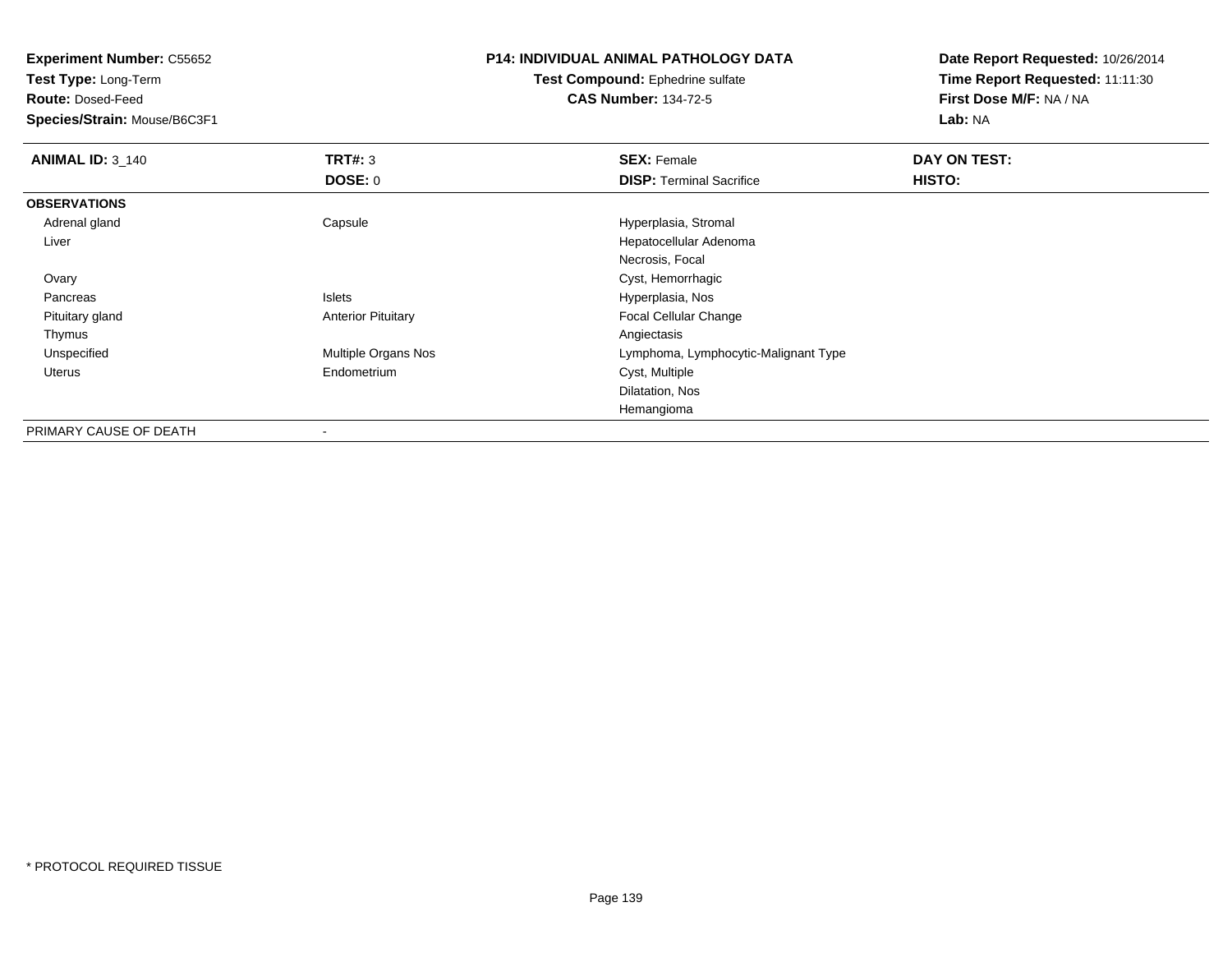**Experiment Number:** C55652
**Test Type:** Long-Term
**Route:** Dosed-Feed
**Species/Strain:** Mouse/B6C3F1

**P14: INDIVIDUAL ANIMAL PATHOLOGY DATA**
**Test Compound:** Ephedrine sulfate
**CAS Number:** 134-72-5

**Date Report Requested:** 10/26/2014
**Time Report Requested:** 11:11:30
**First Dose M/F:** NA / NA
**Lab:** NA

| **ANIMAL ID:** 3_140 | **TRT#:** 3 | **SEX:** Female | **DAY ON TEST:** |
|---|---|---|---|
| | **DOSE:** 0 | **DISP:** Terminal Sacrifice | **HISTO:** |
| **OBSERVATIONS** | | | |
| Adrenal gland | Capsule | Hyperplasia, Stromal | |
| Liver | | Hepatocellular Adenoma | |
| | | Necrosis, Focal | |
| Ovary | | Cyst, Hemorrhagic | |
| Pancreas | Islets | Hyperplasia, Nos | |
| Pituitary gland | Anterior Pituitary | Focal Cellular Change | |
| Thymus | | Angiectasis | |
| Unspecified | Multiple Organs Nos | Lymphoma, Lymphocytic-Malignant Type | |
| Uterus | Endometrium | Cyst, Multiple | |
| | | Dilatation, Nos | |
| | | Hemangioma | |
| PRIMARY CAUSE OF DEATH | - | | |

* PROTOCOL REQUIRED TISSUE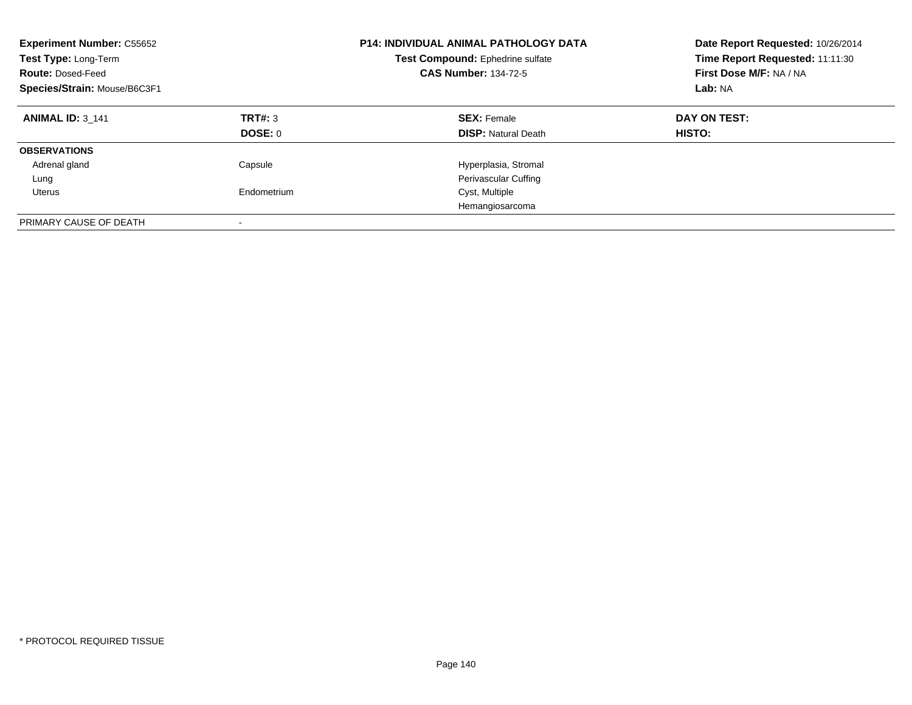**Experiment Number:** C55652
**Test Type:** Long-Term
**Route:** Dosed-Feed
**Species/Strain:** Mouse/B6C3F1

**P14: INDIVIDUAL ANIMAL PATHOLOGY DATA**
**Test Compound:** Ephedrine sulfate
**CAS Number:** 134-72-5

**Date Report Requested:** 10/26/2014
**Time Report Requested:** 11:11:30
**First Dose M/F:** NA / NA
**Lab:** NA

| **ANIMAL ID:** 3_141 | **TRT#:** 3 | **SEX:** Female | **DAY ON TEST:** |
|---|---|---|---|
| | **DOSE:** 0 | **DISP:** Natural Death | **HISTO:** |
| **OBSERVATIONS** | | | |
| Adrenal gland | Capsule | Hyperplasia, Stromal | |
| Lung | | Perivascular Cuffing | |
| Uterus | Endometrium | Cyst, Multiple | |
| | | Hemangiosarcoma | |
| PRIMARY CAUSE OF DEATH | - | | |

* PROTOCOL REQUIRED TISSUE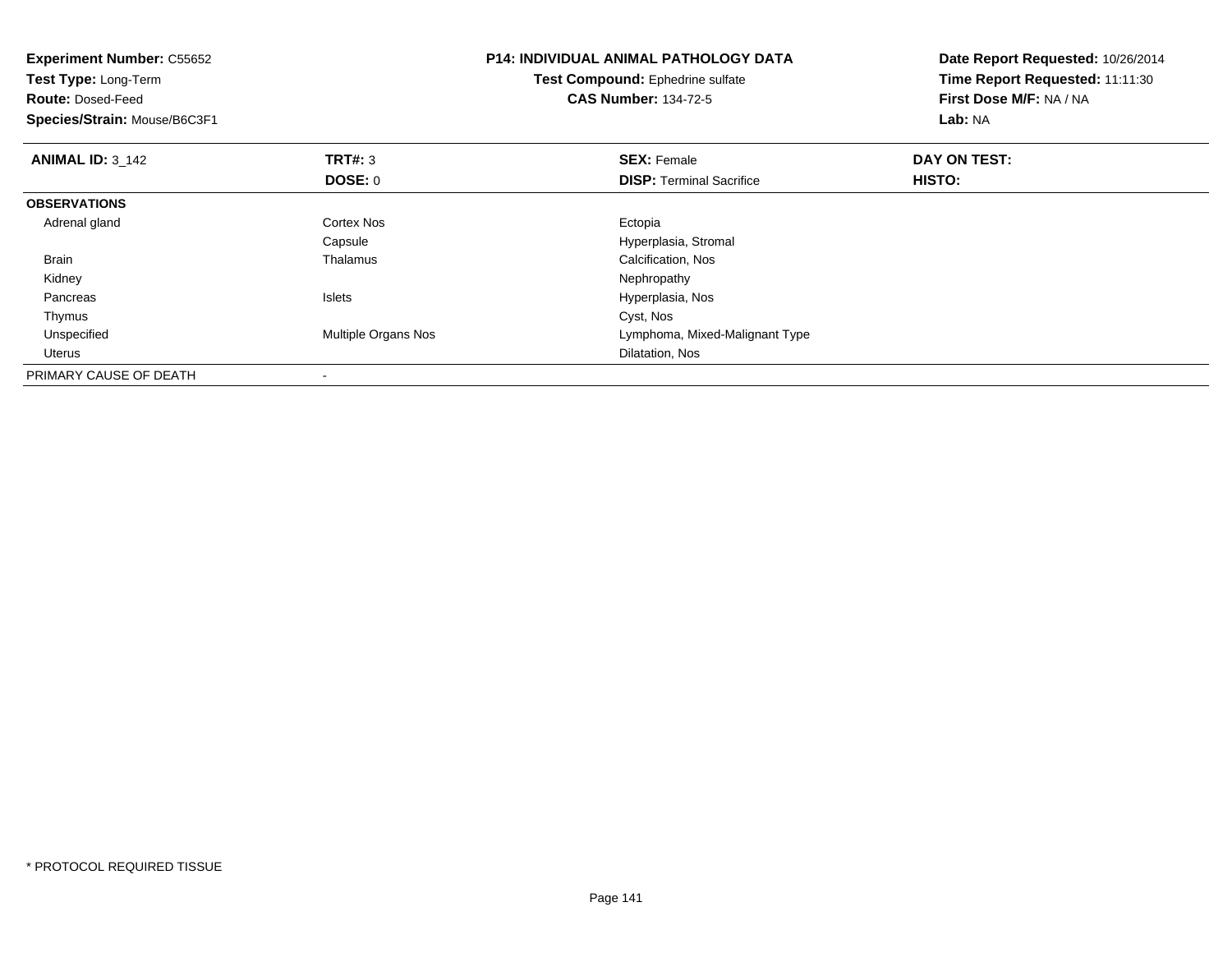**Experiment Number:** C55652
**Test Type:** Long-Term
**Route:** Dosed-Feed
**Species/Strain:** Mouse/B6C3F1

**P14: INDIVIDUAL ANIMAL PATHOLOGY DATA**
**Test Compound:** Ephedrine sulfate
**CAS Number:** 134-72-5

**Date Report Requested:** 10/26/2014
**Time Report Requested:** 11:11:30
**First Dose M/F:** NA / NA
**Lab:** NA

| **ANIMAL ID:** 3_142 | **TRT#:** 3 | **SEX:** Female | **DAY ON TEST:** |
|---|---|---|---|
| | **DOSE:** 0 | **DISP:** Terminal Sacrifice | **HISTO:** |
| **OBSERVATIONS** | | | |
| Adrenal gland | Cortex Nos | Ectopia | |
| | Capsule | Hyperplasia, Stromal | |
| Brain | Thalamus | Calcification, Nos | |
| Kidney | | Nephropathy | |
| Pancreas | Islets | Hyperplasia, Nos | |
| Thymus | | Cyst, Nos | |
| Unspecified | Multiple Organs Nos | Lymphoma, Mixed-Malignant Type | |
| Uterus | | Dilatation, Nos | |
| PRIMARY CAUSE OF DEATH | - | | |

\* PROTOCOL REQUIRED TISSUE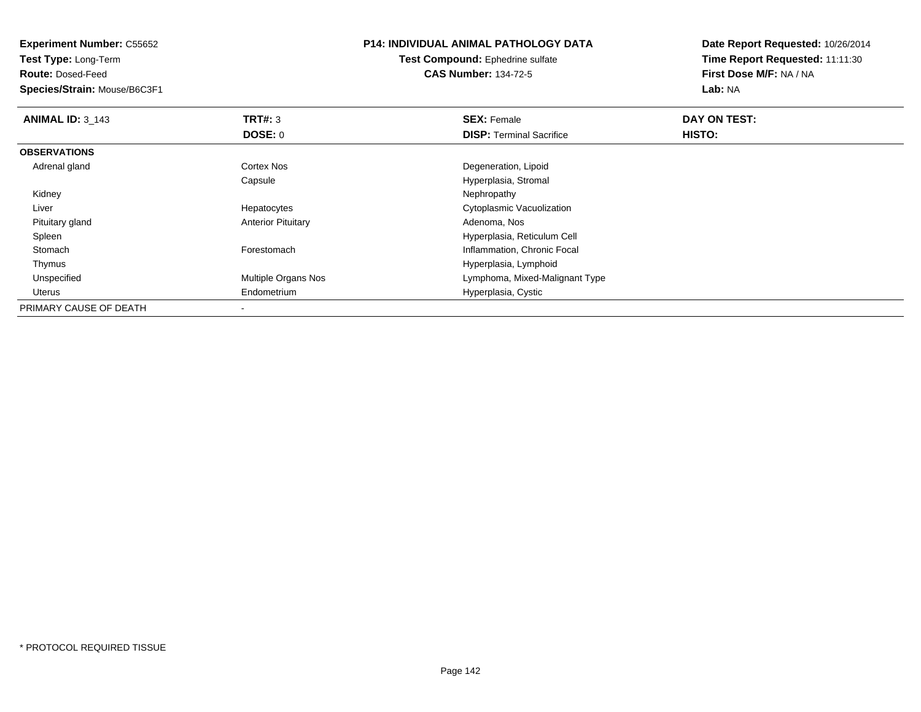**Experiment Number:** C55652
**Test Type:** Long-Term
**Route:** Dosed-Feed
**Species/Strain:** Mouse/B6C3F1

**P14: INDIVIDUAL ANIMAL PATHOLOGY DATA**
**Test Compound:** Ephedrine sulfate
**CAS Number:** 134-72-5

**Date Report Requested:** 10/26/2014
**Time Report Requested:** 11:11:30
**First Dose M/F:** NA / NA
**Lab:** NA

| **ANIMAL ID:** 3_143 | **TRT#:** 3 | **SEX:** Female | **DAY ON TEST:** |
|---|---|---|---|
| | **DOSE:** 0 | **DISP:** Terminal Sacrifice | **HISTO:** |
| **OBSERVATIONS** | | | |
| Adrenal gland | Cortex Nos | Degeneration, Lipoid | |
| | Capsule | Hyperplasia, Stromal | |
| Kidney | | Nephropathy | |
| Liver | Hepatocytes | Cytoplasmic Vacuolization | |
| Pituitary gland | Anterior Pituitary | Adenoma, Nos | |
| Spleen | | Hyperplasia, Reticulum Cell | |
| Stomach | Forestomach | Inflammation, Chronic Focal | |
| Thymus | | Hyperplasia, Lymphoid | |
| Unspecified | Multiple Organs Nos | Lymphoma, Mixed-Malignant Type | |
| Uterus | Endometrium | Hyperplasia, Cystic | |
| PRIMARY CAUSE OF DEATH | - | | |

* PROTOCOL REQUIRED TISSUE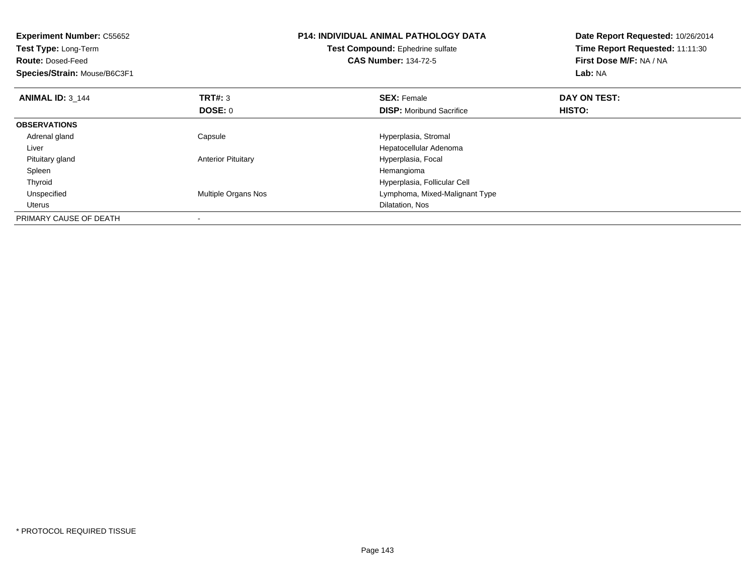**Experiment Number:** C55652
**Test Type:** Long-Term
**Route:** Dosed-Feed
**Species/Strain:** Mouse/B6C3F1

**P14: INDIVIDUAL ANIMAL PATHOLOGY DATA**
**Test Compound:** Ephedrine sulfate
**CAS Number:** 134-72-5

**Date Report Requested:** 10/26/2014
**Time Report Requested:** 11:11:30
**First Dose M/F:** NA / NA
**Lab:** NA

| **ANIMAL ID:** 3_144 | **TRT#:** 3 | **SEX:** Female | **DAY ON TEST:** |
|---|---|---|---|
| | **DOSE:** 0 | **DISP:** Moribund Sacrifice | **HISTO:** |
| **OBSERVATIONS** | | | |
| Adrenal gland | Capsule | Hyperplasia, Stromal | |
| Liver | | Hepatocellular Adenoma | |
| Pituitary gland | Anterior Pituitary | Hyperplasia, Focal | |
| Spleen | | Hemangioma | |
| Thyroid | | Hyperplasia, Follicular Cell | |
| Unspecified | Multiple Organs Nos | Lymphoma, Mixed-Malignant Type | |
| Uterus | | Dilatation, Nos | |
| PRIMARY CAUSE OF DEATH | - | | |

* PROTOCOL REQUIRED TISSUE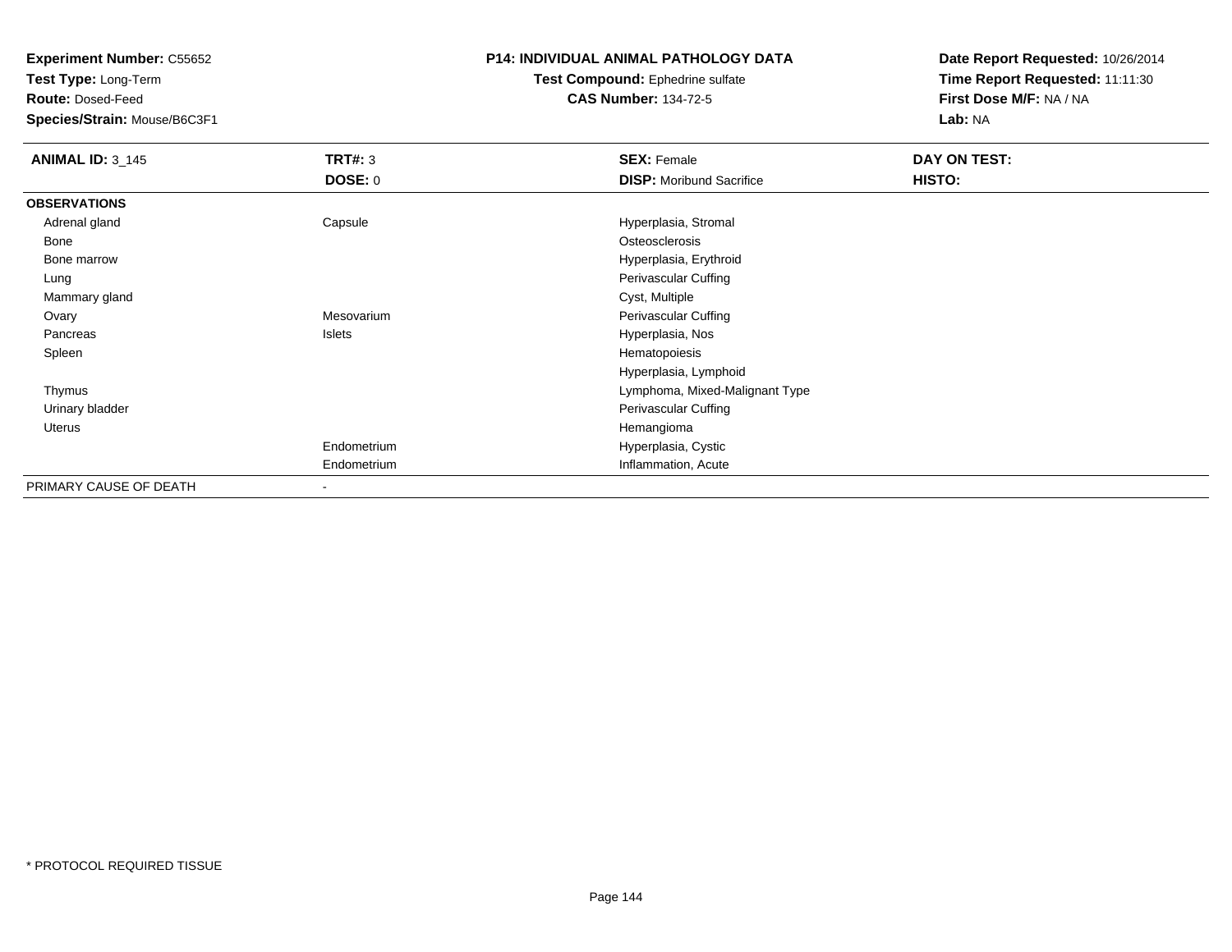**Experiment Number:** C55652
**Test Type:** Long-Term
**Route:** Dosed-Feed
**Species/Strain:** Mouse/B6C3F1

**P14: INDIVIDUAL ANIMAL PATHOLOGY DATA**
**Test Compound:** Ephedrine sulfate
**CAS Number:** 134-72-5

**Date Report Requested:** 10/26/2014
**Time Report Requested:** 11:11:30
**First Dose M/F:** NA / NA
**Lab:** NA

| **ANIMAL ID:** 3_145 | **TRT#:** 3 | **SEX:** Female | **DAY ON TEST:** |
|---|---|---|---|
| | **DOSE:** 0 | **DISP:** Moribund Sacrifice | **HISTO:** |
| **OBSERVATIONS** | | | |
| Adrenal gland | Capsule | Hyperplasia, Stromal | |
| Bone | | Osteosclerosis | |
| Bone marrow | | Hyperplasia, Erythroid | |
| Lung | | Perivascular Cuffing | |
| Mammary gland | | Cyst, Multiple | |
| Ovary | Mesovarium | Perivascular Cuffing | |
| Pancreas | Islets | Hyperplasia, Nos | |
| Spleen | | Hematopoiesis | |
| | | Hyperplasia, Lymphoid | |
| Thymus | | Lymphoma, Mixed-Malignant Type | |
| Urinary bladder | | Perivascular Cuffing | |
| Uterus | | Hemangioma | |
| | Endometrium | Hyperplasia, Cystic | |
| | Endometrium | Inflammation, Acute | |
| PRIMARY CAUSE OF DEATH | - | | |

* PROTOCOL REQUIRED TISSUE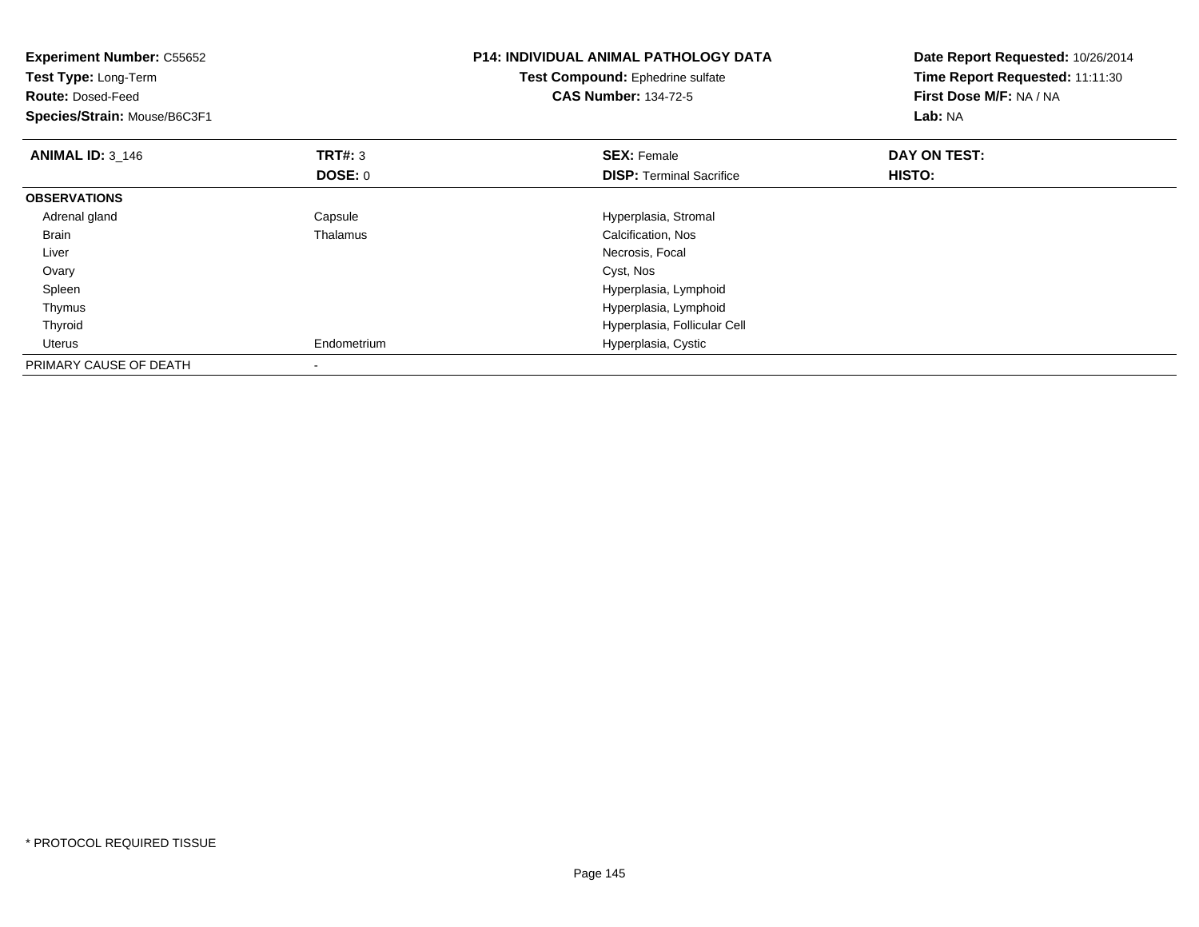**Experiment Number:** C55652
**Test Type:** Long-Term
**Route:** Dosed-Feed
**Species/Strain:** Mouse/B6C3F1

**P14: INDIVIDUAL ANIMAL PATHOLOGY DATA**
**Test Compound:** Ephedrine sulfate
**CAS Number:** 134-72-5

**Date Report Requested:** 10/26/2014
**Time Report Requested:** 11:11:30
**First Dose M/F:** NA / NA
**Lab:** NA

| **ANIMAL ID:** 3_146 | **TRT#:** 3 | **SEX:** Female | **DAY ON TEST:** |
|---|---|---|---|
| | **DOSE:** 0 | **DISP:** Terminal Sacrifice | **HISTO:** |
| **OBSERVATIONS** | | | |
| Adrenal gland | Capsule | Hyperplasia, Stromal | |
| Brain | Thalamus | Calcification, Nos | |
| Liver | | Necrosis, Focal | |
| Ovary | | Cyst, Nos | |
| Spleen | | Hyperplasia, Lymphoid | |
| Thymus | | Hyperplasia, Lymphoid | |
| Thyroid | | Hyperplasia, Follicular Cell | |
| Uterus | Endometrium | Hyperplasia, Cystic | |
| PRIMARY CAUSE OF DEATH | - | | |

\* PROTOCOL REQUIRED TISSUE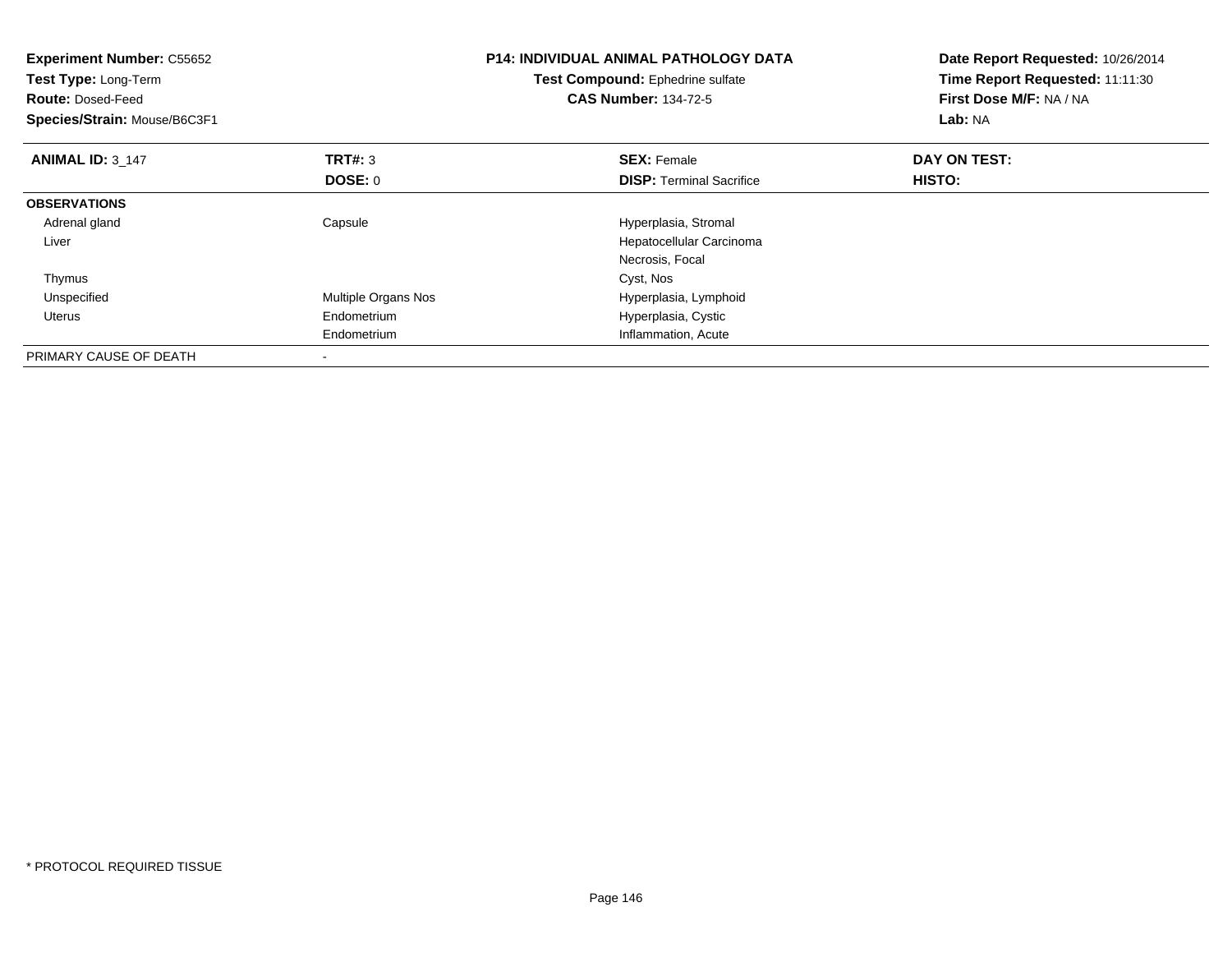**Experiment Number:** C55652
**Test Type:** Long-Term
**Route:** Dosed-Feed
**Species/Strain:** Mouse/B6C3F1

**P14: INDIVIDUAL ANIMAL PATHOLOGY DATA**
**Test Compound:** Ephedrine sulfate
**CAS Number:** 134-72-5

**Date Report Requested:** 10/26/2014
**Time Report Requested:** 11:11:30
**First Dose M/F:** NA / NA
**Lab:** NA

| **ANIMAL ID:** 3_147 | **TRT#:** 3 | **SEX:** Female | **DAY ON TEST:** |
|---|---|---|---|
| | **DOSE:** 0 | **DISP:** Terminal Sacrifice | **HISTO:** |
| **OBSERVATIONS** | | | |
| Adrenal gland | Capsule | Hyperplasia, Stromal | |
| Liver | | Hepatocellular Carcinoma | |
| | | Necrosis, Focal | |
| Thymus | | Cyst, Nos | |
| Unspecified | Multiple Organs Nos | Hyperplasia, Lymphoid | |
| Uterus | Endometrium | Hyperplasia, Cystic | |
| | Endometrium | Inflammation, Acute | |
| PRIMARY CAUSE OF DEATH | - | | |

* PROTOCOL REQUIRED TISSUE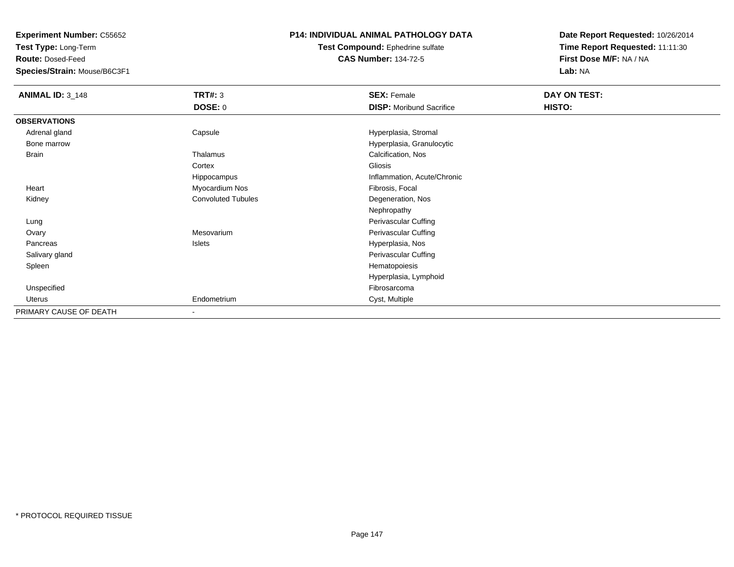**Experiment Number:** C55652
**Test Type:** Long-Term
**Route:** Dosed-Feed
**Species/Strain:** Mouse/B6C3F1

**P14: INDIVIDUAL ANIMAL PATHOLOGY DATA**
**Test Compound:** Ephedrine sulfate
**CAS Number:** 134-72-5

**Date Report Requested:** 10/26/2014
**Time Report Requested:** 11:11:30
**First Dose M/F:** NA / NA
**Lab:** NA

| **ANIMAL ID:** 3_148 | **TRT#:** 3 | **SEX:** Female | **DAY ON TEST:** |
|---|---|---|---|
| | **DOSE:** 0 | **DISP:** Moribund Sacrifice | **HISTO:** |
| **OBSERVATIONS** | | | |
| Adrenal gland | Capsule | Hyperplasia, Stromal | |
| Bone marrow | | Hyperplasia, Granulocytic | |
| Brain | Thalamus | Calcification, Nos | |
| | Cortex | Gliosis | |
| | Hippocampus | Inflammation, Acute/Chronic | |
| Heart | Myocardium Nos | Fibrosis, Focal | |
| Kidney | Convoluted Tubules | Degeneration, Nos | |
| | | Nephropathy | |
| Lung | | Perivascular Cuffing | |
| Ovary | Mesovarium | Perivascular Cuffing | |
| Pancreas | Islets | Hyperplasia, Nos | |
| Salivary gland | | Perivascular Cuffing | |
| Spleen | | Hematopoiesis | |
| | | Hyperplasia, Lymphoid | |
| Unspecified | | Fibrosarcoma | |
| Uterus | Endometrium | Cyst, Multiple | |
| PRIMARY CAUSE OF DEATH | - | | |

* PROTOCOL REQUIRED TISSUE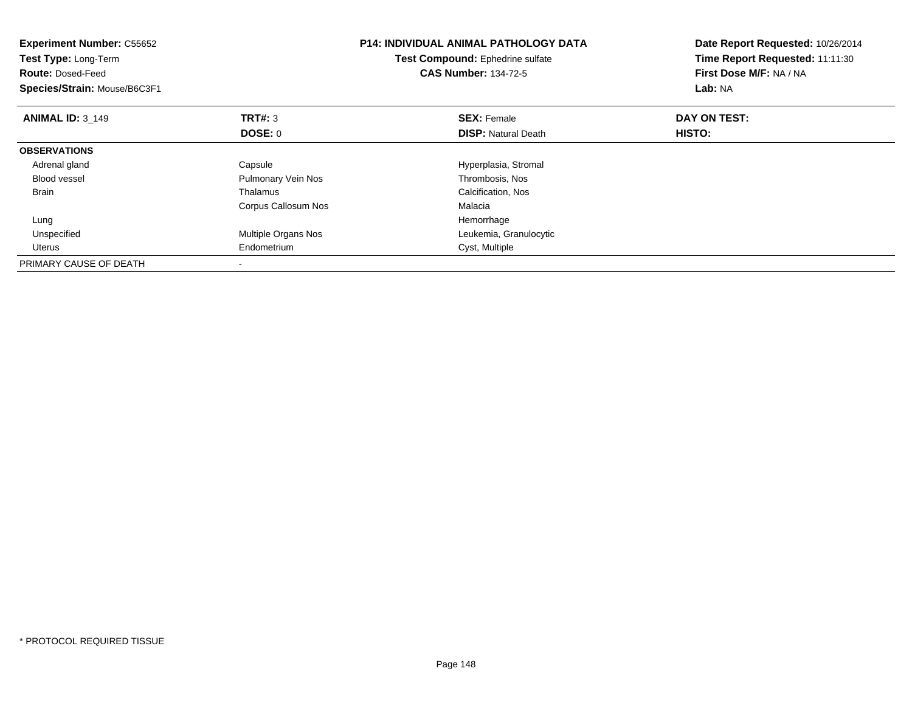**Experiment Number:** C55652
**Test Type:** Long-Term
**Route:** Dosed-Feed
**Species/Strain:** Mouse/B6C3F1

**P14: INDIVIDUAL ANIMAL PATHOLOGY DATA**
**Test Compound:** Ephedrine sulfate
**CAS Number:** 134-72-5

**Date Report Requested:** 10/26/2014
**Time Report Requested:** 11:11:30
**First Dose M/F:** NA / NA
**Lab:** NA

| **ANIMAL ID:** 3_149 | **TRT#:** 3 | **SEX:** Female | **DAY ON TEST:** |
|---|---|---|---|
| | **DOSE:** 0 | **DISP:** Natural Death | **HISTO:** |
| **OBSERVATIONS** | | | |
| Adrenal gland | Capsule | Hyperplasia, Stromal | |
| Blood vessel | Pulmonary Vein Nos | Thrombosis, Nos | |
| Brain | Thalamus | Calcification, Nos | |
| | Corpus Callosum Nos | Malacia | |
| Lung | | Hemorrhage | |
| Unspecified | Multiple Organs Nos | Leukemia, Granulocytic | |
| Uterus | Endometrium | Cyst, Multiple | |
| PRIMARY CAUSE OF DEATH | - | | |

* PROTOCOL REQUIRED TISSUE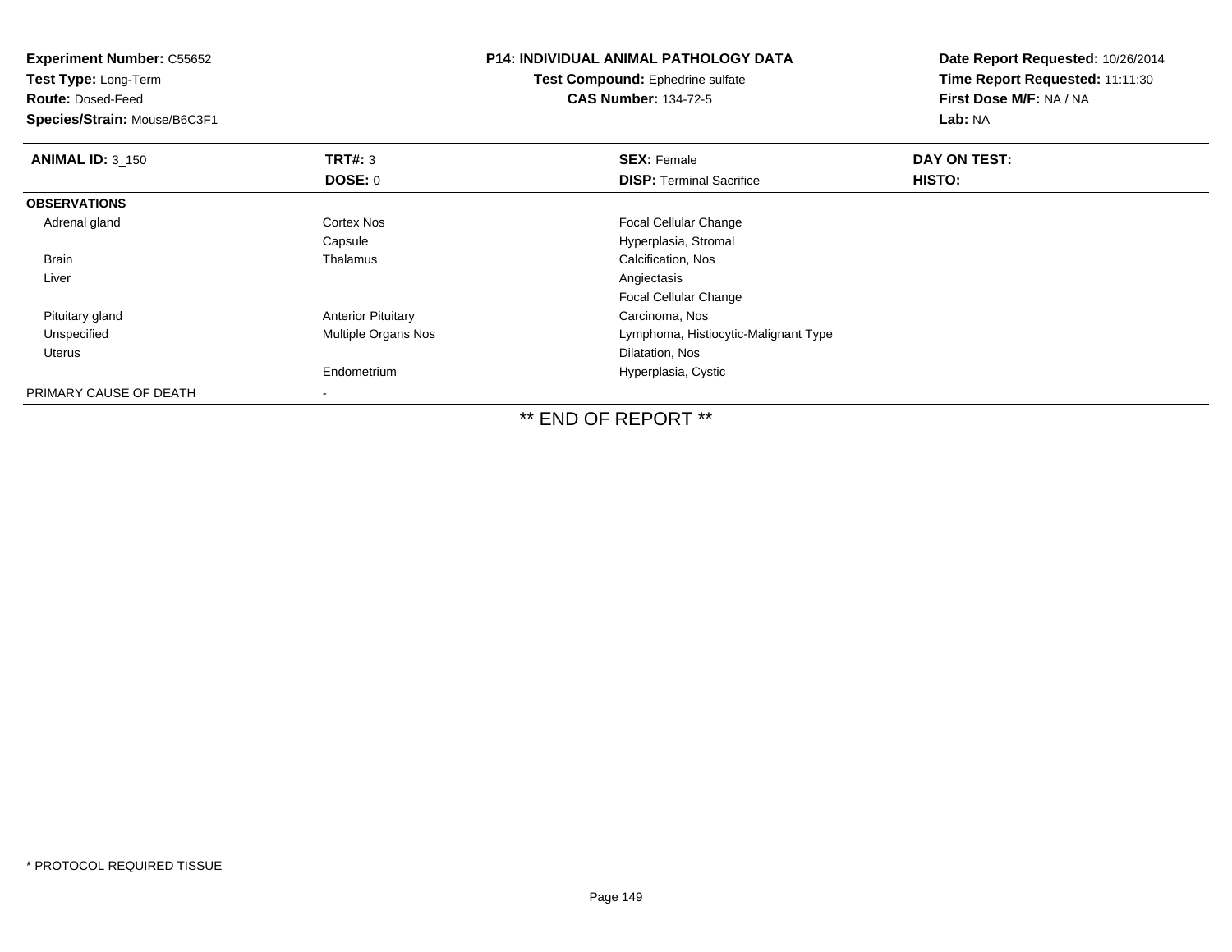**Experiment Number:** C55652
**Test Type:** Long-Term
**Route:** Dosed-Feed
**Species/Strain:** Mouse/B6C3F1

**P14: INDIVIDUAL ANIMAL PATHOLOGY DATA**
**Test Compound:** Ephedrine sulfate
**CAS Number:** 134-72-5

**Date Report Requested:** 10/26/2014
**Time Report Requested:** 11:11:30
**First Dose M/F:** NA / NA
**Lab:** NA

| **ANIMAL ID:** 3_150 | **TRT#:** 3 | **SEX:** Female | **DAY ON TEST:** |
|---|---|---|---|
| | **DOSE:** 0 | **DISP:** Terminal Sacrifice | **HISTO:** |
| **OBSERVATIONS** | | | |
| Adrenal gland | Cortex Nos | Focal Cellular Change | |
| | Capsule | Hyperplasia, Stromal | |
| Brain | Thalamus | Calcification, Nos | |
| Liver | | Angiectasis | |
| | | Focal Cellular Change | |
| Pituitary gland | Anterior Pituitary | Carcinoma, Nos | |
| Unspecified | Multiple Organs Nos | Lymphoma, Histiocytic-Malignant Type | |
| Uterus | | Dilatation, Nos | |
| | Endometrium | Hyperplasia, Cystic | |
| PRIMARY CAUSE OF DEATH | - | | |

** END OF REPORT **

* PROTOCOL REQUIRED TISSUE